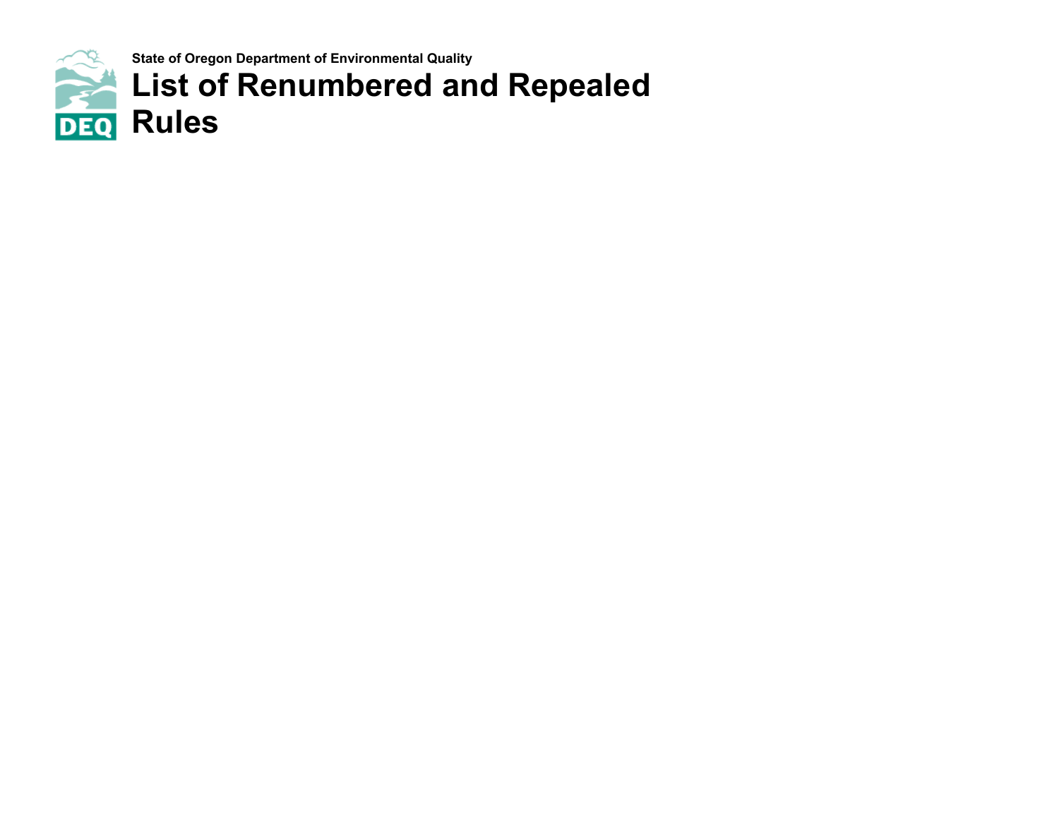State of Oregon Department of Environmental Quality

# List of Renumbered and Repealed Rules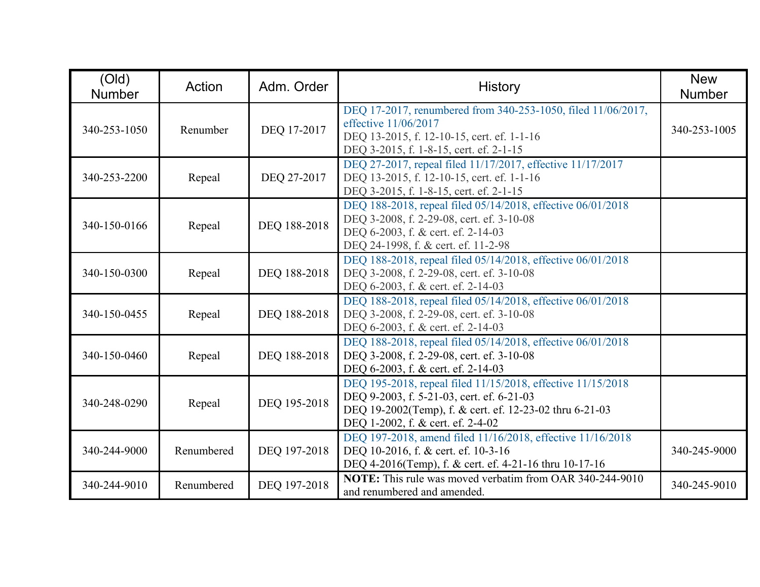| (Old) Number | Action | Adm. Order | History | New Number |
|---|---|---|---|---|
| 340-253-1050 | Renumber | DEQ 17-2017 | DEQ 17-2017, renumbered from 340-253-1050, filed 11/06/2017, effective 11/06/2017<br>DEQ 13-2015, f. 12-10-15, cert. ef. 1-1-16<br>DEQ 3-2015, f. 1-8-15, cert. ef. 2-1-15 | 340-253-1005 |
| 340-253-2200 | Repeal | DEQ 27-2017 | DEQ 27-2017, repeal filed 11/17/2017, effective 11/17/2017<br>DEQ 13-2015, f. 12-10-15, cert. ef. 1-1-16<br>DEQ 3-2015, f. 1-8-15, cert. ef. 2-1-15 | |
| 340-150-0166 | Repeal | DEQ 188-2018 | DEQ 188-2018, repeal filed 05/14/2018, effective 06/01/2018<br>DEQ 3-2008, f. 2-29-08, cert. ef. 3-10-08<br>DEQ 6-2003, f. & cert. ef. 2-14-03<br>DEQ 24-1998, f. & cert. ef. 11-2-98 | |
| 340-150-0300 | Repeal | DEQ 188-2018 | DEQ 188-2018, repeal filed 05/14/2018, effective 06/01/2018<br>DEQ 3-2008, f. 2-29-08, cert. ef. 3-10-08<br>DEQ 6-2003, f. & cert. ef. 2-14-03 | |
| 340-150-0455 | Repeal | DEQ 188-2018 | DEQ 188-2018, repeal filed 05/14/2018, effective 06/01/2018<br>DEQ 3-2008, f. 2-29-08, cert. ef. 3-10-08<br>DEQ 6-2003, f. & cert. ef. 2-14-03 | |
| 340-150-0460 | Repeal | DEQ 188-2018 | DEQ 188-2018, repeal filed 05/14/2018, effective 06/01/2018<br>DEQ 3-2008, f. 2-29-08, cert. ef. 3-10-08<br>DEQ 6-2003, f. & cert. ef. 2-14-03 | |
| 340-248-0290 | Repeal | DEQ 195-2018 | DEQ 195-2018, repeal filed 11/15/2018, effective 11/15/2018<br>DEQ 9-2003, f. 5-21-03, cert. ef. 6-21-03<br>DEQ 19-2002(Temp), f. & cert. ef. 12-23-02 thru 6-21-03<br>DEQ 1-2002, f. & cert. ef. 2-4-02 | |
| 340-244-9000 | Renumbered | DEQ 197-2018 | DEQ 197-2018, amend filed 11/16/2018, effective 11/16/2018<br>DEQ 10-2016, f. & cert. ef. 10-3-16<br>DEQ 4-2016(Temp), f. & cert. ef. 4-21-16 thru 10-17-16 | 340-245-9000 |
| 340-244-9010 | Renumbered | DEQ 197-2018 | **NOTE:** This rule was moved verbatim from OAR 340-244-9010 and renumbered and amended. | 340-245-9010 |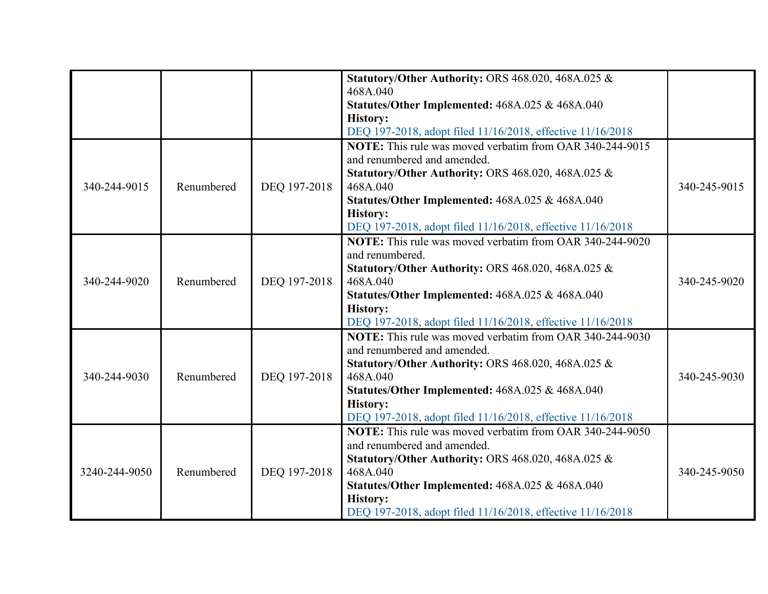| | | | | |
|---|---|---|---|---|
| | | | **Statutory/Other Authority:** ORS 468.020, 468A.025 & 468A.040<br>**Statutes/Other Implemented:** 468A.025 & 468A.040<br>**History:**<br>DEQ 197-2018, adopt filed 11/16/2018, effective 11/16/2018 | |
| 340-244-9015 | Renumbered | DEQ 197-2018 | **NOTE:** This rule was moved verbatim from OAR 340-244-9015 and renumbered and amended.<br>**Statutory/Other Authority:** ORS 468.020, 468A.025 & 468A.040<br>**Statutes/Other Implemented:** 468A.025 & 468A.040<br>**History:**<br>DEQ 197-2018, adopt filed 11/16/2018, effective 11/16/2018 | 340-245-9015 |
| 340-244-9020 | Renumbered | DEQ 197-2018 | **NOTE:** This rule was moved verbatim from OAR 340-244-9020 and renumbered.<br>**Statutory/Other Authority:** ORS 468.020, 468A.025 & 468A.040<br>**Statutes/Other Implemented:** 468A.025 & 468A.040<br>**History:**<br>DEQ 197-2018, adopt filed 11/16/2018, effective 11/16/2018 | 340-245-9020 |
| 340-244-9030 | Renumbered | DEQ 197-2018 | **NOTE:** This rule was moved verbatim from OAR 340-244-9030 and renumbered and amended.<br>**Statutory/Other Authority:** ORS 468.020, 468A.025 & 468A.040<br>**Statutes/Other Implemented:** 468A.025 & 468A.040<br>**History:**<br>DEQ 197-2018, adopt filed 11/16/2018, effective 11/16/2018 | 340-245-9030 |
| 3240-244-9050 | Renumbered | DEQ 197-2018 | **NOTE:** This rule was moved verbatim from OAR 340-244-9050 and renumbered and amended.<br>**Statutory/Other Authority:** ORS 468.020, 468A.025 & 468A.040<br>**Statutes/Other Implemented:** 468A.025 & 468A.040<br>**History:**<br>DEQ 197-2018, adopt filed 11/16/2018, effective 11/16/2018 | 340-245-9050 |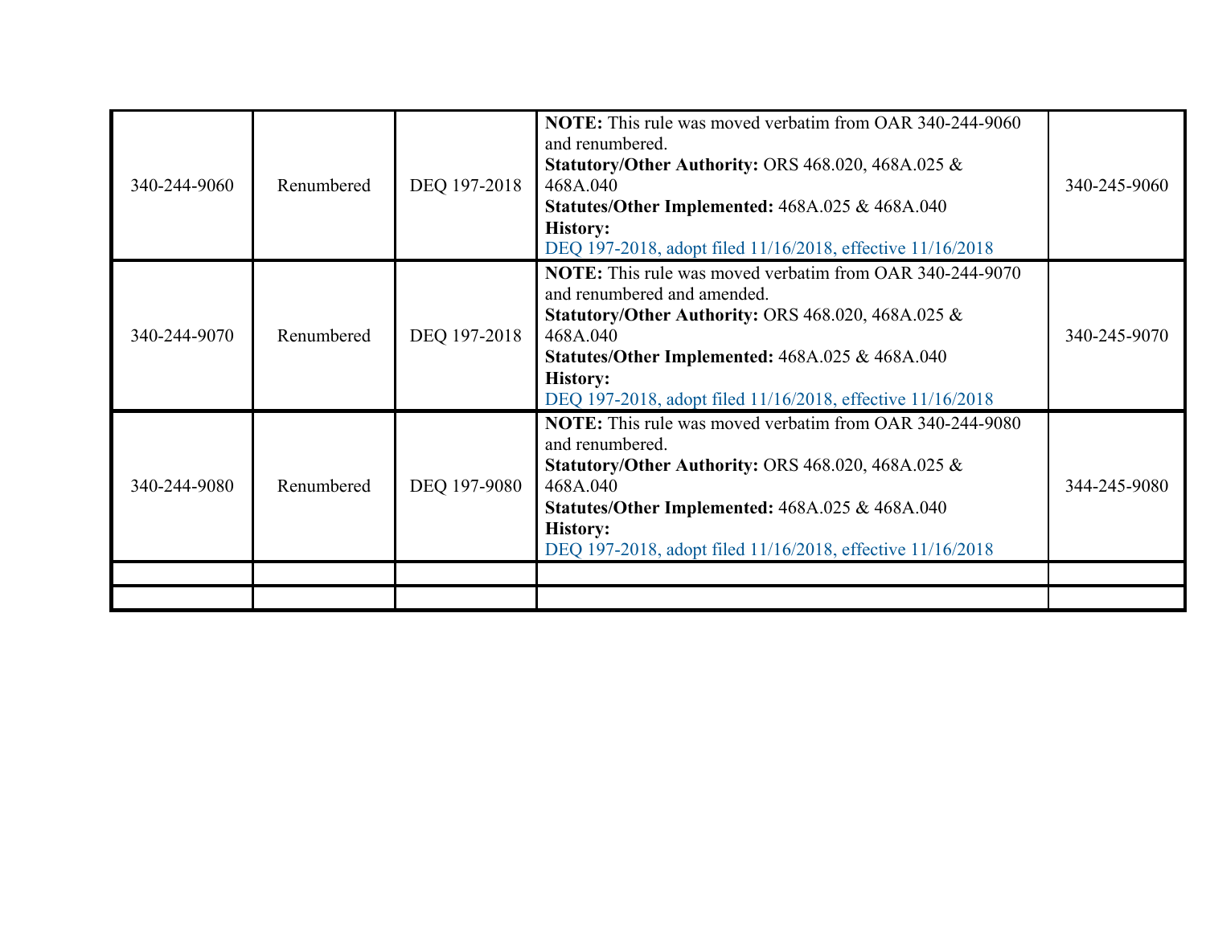| | | | | |
|---|---|---|---|---|
| 340-244-9060 | Renumbered | DEQ 197-2018 | **NOTE:** This rule was moved verbatim from OAR 340-244-9060 and renumbered.<br>**Statutory/Other Authority:** ORS 468.020, 468A.025 & 468A.040<br>**Statutes/Other Implemented:** 468A.025 & 468A.040<br>**History:**<br>DEQ 197-2018, adopt filed 11/16/2018, effective 11/16/2018 | 340-245-9060 |
| 340-244-9070 | Renumbered | DEQ 197-2018 | **NOTE:** This rule was moved verbatim from OAR 340-244-9070 and renumbered and amended.<br>**Statutory/Other Authority:** ORS 468.020, 468A.025 & 468A.040<br>**Statutes/Other Implemented:** 468A.025 & 468A.040<br>**History:**<br>DEQ 197-2018, adopt filed 11/16/2018, effective 11/16/2018 | 340-245-9070 |
| 340-244-9080 | Renumbered | DEQ 197-9080 | **NOTE:** This rule was moved verbatim from OAR 340-244-9080 and renumbered.<br>**Statutory/Other Authority:** ORS 468.020, 468A.025 & 468A.040<br>**Statutes/Other Implemented:** 468A.025 & 468A.040<br>**History:**<br>DEQ 197-2018, adopt filed 11/16/2018, effective 11/16/2018 | 344-245-9080 |
| | | | | |
| | | | | |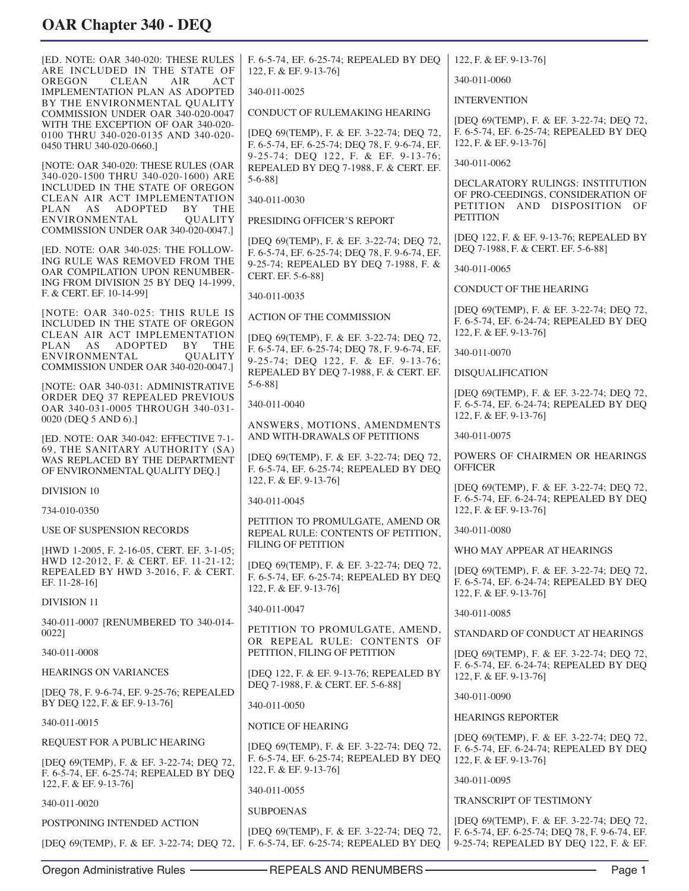# OAR Chapter 340 - DEQ

[ED. NOTE: OAR 340-020: THESE RULES ARE INCLUDED IN THE STATE OF OREGON CLEAN AIR ACT IMPLEMENTATION PLAN AS ADOPTED BY THE ENVIRONMENTAL QUALITY COMMISSION UNDER OAR 340-020-0047 WITH THE EXCEPTION OF OAR 340-020-0100 THRU 340-020-0135 AND 340-020-0450 THRU 340-020-0660.]

[NOTE: OAR 340-020: THESE RULES (OAR 340-020-1500 THRU 340-020-1600) ARE INCLUDED IN THE STATE OF OREGON CLEAN AIR ACT IMPLEMENTATION PLAN AS ADOPTED BY THE ENVIRONMENTAL QUALITY COMMISSION UNDER OAR 340-020-0047.]

[ED. NOTE: OAR 340-025: THE FOLLOWING RULE WAS REMOVED FROM THE OAR COMPILATION UPON RENUMBERING FROM DIVISION 25 BY DEQ 14-1999, F. & CERT. EF. 10-14-99]

[NOTE: OAR 340-025: THIS RULE IS INCLUDED IN THE STATE OF OREGON CLEAN AIR ACT IMPLEMENTATION PLAN AS ADOPTED BY THE ENVIRONMENTAL QUALITY COMMISSION UNDER OAR 340-020-0047.]

[NOTE: OAR 340-031: ADMINISTRATIVE ORDER DEQ 37 REPEALED PREVIOUS OAR 340-031-0005 THROUGH 340-031-0020 (DEQ 5 AND 6).]

[ED. NOTE: OAR 340-042: EFFECTIVE 7-1-69, THE SANITARY AUTHORITY (SA) WAS REPLACED BY THE DEPARTMENT OF ENVIRONMENTAL QUALITY DEQ.]

DIVISION 10

734-010-0350

USE OF SUSPENSION RECORDS

[HWD 1-2005, F. 2-16-05, CERT. EF. 3-1-05; HWD 12-2012, F. & CERT. EF. 11-21-12; REPEALED BY HWD 3-2016, F. & CERT. EF. 11-28-16]

DIVISION 11

340-011-0007 [RENUMBERED TO 340-014-0022]

340-011-0008

HEARINGS ON VARIANCES

[DEQ 78, F. 9-6-74, EF. 9-25-76; REPEALED BY DEQ 122, F. & EF. 9-13-76]

340-011-0015

REQUEST FOR A PUBLIC HEARING

[DEQ 69(TEMP), F. & EF. 3-22-74; DEQ 72, F. 6-5-74, EF. 6-25-74; REPEALED BY DEQ 122, F. & EF. 9-13-76]

340-011-0020

POSTPONING INTENDED ACTION

[DEQ 69(TEMP), F. & EF. 3-22-74; DEQ 72, F. 6-5-74, EF. 6-25-74; REPEALED BY DEQ 122, F. & EF. 9-13-76]

340-011-0025

CONDUCT OF RULEMAKING HEARING

[DEQ 69(TEMP), F. & EF. 3-22-74; DEQ 72, F. 6-5-74, EF. 6-25-74; DEQ 78, F. 9-6-74, EF. 9-25-74; DEQ 122, F. & EF. 9-13-76; REPEALED BY DEQ 7-1988, F. & CERT. EF. 5-6-88]

340-011-0030

PRESIDING OFFICER'S REPORT

[DEQ 69(TEMP), F. & EF. 3-22-74; DEQ 72, F. 6-5-74, EF. 6-25-74; DEQ 78, F. 9-6-74, EF. 9-25-74; REPEALED BY DEQ 7-1988, F. & CERT. EF. 5-6-88]

340-011-0035

ACTION OF THE COMMISSION

[DEQ 69(TEMP), F. & EF. 3-22-74; DEQ 72, F. 6-5-74, EF. 6-25-74; DEQ 78, F. 9-6-74, EF. 9-25-74; DEQ 122, F. & EF. 9-13-76; REPEALED BY DEQ 7-1988, F. & CERT. EF. 5-6-88]

340-011-0040

ANSWERS, MOTIONS, AMENDMENTS AND WITH-DRAWALS OF PETITIONS

[DEQ 69(TEMP), F. & EF. 3-22-74; DEQ 72, F. 6-5-74, EF. 6-25-74; REPEALED BY DEQ 122, F. & EF. 9-13-76]

340-011-0045

PETITION TO PROMULGATE, AMEND OR REPEAL RULE: CONTENTS OF PETITION, FILING OF PETITION

[DEQ 69(TEMP), F. & EF. 3-22-74; DEQ 72, F. 6-5-74, EF. 6-25-74; REPEALED BY DEQ 122, F. & EF. 9-13-76]

340-011-0047

PETITION TO PROMULGATE, AMEND, OR REPEAL RULE: CONTENTS OF PETITION, FILING OF PETITION

[DEQ 122, F. & EF. 9-13-76; REPEALED BY DEQ 7-1988, F. & CERT. EF. 5-6-88]

340-011-0050

NOTICE OF HEARING

[DEQ 69(TEMP), F. & EF. 3-22-74; DEQ 72, F. 6-5-74, EF. 6-25-74; REPEALED BY DEQ 122, F. & EF. 9-13-76]

340-011-0055

SUBPOENAS

[DEQ 69(TEMP), F. & EF. 3-22-74; DEQ 72, F. 6-5-74, EF. 6-25-74; REPEALED BY DEQ 122, F. & EF. 9-13-76]

340-011-0060

INTERVENTION

[DEQ 69(TEMP), F. & EF. 3-22-74; DEQ 72, F. 6-5-74, EF. 6-25-74; REPEALED BY DEQ 122, F. & EF. 9-13-76]

340-011-0062

DECLARATORY RULINGS: INSTITUTION OF PRO-CEEDINGS, CONSIDERATION OF PETITION AND DISPOSITION OF PETITION

[DEQ 122, F. & EF. 9-13-76; REPEALED BY DEQ 7-1988, F. & CERT. EF. 5-6-88]

340-011-0065

CONDUCT OF THE HEARING

[DEQ 69(TEMP), F. & EF. 3-22-74; DEQ 72, F. 6-5-74, EF. 6-24-74; REPEALED BY DEQ 122, F. & EF. 9-13-76]

340-011-0070

DISQUALIFICATION

[DEQ 69(TEMP), F. & EF. 3-22-74; DEQ 72, F. 6-5-74, EF. 6-24-74; REPEALED BY DEQ 122, F. & EF. 9-13-76]

340-011-0075

POWERS OF CHAIRMEN OR HEARINGS OFFICER

[DEQ 69(TEMP), F. & EF. 3-22-74; DEQ 72, F. 6-5-74, EF. 6-24-74; REPEALED BY DEQ 122, F. & EF. 9-13-76]

340-011-0080

WHO MAY APPEAR AT HEARINGS

[DEQ 69(TEMP), F. & EF. 3-22-74; DEQ 72, F. 6-5-74, EF. 6-24-74; REPEALED BY DEQ 122, F. & EF. 9-13-76]

340-011-0085

STANDARD OF CONDUCT AT HEARINGS

[DEQ 69(TEMP), F. & EF. 3-22-74; DEQ 72, F. 6-5-74, EF. 6-24-74; REPEALED BY DEQ 122, F. & EF. 9-13-76]

340-011-0090

HEARINGS REPORTER

[DEQ 69(TEMP), F. & EF. 3-22-74; DEQ 72, F. 6-5-74, EF. 6-24-74; REPEALED BY DEQ 122, F. & EF. 9-13-76]

340-011-0095

TRANSCRIPT OF TESTIMONY

[DEQ 69(TEMP), F. & EF. 3-22-74; DEQ 72, F. 6-5-74, EF. 6-25-74; DEQ 78, F. 9-6-74, EF. 9-25-74; REPEALED BY DEQ 122, F. & EF.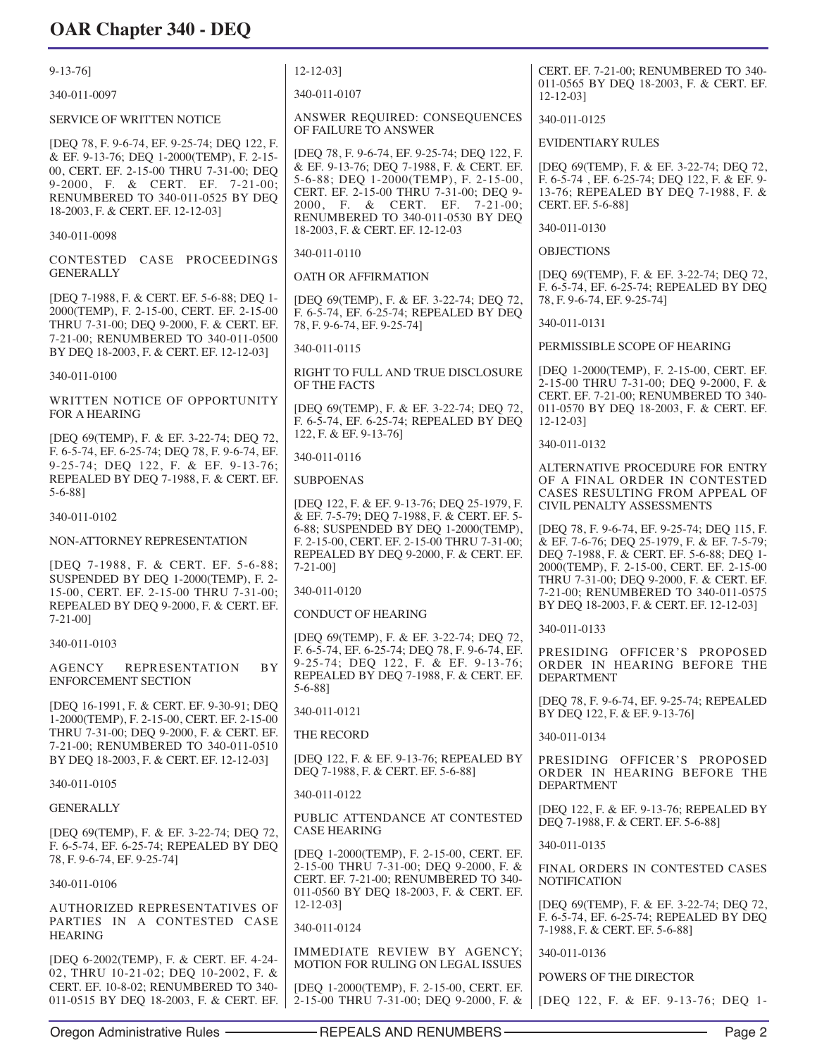9-13-76]

340-011-0097

SERVICE OF WRITTEN NOTICE

[DEQ 78, F. 9-6-74, EF. 9-25-74; DEQ 122, F. & EF. 9-13-76; DEQ 1-2000(TEMP), F. 2-15-00, CERT. EF. 2-15-00 THRU 7-31-00; DEQ 9-2000, F. & CERT. EF. 7-21-00; RENUMBERED TO 340-011-0525 BY DEQ 18-2003, F. & CERT. EF. 12-12-03]

340-011-0098

CONTESTED CASE PROCEEDINGS GENERALLY

[DEQ 7-1988, F. & CERT. EF. 5-6-88; DEQ 1-2000(TEMP), F. 2-15-00, CERT. EF. 2-15-00 THRU 7-31-00; DEQ 9-2000, F. & CERT. EF. 7-21-00; RENUMBERED TO 340-011-0500 BY DEQ 18-2003, F. & CERT. EF. 12-12-03]

340-011-0100

WRITTEN NOTICE OF OPPORTUNITY FOR A HEARING

[DEQ 69(TEMP), F. & EF. 3-22-74; DEQ 72, F. 6-5-74, EF. 6-25-74; DEQ 78, F. 9-6-74, EF. 9-25-74; DEQ 122, F. & EF. 9-13-76; REPEALED BY DEQ 7-1988, F. & CERT. EF. 5-6-88]

340-011-0102

NON-ATTORNEY REPRESENTATION

[DEQ 7-1988, F. & CERT. EF. 5-6-88; SUSPENDED BY DEQ 1-2000(TEMP), F. 2-15-00, CERT. EF. 2-15-00 THRU 7-31-00; REPEALED BY DEQ 9-2000, F. & CERT. EF. 7-21-00]

340-011-0103

AGENCY REPRESENTATION BY ENFORCEMENT SECTION

[DEQ 16-1991, F. & CERT. EF. 9-30-91; DEQ 1-2000(TEMP), F. 2-15-00, CERT. EF. 2-15-00 THRU 7-31-00; DEQ 9-2000, F. & CERT. EF. 7-21-00; RENUMBERED TO 340-011-0510 BY DEQ 18-2003, F. & CERT. EF. 12-12-03]

340-011-0105

GENERALLY

[DEQ 69(TEMP), F. & EF. 3-22-74; DEQ 72, F. 6-5-74, EF. 6-25-74; REPEALED BY DEQ 78, F. 9-6-74, EF. 9-25-74]

340-011-0106

AUTHORIZED REPRESENTATIVES OF PARTIES IN A CONTESTED CASE HEARING

[DEQ 6-2002(TEMP), F. & CERT. EF. 4-24-02, THRU 10-21-02; DEQ 10-2002, F. & CERT. EF. 10-8-02; RENUMBERED TO 340-011-0515 BY DEQ 18-2003, F. & CERT. EF. 12-12-03]

340-011-0107

ANSWER REQUIRED: CONSEQUENCES OF FAILURE TO ANSWER

[DEQ 78, F. 9-6-74, EF. 9-25-74; DEQ 122, F. & EF. 9-13-76; DEQ 7-1988, F. & CERT. EF. 5-6-88; DEQ 1-2000(TEMP), F. 2-15-00, CERT. EF. 2-15-00 THRU 7-31-00; DEQ 9-2000, F. & CERT. EF. 7-21-00; RENUMBERED TO 340-011-0530 BY DEQ 18-2003, F. & CERT. EF. 12-12-03

340-011-0110

OATH OR AFFIRMATION

[DEQ 69(TEMP), F. & EF. 3-22-74; DEQ 72, F. 6-5-74, EF. 6-25-74; REPEALED BY DEQ 78, F. 9-6-74, EF. 9-25-74]

340-011-0115

RIGHT TO FULL AND TRUE DISCLOSURE OF THE FACTS

[DEQ 69(TEMP), F. & EF. 3-22-74; DEQ 72, F. 6-5-74, EF. 6-25-74; REPEALED BY DEQ 122, F. & EF. 9-13-76]

340-011-0116

SUBPOENAS

[DEQ 122, F. & EF. 9-13-76; DEQ 25-1979, F. & EF. 7-5-79; DEQ 7-1988, F. & CERT. EF. 5-6-88; SUSPENDED BY DEQ 1-2000(TEMP), F. 2-15-00, CERT. EF. 2-15-00 THRU 7-31-00; REPEALED BY DEQ 9-2000, F. & CERT. EF. 7-21-00]

340-011-0120

CONDUCT OF HEARING

[DEQ 69(TEMP), F. & EF. 3-22-74; DEQ 72, F. 6-5-74, EF. 6-25-74; DEQ 78, F. 9-6-74, EF. 9-25-74; DEQ 122, F. & EF. 9-13-76; REPEALED BY DEQ 7-1988, F. & CERT. EF. 5-6-88]

340-011-0121

THE RECORD

[DEQ 122, F. & EF. 9-13-76; REPEALED BY DEQ 7-1988, F. & CERT. EF. 5-6-88]

340-011-0122

PUBLIC ATTENDANCE AT CONTESTED CASE HEARING

[DEQ 1-2000(TEMP), F. 2-15-00, CERT. EF. 2-15-00 THRU 7-31-00; DEQ 9-2000, F. & CERT. EF. 7-21-00; RENUMBERED TO 340-011-0560 BY DEQ 18-2003, F. & CERT. EF. 12-12-03]

340-011-0124

IMMEDIATE REVIEW BY AGENCY; MOTION FOR RULING ON LEGAL ISSUES

[DEQ 1-2000(TEMP), F. 2-15-00, CERT. EF. 2-15-00 THRU 7-31-00; DEQ 9-2000, F. & CERT. EF. 7-21-00; RENUMBERED TO 340-011-0565 BY DEQ 18-2003, F. & CERT. EF. 12-12-03]

340-011-0125

EVIDENTIARY RULES

[DEQ 69(TEMP), F. & EF. 3-22-74; DEQ 72, F. 6-5-74 , EF. 6-25-74; DEQ 122, F. & EF. 9-13-76; REPEALED BY DEQ 7-1988, F. & CERT. EF. 5-6-88]

340-011-0130

OBJECTIONS

[DEQ 69(TEMP), F. & EF. 3-22-74; DEQ 72, F. 6-5-74, EF. 6-25-74; REPEALED BY DEQ 78, F. 9-6-74, EF. 9-25-74]

340-011-0131

PERMISSIBLE SCOPE OF HEARING

[DEQ 1-2000(TEMP), F. 2-15-00, CERT. EF. 2-15-00 THRU 7-31-00; DEQ 9-2000, F. & CERT. EF. 7-21-00; RENUMBERED TO 340-011-0570 BY DEQ 18-2003, F. & CERT. EF. 12-12-03]

340-011-0132

ALTERNATIVE PROCEDURE FOR ENTRY OF A FINAL ORDER IN CONTESTED CASES RESULTING FROM APPEAL OF CIVIL PENALTY ASSESSMENTS

[DEQ 78, F. 9-6-74, EF. 9-25-74; DEQ 115, F. & EF. 7-6-76; DEQ 25-1979, F. & EF. 7-5-79; DEQ 7-1988, F. & CERT. EF. 5-6-88; DEQ 1-2000(TEMP), F. 2-15-00, CERT. EF. 2-15-00 THRU 7-31-00; DEQ 9-2000, F. & CERT. EF. 7-21-00; RENUMBERED TO 340-011-0575 BY DEQ 18-2003, F. & CERT. EF. 12-12-03]

340-011-0133

PRESIDING OFFICER'S PROPOSED ORDER IN HEARING BEFORE THE DEPARTMENT

[DEQ 78, F. 9-6-74, EF. 9-25-74; REPEALED BY DEQ 122, F. & EF. 9-13-76]

340-011-0134

PRESIDING OFFICER'S PROPOSED ORDER IN HEARING BEFORE THE DEPARTMENT

[DEQ 122, F. & EF. 9-13-76; REPEALED BY DEQ 7-1988, F. & CERT. EF. 5-6-88]

340-011-0135

FINAL ORDERS IN CONTESTED CASES NOTIFICATION

[DEQ 69(TEMP), F. & EF. 3-22-74; DEQ 72, F. 6-5-74, EF. 6-25-74; REPEALED BY DEQ 7-1988, F. & CERT. EF. 5-6-88]

340-011-0136

POWERS OF THE DIRECTOR

[DEQ 122, F. & EF. 9-13-76; DEQ 1-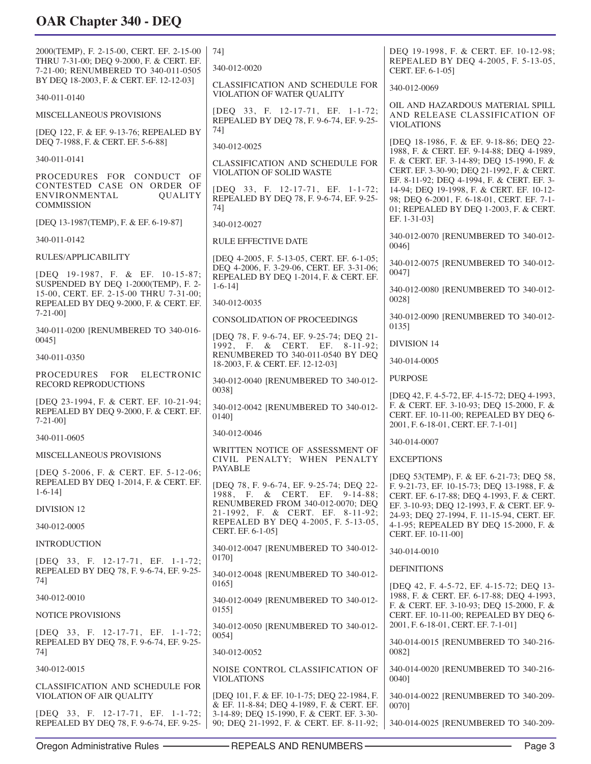2000(TEMP), F. 2-15-00, CERT. EF. 2-15-00 THRU 7-31-00; DEQ 9-2000, F. & CERT. EF. 7-21-00; RENUMBERED TO 340-011-0505 BY DEQ 18-2003, F. & CERT. EF. 12-12-03]

340-011-0140

MISCELLANEOUS PROVISIONS

[DEQ 122, F. & EF. 9-13-76; REPEALED BY DEQ 7-1988, F. & CERT. EF. 5-6-88]

340-011-0141

PROCEDURES FOR CONDUCT OF CONTESTED CASE ON ORDER OF ENVIRONMENTAL QUALITY COMMISSION

[DEQ 13-1987(TEMP), F. & EF. 6-19-87]

340-011-0142

RULES/APPLICABILITY

[DEQ 19-1987, F. & EF. 10-15-87; SUSPENDED BY DEQ 1-2000(TEMP), F. 2-15-00, CERT. EF. 2-15-00 THRU 7-31-00; REPEALED BY DEQ 9-2000, F. & CERT. EF. 7-21-00]

340-011-0200 [RENUMBERED TO 340-016-0045]

340-011-0350

PROCEDURES FOR ELECTRONIC RECORD REPRODUCTIONS

[DEQ 23-1994, F. & CERT. EF. 10-21-94; REPEALED BY DEQ 9-2000, F. & CERT. EF. 7-21-00]

340-011-0605

MISCELLANEOUS PROVISIONS

[DEQ 5-2006, F. & CERT. EF. 5-12-06; REPEALED BY DEQ 1-2014, F. & CERT. EF. 1-6-14]

DIVISION 12

340-012-0005

INTRODUCTION

[DEQ 33, F. 12-17-71, EF. 1-1-72; REPEALED BY DEQ 78, F. 9-6-74, EF. 9-25-74]

340-012-0010

NOTICE PROVISIONS

[DEQ 33, F. 12-17-71, EF. 1-1-72; REPEALED BY DEQ 78, F. 9-6-74, EF. 9-25-74]

340-012-0015

CLASSIFICATION AND SCHEDULE FOR VIOLATION OF AIR QUALITY

[DEQ 33, F. 12-17-71, EF. 1-1-72; REPEALED BY DEQ 78, F. 9-6-74, EF. 9-25-74]

340-012-0020

CLASSIFICATION AND SCHEDULE FOR VIOLATION OF WATER QUALITY

[DEQ 33, F. 12-17-71, EF. 1-1-72; REPEALED BY DEQ 78, F. 9-6-74, EF. 9-25-74]

340-012-0025

CLASSIFICATION AND SCHEDULE FOR VIOLATION OF SOLID WASTE

[DEQ 33, F. 12-17-71, EF. 1-1-72; REPEALED BY DEQ 78, F. 9-6-74, EF. 9-25-74]

340-012-0027

RULE EFFECTIVE DATE

[DEQ 4-2005, F. 5-13-05, CERT. EF. 6-1-05; DEQ 4-2006, F. 3-29-06, CERT. EF. 3-31-06; REPEALED BY DEQ 1-2014, F. & CERT. EF. 1-6-14]

340-012-0035

CONSOLIDATION OF PROCEEDINGS

[DEQ 78, F. 9-6-74, EF. 9-25-74; DEQ 21-1992, F. & CERT. EF. 8-11-92; RENUMBERED TO 340-011-0540 BY DEQ 18-2003, F. & CERT. EF. 12-12-03]

340-012-0040 [RENUMBERED TO 340-012-0038]

340-012-0042 [RENUMBERED TO 340-012-0140]

340-012-0046

WRITTEN NOTICE OF ASSESSMENT OF CIVIL PENALTY; WHEN PENALTY PAYABLE

[DEQ 78, F. 9-6-74, EF. 9-25-74; DEQ 22-1988, F. & CERT. EF. 9-14-88; RENUMBERED FROM 340-012-0070; DEQ 21-1992, F. & CERT. EF. 8-11-92; REPEALED BY DEQ 4-2005, F. 5-13-05, CERT. EF. 6-1-05]

340-012-0047 [RENUMBERED TO 340-012-0170]

340-012-0048 [RENUMBERED TO 340-012-0165]

340-012-0049 [RENUMBERED TO 340-012-0155]

340-012-0050 [RENUMBERED TO 340-012-0054]

340-012-0052

NOISE CONTROL CLASSIFICATION OF VIOLATIONS

[DEQ 101, F. & EF. 10-1-75; DEQ 22-1984, F. & EF. 11-8-84; DEQ 4-1989, F. & CERT. EF. 3-14-89; DEQ 15-1990, F. & CERT. EF. 3-30-90; DEQ 21-1992, F. & CERT. EF. 8-11-92; DEQ 19-1998, F. & CERT. EF. 10-12-98; REPEALED BY DEQ 4-2005, F. 5-13-05, CERT. EF. 6-1-05]

340-012-0069

OIL AND HAZARDOUS MATERIAL SPILL AND RELEASE CLASSIFICATION OF VIOLATIONS

[DEQ 18-1986, F. & EF. 9-18-86; DEQ 22-1988, F. & CERT. EF. 9-14-88; DEQ 4-1989, F. & CERT. EF. 3-14-89; DEQ 15-1990, F. & CERT. EF. 3-30-90; DEQ 21-1992, F. & CERT. EF. 8-11-92; DEQ 4-1994, F. & CERT. EF. 3-14-94; DEQ 19-1998, F. & CERT. EF. 10-12-98; DEQ 6-2001, F. 6-18-01, CERT. EF. 7-1-01; REPEALED BY DEQ 1-2003, F. & CERT. EF. 1-31-03]

340-012-0070 [RENUMBERED TO 340-012-0046]

340-012-0075 [RENUMBERED TO 340-012-0047]

340-012-0080 [RENUMBERED TO 340-012-0028]

340-012-0090 [RENUMBERED TO 340-012-0135]

DIVISION 14

340-014-0005

PURPOSE

[DEQ 42, F. 4-5-72, EF. 4-15-72; DEQ 4-1993, F. & CERT. EF. 3-10-93; DEQ 15-2000, F. & CERT. EF. 10-11-00; REPEALED BY DEQ 6-2001, F. 6-18-01, CERT. EF. 7-1-01]

340-014-0007

EXCEPTIONS

[DEQ 53(TEMP), F. & EF. 6-21-73; DEQ 58, F. 9-21-73, EF. 10-15-73; DEQ 13-1988, F. & CERT. EF. 6-17-88; DEQ 4-1993, F. & CERT. EF. 3-10-93; DEQ 12-1993, F. & CERT. EF. 9-24-93; DEQ 27-1994, F. 11-15-94, CERT. EF. 4-1-95; REPEALED BY DEQ 15-2000, F. & CERT. EF. 10-11-00]

340-014-0010

DEFINITIONS

[DEQ 42, F. 4-5-72, EF. 4-15-72; DEQ 13-1988, F. & CERT. EF. 6-17-88; DEQ 4-1993, F. & CERT. EF. 3-10-93; DEQ 15-2000, F. & CERT. EF. 10-11-00; REPEALED BY DEQ 6-2001, F. 6-18-01, CERT. EF. 7-1-01]

340-014-0015 [RENUMBERED TO 340-216-0082]

340-014-0020 [RENUMBERED TO 340-216-0040]

340-014-0022 [RENUMBERED TO 340-209-0070]

340-014-0025 [RENUMBERED TO 340-209-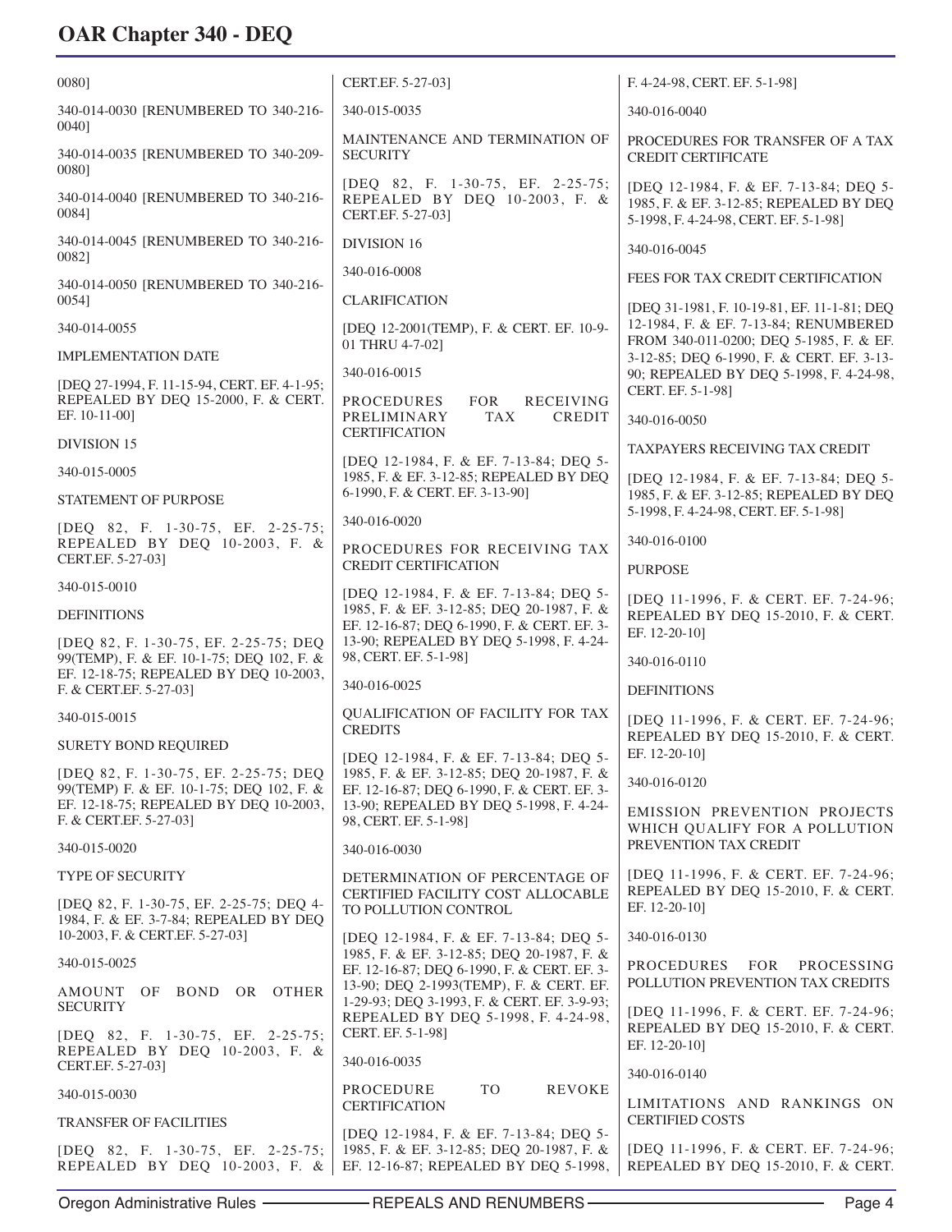0080]

340-014-0030 [RENUMBERED TO 340-216-0040]

340-014-0035 [RENUMBERED TO 340-209-0080]

340-014-0040 [RENUMBERED TO 340-216-0084]

340-014-0045 [RENUMBERED TO 340-216-0082]

340-014-0050 [RENUMBERED TO 340-216-0054]

340-014-0055

IMPLEMENTATION DATE

[DEQ 27-1994, F. 11-15-94, CERT. EF. 4-1-95; REPEALED BY DEQ 15-2000, F. & CERT. EF. 10-11-00]

DIVISION 15

340-015-0005

STATEMENT OF PURPOSE

[DEQ 82, F. 1-30-75, EF. 2-25-75; REPEALED BY DEQ 10-2003, F. & CERT.EF. 5-27-03]

340-015-0010

DEFINITIONS

[DEQ 82, F. 1-30-75, EF. 2-25-75; DEQ 99(TEMP), F. & EF. 10-1-75; DEQ 102, F. & EF. 12-18-75; REPEALED BY DEQ 10-2003, F. & CERT.EF. 5-27-03]

340-015-0015

SURETY BOND REQUIRED

[DEQ 82, F. 1-30-75, EF. 2-25-75; DEQ 99(TEMP) F. & EF. 10-1-75; DEQ 102, F. & EF. 12-18-75; REPEALED BY DEQ 10-2003, F. & CERT.EF. 5-27-03]

340-015-0020

TYPE OF SECURITY

[DEQ 82, F. 1-30-75, EF. 2-25-75; DEQ 4-1984, F. & EF. 3-7-84; REPEALED BY DEQ 10-2003, F. & CERT.EF. 5-27-03]

340-015-0025

AMOUNT OF BOND OR OTHER SECURITY

[DEQ 82, F. 1-30-75, EF. 2-25-75; REPEALED BY DEQ 10-2003, F. & CERT.EF. 5-27-03]

340-015-0030

TRANSFER OF FACILITIES

[DEQ 82, F. 1-30-75, EF. 2-25-75; REPEALED BY DEQ 10-2003, F. & CERT.EF. 5-27-03]

340-015-0035

MAINTENANCE AND TERMINATION OF SECURITY

[DEQ 82, F. 1-30-75, EF. 2-25-75; REPEALED BY DEQ 10-2003, F. & CERT.EF. 5-27-03]

DIVISION 16

340-016-0008

CLARIFICATION

[DEQ 12-2001(TEMP), F. & CERT. EF. 10-9-01 THRU 4-7-02]

340-016-0015

PROCEDURES FOR RECEIVING PRELIMINARY TAX CREDIT CERTIFICATION

[DEQ 12-1984, F. & EF. 7-13-84; DEQ 5-1985, F. & EF. 3-12-85; REPEALED BY DEQ 6-1990, F. & CERT. EF. 3-13-90]

340-016-0020

PROCEDURES FOR RECEIVING TAX CREDIT CERTIFICATION

[DEQ 12-1984, F. & EF. 7-13-84; DEQ 5-1985, F. & EF. 3-12-85; DEQ 20-1987, F. & EF. 12-16-87; DEQ 6-1990, F. & CERT. EF. 3-13-90; REPEALED BY DEQ 5-1998, F. 4-24-98, CERT. EF. 5-1-98]

340-016-0025

QUALIFICATION OF FACILITY FOR TAX CREDITS

[DEQ 12-1984, F. & EF. 7-13-84; DEQ 5-1985, F. & EF. 3-12-85; DEQ 20-1987, F. & EF. 12-16-87; DEQ 6-1990, F. & CERT. EF. 3-13-90; REPEALED BY DEQ 5-1998, F. 4-24-98, CERT. EF. 5-1-98]

340-016-0030

DETERMINATION OF PERCENTAGE OF CERTIFIED FACILITY COST ALLOCABLE TO POLLUTION CONTROL

[DEQ 12-1984, F. & EF. 7-13-84; DEQ 5-1985, F. & EF. 3-12-85; DEQ 20-1987, F. & EF. 12-16-87; DEQ 6-1990, F. & CERT. EF. 3-13-90; DEQ 2-1993(TEMP), F. & CERT. EF. 1-29-93; DEQ 3-1993, F. & CERT. EF. 3-9-93; REPEALED BY DEQ 5-1998, F. 4-24-98, CERT. EF. 5-1-98]

340-016-0035

PROCEDURE TO REVOKE CERTIFICATION

[DEQ 12-1984, F. & EF. 7-13-84; DEQ 5-1985, F. & EF. 3-12-85; DEQ 20-1987, F. & EF. 12-16-87; REPEALED BY DEQ 5-1998, F. 4-24-98, CERT. EF. 5-1-98]

340-016-0040

PROCEDURES FOR TRANSFER OF A TAX CREDIT CERTIFICATE

[DEQ 12-1984, F. & EF. 7-13-84; DEQ 5-1985, F. & EF. 3-12-85; REPEALED BY DEQ 5-1998, F. 4-24-98, CERT. EF. 5-1-98]

340-016-0045

FEES FOR TAX CREDIT CERTIFICATION

[DEQ 31-1981, F. 10-19-81, EF. 11-1-81; DEQ 12-1984, F. & EF. 7-13-84; RENUMBERED FROM 340-011-0200; DEQ 5-1985, F. & EF. 3-12-85; DEQ 6-1990, F. & CERT. EF. 3-13-90; REPEALED BY DEQ 5-1998, F. 4-24-98, CERT. EF. 5-1-98]

340-016-0050

TAXPAYERS RECEIVING TAX CREDIT

[DEQ 12-1984, F. & EF. 7-13-84; DEQ 5-1985, F. & EF. 3-12-85; REPEALED BY DEQ 5-1998, F. 4-24-98, CERT. EF. 5-1-98]

340-016-0100

PURPOSE

[DEQ 11-1996, F. & CERT. EF. 7-24-96; REPEALED BY DEQ 15-2010, F. & CERT. EF. 12-20-10]

340-016-0110

DEFINITIONS

[DEQ 11-1996, F. & CERT. EF. 7-24-96; REPEALED BY DEQ 15-2010, F. & CERT. EF. 12-20-10]

340-016-0120

EMISSION PREVENTION PROJECTS WHICH QUALIFY FOR A POLLUTION PREVENTION TAX CREDIT

[DEQ 11-1996, F. & CERT. EF. 7-24-96; REPEALED BY DEQ 15-2010, F. & CERT. EF. 12-20-10]

340-016-0130

PROCEDURES FOR PROCESSING POLLUTION PREVENTION TAX CREDITS

[DEQ 11-1996, F. & CERT. EF. 7-24-96; REPEALED BY DEQ 15-2010, F. & CERT. EF. 12-20-10]

340-016-0140

LIMITATIONS AND RANKINGS ON CERTIFIED COSTS

[DEQ 11-1996, F. & CERT. EF. 7-24-96; REPEALED BY DEQ 15-2010, F. & CERT.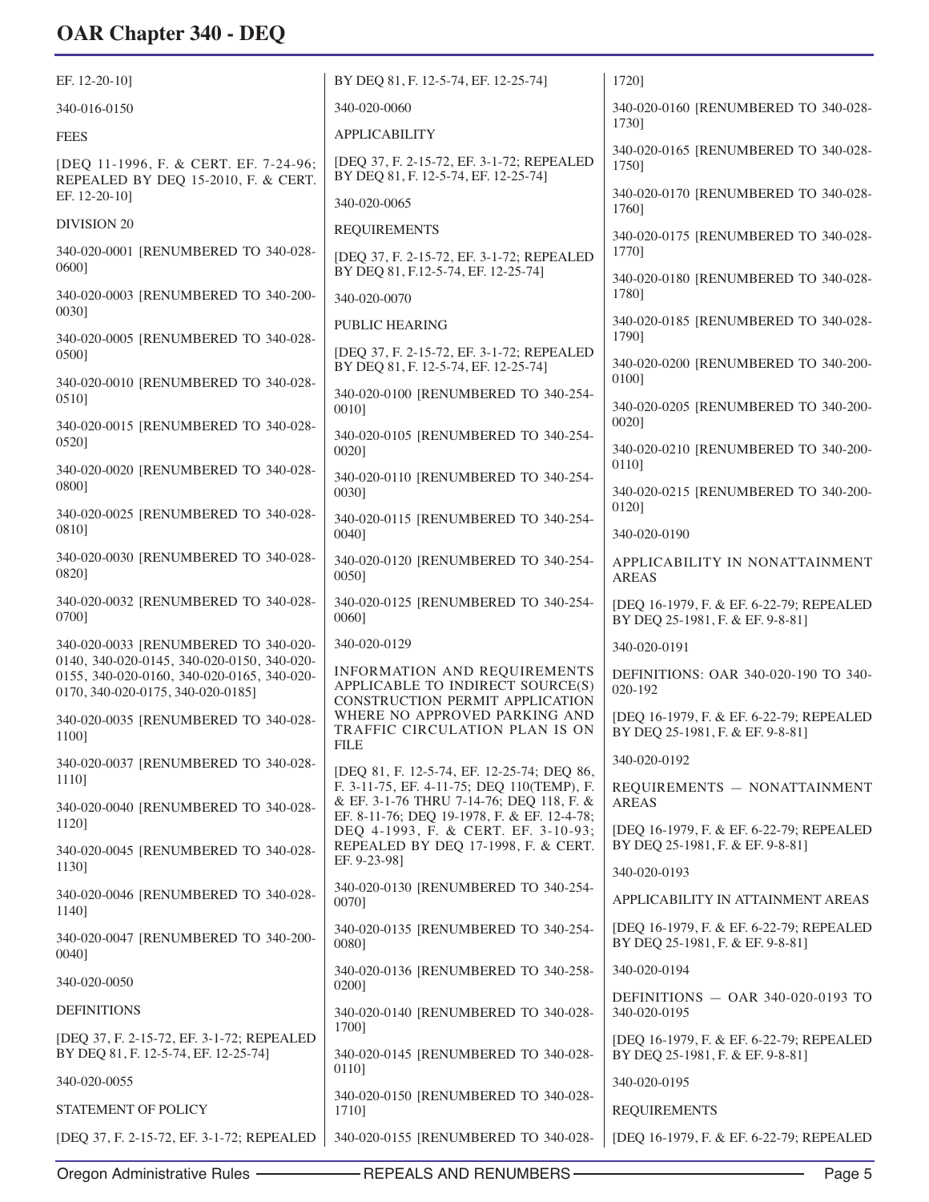EF. 12-20-10]

340-016-0150

FEES

[DEQ 11-1996, F. & CERT. EF. 7-24-96; REPEALED BY DEQ 15-2010, F. & CERT. EF. 12-20-10]

DIVISION 20

340-020-0001 [RENUMBERED TO 340-028-0600]

340-020-0003 [RENUMBERED TO 340-200-0030]

340-020-0005 [RENUMBERED TO 340-028-0500]

340-020-0010 [RENUMBERED TO 340-028-0510]

340-020-0015 [RENUMBERED TO 340-028-0520]

340-020-0020 [RENUMBERED TO 340-028-0800]

340-020-0025 [RENUMBERED TO 340-028-0810]

340-020-0030 [RENUMBERED TO 340-028-0820]

340-020-0032 [RENUMBERED TO 340-028-0700]

340-020-0033 [RENUMBERED TO 340-020-0140, 340-020-0145, 340-020-0150, 340-020-0155, 340-020-0160, 340-020-0165, 340-020-0170, 340-020-0175, 340-020-0185]

340-020-0035 [RENUMBERED TO 340-028-1100]

340-020-0037 [RENUMBERED TO 340-028-1110]

340-020-0040 [RENUMBERED TO 340-028-1120]

340-020-0045 [RENUMBERED TO 340-028-1130]

340-020-0046 [RENUMBERED TO 340-028-1140]

340-020-0047 [RENUMBERED TO 340-200-0040]

340-020-0050

DEFINITIONS

[DEQ 37, F. 2-15-72, EF. 3-1-72; REPEALED BY DEQ 81, F. 12-5-74, EF. 12-25-74]

340-020-0055

STATEMENT OF POLICY

[DEQ 37, F. 2-15-72, EF. 3-1-72; REPEALED BY DEQ 81, F. 12-5-74, EF. 12-25-74]

340-020-0060

APPLICABILITY

[DEQ 37, F. 2-15-72, EF. 3-1-72; REPEALED BY DEQ 81, F. 12-5-74, EF. 12-25-74]

340-020-0065

REQUIREMENTS

[DEQ 37, F. 2-15-72, EF. 3-1-72; REPEALED BY DEQ 81, F.12-5-74, EF. 12-25-74]

340-020-0070

PUBLIC HEARING

[DEQ 37, F. 2-15-72, EF. 3-1-72; REPEALED BY DEQ 81, F. 12-5-74, EF. 12-25-74]

340-020-0100 [RENUMBERED TO 340-254-0010]

340-020-0105 [RENUMBERED TO 340-254-0020]

340-020-0110 [RENUMBERED TO 340-254-0030]

340-020-0115 [RENUMBERED TO 340-254-0040]

340-020-0120 [RENUMBERED TO 340-254-0050]

340-020-0125 [RENUMBERED TO 340-254-0060]

340-020-0129

INFORMATION AND REQUIREMENTS APPLICABLE TO INDIRECT SOURCE(S) CONSTRUCTION PERMIT APPLICATION WHERE NO APPROVED PARKING AND TRAFFIC CIRCULATION PLAN IS ON FILE

[DEQ 81, F. 12-5-74, EF. 12-25-74; DEQ 86, F. 3-11-75, EF. 4-11-75; DEQ 110(TEMP), F. & EF. 3-1-76 THRU 7-14-76; DEQ 118, F. & EF. 8-11-76; DEQ 19-1978, F. & EF. 12-4-78; DEQ 4-1993, F. & CERT. EF. 3-10-93; REPEALED BY DEQ 17-1998, F. & CERT. EF. 9-23-98]

340-020-0130 [RENUMBERED TO 340-254-0070]

340-020-0135 [RENUMBERED TO 340-254-0080]

340-020-0136 [RENUMBERED TO 340-258-0200]

340-020-0140 [RENUMBERED TO 340-028-1700]

340-020-0145 [RENUMBERED TO 340-028-0110]

340-020-0150 [RENUMBERED TO 340-028-1710]

340-020-0155 [RENUMBERED TO 340-028-1720]

340-020-0160 [RENUMBERED TO 340-028-1730]

340-020-0165 [RENUMBERED TO 340-028-1750]

340-020-0170 [RENUMBERED TO 340-028-1760]

340-020-0175 [RENUMBERED TO 340-028-1770]

340-020-0180 [RENUMBERED TO 340-028-1780]

340-020-0185 [RENUMBERED TO 340-028-1790]

340-020-0200 [RENUMBERED TO 340-200-0100]

340-020-0205 [RENUMBERED TO 340-200-0020]

340-020-0210 [RENUMBERED TO 340-200-0110]

340-020-0215 [RENUMBERED TO 340-200-0120]

340-020-0190

APPLICABILITY IN NONATTAINMENT AREAS

[DEQ 16-1979, F. & EF. 6-22-79; REPEALED BY DEQ 25-1981, F. & EF. 9-8-81]

340-020-0191

DEFINITIONS: OAR 340-020-190 TO 340-020-192

[DEQ 16-1979, F. & EF. 6-22-79; REPEALED BY DEQ 25-1981, F. & EF. 9-8-81]

340-020-0192

REQUIREMENTS — NONATTAINMENT AREAS

[DEQ 16-1979, F. & EF. 6-22-79; REPEALED BY DEQ 25-1981, F. & EF. 9-8-81]

340-020-0193

APPLICABILITY IN ATTAINMENT AREAS

[DEQ 16-1979, F. & EF. 6-22-79; REPEALED BY DEQ 25-1981, F. & EF. 9-8-81]

340-020-0194

DEFINITIONS — OAR 340-020-0193 TO 340-020-0195

[DEQ 16-1979, F. & EF. 6-22-79; REPEALED BY DEQ 25-1981, F. & EF. 9-8-81]

340-020-0195

REQUIREMENTS

[DEQ 16-1979, F. & EF. 6-22-79; REPEALED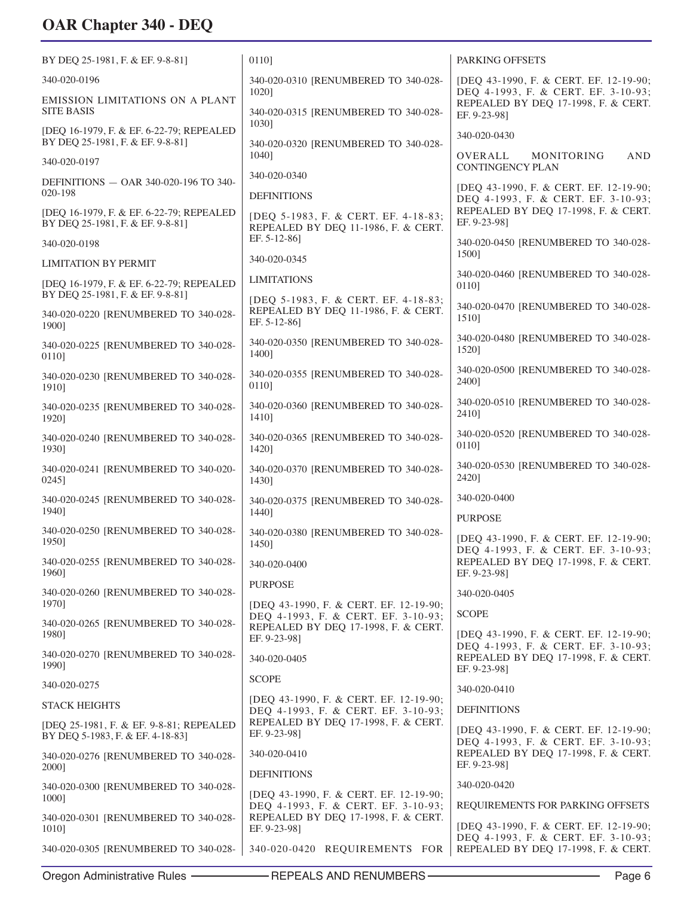BY DEQ 25-1981, F. & EF. 9-8-81]

340-020-0196

EMISSION LIMITATIONS ON A PLANT SITE BASIS

[DEQ 16-1979, F. & EF. 6-22-79; REPEALED BY DEQ 25-1981, F. & EF. 9-8-81]

340-020-0197

DEFINITIONS — OAR 340-020-196 TO 340-020-198

[DEQ 16-1979, F. & EF. 6-22-79; REPEALED BY DEQ 25-1981, F. & EF. 9-8-81]

340-020-0198

LIMITATION BY PERMIT

[DEQ 16-1979, F. & EF. 6-22-79; REPEALED BY DEQ 25-1981, F. & EF. 9-8-81]

340-020-0220 [RENUMBERED TO 340-028-1900]

340-020-0225 [RENUMBERED TO 340-028-0110]

340-020-0230 [RENUMBERED TO 340-028-1910]

340-020-0235 [RENUMBERED TO 340-028-1920]

340-020-0240 [RENUMBERED TO 340-028-1930]

340-020-0241 [RENUMBERED TO 340-020-0245]

340-020-0245 [RENUMBERED TO 340-028-1940]

340-020-0250 [RENUMBERED TO 340-028-1950]

340-020-0255 [RENUMBERED TO 340-028-1960]

340-020-0260 [RENUMBERED TO 340-028-1970]

340-020-0265 [RENUMBERED TO 340-028-1980]

340-020-0270 [RENUMBERED TO 340-028-1990]

340-020-0275

STACK HEIGHTS

[DEQ 25-1981, F. & EF. 9-8-81; REPEALED BY DEQ 5-1983, F. & EF. 4-18-83]

340-020-0276 [RENUMBERED TO 340-028-2000]

340-020-0300 [RENUMBERED TO 340-028-1000]

340-020-0301 [RENUMBERED TO 340-028-1010]

340-020-0305 [RENUMBERED TO 340-028-0110]

340-020-0310 [RENUMBERED TO 340-028-1020]

340-020-0315 [RENUMBERED TO 340-028-1030]

340-020-0320 [RENUMBERED TO 340-028-1040]

340-020-0340

DEFINITIONS

[DEQ 5-1983, F. & CERT. EF. 4-18-83; REPEALED BY DEQ 11-1986, F. & CERT. EF. 5-12-86]

340-020-0345

LIMITATIONS

[DEQ 5-1983, F. & CERT. EF. 4-18-83; REPEALED BY DEQ 11-1986, F. & CERT. EF. 5-12-86]

340-020-0350 [RENUMBERED TO 340-028-1400]

340-020-0355 [RENUMBERED TO 340-028-0110]

340-020-0360 [RENUMBERED TO 340-028-1410]

340-020-0365 [RENUMBERED TO 340-028-1420]

340-020-0370 [RENUMBERED TO 340-028-1430]

340-020-0375 [RENUMBERED TO 340-028-1440]

340-020-0380 [RENUMBERED TO 340-028-1450]

340-020-0400

PURPOSE

[DEQ 43-1990, F. & CERT. EF. 12-19-90; DEQ 4-1993, F. & CERT. EF. 3-10-93; REPEALED BY DEQ 17-1998, F. & CERT. EF. 9-23-98]

340-020-0405

SCOPE

[DEQ 43-1990, F. & CERT. EF. 12-19-90; DEQ 4-1993, F. & CERT. EF. 3-10-93; REPEALED BY DEQ 17-1998, F. & CERT. EF. 9-23-98]

340-020-0410

DEFINITIONS

[DEQ 43-1990, F. & CERT. EF. 12-19-90; DEQ 4-1993, F. & CERT. EF. 3-10-93; REPEALED BY DEQ 17-1998, F. & CERT. EF. 9-23-98]

340-020-0420 REQUIREMENTS FOR PARKING OFFSETS

[DEQ 43-1990, F. & CERT. EF. 12-19-90; DEQ 4-1993, F. & CERT. EF. 3-10-93; REPEALED BY DEQ 17-1998, F. & CERT. EF. 9-23-98]

340-020-0430

OVERALL MONITORING AND CONTINGENCY PLAN

[DEQ 43-1990, F. & CERT. EF. 12-19-90; DEQ 4-1993, F. & CERT. EF. 3-10-93; REPEALED BY DEQ 17-1998, F. & CERT. EF. 9-23-98]

340-020-0450 [RENUMBERED TO 340-028-1500]

340-020-0460 [RENUMBERED TO 340-028-0110]

340-020-0470 [RENUMBERED TO 340-028-1510]

340-020-0480 [RENUMBERED TO 340-028-1520]

340-020-0500 [RENUMBERED TO 340-028-2400]

340-020-0510 [RENUMBERED TO 340-028-2410]

340-020-0520 [RENUMBERED TO 340-028-0110]

340-020-0530 [RENUMBERED TO 340-028-2420]

340-020-0400

PURPOSE

[DEQ 43-1990, F. & CERT. EF. 12-19-90; DEQ 4-1993, F. & CERT. EF. 3-10-93; REPEALED BY DEQ 17-1998, F. & CERT. EF. 9-23-98]

340-020-0405

SCOPE

[DEQ 43-1990, F. & CERT. EF. 12-19-90; DEQ 4-1993, F. & CERT. EF. 3-10-93; REPEALED BY DEQ 17-1998, F. & CERT. EF. 9-23-98]

340-020-0410

DEFINITIONS

[DEQ 43-1990, F. & CERT. EF. 12-19-90; DEQ 4-1993, F. & CERT. EF. 3-10-93; REPEALED BY DEQ 17-1998, F. & CERT. EF. 9-23-98]

340-020-0420

REQUIREMENTS FOR PARKING OFFSETS

[DEQ 43-1990, F. & CERT. EF. 12-19-90; DEQ 4-1993, F. & CERT. EF. 3-10-93; REPEALED BY DEQ 17-1998, F. & CERT.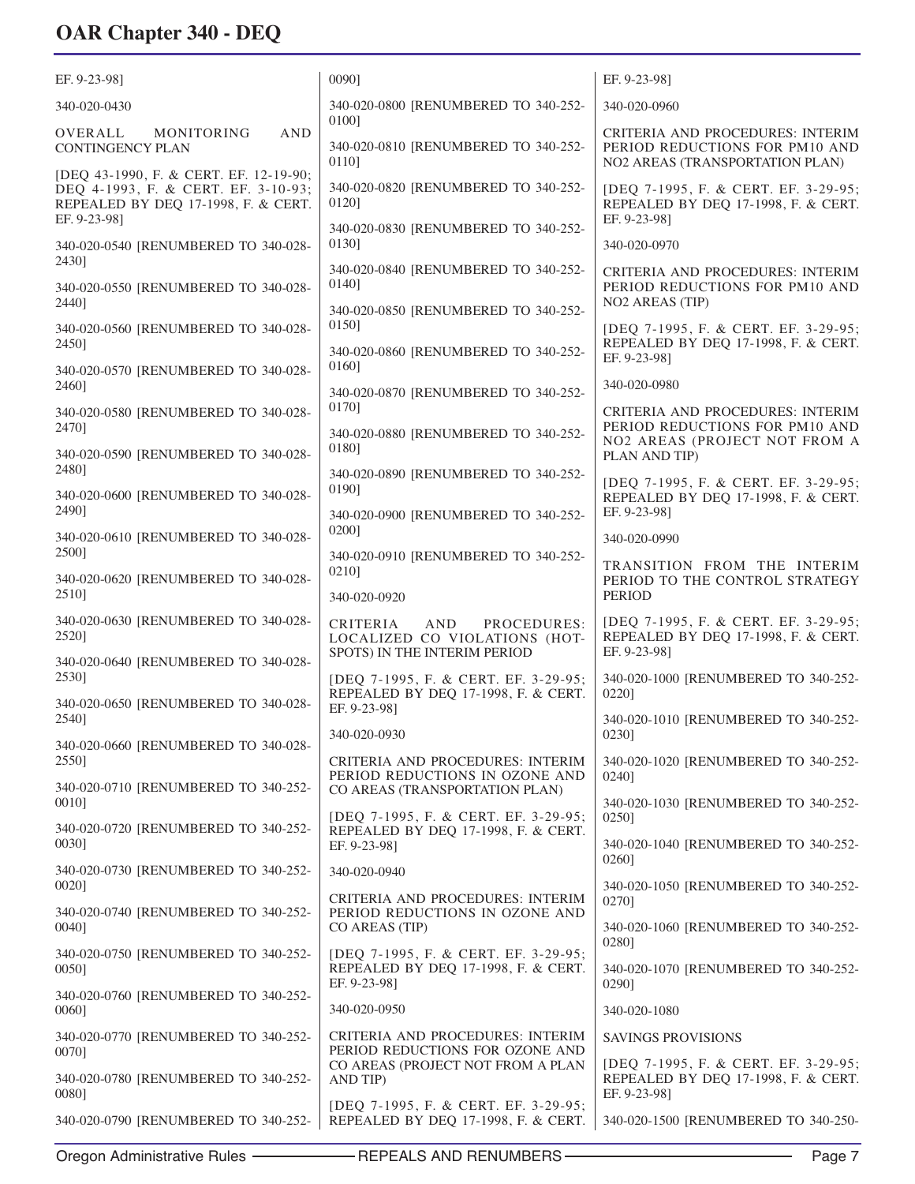EF. 9-23-98]

340-020-0430

OVERALL MONITORING AND CONTINGENCY PLAN

[DEQ 43-1990, F. & CERT. EF. 12-19-90; DEQ 4-1993, F. & CERT. EF. 3-10-93; REPEALED BY DEQ 17-1998, F. & CERT. EF. 9-23-98]

340-020-0540 [RENUMBERED TO 340-028-2430]

340-020-0550 [RENUMBERED TO 340-028-2440]

340-020-0560 [RENUMBERED TO 340-028-2450]

340-020-0570 [RENUMBERED TO 340-028-2460]

340-020-0580 [RENUMBERED TO 340-028-2470]

340-020-0590 [RENUMBERED TO 340-028-2480]

340-020-0600 [RENUMBERED TO 340-028-2490]

340-020-0610 [RENUMBERED TO 340-028-2500]

340-020-0620 [RENUMBERED TO 340-028-2510]

340-020-0630 [RENUMBERED TO 340-028-2520]

340-020-0640 [RENUMBERED TO 340-028-2530]

340-020-0650 [RENUMBERED TO 340-028-2540]

340-020-0660 [RENUMBERED TO 340-028-2550]

340-020-0710 [RENUMBERED TO 340-252-0010]

340-020-0720 [RENUMBERED TO 340-252-0030]

340-020-0730 [RENUMBERED TO 340-252-0020]

340-020-0740 [RENUMBERED TO 340-252-0040]

340-020-0750 [RENUMBERED TO 340-252-0050]

340-020-0760 [RENUMBERED TO 340-252-0060]

340-020-0770 [RENUMBERED TO 340-252-0070]

340-020-0780 [RENUMBERED TO 340-252-0080]

340-020-0790 [RENUMBERED TO 340-252-0090]

340-020-0800 [RENUMBERED TO 340-252-0100]

340-020-0810 [RENUMBERED TO 340-252-0110]

340-020-0820 [RENUMBERED TO 340-252-0120]

340-020-0830 [RENUMBERED TO 340-252-0130]

340-020-0840 [RENUMBERED TO 340-252-0140]

340-020-0850 [RENUMBERED TO 340-252-0150]

340-020-0860 [RENUMBERED TO 340-252-0160]

340-020-0870 [RENUMBERED TO 340-252-0170]

340-020-0880 [RENUMBERED TO 340-252-0180]

340-020-0890 [RENUMBERED TO 340-252-0190]

340-020-0900 [RENUMBERED TO 340-252-0200]

340-020-0910 [RENUMBERED TO 340-252-0210]

340-020-0920

CRITERIA AND PROCEDURES: LOCALIZED CO VIOLATIONS (HOT-SPOTS) IN THE INTERIM PERIOD

[DEQ 7-1995, F. & CERT. EF. 3-29-95; REPEALED BY DEQ 17-1998, F. & CERT. EF. 9-23-98]

340-020-0930

CRITERIA AND PROCEDURES: INTERIM PERIOD REDUCTIONS IN OZONE AND CO AREAS (TRANSPORTATION PLAN)

[DEQ 7-1995, F. & CERT. EF. 3-29-95; REPEALED BY DEQ 17-1998, F. & CERT. EF. 9-23-98]

340-020-0940

CRITERIA AND PROCEDURES: INTERIM PERIOD REDUCTIONS IN OZONE AND CO AREAS (TIP)

[DEQ 7-1995, F. & CERT. EF. 3-29-95; REPEALED BY DEQ 17-1998, F. & CERT. EF. 9-23-98]

340-020-0950

CRITERIA AND PROCEDURES: INTERIM PERIOD REDUCTIONS FOR OZONE AND CO AREAS (PROJECT NOT FROM A PLAN AND TIP)

[DEQ 7-1995, F. & CERT. EF. 3-29-95; REPEALED BY DEQ 17-1998, F. & CERT. EF. 9-23-98]

340-020-0960

CRITERIA AND PROCEDURES: INTERIM PERIOD REDUCTIONS FOR PM10 AND NO2 AREAS (TRANSPORTATION PLAN)

[DEQ 7-1995, F. & CERT. EF. 3-29-95; REPEALED BY DEQ 17-1998, F. & CERT. EF. 9-23-98]

340-020-0970

CRITERIA AND PROCEDURES: INTERIM PERIOD REDUCTIONS FOR PM10 AND NO2 AREAS (TIP)

[DEQ 7-1995, F. & CERT. EF. 3-29-95; REPEALED BY DEQ 17-1998, F. & CERT. EF. 9-23-98]

340-020-0980

CRITERIA AND PROCEDURES: INTERIM PERIOD REDUCTIONS FOR PM10 AND NO2 AREAS (PROJECT NOT FROM A PLAN AND TIP)

[DEQ 7-1995, F. & CERT. EF. 3-29-95; REPEALED BY DEQ 17-1998, F. & CERT. EF. 9-23-98]

340-020-0990

TRANSITION FROM THE INTERIM PERIOD TO THE CONTROL STRATEGY PERIOD

[DEQ 7-1995, F. & CERT. EF. 3-29-95; REPEALED BY DEQ 17-1998, F. & CERT. EF. 9-23-98]

340-020-1000 [RENUMBERED TO 340-252-0220]

340-020-1010 [RENUMBERED TO 340-252-0230]

340-020-1020 [RENUMBERED TO 340-252-0240]

340-020-1030 [RENUMBERED TO 340-252-0250]

340-020-1040 [RENUMBERED TO 340-252-0260]

340-020-1050 [RENUMBERED TO 340-252-0270]

340-020-1060 [RENUMBERED TO 340-252-0280]

340-020-1070 [RENUMBERED TO 340-252-0290]

340-020-1080

SAVINGS PROVISIONS

[DEQ 7-1995, F. & CERT. EF. 3-29-95; REPEALED BY DEQ 17-1998, F. & CERT. EF. 9-23-98]

340-020-1500 [RENUMBERED TO 340-250-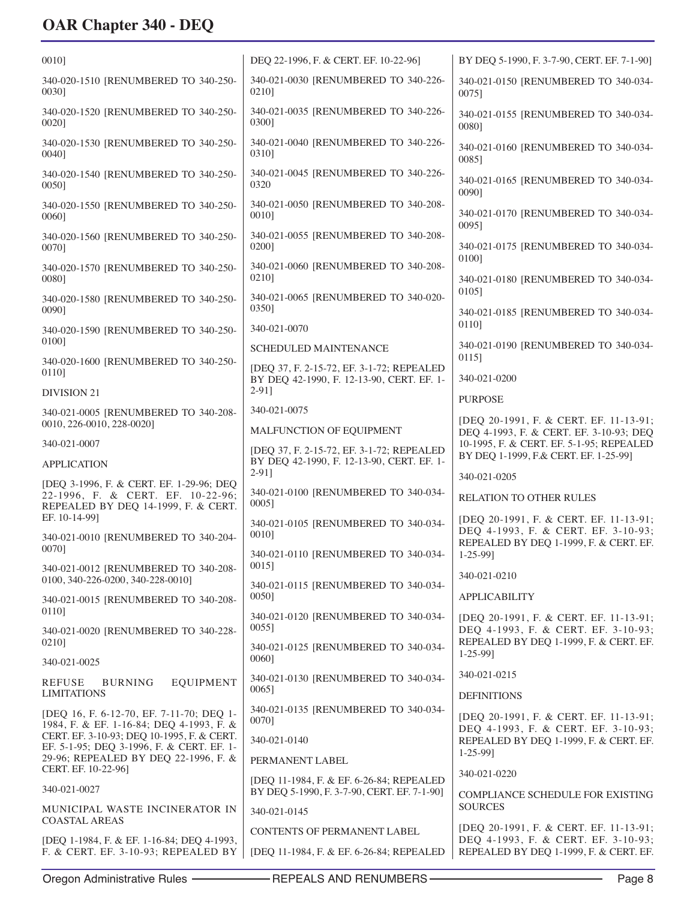0010]

340-020-1510 [RENUMBERED TO 340-250-0030]

340-020-1520 [RENUMBERED TO 340-250-0020]

340-020-1530 [RENUMBERED TO 340-250-0040]

340-020-1540 [RENUMBERED TO 340-250-0050]

340-020-1550 [RENUMBERED TO 340-250-0060]

340-020-1560 [RENUMBERED TO 340-250-0070]

340-020-1570 [RENUMBERED TO 340-250-0080]

340-020-1580 [RENUMBERED TO 340-250-0090]

340-020-1590 [RENUMBERED TO 340-250-0100]

340-020-1600 [RENUMBERED TO 340-250-0110]

DIVISION 21

340-021-0005 [RENUMBERED TO 340-208-0010, 226-0010, 228-0020]

340-021-0007

APPLICATION

[DEQ 3-1996, F. & CERT. EF. 1-29-96; DEQ 22-1996, F. & CERT. EF. 10-22-96; REPEALED BY DEQ 14-1999, F. & CERT. EF. 10-14-99]

340-021-0010 [RENUMBERED TO 340-204-0070]

340-021-0012 [RENUMBERED TO 340-208-0100, 340-226-0200, 340-228-0010]

340-021-0015 [RENUMBERED TO 340-208-0110]

340-021-0020 [RENUMBERED TO 340-228-0210]

340-021-0025

REFUSE BURNING EQUIPMENT LIMITATIONS

[DEQ 16, F. 6-12-70, EF. 7-11-70; DEQ 1-1984, F. & EF. 1-16-84; DEQ 4-1993, F. & CERT. EF. 3-10-93; DEQ 10-1995, F. & CERT. EF. 5-1-95; DEQ 3-1996, F. & CERT. EF. 1-29-96; REPEALED BY DEQ 22-1996, F. & CERT. EF. 10-22-96]

340-021-0027

MUNICIPAL WASTE INCINERATOR IN COASTAL AREAS

[DEQ 1-1984, F. & EF. 1-16-84; DEQ 4-1993, F. & CERT. EF. 3-10-93; REPEALED BY DEQ 22-1996, F. & CERT. EF. 10-22-96]

340-021-0030 [RENUMBERED TO 340-226-0210]

340-021-0035 [RENUMBERED TO 340-226-0300]

340-021-0040 [RENUMBERED TO 340-226-0310]

340-021-0045 [RENUMBERED TO 340-226-0320

340-021-0050 [RENUMBERED TO 340-208-0010]

340-021-0055 [RENUMBERED TO 340-208-0200]

340-021-0060 [RENUMBERED TO 340-208-0210]

340-021-0065 [RENUMBERED TO 340-020-0350]

340-021-0070

SCHEDULED MAINTENANCE

[DEQ 37, F. 2-15-72, EF. 3-1-72; REPEALED BY DEQ 42-1990, F. 12-13-90, CERT. EF. 1-2-91]

340-021-0075

MALFUNCTION OF EQUIPMENT

[DEQ 37, F. 2-15-72, EF. 3-1-72; REPEALED BY DEQ 42-1990, F. 12-13-90, CERT. EF. 1-2-91]

340-021-0100 [RENUMBERED TO 340-034-0005]

340-021-0105 [RENUMBERED TO 340-034-0010]

340-021-0110 [RENUMBERED TO 340-034-0015]

340-021-0115 [RENUMBERED TO 340-034-0050]

340-021-0120 [RENUMBERED TO 340-034-0055]

340-021-0125 [RENUMBERED TO 340-034-0060]

340-021-0130 [RENUMBERED TO 340-034-0065]

340-021-0135 [RENUMBERED TO 340-034-0070]

340-021-0140

PERMANENT LABEL

[DEQ 11-1984, F. & EF. 6-26-84; REPEALED BY DEQ 5-1990, F. 3-7-90, CERT. EF. 7-1-90]

340-021-0145

CONTENTS OF PERMANENT LABEL

[DEQ 11-1984, F. & EF. 6-26-84; REPEALED BY DEQ 5-1990, F. 3-7-90, CERT. EF. 7-1-90]

340-021-0150 [RENUMBERED TO 340-034-0075]

340-021-0155 [RENUMBERED TO 340-034-0080]

340-021-0160 [RENUMBERED TO 340-034-0085]

340-021-0165 [RENUMBERED TO 340-034-0090]

340-021-0170 [RENUMBERED TO 340-034-0095]

340-021-0175 [RENUMBERED TO 340-034-0100]

340-021-0180 [RENUMBERED TO 340-034-0105]

340-021-0185 [RENUMBERED TO 340-034-0110]

340-021-0190 [RENUMBERED TO 340-034-0115]

340-021-0200

PURPOSE

[DEQ 20-1991, F. & CERT. EF. 11-13-91; DEQ 4-1993, F. & CERT. EF. 3-10-93; DEQ 10-1995, F. & CERT. EF. 5-1-95; REPEALED BY DEQ 1-1999, F.& CERT. EF. 1-25-99]

340-021-0205

RELATION TO OTHER RULES

[DEQ 20-1991, F. & CERT. EF. 11-13-91; DEQ 4-1993, F. & CERT. EF. 3-10-93; REPEALED BY DEQ 1-1999, F. & CERT. EF. 1-25-99]

340-021-0210

APPLICABILITY

[DEQ 20-1991, F. & CERT. EF. 11-13-91; DEQ 4-1993, F. & CERT. EF. 3-10-93; REPEALED BY DEQ 1-1999, F. & CERT. EF. 1-25-99]

340-021-0215

DEFINITIONS

[DEQ 20-1991, F. & CERT. EF. 11-13-91; DEQ 4-1993, F. & CERT. EF. 3-10-93; REPEALED BY DEQ 1-1999, F. & CERT. EF. 1-25-99]

340-021-0220

COMPLIANCE SCHEDULE FOR EXISTING SOURCES

[DEQ 20-1991, F. & CERT. EF. 11-13-91; DEQ 4-1993, F. & CERT. EF. 3-10-93; REPEALED BY DEQ 1-1999, F. & CERT. EF.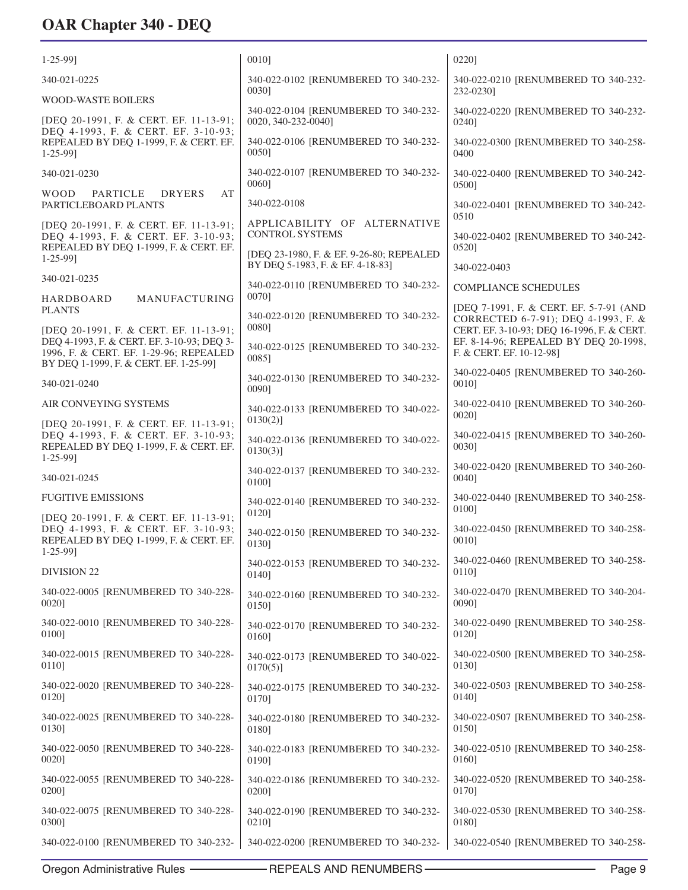1-25-99]

340-021-0225

WOOD-WASTE BOILERS

[DEQ 20-1991, F. & CERT. EF. 11-13-91; DEQ 4-1993, F. & CERT. EF. 3-10-93; REPEALED BY DEQ 1-1999, F. & CERT. EF. 1-25-99]

340-021-0230

WOOD PARTICLE DRYERS AT PARTICLEBOARD PLANTS

[DEQ 20-1991, F. & CERT. EF. 11-13-91; DEQ 4-1993, F. & CERT. EF. 3-10-93; REPEALED BY DEQ 1-1999, F. & CERT. EF. 1-25-99]

340-021-0235

HARDBOARD MANUFACTURING PLANTS

[DEQ 20-1991, F. & CERT. EF. 11-13-91; DEQ 4-1993, F. & CERT. EF. 3-10-93; DEQ 3-1996, F. & CERT. EF. 1-29-96; REPEALED BY DEQ 1-1999, F. & CERT. EF. 1-25-99]

340-021-0240

AIR CONVEYING SYSTEMS

[DEQ 20-1991, F. & CERT. EF. 11-13-91; DEQ 4-1993, F. & CERT. EF. 3-10-93; REPEALED BY DEQ 1-1999, F. & CERT. EF. 1-25-99]

340-021-0245

FUGITIVE EMISSIONS

[DEQ 20-1991, F. & CERT. EF. 11-13-91; DEQ 4-1993, F. & CERT. EF. 3-10-93; REPEALED BY DEQ 1-1999, F. & CERT. EF. 1-25-99]

DIVISION 22

340-022-0005 [RENUMBERED TO 340-228-0020]

340-022-0010 [RENUMBERED TO 340-228-0100]

340-022-0015 [RENUMBERED TO 340-228-0110]

340-022-0020 [RENUMBERED TO 340-228-0120]

340-022-0025 [RENUMBERED TO 340-228-0130]

340-022-0050 [RENUMBERED TO 340-228-0020]

340-022-0055 [RENUMBERED TO 340-228-0200]

340-022-0075 [RENUMBERED TO 340-228-0300]

340-022-0100 [RENUMBERED TO 340-232-0010]

340-022-0102 [RENUMBERED TO 340-232-0030]

340-022-0104 [RENUMBERED TO 340-232-0020, 340-232-0040]

340-022-0106 [RENUMBERED TO 340-232-0050]

340-022-0107 [RENUMBERED TO 340-232-0060]

340-022-0108

APPLICABILITY OF ALTERNATIVE CONTROL SYSTEMS

[DEQ 23-1980, F. & EF. 9-26-80; REPEALED BY DEQ 5-1983, F. & EF. 4-18-83]

340-022-0110 [RENUMBERED TO 340-232-0070]

340-022-0120 [RENUMBERED TO 340-232-0080]

340-022-0125 [RENUMBERED TO 340-232-0085]

340-022-0130 [RENUMBERED TO 340-232-0090]

340-022-0133 [RENUMBERED TO 340-022-0130(2)]

340-022-0136 [RENUMBERED TO 340-022-0130(3)]

340-022-0137 [RENUMBERED TO 340-232-0100]

340-022-0140 [RENUMBERED TO 340-232-0120]

340-022-0150 [RENUMBERED TO 340-232-0130]

340-022-0153 [RENUMBERED TO 340-232-0140]

340-022-0160 [RENUMBERED TO 340-232-0150]

340-022-0170 [RENUMBERED TO 340-232-0160]

340-022-0173 [RENUMBERED TO 340-022-0170(5)]

340-022-0175 [RENUMBERED TO 340-232-0170]

340-022-0180 [RENUMBERED TO 340-232-0180]

340-022-0183 [RENUMBERED TO 340-232-0190]

340-022-0186 [RENUMBERED TO 340-232-0200]

340-022-0190 [RENUMBERED TO 340-232-0210]

340-022-0200 [RENUMBERED TO 340-232-0220]

340-022-0210 [RENUMBERED TO 340-232-232-0230]

340-022-0220 [RENUMBERED TO 340-232-0240]

340-022-0300 [RENUMBERED TO 340-258-0400

340-022-0400 [RENUMBERED TO 340-242-0500]

340-022-0401 [RENUMBERED TO 340-242-0510

340-022-0402 [RENUMBERED TO 340-242-0520]

340-022-0403

COMPLIANCE SCHEDULES

[DEQ 7-1991, F. & CERT. EF. 5-7-91 (AND CORRECTED 6-7-91); DEQ 4-1993, F. & CERT. EF. 3-10-93; DEQ 16-1996, F. & CERT. EF. 8-14-96; REPEALED BY DEQ 20-1998, F. & CERT. EF. 10-12-98]

340-022-0405 [RENUMBERED TO 340-260-0010]

340-022-0410 [RENUMBERED TO 340-260-0020]

340-022-0415 [RENUMBERED TO 340-260-0030]

340-022-0420 [RENUMBERED TO 340-260-0040]

340-022-0440 [RENUMBERED TO 340-258-0100]

340-022-0450 [RENUMBERED TO 340-258-0010]

340-022-0460 [RENUMBERED TO 340-258-0110]

340-022-0470 [RENUMBERED TO 340-204-0090]

340-022-0490 [RENUMBERED TO 340-258-0120]

340-022-0500 [RENUMBERED TO 340-258-0130]

340-022-0503 [RENUMBERED TO 340-258-0140]

340-022-0507 [RENUMBERED TO 340-258-0150]

340-022-0510 [RENUMBERED TO 340-258-0160]

340-022-0520 [RENUMBERED TO 340-258-0170]

340-022-0530 [RENUMBERED TO 340-258-0180]

340-022-0540 [RENUMBERED TO 340-258-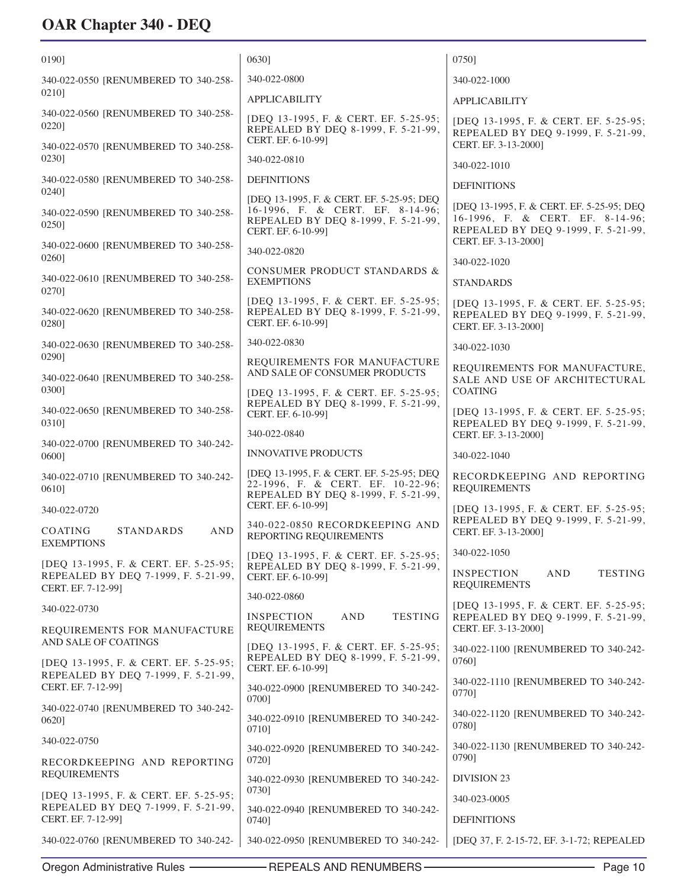0190]

340-022-0550 [RENUMBERED TO 340-258-0210]

340-022-0560 [RENUMBERED TO 340-258-0220]

340-022-0570 [RENUMBERED TO 340-258-0230]

340-022-0580 [RENUMBERED TO 340-258-0240]

340-022-0590 [RENUMBERED TO 340-258-0250]

340-022-0600 [RENUMBERED TO 340-258-0260]

340-022-0610 [RENUMBERED TO 340-258-0270]

340-022-0620 [RENUMBERED TO 340-258-0280]

340-022-0630 [RENUMBERED TO 340-258-0290]

340-022-0640 [RENUMBERED TO 340-258-0300]

340-022-0650 [RENUMBERED TO 340-258-0310]

340-022-0700 [RENUMBERED TO 340-242-0600]

340-022-0710 [RENUMBERED TO 340-242-0610]

340-022-0720

COATING STANDARDS AND EXEMPTIONS

[DEQ 13-1995, F. & CERT. EF. 5-25-95; REPEALED BY DEQ 7-1999, F. 5-21-99, CERT. EF. 7-12-99]

340-022-0730

REQUIREMENTS FOR MANUFACTURE AND SALE OF COATINGS

[DEQ 13-1995, F. & CERT. EF. 5-25-95; REPEALED BY DEQ 7-1999, F. 5-21-99, CERT. EF. 7-12-99]

340-022-0740 [RENUMBERED TO 340-242-0620]

340-022-0750

RECORDKEEPING AND REPORTING REQUIREMENTS

[DEQ 13-1995, F. & CERT. EF. 5-25-95; REPEALED BY DEQ 7-1999, F. 5-21-99, CERT. EF. 7-12-99]

340-022-0760 [RENUMBERED TO 340-242-0630]

340-022-0800

APPLICABILITY

[DEQ 13-1995, F. & CERT. EF. 5-25-95; REPEALED BY DEQ 8-1999, F. 5-21-99, CERT. EF. 6-10-99]

340-022-0810

DEFINITIONS

[DEQ 13-1995, F. & CERT. EF. 5-25-95; DEQ 16-1996, F. & CERT. EF. 8-14-96; REPEALED BY DEQ 8-1999, F. 5-21-99, CERT. EF. 6-10-99]

340-022-0820

CONSUMER PRODUCT STANDARDS & EXEMPTIONS

[DEQ 13-1995, F. & CERT. EF. 5-25-95; REPEALED BY DEQ 8-1999, F. 5-21-99, CERT. EF. 6-10-99]

340-022-0830

REQUIREMENTS FOR MANUFACTURE AND SALE OF CONSUMER PRODUCTS

[DEQ 13-1995, F. & CERT. EF. 5-25-95; REPEALED BY DEQ 8-1999, F. 5-21-99, CERT. EF. 6-10-99]

340-022-0840

INNOVATIVE PRODUCTS

[DEQ 13-1995, F. & CERT. EF. 5-25-95; DEQ 22-1996, F. & CERT. EF. 10-22-96; REPEALED BY DEQ 8-1999, F. 5-21-99, CERT. EF. 6-10-99]

340-022-0850 RECORDKEEPING AND REPORTING REQUIREMENTS

[DEQ 13-1995, F. & CERT. EF. 5-25-95; REPEALED BY DEQ 8-1999, F. 5-21-99, CERT. EF. 6-10-99]

340-022-0860

INSPECTION AND TESTING REQUIREMENTS

[DEQ 13-1995, F. & CERT. EF. 5-25-95; REPEALED BY DEQ 8-1999, F. 5-21-99, CERT. EF. 6-10-99]

340-022-0900 [RENUMBERED TO 340-242-0700]

340-022-0910 [RENUMBERED TO 340-242-0710]

340-022-0920 [RENUMBERED TO 340-242-0720]

340-022-0930 [RENUMBERED TO 340-242-0730]

340-022-0940 [RENUMBERED TO 340-242-0740]

340-022-0950 [RENUMBERED TO 340-242-0750]

340-022-1000

APPLICABILITY

[DEQ 13-1995, F. & CERT. EF. 5-25-95; REPEALED BY DEQ 9-1999, F. 5-21-99, CERT. EF. 3-13-2000]

340-022-1010

DEFINITIONS

[DEQ 13-1995, F. & CERT. EF. 5-25-95; DEQ 16-1996, F. & CERT. EF. 8-14-96; REPEALED BY DEQ 9-1999, F. 5-21-99, CERT. EF. 3-13-2000]

340-022-1020

STANDARDS

[DEQ 13-1995, F. & CERT. EF. 5-25-95; REPEALED BY DEQ 9-1999, F. 5-21-99, CERT. EF. 3-13-2000]

340-022-1030

REQUIREMENTS FOR MANUFACTURE, SALE AND USE OF ARCHITECTURAL COATING

[DEQ 13-1995, F. & CERT. EF. 5-25-95; REPEALED BY DEQ 9-1999, F. 5-21-99, CERT. EF. 3-13-2000]

340-022-1040

RECORDKEEPING AND REPORTING REQUIREMENTS

[DEQ 13-1995, F. & CERT. EF. 5-25-95; REPEALED BY DEQ 9-1999, F. 5-21-99, CERT. EF. 3-13-2000]

340-022-1050

INSPECTION AND TESTING REQUIREMENTS

[DEQ 13-1995, F. & CERT. EF. 5-25-95; REPEALED BY DEQ 9-1999, F. 5-21-99, CERT. EF. 3-13-2000]

340-022-1100 [RENUMBERED TO 340-242-0760]

340-022-1110 [RENUMBERED TO 340-242-0770]

340-022-1120 [RENUMBERED TO 340-242-0780]

340-022-1130 [RENUMBERED TO 340-242-0790]

DIVISION 23

340-023-0005

DEFINITIONS

[DEQ 37, F. 2-15-72, EF. 3-1-72; REPEALED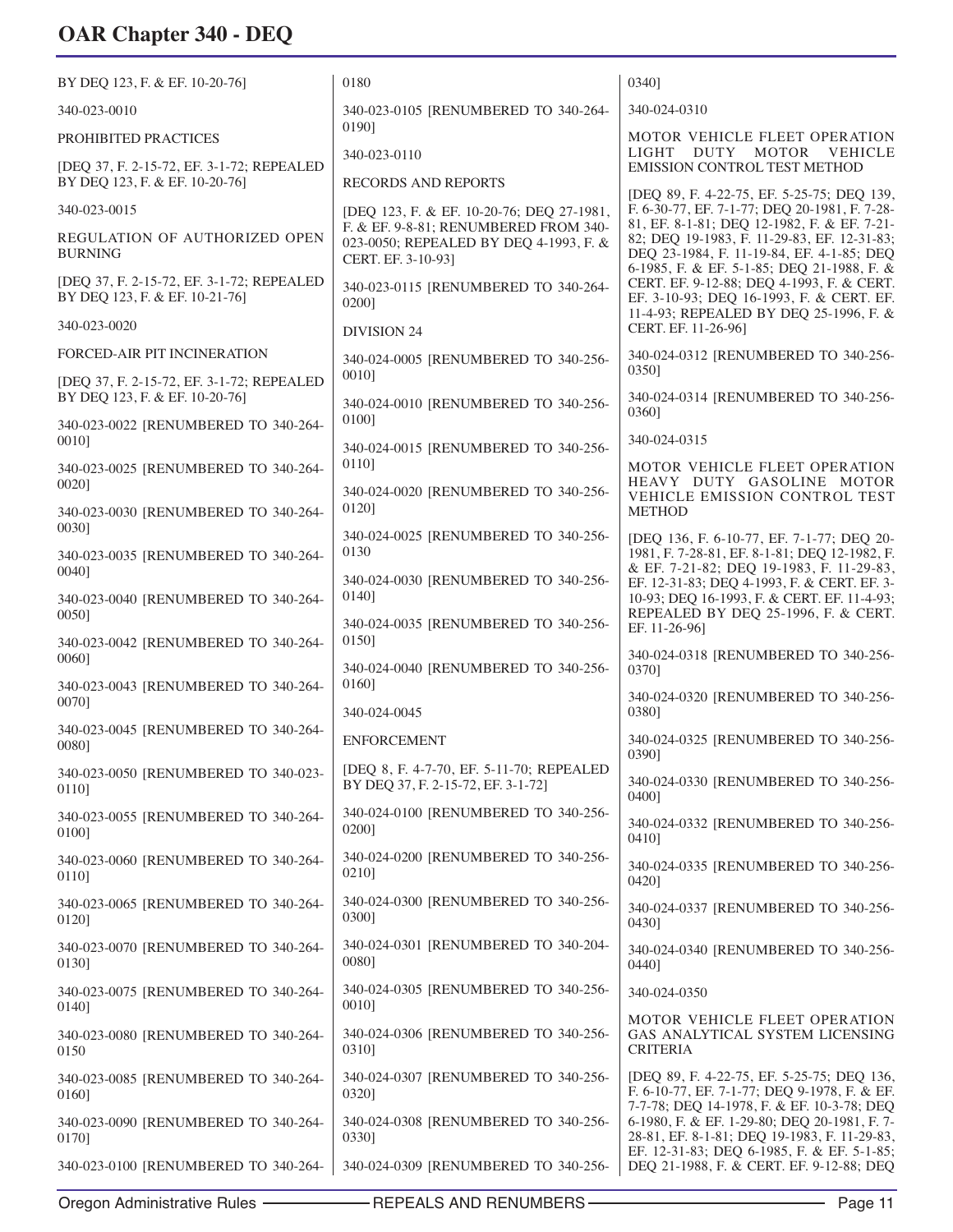BY DEQ 123, F. & EF. 10-20-76]

340-023-0010

PROHIBITED PRACTICES

[DEQ 37, F. 2-15-72, EF. 3-1-72; REPEALED BY DEQ 123, F. & EF. 10-20-76]

340-023-0015

REGULATION OF AUTHORIZED OPEN BURNING

[DEQ 37, F. 2-15-72, EF. 3-1-72; REPEALED BY DEQ 123, F. & EF. 10-21-76]

340-023-0020

FORCED-AIR PIT INCINERATION

[DEQ 37, F. 2-15-72, EF. 3-1-72; REPEALED BY DEQ 123, F. & EF. 10-20-76]

340-023-0022 [RENUMBERED TO 340-264-0010]

340-023-0025 [RENUMBERED TO 340-264-0020]

340-023-0030 [RENUMBERED TO 340-264-0030]

340-023-0035 [RENUMBERED TO 340-264-0040]

340-023-0040 [RENUMBERED TO 340-264-0050]

340-023-0042 [RENUMBERED TO 340-264-0060]

340-023-0043 [RENUMBERED TO 340-264-0070]

340-023-0045 [RENUMBERED TO 340-264-0080]

340-023-0050 [RENUMBERED TO 340-023-0110]

340-023-0055 [RENUMBERED TO 340-264-0100]

340-023-0060 [RENUMBERED TO 340-264-0110]

340-023-0065 [RENUMBERED TO 340-264-0120]

340-023-0070 [RENUMBERED TO 340-264-0130]

340-023-0075 [RENUMBERED TO 340-264-0140]

340-023-0080 [RENUMBERED TO 340-264-0150

340-023-0085 [RENUMBERED TO 340-264-0160]

340-023-0090 [RENUMBERED TO 340-264-0170]

340-023-0100 [RENUMBERED TO 340-264-0180

340-023-0105 [RENUMBERED TO 340-264-0190]

340-023-0110

RECORDS AND REPORTS

[DEQ 123, F. & EF. 10-20-76; DEQ 27-1981, F. & EF. 9-8-81; RENUMBERED FROM 340-023-0050; REPEALED BY DEQ 4-1993, F. & CERT. EF. 3-10-93]

340-023-0115 [RENUMBERED TO 340-264-0200]

DIVISION 24

340-024-0005 [RENUMBERED TO 340-256-0010]

340-024-0010 [RENUMBERED TO 340-256-0100]

340-024-0015 [RENUMBERED TO 340-256-0110]

340-024-0020 [RENUMBERED TO 340-256-0120]

340-024-0025 [RENUMBERED TO 340-256-0130

340-024-0030 [RENUMBERED TO 340-256-0140]

340-024-0035 [RENUMBERED TO 340-256-0150]

340-024-0040 [RENUMBERED TO 340-256-0160]

340-024-0045

ENFORCEMENT

[DEQ 8, F. 4-7-70, EF. 5-11-70; REPEALED BY DEQ 37, F. 2-15-72, EF. 3-1-72]

340-024-0100 [RENUMBERED TO 340-256-0200]

340-024-0200 [RENUMBERED TO 340-256-0210]

340-024-0300 [RENUMBERED TO 340-256-0300]

340-024-0301 [RENUMBERED TO 340-204-0080]

340-024-0305 [RENUMBERED TO 340-256-0010]

340-024-0306 [RENUMBERED TO 340-256-0310]

340-024-0307 [RENUMBERED TO 340-256-0320]

340-024-0308 [RENUMBERED TO 340-256-0330]

340-024-0309 [RENUMBERED TO 340-256-0340]

340-024-0310

MOTOR VEHICLE FLEET OPERATION LIGHT DUTY MOTOR VEHICLE EMISSION CONTROL TEST METHOD

[DEQ 89, F. 4-22-75, EF. 5-25-75; DEQ 139, F. 6-30-77, EF. 7-1-77; DEQ 20-1981, F. 7-28-81, EF. 8-1-81; DEQ 12-1982, F. & EF. 7-21-82; DEQ 19-1983, F. 11-29-83, EF. 12-31-83; DEQ 23-1984, F. 11-19-84, EF. 4-1-85; DEQ 6-1985, F. & EF. 5-1-85; DEQ 21-1988, F. & CERT. EF. 9-12-88; DEQ 4-1993, F. & CERT. EF. 3-10-93; DEQ 16-1993, F. & CERT. EF. 11-4-93; REPEALED BY DEQ 25-1996, F. & CERT. EF. 11-26-96]

340-024-0312 [RENUMBERED TO 340-256-0350]

340-024-0314 [RENUMBERED TO 340-256-0360]

340-024-0315

MOTOR VEHICLE FLEET OPERATION HEAVY DUTY GASOLINE MOTOR VEHICLE EMISSION CONTROL TEST METHOD

[DEQ 136, F. 6-10-77, EF. 7-1-77; DEQ 20-1981, F. 7-28-81, EF. 8-1-81; DEQ 12-1982, F. & EF. 7-21-82; DEQ 19-1983, F. 11-29-83, EF. 12-31-83; DEQ 4-1993, F. & CERT. EF. 3-10-93; DEQ 16-1993, F. & CERT. EF. 11-4-93; REPEALED BY DEQ 25-1996, F. & CERT. EF. 11-26-96]

340-024-0318 [RENUMBERED TO 340-256-0370]

340-024-0320 [RENUMBERED TO 340-256-0380]

340-024-0325 [RENUMBERED TO 340-256-0390]

340-024-0330 [RENUMBERED TO 340-256-0400]

340-024-0332 [RENUMBERED TO 340-256-0410]

340-024-0335 [RENUMBERED TO 340-256-0420]

340-024-0337 [RENUMBERED TO 340-256-0430]

340-024-0340 [RENUMBERED TO 340-256-0440]

340-024-0350

MOTOR VEHICLE FLEET OPERATION GAS ANALYTICAL SYSTEM LICENSING CRITERIA

[DEQ 89, F. 4-22-75, EF. 5-25-75; DEQ 136, F. 6-10-77, EF. 7-1-77; DEQ 9-1978, F. & EF. 7-7-78; DEQ 14-1978, F. & EF. 10-3-78; DEQ 6-1980, F. & EF. 1-29-80; DEQ 20-1981, F. 7-28-81, EF. 8-1-81; DEQ 19-1983, F. 11-29-83, EF. 12-31-83; DEQ 6-1985, F. & EF. 5-1-85; DEQ 21-1988, F. & CERT. EF. 9-12-88; DEQ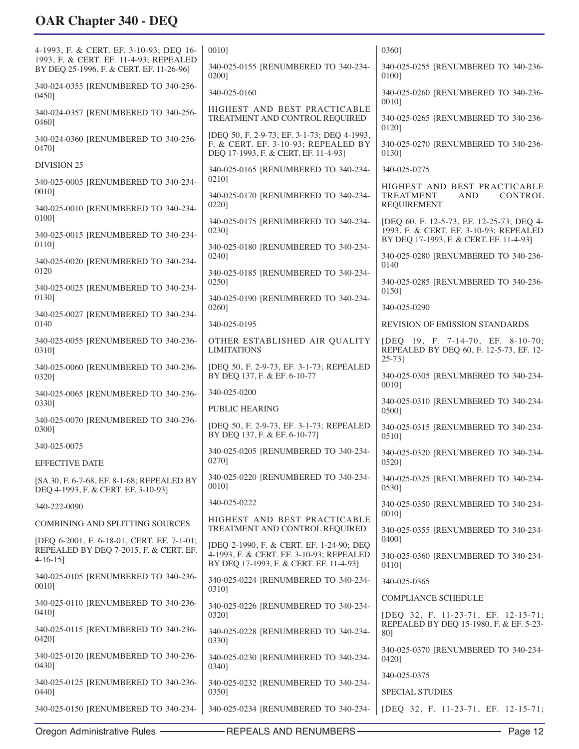4-1993, F. & CERT. EF. 3-10-93; DEQ 16-1993, F. & CERT. EF. 11-4-93; REPEALED BY DEQ 25-1996, F. & CERT. EF. 11-26-96]

340-024-0355 [RENUMBERED TO 340-256-0450]

340-024-0357 [RENUMBERED TO 340-256-0460]

340-024-0360 [RENUMBERED TO 340-256-0470]

DIVISION 25

340-025-0005 [RENUMBERED TO 340-234-0010]

340-025-0010 [RENUMBERED TO 340-234-0100]

340-025-0015 [RENUMBERED TO 340-234-0110]

340-025-0020 [RENUMBERED TO 340-234-0120

340-025-0025 [RENUMBERED TO 340-234-0130]

340-025-0027 [RENUMBERED TO 340-234-0140

340-025-0055 [RENUMBERED TO 340-236-0310]

340-025-0060 [RENUMBERED TO 340-236-0320]

340-025-0065 [RENUMBERED TO 340-236-0330]

340-025-0070 [RENUMBERED TO 340-236-0300]

340-025-0075

EFFECTIVE DATE

[SA 30, F. 6-7-68, EF. 8-1-68; REPEALED BY DEQ 4-1993, F. & CERT. EF. 3-10-93]

340-222-0090

COMBINING AND SPLITTING SOURCES

[DEQ 6-2001, F. 6-18-01, CERT. EF. 7-1-01; REPEALED BY DEQ 7-2015, F. & CERT. EF. 4-16-15]

340-025-0105 [RENUMBERED TO 340-236-0010]

340-025-0110 [RENUMBERED TO 340-236-0410]

340-025-0115 [RENUMBERED TO 340-236-0420]

340-025-0120 [RENUMBERED TO 340-236-0430]

340-025-0125 [RENUMBERED TO 340-236-0440]

340-025-0150 [RENUMBERED TO 340-234-0010]

340-025-0155 [RENUMBERED TO 340-234-0200]

340-025-0160

HIGHEST AND BEST PRACTICABLE TREATMENT AND CONTROL REQUIRED

[DEQ 50, F. 2-9-73, EF. 3-1-73; DEQ 4-1993, F. & CERT. EF. 3-10-93; REPEALED BY DEQ 17-1993, F. & CERT. EF. 11-4-93]

340-025-0165 [RENUMBERED TO 340-234-0210]

340-025-0170 [RENUMBERED TO 340-234-0220]

340-025-0175 [RENUMBERED TO 340-234-0230]

340-025-0180 [RENUMBERED TO 340-234-0240]

340-025-0185 [RENUMBERED TO 340-234-0250]

340-025-0190 [RENUMBERED TO 340-234-0260]

340-025-0195

OTHER ESTABLISHED AIR QUALITY LIMITATIONS

[DEQ 50, F. 2-9-73, EF. 3-1-73; REPEALED BY DEQ 137, F. & EF. 6-10-77

340-025-0200

PUBLIC HEARING

[DEQ 50, F. 2-9-73, EF. 3-1-73; REPEALED BY DEQ 137, F. & EF. 6-10-77]

340-025-0205 [RENUMBERED TO 340-234-0270]

340-025-0220 [RENUMBERED TO 340-234-0010]

340-025-0222

HIGHEST AND BEST PRACTICABLE TREATMENT AND CONTROL REQUIRED

[DEQ 2-1990, F. & CERT. EF. 1-24-90; DEQ 4-1993, F. & CERT. EF. 3-10-93; REPEALED BY DEQ 17-1993, F. & CERT. EF. 11-4-93]

340-025-0224 [RENUMBERED TO 340-234-0310]

340-025-0226 [RENUMBERED TO 340-234-0320]

340-025-0228 [RENUMBERED TO 340-234-0330]

340-025-0230 [RENUMBERED TO 340-234-0340]

340-025-0232 [RENUMBERED TO 340-234-0350]

340-025-0234 [RENUMBERED TO 340-234-0360]

340-025-0255 [RENUMBERED TO 340-236-0100]

340-025-0260 [RENUMBERED TO 340-236-0010]

340-025-0265 [RENUMBERED TO 340-236-0120]

340-025-0270 [RENUMBERED TO 340-236-0130]

340-025-0275

HIGHEST AND BEST PRACTICABLE TREATMENT AND CONTROL REQUIREMENT

[DEQ 60, F. 12-5-73, EF. 12-25-73; DEQ 4-1993, F. & CERT. EF. 3-10-93; REPEALED BY DEQ 17-1993, F. & CERT. EF. 11-4-93]

340-025-0280 [RENUMBERED TO 340-236-0140

340-025-0285 [RENUMBERED TO 340-236-0150]

340-025-0290

REVISION OF EMISSION STANDARDS

[DEQ 19, F. 7-14-70, EF. 8-10-70; REPEALED BY DEQ 60, F. 12-5-73, EF. 12-25-73]

340-025-0305 [RENUMBERED TO 340-234-0010]

340-025-0310 [RENUMBERED TO 340-234-0500]

340-025-0315 [RENUMBERED TO 340-234-0510]

340-025-0320 [RENUMBERED TO 340-234-0520]

340-025-0325 [RENUMBERED TO 340-234-0530]

340-025-0350 [RENUMBERED TO 340-234-0010]

340-025-0355 [RENUMBERED TO 340-234-0400]

340-025-0360 [RENUMBERED TO 340-234-0410]

340-025-0365

COMPLIANCE SCHEDULE

[DEQ 32, F. 11-23-71, EF. 12-15-71; REPEALED BY DEQ 15-1980, F. & EF. 5-23-80]

340-025-0370 [RENUMBERED TO 340-234-0420]

340-025-0375

SPECIAL STUDIES

[DEQ 32, F. 11-23-71, EF. 12-15-71;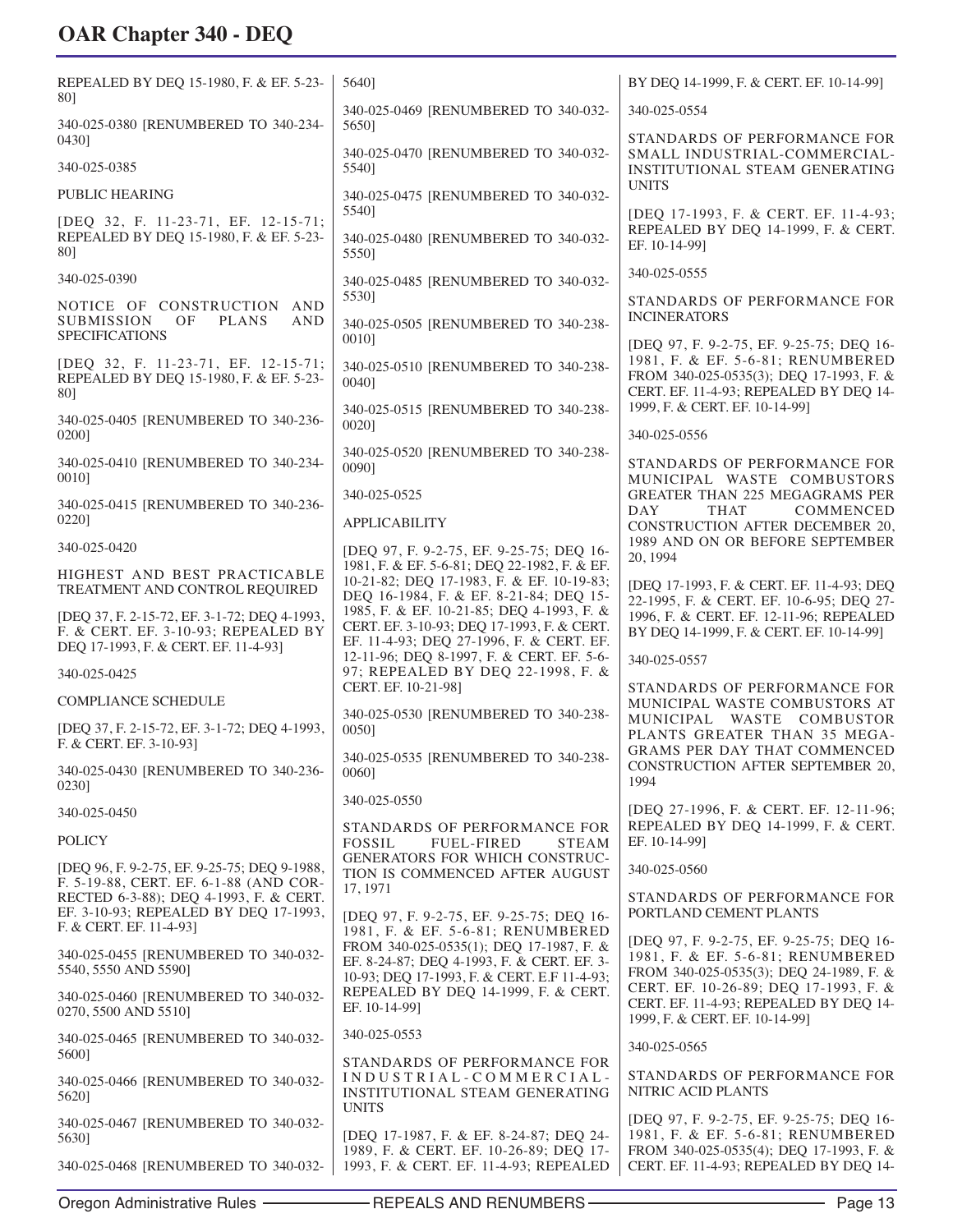REPEALED BY DEQ 15-1980, F. & EF. 5-23-80]

340-025-0380 [RENUMBERED TO 340-234-0430]

340-025-0385

PUBLIC HEARING

[DEQ 32, F. 11-23-71, EF. 12-15-71; REPEALED BY DEQ 15-1980, F. & EF. 5-23-80]

340-025-0390

NOTICE OF CONSTRUCTION AND SUBMISSION OF PLANS AND SPECIFICATIONS

[DEQ 32, F. 11-23-71, EF. 12-15-71; REPEALED BY DEQ 15-1980, F. & EF. 5-23-80]

340-025-0405 [RENUMBERED TO 340-236-0200]

340-025-0410 [RENUMBERED TO 340-234-0010]

340-025-0415 [RENUMBERED TO 340-236-0220]

340-025-0420

HIGHEST AND BEST PRACTICABLE TREATMENT AND CONTROL REQUIRED

[DEQ 37, F. 2-15-72, EF. 3-1-72; DEQ 4-1993, F. & CERT. EF. 3-10-93; REPEALED BY DEQ 17-1993, F. & CERT. EF. 11-4-93]

340-025-0425

COMPLIANCE SCHEDULE

[DEQ 37, F. 2-15-72, EF. 3-1-72; DEQ 4-1993, F. & CERT. EF. 3-10-93]

340-025-0430 [RENUMBERED TO 340-236-0230]

340-025-0450

POLICY

[DEQ 96, F. 9-2-75, EF. 9-25-75; DEQ 9-1988, F. 5-19-88, CERT. EF. 6-1-88 (AND CORRECTED 6-3-88); DEQ 4-1993, F. & CERT. EF. 3-10-93; REPEALED BY DEQ 17-1993, F. & CERT. EF. 11-4-93]

340-025-0455 [RENUMBERED TO 340-032-5540, 5550 AND 5590]

340-025-0460 [RENUMBERED TO 340-032-0270, 5500 AND 5510]

340-025-0465 [RENUMBERED TO 340-032-5600]

340-025-0466 [RENUMBERED TO 340-032-5620]

340-025-0467 [RENUMBERED TO 340-032-5630]

340-025-0468 [RENUMBERED TO 340-032-5640]

340-025-0469 [RENUMBERED TO 340-032-5650]

340-025-0470 [RENUMBERED TO 340-032-5540]

340-025-0475 [RENUMBERED TO 340-032-5540]

340-025-0480 [RENUMBERED TO 340-032-5550]

340-025-0485 [RENUMBERED TO 340-032-5530]

340-025-0505 [RENUMBERED TO 340-238-0010]

340-025-0510 [RENUMBERED TO 340-238-0040]

340-025-0515 [RENUMBERED TO 340-238-0020]

340-025-0520 [RENUMBERED TO 340-238-0090]

340-025-0525

APPLICABILITY

[DEQ 97, F. 9-2-75, EF. 9-25-75; DEQ 16-1981, F. & EF. 5-6-81; DEQ 22-1982, F. & EF. 10-21-82; DEQ 17-1983, F. & EF. 10-19-83; DEQ 16-1984, F. & EF. 8-21-84; DEQ 15-1985, F. & EF. 10-21-85; DEQ 4-1993, F. & CERT. EF. 3-10-93; DEQ 17-1993, F. & CERT. EF. 11-4-93; DEQ 27-1996, F. & CERT. EF. 12-11-96; DEQ 8-1997, F. & CERT. EF. 5-6-97; REPEALED BY DEQ 22-1998, F. & CERT. EF. 10-21-98]

340-025-0530 [RENUMBERED TO 340-238-0050]

340-025-0535 [RENUMBERED TO 340-238-0060]

340-025-0550

STANDARDS OF PERFORMANCE FOR FOSSIL FUEL-FIRED STEAM GENERATORS FOR WHICH CONSTRUCTION IS COMMENCED AFTER AUGUST 17, 1971

[DEQ 97, F. 9-2-75, EF. 9-25-75; DEQ 16-1981, F. & EF. 5-6-81; RENUMBERED FROM 340-025-0535(1); DEQ 17-1987, F. & EF. 8-24-87; DEQ 4-1993, F. & CERT. EF. 3-10-93; DEQ 17-1993, F. & CERT. E.F 11-4-93; REPEALED BY DEQ 14-1999, F. & CERT. EF. 10-14-99]

340-025-0553

STANDARDS OF PERFORMANCE FOR INDUSTRIAL-COMMERCIAL-INSTITUTIONAL STEAM GENERATING UNITS

[DEQ 17-1987, F. & EF. 8-24-87; DEQ 24-1989, F. & CERT. EF. 10-26-89; DEQ 17-1993, F. & CERT. EF. 11-4-93; REPEALED BY DEQ 14-1999, F. & CERT. EF. 10-14-99]

340-025-0554

STANDARDS OF PERFORMANCE FOR SMALL INDUSTRIAL-COMMERCIAL-INSTITUTIONAL STEAM GENERATING UNITS

[DEQ 17-1993, F. & CERT. EF. 11-4-93; REPEALED BY DEQ 14-1999, F. & CERT. EF. 10-14-99]

340-025-0555

STANDARDS OF PERFORMANCE FOR INCINERATORS

[DEQ 97, F. 9-2-75, EF. 9-25-75; DEQ 16-1981, F. & EF. 5-6-81; RENUMBERED FROM 340-025-0535(3); DEQ 17-1993, F. & CERT. EF. 11-4-93; REPEALED BY DEQ 14-1999, F. & CERT. EF. 10-14-99]

340-025-0556

STANDARDS OF PERFORMANCE FOR MUNICIPAL WASTE COMBUSTORS GREATER THAN 225 MEGAGRAMS PER DAY THAT COMMENCED CONSTRUCTION AFTER DECEMBER 20, 1989 AND ON OR BEFORE SEPTEMBER 20, 1994

[DEQ 17-1993, F. & CERT. EF. 11-4-93; DEQ 22-1995, F. & CERT. EF. 10-6-95; DEQ 27-1996, F. & CERT. EF. 12-11-96; REPEALED BY DEQ 14-1999, F. & CERT. EF. 10-14-99]

340-025-0557

STANDARDS OF PERFORMANCE FOR MUNICIPAL WASTE COMBUSTORS AT MUNICIPAL WASTE COMBUSTOR PLANTS GREATER THAN 35 MEGAGRAMS PER DAY THAT COMMENCED CONSTRUCTION AFTER SEPTEMBER 20, 1994

[DEQ 27-1996, F. & CERT. EF. 12-11-96; REPEALED BY DEQ 14-1999, F. & CERT. EF. 10-14-99]

340-025-0560

STANDARDS OF PERFORMANCE FOR PORTLAND CEMENT PLANTS

[DEQ 97, F. 9-2-75, EF. 9-25-75; DEQ 16-1981, F. & EF. 5-6-81; RENUMBERED FROM 340-025-0535(3); DEQ 24-1989, F. & CERT. EF. 10-26-89; DEQ 17-1993, F. & CERT. EF. 11-4-93; REPEALED BY DEQ 14-1999, F. & CERT. EF. 10-14-99]

340-025-0565

STANDARDS OF PERFORMANCE FOR NITRIC ACID PLANTS

[DEQ 97, F. 9-2-75, EF. 9-25-75; DEQ 16-1981, F. & EF. 5-6-81; RENUMBERED FROM 340-025-0535(4); DEQ 17-1993, F. & CERT. EF. 11-4-93; REPEALED BY DEQ 14-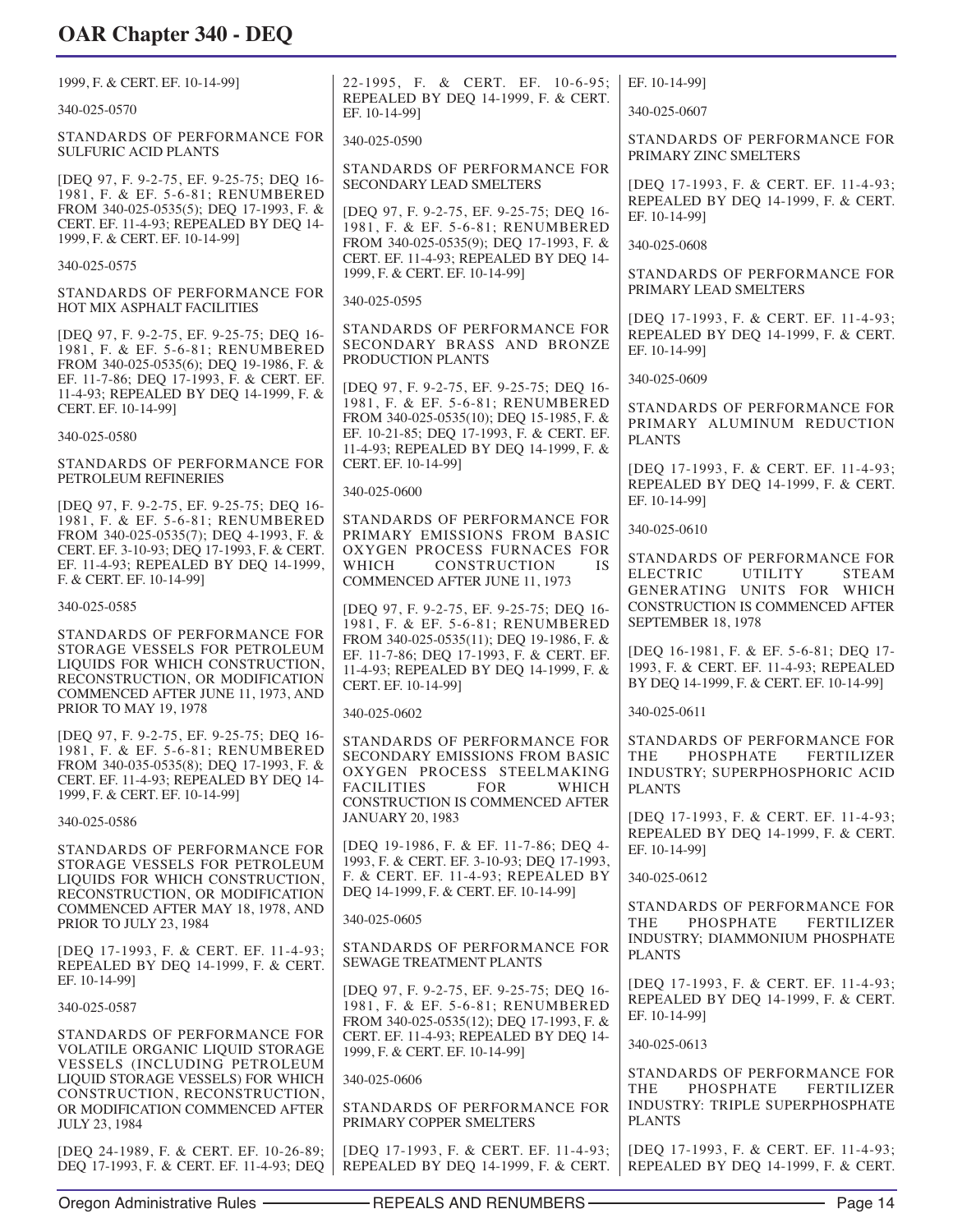1999, F. & CERT. EF. 10-14-99]

340-025-0570

STANDARDS OF PERFORMANCE FOR SULFURIC ACID PLANTS

[DEQ 97, F. 9-2-75, EF. 9-25-75; DEQ 16-1981, F. & EF. 5-6-81; RENUMBERED FROM 340-025-0535(5); DEQ 17-1993, F. & CERT. EF. 11-4-93; REPEALED BY DEQ 14-1999, F. & CERT. EF. 10-14-99]

340-025-0575

STANDARDS OF PERFORMANCE FOR HOT MIX ASPHALT FACILITIES

[DEQ 97, F. 9-2-75, EF. 9-25-75; DEQ 16-1981, F. & EF. 5-6-81; RENUMBERED FROM 340-025-0535(6); DEQ 19-1986, F. & EF. 11-7-86; DEQ 17-1993, F. & CERT. EF. 11-4-93; REPEALED BY DEQ 14-1999, F. & CERT. EF. 10-14-99]

340-025-0580

STANDARDS OF PERFORMANCE FOR PETROLEUM REFINERIES

[DEQ 97, F. 9-2-75, EF. 9-25-75; DEQ 16-1981, F. & EF. 5-6-81; RENUMBERED FROM 340-025-0535(7); DEQ 4-1993, F. & CERT. EF. 3-10-93; DEQ 17-1993, F. & CERT. EF. 11-4-93; REPEALED BY DEQ 14-1999, F. & CERT. EF. 10-14-99]

340-025-0585

STANDARDS OF PERFORMANCE FOR STORAGE VESSELS FOR PETROLEUM LIQUIDS FOR WHICH CONSTRUCTION, RECONSTRUCTION, OR MODIFICATION COMMENCED AFTER JUNE 11, 1973, AND PRIOR TO MAY 19, 1978

[DEQ 97, F. 9-2-75, EF. 9-25-75; DEQ 16-1981, F. & EF. 5-6-81; RENUMBERED FROM 340-035-0535(8); DEQ 17-1993, F. & CERT. EF. 11-4-93; REPEALED BY DEQ 14-1999, F. & CERT. EF. 10-14-99]

340-025-0586

STANDARDS OF PERFORMANCE FOR STORAGE VESSELS FOR PETROLEUM LIQUIDS FOR WHICH CONSTRUCTION, RECONSTRUCTION, OR MODIFICATION COMMENCED AFTER MAY 18, 1978, AND PRIOR TO JULY 23, 1984

[DEQ 17-1993, F. & CERT. EF. 11-4-93; REPEALED BY DEQ 14-1999, F. & CERT. EF. 10-14-99]

340-025-0587

STANDARDS OF PERFORMANCE FOR VOLATILE ORGANIC LIQUID STORAGE VESSELS (INCLUDING PETROLEUM LIQUID STORAGE VESSELS) FOR WHICH CONSTRUCTION, RECONSTRUCTION, OR MODIFICATION COMMENCED AFTER JULY 23, 1984

[DEQ 24-1989, F. & CERT. EF. 10-26-89; DEQ 17-1993, F. & CERT. EF. 11-4-93; DEQ 22-1995, F. & CERT. EF. 10-6-95; REPEALED BY DEQ 14-1999, F. & CERT. EF. 10-14-99]

340-025-0590

STANDARDS OF PERFORMANCE FOR SECONDARY LEAD SMELTERS

[DEQ 97, F. 9-2-75, EF. 9-25-75; DEQ 16-1981, F. & EF. 5-6-81; RENUMBERED FROM 340-025-0535(9); DEQ 17-1993, F. & CERT. EF. 11-4-93; REPEALED BY DEQ 14-1999, F. & CERT. EF. 10-14-99]

340-025-0595

STANDARDS OF PERFORMANCE FOR SECONDARY BRASS AND BRONZE PRODUCTION PLANTS

[DEQ 97, F. 9-2-75, EF. 9-25-75; DEQ 16-1981, F. & EF. 5-6-81; RENUMBERED FROM 340-025-0535(10); DEQ 15-1985, F. & EF. 10-21-85; DEQ 17-1993, F. & CERT. EF. 11-4-93; REPEALED BY DEQ 14-1999, F. & CERT. EF. 10-14-99]

340-025-0600

STANDARDS OF PERFORMANCE FOR PRIMARY EMISSIONS FROM BASIC OXYGEN PROCESS FURNACES FOR WHICH CONSTRUCTION IS COMMENCED AFTER JUNE 11, 1973

[DEQ 97, F. 9-2-75, EF. 9-25-75; DEQ 16-1981, F. & EF. 5-6-81; RENUMBERED FROM 340-025-0535(11); DEQ 19-1986, F. & EF. 11-7-86; DEQ 17-1993, F. & CERT. EF. 11-4-93; REPEALED BY DEQ 14-1999, F. & CERT. EF. 10-14-99]

340-025-0602

STANDARDS OF PERFORMANCE FOR SECONDARY EMISSIONS FROM BASIC OXYGEN PROCESS STEELMAKING FACILITIES FOR WHICH CONSTRUCTION IS COMMENCED AFTER JANUARY 20, 1983

[DEQ 19-1986, F. & EF. 11-7-86; DEQ 4-1993, F. & CERT. EF. 3-10-93; DEQ 17-1993, F. & CERT. EF. 11-4-93; REPEALED BY DEQ 14-1999, F. & CERT. EF. 10-14-99]

340-025-0605

STANDARDS OF PERFORMANCE FOR SEWAGE TREATMENT PLANTS

[DEQ 97, F. 9-2-75, EF. 9-25-75; DEQ 16-1981, F. & EF. 5-6-81; RENUMBERED FROM 340-025-0535(12); DEQ 17-1993, F. & CERT. EF. 11-4-93; REPEALED BY DEQ 14-1999, F. & CERT. EF. 10-14-99]

340-025-0606

STANDARDS OF PERFORMANCE FOR PRIMARY COPPER SMELTERS

[DEQ 17-1993, F. & CERT. EF. 11-4-93; REPEALED BY DEQ 14-1999, F. & CERT. EF. 10-14-99]

340-025-0607

STANDARDS OF PERFORMANCE FOR PRIMARY ZINC SMELTERS

[DEQ 17-1993, F. & CERT. EF. 11-4-93; REPEALED BY DEQ 14-1999, F. & CERT. EF. 10-14-99]

340-025-0608

STANDARDS OF PERFORMANCE FOR PRIMARY LEAD SMELTERS

[DEQ 17-1993, F. & CERT. EF. 11-4-93; REPEALED BY DEQ 14-1999, F. & CERT. EF. 10-14-99]

340-025-0609

STANDARDS OF PERFORMANCE FOR PRIMARY ALUMINUM REDUCTION PLANTS

[DEQ 17-1993, F. & CERT. EF. 11-4-93; REPEALED BY DEQ 14-1999, F. & CERT. EF. 10-14-99]

340-025-0610

STANDARDS OF PERFORMANCE FOR ELECTRIC UTILITY STEAM GENERATING UNITS FOR WHICH CONSTRUCTION IS COMMENCED AFTER SEPTEMBER 18, 1978

[DEQ 16-1981, F. & EF. 5-6-81; DEQ 17-1993, F. & CERT. EF. 11-4-93; REPEALED BY DEQ 14-1999, F. & CERT. EF. 10-14-99]

340-025-0611

STANDARDS OF PERFORMANCE FOR THE PHOSPHATE FERTILIZER INDUSTRY; SUPERPHOSPHORIC ACID PLANTS

[DEQ 17-1993, F. & CERT. EF. 11-4-93; REPEALED BY DEQ 14-1999, F. & CERT. EF. 10-14-99]

340-025-0612

STANDARDS OF PERFORMANCE FOR THE PHOSPHATE FERTILIZER INDUSTRY; DIAMMONIUM PHOSPHATE PLANTS

[DEQ 17-1993, F. & CERT. EF. 11-4-93; REPEALED BY DEQ 14-1999, F. & CERT. EF. 10-14-99]

340-025-0613

STANDARDS OF PERFORMANCE FOR THE PHOSPHATE FERTILIZER INDUSTRY: TRIPLE SUPERPHOSPHATE PLANTS

[DEQ 17-1993, F. & CERT. EF. 11-4-93; REPEALED BY DEQ 14-1999, F. & CERT.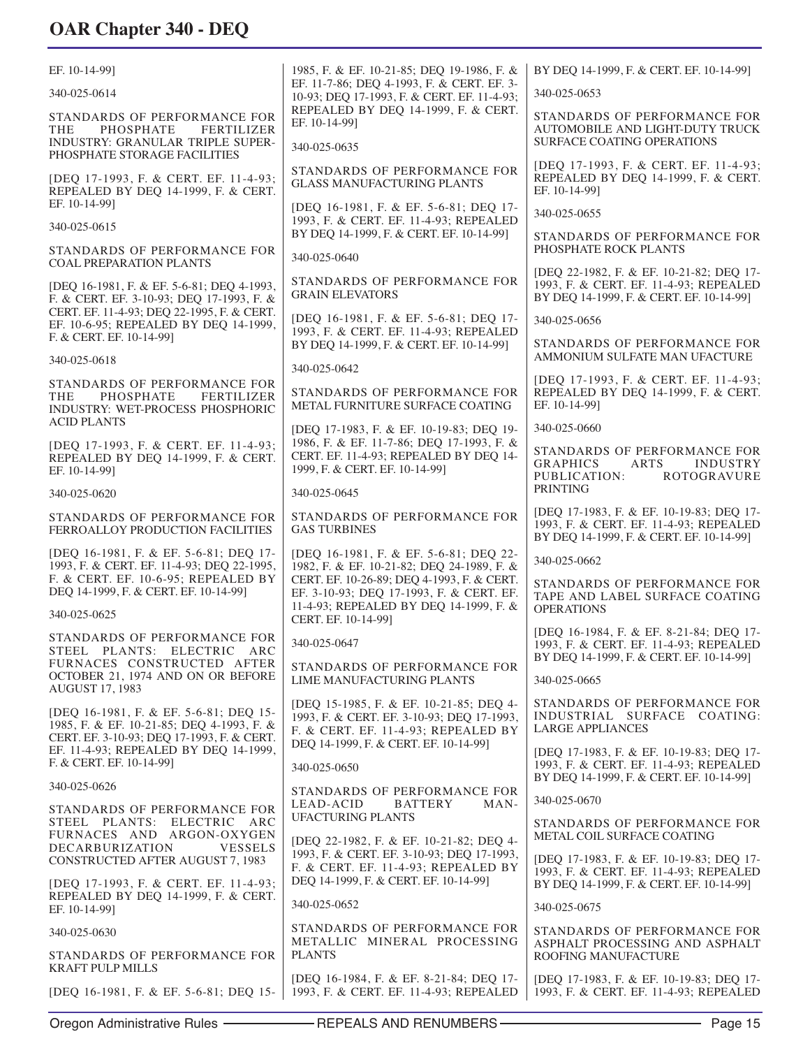EF. 10-14-99]

340-025-0614

STANDARDS OF PERFORMANCE FOR THE PHOSPHATE FERTILIZER INDUSTRY: GRANULAR TRIPLE SUPER-PHOSPHATE STORAGE FACILITIES

[DEQ 17-1993, F. & CERT. EF. 11-4-93; REPEALED BY DEQ 14-1999, F. & CERT. EF. 10-14-99]

340-025-0615

STANDARDS OF PERFORMANCE FOR COAL PREPARATION PLANTS

[DEQ 16-1981, F. & EF. 5-6-81; DEQ 4-1993, F. & CERT. EF. 3-10-93; DEQ 17-1993, F. & CERT. EF. 11-4-93; DEQ 22-1995, F. & CERT. EF. 10-6-95; REPEALED BY DEQ 14-1999, F. & CERT. EF. 10-14-99]

340-025-0618

STANDARDS OF PERFORMANCE FOR THE PHOSPHATE FERTILIZER INDUSTRY: WET-PROCESS PHOSPHORIC ACID PLANTS

[DEQ 17-1993, F. & CERT. EF. 11-4-93; REPEALED BY DEQ 14-1999, F. & CERT. EF. 10-14-99]

340-025-0620

STANDARDS OF PERFORMANCE FOR FERROALLOY PRODUCTION FACILITIES

[DEQ 16-1981, F. & EF. 5-6-81; DEQ 17-1993, F. & CERT. EF. 11-4-93; DEQ 22-1995, F. & CERT. EF. 10-6-95; REPEALED BY DEQ 14-1999, F. & CERT. EF. 10-14-99]

340-025-0625

STANDARDS OF PERFORMANCE FOR STEEL PLANTS: ELECTRIC ARC FURNACES CONSTRUCTED AFTER OCTOBER 21, 1974 AND ON OR BEFORE AUGUST 17, 1983

[DEQ 16-1981, F. & EF. 5-6-81; DEQ 15-1985, F. & EF. 10-21-85; DEQ 4-1993, F. & CERT. EF. 3-10-93; DEQ 17-1993, F. & CERT. EF. 11-4-93; REPEALED BY DEQ 14-1999, F. & CERT. EF. 10-14-99]

340-025-0626

STANDARDS OF PERFORMANCE FOR STEEL PLANTS: ELECTRIC ARC FURNACES AND ARGON-OXYGEN DECARBURIZATION VESSELS CONSTRUCTED AFTER AUGUST 7, 1983

[DEQ 17-1993, F. & CERT. EF. 11-4-93; REPEALED BY DEQ 14-1999, F. & CERT. EF. 10-14-99]

340-025-0630

STANDARDS OF PERFORMANCE FOR KRAFT PULP MILLS

[DEQ 16-1981, F. & EF. 5-6-81; DEQ 15-1985, F. & EF. 10-21-85; DEQ 19-1986, F. & EF. 11-7-86; DEQ 4-1993, F. & CERT. EF. 3-10-93; DEQ 17-1993, F. & CERT. EF. 11-4-93; REPEALED BY DEQ 14-1999, F. & CERT. EF. 10-14-99]

340-025-0635

STANDARDS OF PERFORMANCE FOR GLASS MANUFACTURING PLANTS

[DEQ 16-1981, F. & EF. 5-6-81; DEQ 17-1993, F. & CERT. EF. 11-4-93; REPEALED BY DEQ 14-1999, F. & CERT. EF. 10-14-99]

340-025-0640

STANDARDS OF PERFORMANCE FOR GRAIN ELEVATORS

[DEQ 16-1981, F. & EF. 5-6-81; DEQ 17-1993, F. & CERT. EF. 11-4-93; REPEALED BY DEQ 14-1999, F. & CERT. EF. 10-14-99]

340-025-0642

STANDARDS OF PERFORMANCE FOR METAL FURNITURE SURFACE COATING

[DEQ 17-1983, F. & EF. 10-19-83; DEQ 19-1986, F. & EF. 11-7-86; DEQ 17-1993, F. & CERT. EF. 11-4-93; REPEALED BY DEQ 14-1999, F. & CERT. EF. 10-14-99]

340-025-0645

STANDARDS OF PERFORMANCE FOR GAS TURBINES

[DEQ 16-1981, F. & EF. 5-6-81; DEQ 22-1982, F. & EF. 10-21-82; DEQ 24-1989, F. & CERT. EF. 10-26-89; DEQ 4-1993, F. & CERT. EF. 3-10-93; DEQ 17-1993, F. & CERT. EF. 11-4-93; REPEALED BY DEQ 14-1999, F. & CERT. EF. 10-14-99]

340-025-0647

STANDARDS OF PERFORMANCE FOR LIME MANUFACTURING PLANTS

[DEQ 15-1985, F. & EF. 10-21-85; DEQ 4-1993, F. & CERT. EF. 3-10-93; DEQ 17-1993, F. & CERT. EF. 11-4-93; REPEALED BY DEQ 14-1999, F. & CERT. EF. 10-14-99]

340-025-0650

STANDARDS OF PERFORMANCE FOR LEAD-ACID BATTERY MANUFACTURING PLANTS

[DEQ 22-1982, F. & EF. 10-21-82; DEQ 4-1993, F. & CERT. EF. 3-10-93; DEQ 17-1993, F. & CERT. EF. 11-4-93; REPEALED BY DEQ 14-1999, F. & CERT. EF. 10-14-99]

340-025-0652

STANDARDS OF PERFORMANCE FOR METALLIC MINERAL PROCESSING PLANTS

[DEQ 16-1984, F. & EF. 8-21-84; DEQ 17-1993, F. & CERT. EF. 11-4-93; REPEALED BY DEQ 14-1999, F. & CERT. EF. 10-14-99]

340-025-0653

STANDARDS OF PERFORMANCE FOR AUTOMOBILE AND LIGHT-DUTY TRUCK SURFACE COATING OPERATIONS

[DEQ 17-1993, F. & CERT. EF. 11-4-93; REPEALED BY DEQ 14-1999, F. & CERT. EF. 10-14-99]

340-025-0655

STANDARDS OF PERFORMANCE FOR PHOSPHATE ROCK PLANTS

[DEQ 22-1982, F. & EF. 10-21-82; DEQ 17-1993, F. & CERT. EF. 11-4-93; REPEALED BY DEQ 14-1999, F. & CERT. EF. 10-14-99]

340-025-0656

STANDARDS OF PERFORMANCE FOR AMMONIUM SULFATE MAN UFACTURE

[DEQ 17-1993, F. & CERT. EF. 11-4-93; REPEALED BY DEQ 14-1999, F. & CERT. EF. 10-14-99]

340-025-0660

STANDARDS OF PERFORMANCE FOR GRAPHICS ARTS INDUSTRY PUBLICATION: ROTOGRAVURE PRINTING

[DEQ 17-1983, F. & EF. 10-19-83; DEQ 17-1993, F. & CERT. EF. 11-4-93; REPEALED BY DEQ 14-1999, F. & CERT. EF. 10-14-99]

340-025-0662

STANDARDS OF PERFORMANCE FOR TAPE AND LABEL SURFACE COATING OPERATIONS

[DEQ 16-1984, F. & EF. 8-21-84; DEQ 17-1993, F. & CERT. EF. 11-4-93; REPEALED BY DEQ 14-1999, F. & CERT. EF. 10-14-99]

340-025-0665

STANDARDS OF PERFORMANCE FOR INDUSTRIAL SURFACE COATING: LARGE APPLIANCES

[DEQ 17-1983, F. & EF. 10-19-83; DEQ 17-1993, F. & CERT. EF. 11-4-93; REPEALED BY DEQ 14-1999, F. & CERT. EF. 10-14-99]

340-025-0670

STANDARDS OF PERFORMANCE FOR METAL COIL SURFACE COATING

[DEQ 17-1983, F. & EF. 10-19-83; DEQ 17-1993, F. & CERT. EF. 11-4-93; REPEALED BY DEQ 14-1999, F. & CERT. EF. 10-14-99]

340-025-0675

STANDARDS OF PERFORMANCE FOR ASPHALT PROCESSING AND ASPHALT ROOFING MANUFACTURE

[DEQ 17-1983, F. & EF. 10-19-83; DEQ 17-1993, F. & CERT. EF. 11-4-93; REPEALED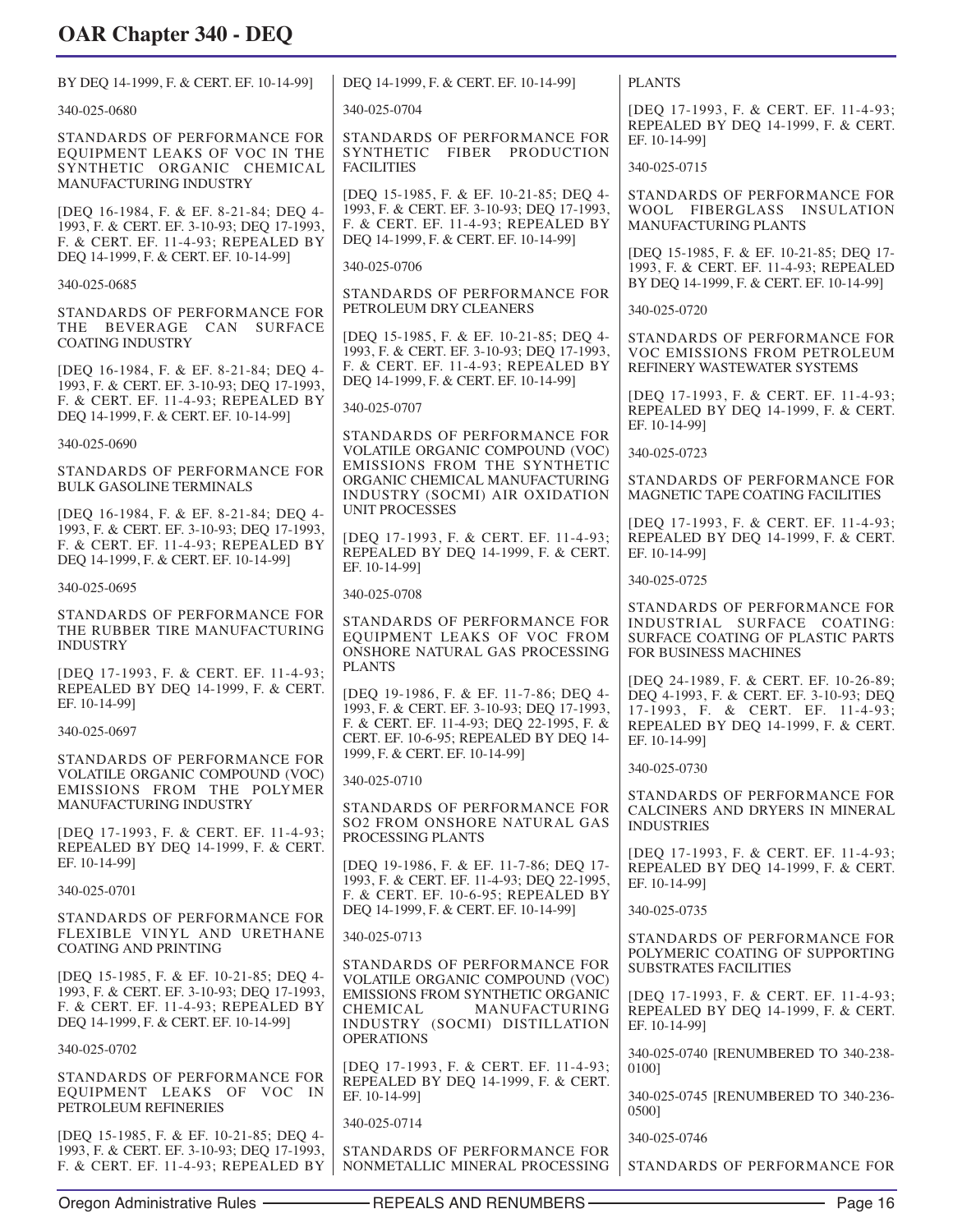BY DEQ 14-1999, F. & CERT. EF. 10-14-99]

340-025-0680

STANDARDS OF PERFORMANCE FOR EQUIPMENT LEAKS OF VOC IN THE SYNTHETIC ORGANIC CHEMICAL MANUFACTURING INDUSTRY

[DEQ 16-1984, F. & EF. 8-21-84; DEQ 4-1993, F. & CERT. EF. 3-10-93; DEQ 17-1993, F. & CERT. EF. 11-4-93; REPEALED BY DEQ 14-1999, F. & CERT. EF. 10-14-99]

340-025-0685

STANDARDS OF PERFORMANCE FOR THE BEVERAGE CAN SURFACE COATING INDUSTRY

[DEQ 16-1984, F. & EF. 8-21-84; DEQ 4-1993, F. & CERT. EF. 3-10-93; DEQ 17-1993, F. & CERT. EF. 11-4-93; REPEALED BY DEQ 14-1999, F. & CERT. EF. 10-14-99]

340-025-0690

STANDARDS OF PERFORMANCE FOR BULK GASOLINE TERMINALS

[DEQ 16-1984, F. & EF. 8-21-84; DEQ 4-1993, F. & CERT. EF. 3-10-93; DEQ 17-1993, F. & CERT. EF. 11-4-93; REPEALED BY DEQ 14-1999, F. & CERT. EF. 10-14-99]

340-025-0695

STANDARDS OF PERFORMANCE FOR THE RUBBER TIRE MANUFACTURING INDUSTRY

[DEQ 17-1993, F. & CERT. EF. 11-4-93; REPEALED BY DEQ 14-1999, F. & CERT. EF. 10-14-99]

340-025-0697

STANDARDS OF PERFORMANCE FOR VOLATILE ORGANIC COMPOUND (VOC) EMISSIONS FROM THE POLYMER MANUFACTURING INDUSTRY

[DEQ 17-1993, F. & CERT. EF. 11-4-93; REPEALED BY DEQ 14-1999, F. & CERT. EF. 10-14-99]

340-025-0701

STANDARDS OF PERFORMANCE FOR FLEXIBLE VINYL AND URETHANE COATING AND PRINTING

[DEQ 15-1985, F. & EF. 10-21-85; DEQ 4-1993, F. & CERT. EF. 3-10-93; DEQ 17-1993, F. & CERT. EF. 11-4-93; REPEALED BY DEQ 14-1999, F. & CERT. EF. 10-14-99]

340-025-0702

STANDARDS OF PERFORMANCE FOR EQUIPMENT LEAKS OF VOC IN PETROLEUM REFINERIES

[DEQ 15-1985, F. & EF. 10-21-85; DEQ 4-1993, F. & CERT. EF. 3-10-93; DEQ 17-1993, F. & CERT. EF. 11-4-93; REPEALED BY DEQ 14-1999, F. & CERT. EF. 10-14-99]

340-025-0704

STANDARDS OF PERFORMANCE FOR SYNTHETIC FIBER PRODUCTION FACILITIES

[DEQ 15-1985, F. & EF. 10-21-85; DEQ 4-1993, F. & CERT. EF. 3-10-93; DEQ 17-1993, F. & CERT. EF. 11-4-93; REPEALED BY DEQ 14-1999, F. & CERT. EF. 10-14-99]

340-025-0706

STANDARDS OF PERFORMANCE FOR PETROLEUM DRY CLEANERS

[DEQ 15-1985, F. & EF. 10-21-85; DEQ 4-1993, F. & CERT. EF. 3-10-93; DEQ 17-1993, F. & CERT. EF. 11-4-93; REPEALED BY DEQ 14-1999, F. & CERT. EF. 10-14-99]

340-025-0707

STANDARDS OF PERFORMANCE FOR VOLATILE ORGANIC COMPOUND (VOC) EMISSIONS FROM THE SYNTHETIC ORGANIC CHEMICAL MANUFACTURING INDUSTRY (SOCMI) AIR OXIDATION UNIT PROCESSES

[DEQ 17-1993, F. & CERT. EF. 11-4-93; REPEALED BY DEQ 14-1999, F. & CERT. EF. 10-14-99]

340-025-0708

STANDARDS OF PERFORMANCE FOR EQUIPMENT LEAKS OF VOC FROM ONSHORE NATURAL GAS PROCESSING PLANTS

[DEQ 19-1986, F. & EF. 11-7-86; DEQ 4-1993, F. & CERT. EF. 3-10-93; DEQ 17-1993, F. & CERT. EF. 11-4-93; DEQ 22-1995, F. & CERT. EF. 10-6-95; REPEALED BY DEQ 14-1999, F. & CERT. EF. 10-14-99]

340-025-0710

STANDARDS OF PERFORMANCE FOR SO2 FROM ONSHORE NATURAL GAS PROCESSING PLANTS

[DEQ 19-1986, F. & EF. 11-7-86; DEQ 17-1993, F. & CERT. EF. 11-4-93; DEQ 22-1995, F. & CERT. EF. 10-6-95; REPEALED BY DEQ 14-1999, F. & CERT. EF. 10-14-99]

340-025-0713

STANDARDS OF PERFORMANCE FOR VOLATILE ORGANIC COMPOUND (VOC) EMISSIONS FROM SYNTHETIC ORGANIC CHEMICAL MANUFACTURING INDUSTRY (SOCMI) DISTILLATION OPERATIONS

[DEQ 17-1993, F. & CERT. EF. 11-4-93; REPEALED BY DEQ 14-1999, F. & CERT. EF. 10-14-99]

340-025-0714

STANDARDS OF PERFORMANCE FOR NONMETALLIC MINERAL PROCESSING PLANTS

[DEQ 17-1993, F. & CERT. EF. 11-4-93; REPEALED BY DEQ 14-1999, F. & CERT. EF. 10-14-99]

340-025-0715

STANDARDS OF PERFORMANCE FOR WOOL FIBERGLASS INSULATION MANUFACTURING PLANTS

[DEQ 15-1985, F. & EF. 10-21-85; DEQ 17-1993, F. & CERT. EF. 11-4-93; REPEALED BY DEQ 14-1999, F. & CERT. EF. 10-14-99]

340-025-0720

STANDARDS OF PERFORMANCE FOR VOC EMISSIONS FROM PETROLEUM REFINERY WASTEWATER SYSTEMS

[DEQ 17-1993, F. & CERT. EF. 11-4-93; REPEALED BY DEQ 14-1999, F. & CERT. EF. 10-14-99]

340-025-0723

STANDARDS OF PERFORMANCE FOR MAGNETIC TAPE COATING FACILITIES

[DEQ 17-1993, F. & CERT. EF. 11-4-93; REPEALED BY DEQ 14-1999, F. & CERT. EF. 10-14-99]

340-025-0725

STANDARDS OF PERFORMANCE FOR INDUSTRIAL SURFACE COATING: SURFACE COATING OF PLASTIC PARTS FOR BUSINESS MACHINES

[DEQ 24-1989, F. & CERT. EF. 10-26-89; DEQ 4-1993, F. & CERT. EF. 3-10-93; DEQ 17-1993, F. & CERT. EF. 11-4-93; REPEALED BY DEQ 14-1999, F. & CERT. EF. 10-14-99]

340-025-0730

STANDARDS OF PERFORMANCE FOR CALCINERS AND DRYERS IN MINERAL INDUSTRIES

[DEQ 17-1993, F. & CERT. EF. 11-4-93; REPEALED BY DEQ 14-1999, F. & CERT. EF. 10-14-99]

340-025-0735

STANDARDS OF PERFORMANCE FOR POLYMERIC COATING OF SUPPORTING SUBSTRATES FACILITIES

[DEQ 17-1993, F. & CERT. EF. 11-4-93; REPEALED BY DEQ 14-1999, F. & CERT. EF. 10-14-99]

340-025-0740 [RENUMBERED TO 340-238-0100]

340-025-0745 [RENUMBERED TO 340-236-0500]

340-025-0746

STANDARDS OF PERFORMANCE FOR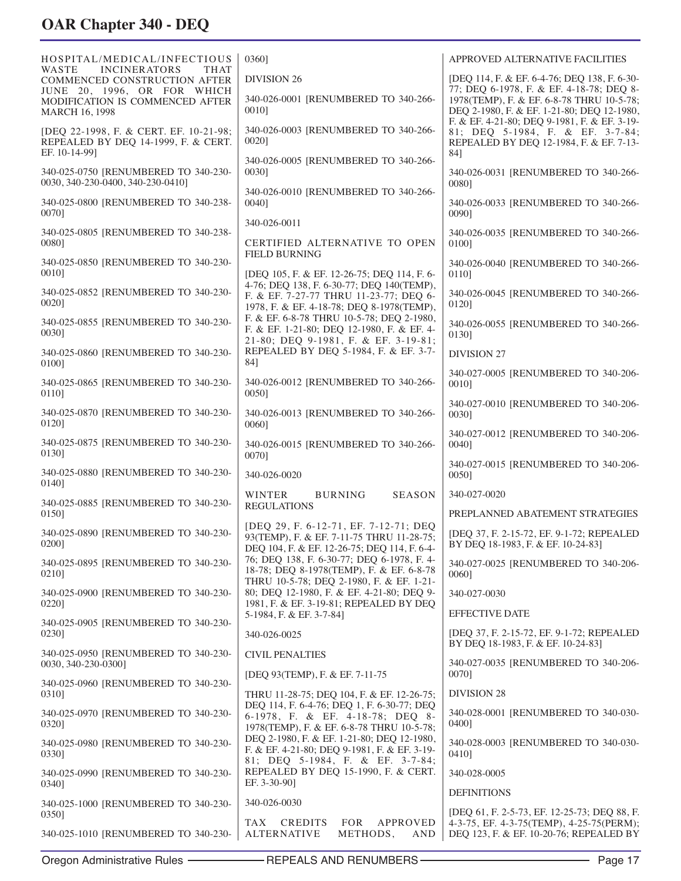HOSPITAL/MEDICAL/INFECTIOUS WASTE INCINERATORS THAT COMMENCED CONSTRUCTION AFTER JUNE 20, 1996, OR FOR WHICH MODIFICATION IS COMMENCED AFTER MARCH 16, 1998

[DEQ 22-1998, F. & CERT. EF. 10-21-98; REPEALED BY DEQ 14-1999, F. & CERT. EF. 10-14-99]

340-025-0750 [RENUMBERED TO 340-230-0030, 340-230-0400, 340-230-0410]

340-025-0800 [RENUMBERED TO 340-238-0070]

340-025-0805 [RENUMBERED TO 340-238-0080]

340-025-0850 [RENUMBERED TO 340-230-0010]

340-025-0852 [RENUMBERED TO 340-230-0020]

340-025-0855 [RENUMBERED TO 340-230-0030]

340-025-0860 [RENUMBERED TO 340-230-0100]

340-025-0865 [RENUMBERED TO 340-230-0110]

340-025-0870 [RENUMBERED TO 340-230-0120]

340-025-0875 [RENUMBERED TO 340-230-0130]

340-025-0880 [RENUMBERED TO 340-230-0140]

340-025-0885 [RENUMBERED TO 340-230-0150]

340-025-0890 [RENUMBERED TO 340-230-0200]

340-025-0895 [RENUMBERED TO 340-230-0210]

340-025-0900 [RENUMBERED TO 340-230-0220]

340-025-0905 [RENUMBERED TO 340-230-0230]

340-025-0950 [RENUMBERED TO 340-230-0030, 340-230-0300]

340-025-0960 [RENUMBERED TO 340-230-0310]

340-025-0970 [RENUMBERED TO 340-230-0320]

340-025-0980 [RENUMBERED TO 340-230-0330]

340-025-0990 [RENUMBERED TO 340-230-0340]

340-025-1000 [RENUMBERED TO 340-230-0350]

340-025-1010 [RENUMBERED TO 340-230-0360]

DIVISION 26

340-026-0001 [RENUMBERED TO 340-266-0010]

340-026-0003 [RENUMBERED TO 340-266-0020]

340-026-0005 [RENUMBERED TO 340-266-0030]

340-026-0010 [RENUMBERED TO 340-266-0040]

340-026-0011

CERTIFIED ALTERNATIVE TO OPEN FIELD BURNING

[DEQ 105, F. & EF. 12-26-75; DEQ 114, F. 6-4-76; DEQ 138, F. 6-30-77; DEQ 140(TEMP), F. & EF. 7-27-77 THRU 11-23-77; DEQ 6-1978, F. & EF. 4-18-78; DEQ 8-1978(TEMP), F. & EF. 6-8-78 THRU 10-5-78; DEQ 2-1980, F. & EF. 1-21-80; DEQ 12-1980, F. & EF. 4-21-80; DEQ 9-1981, F. & EF. 3-19-81; REPEALED BY DEQ 5-1984, F. & EF. 3-7-84]

340-026-0012 [RENUMBERED TO 340-266-0050]

340-026-0013 [RENUMBERED TO 340-266-0060]

340-026-0015 [RENUMBERED TO 340-266-0070]

340-026-0020

WINTER BURNING SEASON REGULATIONS

[DEQ 29, F. 6-12-71, EF. 7-12-71; DEQ 93(TEMP), F. & EF. 7-11-75 THRU 11-28-75; DEQ 104, F. & EF. 12-26-75; DEQ 114, F. 6-4-76; DEQ 138, F. 6-30-77; DEQ 6-1978, F. 4-18-78; DEQ 8-1978(TEMP), F. & EF. 6-8-78 THRU 10-5-78; DEQ 2-1980, F. & EF. 1-21-80; DEQ 12-1980, F. & EF. 4-21-80; DEQ 9-1981, F. & EF. 3-19-81; REPEALED BY DEQ 5-1984, F. & EF. 3-7-84]

340-026-0025

CIVIL PENALTIES

[DEQ 93(TEMP), F. & EF. 7-11-75

THRU 11-28-75; DEQ 104, F. & EF. 12-26-75; DEQ 114, F. 6-4-76; DEQ 1, F. 6-30-77; DEQ 6-1978, F. & EF. 4-18-78; DEQ 8-1978(TEMP), F. & EF. 6-8-78 THRU 10-5-78; DEQ 2-1980, F. & EF. 1-21-80; DEQ 12-1980, F. & EF. 4-21-80; DEQ 9-1981, F. & EF. 3-19-81; DEQ 5-1984, F. & EF. 3-7-84; REPEALED BY DEQ 15-1990, F. & CERT. EF. 3-30-90]

340-026-0030

TAX CREDITS FOR APPROVED ALTERNATIVE METHODS, AND APPROVED ALTERNATIVE FACILITIES

[DEQ 114, F. & EF. 6-4-76; DEQ 138, F. 6-30-77; DEQ 6-1978, F. & EF. 4-18-78; DEQ 8-1978(TEMP), F. & EF. 6-8-78 THRU 10-5-78; DEQ 2-1980, F. & EF. 1-21-80; DEQ 12-1980, F. & EF. 4-21-80; DEQ 9-1981, F. & EF. 3-19-81; DEQ 5-1984, F. & EF. 3-7-84; REPEALED BY DEQ 12-1984, F. & EF. 7-13-84]

340-026-0031 [RENUMBERED TO 340-266-0080]

340-026-0033 [RENUMBERED TO 340-266-0090]

340-026-0035 [RENUMBERED TO 340-266-0100]

340-026-0040 [RENUMBERED TO 340-266-0110]

340-026-0045 [RENUMBERED TO 340-266-0120]

340-026-0055 [RENUMBERED TO 340-266-0130]

DIVISION 27

340-027-0005 [RENUMBERED TO 340-206-0010]

340-027-0010 [RENUMBERED TO 340-206-0030]

340-027-0012 [RENUMBERED TO 340-206-0040]

340-027-0015 [RENUMBERED TO 340-206-0050]

340-027-0020

PREPLANNED ABATEMENT STRATEGIES

[DEQ 37, F. 2-15-72, EF. 9-1-72; REPEALED BY DEQ 18-1983, F. & EF. 10-24-83]

340-027-0025 [RENUMBERED TO 340-206-0060]

340-027-0030

EFFECTIVE DATE

[DEQ 37, F. 2-15-72, EF. 9-1-72; REPEALED BY DEQ 18-1983, F. & EF. 10-24-83]

340-027-0035 [RENUMBERED TO 340-206-0070]

DIVISION 28

340-028-0001 [RENUMBERED TO 340-030-0400]

340-028-0003 [RENUMBERED TO 340-030-0410]

340-028-0005

DEFINITIONS

[DEQ 61, F. 2-5-73, EF. 12-25-73; DEQ 88, F. 4-3-75, EF. 4-3-75(TEMP), 4-25-75(PERM); DEQ 123, F. & EF. 10-20-76; REPEALED BY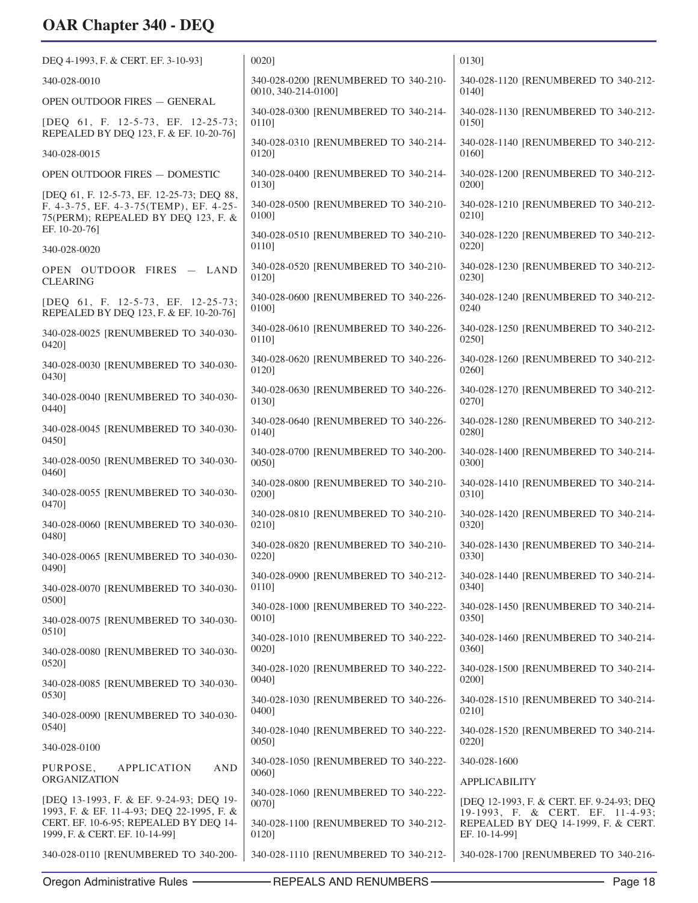DEQ 4-1993, F. & CERT. EF. 3-10-93]

340-028-0010

OPEN OUTDOOR FIRES — GENERAL

[DEQ 61, F. 12-5-73, EF. 12-25-73; REPEALED BY DEQ 123, F. & EF. 10-20-76]

340-028-0015

OPEN OUTDOOR FIRES — DOMESTIC

[DEQ 61, F. 12-5-73, EF. 12-25-73; DEQ 88, F. 4-3-75, EF. 4-3-75(TEMP), EF. 4-25-75(PERM); REPEALED BY DEQ 123, F. & EF. 10-20-76]

340-028-0020

OPEN OUTDOOR FIRES — LAND CLEARING

[DEQ 61, F. 12-5-73, EF. 12-25-73; REPEALED BY DEQ 123, F. & EF. 10-20-76]

340-028-0025 [RENUMBERED TO 340-030-0420]

340-028-0030 [RENUMBERED TO 340-030-0430]

340-028-0040 [RENUMBERED TO 340-030-0440]

340-028-0045 [RENUMBERED TO 340-030-0450]

340-028-0050 [RENUMBERED TO 340-030-0460]

340-028-0055 [RENUMBERED TO 340-030-0470]

340-028-0060 [RENUMBERED TO 340-030-0480]

340-028-0065 [RENUMBERED TO 340-030-0490]

340-028-0070 [RENUMBERED TO 340-030-0500]

340-028-0075 [RENUMBERED TO 340-030-0510]

340-028-0080 [RENUMBERED TO 340-030-0520]

340-028-0085 [RENUMBERED TO 340-030-0530]

340-028-0090 [RENUMBERED TO 340-030-0540]

340-028-0100

PURPOSE, APPLICATION AND ORGANIZATION

[DEQ 13-1993, F. & EF. 9-24-93; DEQ 19-1993, F. & EF. 11-4-93; DEQ 22-1995, F. & CERT. EF. 10-6-95; REPEALED BY DEQ 14-1999, F. & CERT. EF. 10-14-99]

340-028-0110 [RENUMBERED TO 340-200-0020]

340-028-0200 [RENUMBERED TO 340-210-0010, 340-214-0100]

340-028-0300 [RENUMBERED TO 340-214-0110]

340-028-0310 [RENUMBERED TO 340-214-0120]

340-028-0400 [RENUMBERED TO 340-214-0130]

340-028-0500 [RENUMBERED TO 340-210-0100]

340-028-0510 [RENUMBERED TO 340-210-0110]

340-028-0520 [RENUMBERED TO 340-210-0120]

340-028-0600 [RENUMBERED TO 340-226-0100]

340-028-0610 [RENUMBERED TO 340-226-0110]

340-028-0620 [RENUMBERED TO 340-226-0120]

340-028-0630 [RENUMBERED TO 340-226-0130]

340-028-0640 [RENUMBERED TO 340-226-0140]

340-028-0700 [RENUMBERED TO 340-200-0050]

340-028-0800 [RENUMBERED TO 340-210-0200]

340-028-0810 [RENUMBERED TO 340-210-0210]

340-028-0820 [RENUMBERED TO 340-210-0220]

340-028-0900 [RENUMBERED TO 340-212-0110]

340-028-1000 [RENUMBERED TO 340-222-0010]

340-028-1010 [RENUMBERED TO 340-222-0020]

340-028-1020 [RENUMBERED TO 340-222-0040]

340-028-1030 [RENUMBERED TO 340-226-0400]

340-028-1040 [RENUMBERED TO 340-222-0050]

340-028-1050 [RENUMBERED TO 340-222-0060]

340-028-1060 [RENUMBERED TO 340-222-0070]

340-028-1100 [RENUMBERED TO 340-212-0120]

340-028-1110 [RENUMBERED TO 340-212-0130]

340-028-1120 [RENUMBERED TO 340-212-0140]

340-028-1130 [RENUMBERED TO 340-212-0150]

340-028-1140 [RENUMBERED TO 340-212-0160]

340-028-1200 [RENUMBERED TO 340-212-0200]

340-028-1210 [RENUMBERED TO 340-212-0210]

340-028-1220 [RENUMBERED TO 340-212-0220]

340-028-1230 [RENUMBERED TO 340-212-0230]

340-028-1240 [RENUMBERED TO 340-212-0240

340-028-1250 [RENUMBERED TO 340-212-0250]

340-028-1260 [RENUMBERED TO 340-212-0260]

340-028-1270 [RENUMBERED TO 340-212-0270]

340-028-1280 [RENUMBERED TO 340-212-0280]

340-028-1400 [RENUMBERED TO 340-214-0300]

340-028-1410 [RENUMBERED TO 340-214-0310]

340-028-1420 [RENUMBERED TO 340-214-0320]

340-028-1430 [RENUMBERED TO 340-214-0330]

340-028-1440 [RENUMBERED TO 340-214-0340]

340-028-1450 [RENUMBERED TO 340-214-0350]

340-028-1460 [RENUMBERED TO 340-214-0360]

340-028-1500 [RENUMBERED TO 340-214-0200]

340-028-1510 [RENUMBERED TO 340-214-0210]

340-028-1520 [RENUMBERED TO 340-214-0220]

340-028-1600

APPLICABILITY

[DEQ 12-1993, F. & CERT. EF. 9-24-93; DEQ 19-1993, F. & CERT. EF. 11-4-93; REPEALED BY DEQ 14-1999, F. & CERT. EF. 10-14-99]

340-028-1700 [RENUMBERED TO 340-216-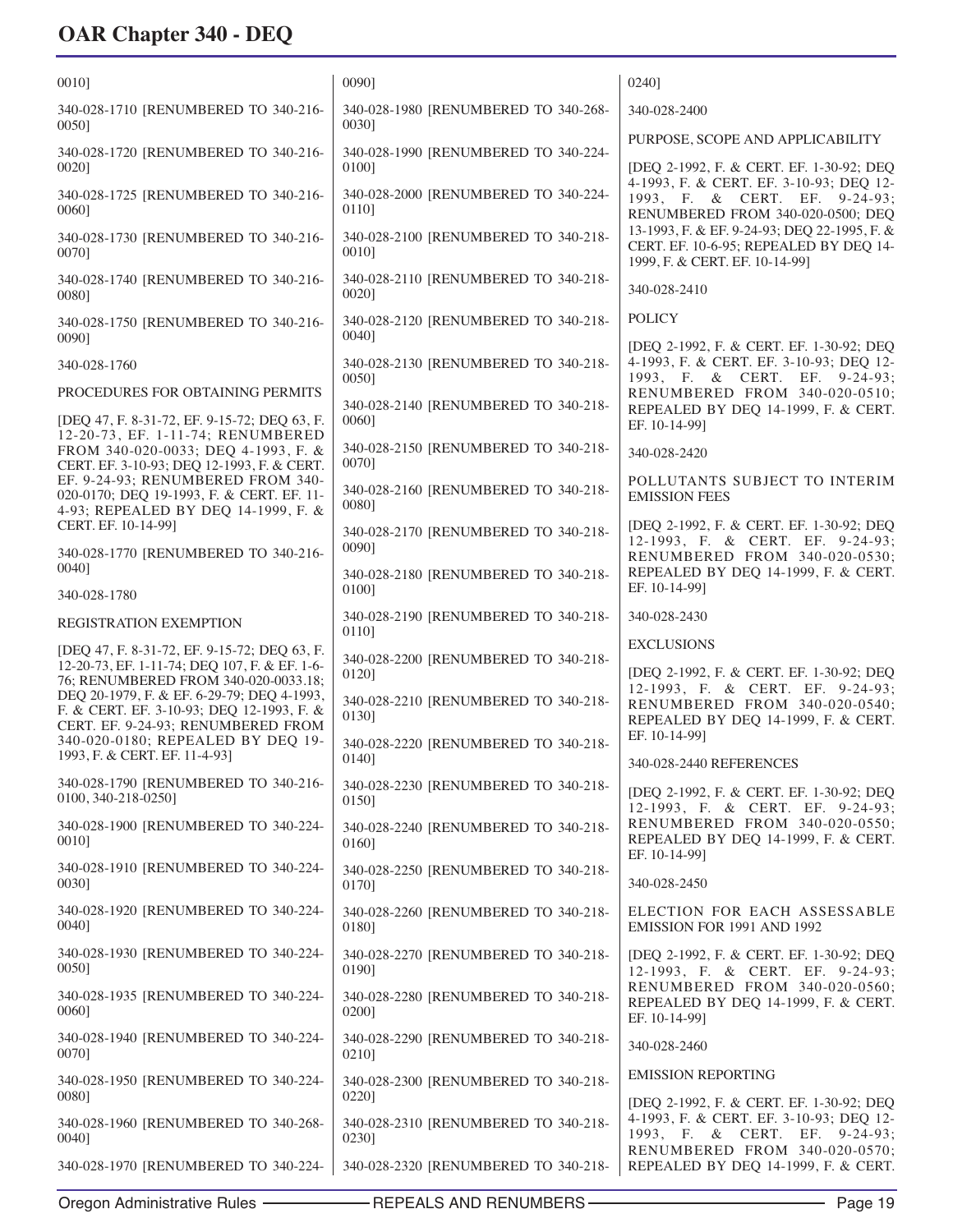0010]

340-028-1710 [RENUMBERED TO 340-216-0050]

340-028-1720 [RENUMBERED TO 340-216-0020]

340-028-1725 [RENUMBERED TO 340-216-0060]

340-028-1730 [RENUMBERED TO 340-216-0070]

340-028-1740 [RENUMBERED TO 340-216-0080]

340-028-1750 [RENUMBERED TO 340-216-0090]

340-028-1760

PROCEDURES FOR OBTAINING PERMITS

[DEQ 47, F. 8-31-72, EF. 9-15-72; DEQ 63, F. 12-20-73, EF. 1-11-74; RENUMBERED FROM 340-020-0033; DEQ 4-1993, F. & CERT. EF. 3-10-93; DEQ 12-1993, F. & CERT. EF. 9-24-93; RENUMBERED FROM 340-020-0170; DEQ 19-1993, F. & CERT. EF. 11-4-93; REPEALED BY DEQ 14-1999, F. & CERT. EF. 10-14-99]

340-028-1770 [RENUMBERED TO 340-216-0040]

340-028-1780

REGISTRATION EXEMPTION

[DEQ 47, F. 8-31-72, EF. 9-15-72; DEQ 63, F. 12-20-73, EF. 1-11-74; DEQ 107, F. & EF. 1-6-76; RENUMBERED FROM 340-020-0033.18; DEQ 20-1979, F. & EF. 6-29-79; DEQ 4-1993, F. & CERT. EF. 3-10-93; DEQ 12-1993, F. & CERT. EF. 9-24-93; RENUMBERED FROM 340-020-0180; REPEALED BY DEQ 19-1993, F. & CERT. EF. 11-4-93]

340-028-1790 [RENUMBERED TO 340-216-0100, 340-218-0250]

340-028-1900 [RENUMBERED TO 340-224-0010]

340-028-1910 [RENUMBERED TO 340-224-0030]

340-028-1920 [RENUMBERED TO 340-224-0040]

340-028-1930 [RENUMBERED TO 340-224-0050]

340-028-1935 [RENUMBERED TO 340-224-0060]

340-028-1940 [RENUMBERED TO 340-224-0070]

340-028-1950 [RENUMBERED TO 340-224-0080]

340-028-1960 [RENUMBERED TO 340-268-0040]

340-028-1970 [RENUMBERED TO 340-224-0090]

340-028-1980 [RENUMBERED TO 340-268-0030]

340-028-1990 [RENUMBERED TO 340-224-0100]

340-028-2000 [RENUMBERED TO 340-224-0110]

340-028-2100 [RENUMBERED TO 340-218-0010]

340-028-2110 [RENUMBERED TO 340-218-0020]

340-028-2120 [RENUMBERED TO 340-218-0040]

340-028-2130 [RENUMBERED TO 340-218-0050]

340-028-2140 [RENUMBERED TO 340-218-0060]

340-028-2150 [RENUMBERED TO 340-218-0070]

340-028-2160 [RENUMBERED TO 340-218-0080]

340-028-2170 [RENUMBERED TO 340-218-0090]

340-028-2180 [RENUMBERED TO 340-218-0100]

340-028-2190 [RENUMBERED TO 340-218-0110]

340-028-2200 [RENUMBERED TO 340-218-0120]

340-028-2210 [RENUMBERED TO 340-218-0130]

340-028-2220 [RENUMBERED TO 340-218-0140]

340-028-2230 [RENUMBERED TO 340-218-0150]

340-028-2240 [RENUMBERED TO 340-218-0160]

340-028-2250 [RENUMBERED TO 340-218-0170]

340-028-2260 [RENUMBERED TO 340-218-0180]

340-028-2270 [RENUMBERED TO 340-218-0190]

340-028-2280 [RENUMBERED TO 340-218-0200]

340-028-2290 [RENUMBERED TO 340-218-0210]

340-028-2300 [RENUMBERED TO 340-218-0220]

340-028-2310 [RENUMBERED TO 340-218-0230]

340-028-2320 [RENUMBERED TO 340-218-0240]

340-028-2400

PURPOSE, SCOPE AND APPLICABILITY

[DEQ 2-1992, F. & CERT. EF. 1-30-92; DEQ 4-1993, F. & CERT. EF. 3-10-93; DEQ 12-1993, F. & CERT. EF. 9-24-93; RENUMBERED FROM 340-020-0500; DEQ 13-1993, F. & EF. 9-24-93; DEQ 22-1995, F. & CERT. EF. 10-6-95; REPEALED BY DEQ 14-1999, F. & CERT. EF. 10-14-99]

340-028-2410

POLICY

[DEQ 2-1992, F. & CERT. EF. 1-30-92; DEQ 4-1993, F. & CERT. EF. 3-10-93; DEQ 12-1993, F. & CERT. EF. 9-24-93; RENUMBERED FROM 340-020-0510; REPEALED BY DEQ 14-1999, F. & CERT. EF. 10-14-99]

340-028-2420

POLLUTANTS SUBJECT TO INTERIM EMISSION FEES

[DEQ 2-1992, F. & CERT. EF. 1-30-92; DEQ 12-1993, F. & CERT. EF. 9-24-93; RENUMBERED FROM 340-020-0530; REPEALED BY DEQ 14-1999, F. & CERT. EF. 10-14-99]

340-028-2430

EXCLUSIONS

[DEQ 2-1992, F. & CERT. EF. 1-30-92; DEQ 12-1993, F. & CERT. EF. 9-24-93; RENUMBERED FROM 340-020-0540; REPEALED BY DEQ 14-1999, F. & CERT. EF. 10-14-99]

340-028-2440 REFERENCES

[DEQ 2-1992, F. & CERT. EF. 1-30-92; DEQ 12-1993, F. & CERT. EF. 9-24-93; RENUMBERED FROM 340-020-0550; REPEALED BY DEQ 14-1999, F. & CERT. EF. 10-14-99]

340-028-2450

ELECTION FOR EACH ASSESSABLE EMISSION FOR 1991 AND 1992

[DEQ 2-1992, F. & CERT. EF. 1-30-92; DEQ 12-1993, F. & CERT. EF. 9-24-93; RENUMBERED FROM 340-020-0560; REPEALED BY DEQ 14-1999, F. & CERT. EF. 10-14-99]

340-028-2460

EMISSION REPORTING

[DEQ 2-1992, F. & CERT. EF. 1-30-92; DEQ 4-1993, F. & CERT. EF. 3-10-93; DEQ 12-1993, F. & CERT. EF. 9-24-93; RENUMBERED FROM 340-020-0570; REPEALED BY DEQ 14-1999, F. & CERT.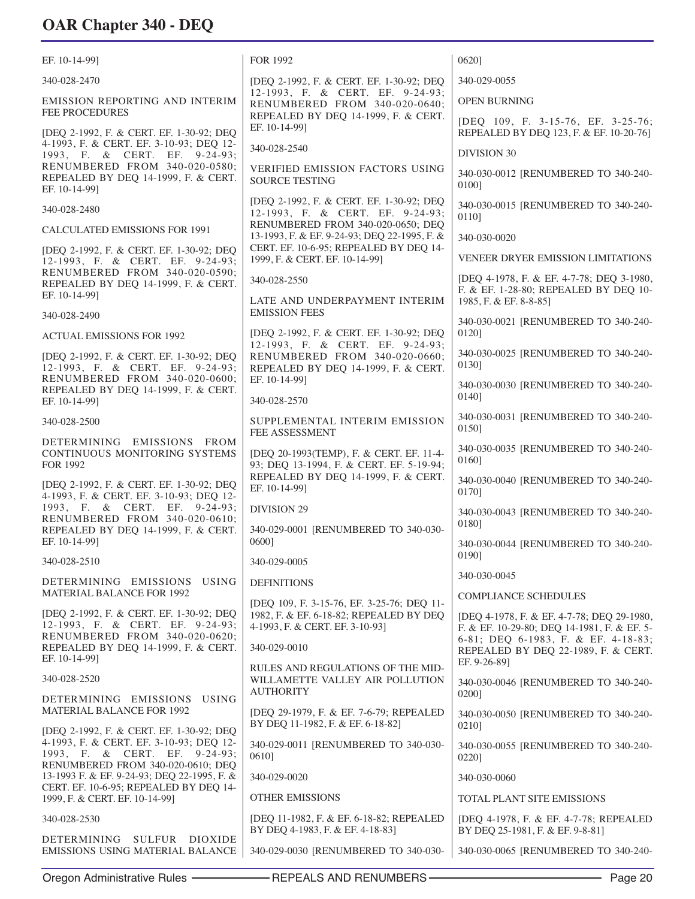EF. 10-14-99]

340-028-2470

EMISSION REPORTING AND INTERIM FEE PROCEDURES

[DEQ 2-1992, F. & CERT. EF. 1-30-92; DEQ 4-1993, F. & CERT. EF. 3-10-93; DEQ 12-1993, F. & CERT. EF. 9-24-93; RENUMBERED FROM 340-020-0580; REPEALED BY DEQ 14-1999, F. & CERT. EF. 10-14-99]

340-028-2480

CALCULATED EMISSIONS FOR 1991

[DEQ 2-1992, F. & CERT. EF. 1-30-92; DEQ 12-1993, F. & CERT. EF. 9-24-93; RENUMBERED FROM 340-020-0590; REPEALED BY DEQ 14-1999, F. & CERT. EF. 10-14-99]

340-028-2490

ACTUAL EMISSIONS FOR 1992

[DEQ 2-1992, F. & CERT. EF. 1-30-92; DEQ 12-1993, F. & CERT. EF. 9-24-93; RENUMBERED FROM 340-020-0600; REPEALED BY DEQ 14-1999, F. & CERT. EF. 10-14-99]

340-028-2500

DETERMINING EMISSIONS FROM CONTINUOUS MONITORING SYSTEMS FOR 1992

[DEQ 2-1992, F. & CERT. EF. 1-30-92; DEQ 4-1993, F. & CERT. EF. 3-10-93; DEQ 12-1993, F. & CERT. EF. 9-24-93; RENUMBERED FROM 340-020-0610; REPEALED BY DEQ 14-1999, F. & CERT. EF. 10-14-99]

340-028-2510

DETERMINING EMISSIONS USING MATERIAL BALANCE FOR 1992

[DEQ 2-1992, F. & CERT. EF. 1-30-92; DEQ 12-1993, F. & CERT. EF. 9-24-93; RENUMBERED FROM 340-020-0620; REPEALED BY DEQ 14-1999, F. & CERT. EF. 10-14-99]

340-028-2520

DETERMINING EMISSIONS USING MATERIAL BALANCE FOR 1992

[DEQ 2-1992, F. & CERT. EF. 1-30-92; DEQ 4-1993, F. & CERT. EF. 3-10-93; DEQ 12-1993, F. & CERT. EF. 9-24-93; RENUMBERED FROM 340-020-0610; DEQ 13-1993 F. & EF. 9-24-93; DEQ 22-1995, F. & CERT. EF. 10-6-95; REPEALED BY DEQ 14-1999, F. & CERT. EF. 10-14-99]

340-028-2530

DETERMINING SULFUR DIOXIDE EMISSIONS USING MATERIAL BALANCE FOR 1992

[DEQ 2-1992, F. & CERT. EF. 1-30-92; DEQ 12-1993, F. & CERT. EF. 9-24-93; RENUMBERED FROM 340-020-0640; REPEALED BY DEQ 14-1999, F. & CERT. EF. 10-14-99]

340-028-2540

VERIFIED EMISSION FACTORS USING SOURCE TESTING

[DEQ 2-1992, F. & CERT. EF. 1-30-92; DEQ 12-1993, F. & CERT. EF. 9-24-93; RENUMBERED FROM 340-020-0650; DEQ 13-1993, F. & EF. 9-24-93; DEQ 22-1995, F. & CERT. EF. 10-6-95; REPEALED BY DEQ 14-1999, F. & CERT. EF. 10-14-99]

340-028-2550

LATE AND UNDERPAYMENT INTERIM EMISSION FEES

[DEQ 2-1992, F. & CERT. EF. 1-30-92; DEQ 12-1993, F. & CERT. EF. 9-24-93; RENUMBERED FROM 340-020-0660; REPEALED BY DEQ 14-1999, F. & CERT. EF. 10-14-99]

340-028-2570

SUPPLEMENTAL INTERIM EMISSION FEE ASSESSMENT

[DEQ 20-1993(TEMP), F. & CERT. EF. 11-4-93; DEQ 13-1994, F. & CERT. EF. 5-19-94; REPEALED BY DEQ 14-1999, F. & CERT. EF. 10-14-99]

DIVISION 29

340-029-0001 [RENUMBERED TO 340-030-0600]

340-029-0005

DEFINITIONS

[DEQ 109, F. 3-15-76, EF. 3-25-76; DEQ 11-1982, F. & EF. 6-18-82; REPEALED BY DEQ 4-1993, F. & CERT. EF. 3-10-93]

340-029-0010

RULES AND REGULATIONS OF THE MID-WILLAMETTE VALLEY AIR POLLUTION AUTHORITY

[DEQ 29-1979, F. & EF. 7-6-79; REPEALED BY DEQ 11-1982, F. & EF. 6-18-82]

340-029-0011 [RENUMBERED TO 340-030-0610]

340-029-0020

OTHER EMISSIONS

[DEQ 11-1982, F. & EF. 6-18-82; REPEALED BY DEQ 4-1983, F. & EF. 4-18-83]

340-029-0030 [RENUMBERED TO 340-030-0620]

340-029-0055

OPEN BURNING

[DEQ 109, F. 3-15-76, EF. 3-25-76; REPEALED BY DEQ 123, F. & EF. 10-20-76]

DIVISION 30

340-030-0012 [RENUMBERED TO 340-240-0100]

340-030-0015 [RENUMBERED TO 340-240-0110]

340-030-0020

VENEER DRYER EMISSION LIMITATIONS

[DEQ 4-1978, F. & EF. 4-7-78; DEQ 3-1980, F. & EF. 1-28-80; REPEALED BY DEQ 10-1985, F. & EF. 8-8-85]

340-030-0021 [RENUMBERED TO 340-240-0120]

340-030-0025 [RENUMBERED TO 340-240-0130]

340-030-0030 [RENUMBERED TO 340-240-0140]

340-030-0031 [RENUMBERED TO 340-240-0150]

340-030-0035 [RENUMBERED TO 340-240-0160]

340-030-0040 [RENUMBERED TO 340-240-0170]

340-030-0043 [RENUMBERED TO 340-240-0180]

340-030-0044 [RENUMBERED TO 340-240-0190]

340-030-0045

COMPLIANCE SCHEDULES

[DEQ 4-1978, F. & EF. 4-7-78; DEQ 29-1980, F. & EF. 10-29-80; DEQ 14-1981, F. & EF. 5-6-81; DEQ 6-1983, F. & EF. 4-18-83; REPEALED BY DEQ 22-1989, F. & CERT. EF. 9-26-89]

340-030-0046 [RENUMBERED TO 340-240-0200]

340-030-0050 [RENUMBERED TO 340-240-0210]

340-030-0055 [RENUMBERED TO 340-240-0220]

340-030-0060

TOTAL PLANT SITE EMISSIONS

[DEQ 4-1978, F. & EF. 4-7-78; REPEALED BY DEQ 25-1981, F. & EF. 9-8-81]

340-030-0065 [RENUMBERED TO 340-240-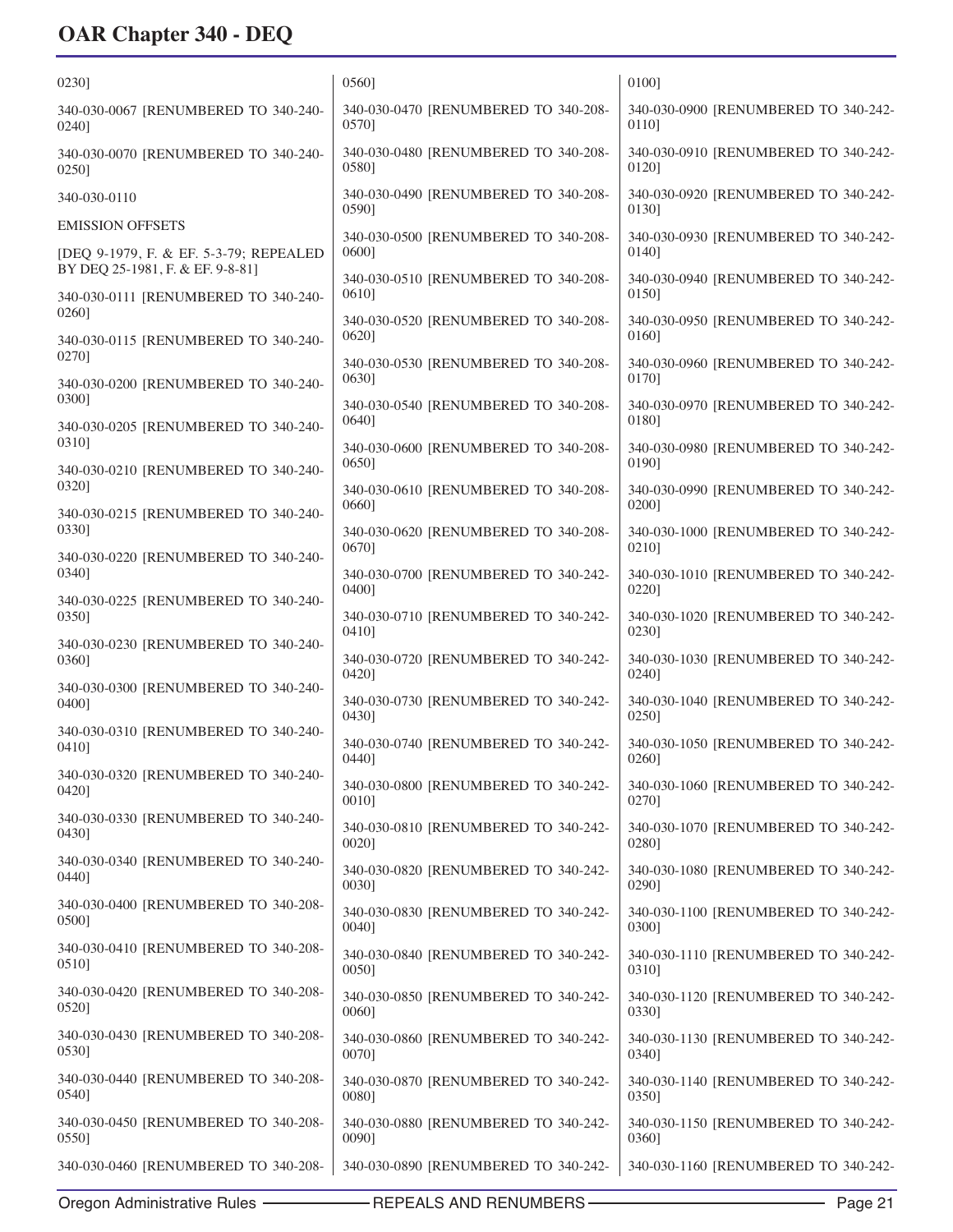0230]

340-030-0067 [RENUMBERED TO 340-240-0240]

340-030-0070 [RENUMBERED TO 340-240-0250]

340-030-0110

EMISSION OFFSETS

[DEQ 9-1979, F. & EF. 5-3-79; REPEALED BY DEQ 25-1981, F. & EF. 9-8-81]

340-030-0111 [RENUMBERED TO 340-240-0260]

340-030-0115 [RENUMBERED TO 340-240-0270]

340-030-0200 [RENUMBERED TO 340-240-0300]

340-030-0205 [RENUMBERED TO 340-240-0310]

340-030-0210 [RENUMBERED TO 340-240-0320]

340-030-0215 [RENUMBERED TO 340-240-0330]

340-030-0220 [RENUMBERED TO 340-240-0340]

340-030-0225 [RENUMBERED TO 340-240-0350]

340-030-0230 [RENUMBERED TO 340-240-0360]

340-030-0300 [RENUMBERED TO 340-240-0400]

340-030-0310 [RENUMBERED TO 340-240-0410]

340-030-0320 [RENUMBERED TO 340-240-0420]

340-030-0330 [RENUMBERED TO 340-240-0430]

340-030-0340 [RENUMBERED TO 340-240-0440]

340-030-0400 [RENUMBERED TO 340-208-0500]

340-030-0410 [RENUMBERED TO 340-208-0510]

340-030-0420 [RENUMBERED TO 340-208-0520]

340-030-0430 [RENUMBERED TO 340-208-0530]

340-030-0440 [RENUMBERED TO 340-208-0540]

340-030-0450 [RENUMBERED TO 340-208-0550]

340-030-0460 [RENUMBERED TO 340-208-0560]

340-030-0470 [RENUMBERED TO 340-208-0570]

340-030-0480 [RENUMBERED TO 340-208-0580]

340-030-0490 [RENUMBERED TO 340-208-0590]

340-030-0500 [RENUMBERED TO 340-208-0600]

340-030-0510 [RENUMBERED TO 340-208-0610]

340-030-0520 [RENUMBERED TO 340-208-0620]

340-030-0530 [RENUMBERED TO 340-208-0630]

340-030-0540 [RENUMBERED TO 340-208-0640]

340-030-0600 [RENUMBERED TO 340-208-0650]

340-030-0610 [RENUMBERED TO 340-208-0660]

340-030-0620 [RENUMBERED TO 340-208-0670]

340-030-0700 [RENUMBERED TO 340-242-0400]

340-030-0710 [RENUMBERED TO 340-242-0410]

340-030-0720 [RENUMBERED TO 340-242-0420]

340-030-0730 [RENUMBERED TO 340-242-0430]

340-030-0740 [RENUMBERED TO 340-242-0440]

340-030-0800 [RENUMBERED TO 340-242-0010]

340-030-0810 [RENUMBERED TO 340-242-0020]

340-030-0820 [RENUMBERED TO 340-242-0030]

340-030-0830 [RENUMBERED TO 340-242-0040]

340-030-0840 [RENUMBERED TO 340-242-0050]

340-030-0850 [RENUMBERED TO 340-242-0060]

340-030-0860 [RENUMBERED TO 340-242-0070]

340-030-0870 [RENUMBERED TO 340-242-0080]

340-030-0880 [RENUMBERED TO 340-242-0090]

340-030-0890 [RENUMBERED TO 340-242-0100]

340-030-0900 [RENUMBERED TO 340-242-0110]

340-030-0910 [RENUMBERED TO 340-242-0120]

340-030-0920 [RENUMBERED TO 340-242-0130]

340-030-0930 [RENUMBERED TO 340-242-0140]

340-030-0940 [RENUMBERED TO 340-242-0150]

340-030-0950 [RENUMBERED TO 340-242-0160]

340-030-0960 [RENUMBERED TO 340-242-0170]

340-030-0970 [RENUMBERED TO 340-242-0180]

340-030-0980 [RENUMBERED TO 340-242-0190]

340-030-0990 [RENUMBERED TO 340-242-0200]

340-030-1000 [RENUMBERED TO 340-242-0210]

340-030-1010 [RENUMBERED TO 340-242-0220]

340-030-1020 [RENUMBERED TO 340-242-0230]

340-030-1030 [RENUMBERED TO 340-242-0240]

340-030-1040 [RENUMBERED TO 340-242-0250]

340-030-1050 [RENUMBERED TO 340-242-0260]

340-030-1060 [RENUMBERED TO 340-242-0270]

340-030-1070 [RENUMBERED TO 340-242-0280]

340-030-1080 [RENUMBERED TO 340-242-0290]

340-030-1100 [RENUMBERED TO 340-242-0300]

340-030-1110 [RENUMBERED TO 340-242-0310]

340-030-1120 [RENUMBERED TO 340-242-0330]

340-030-1130 [RENUMBERED TO 340-242-0340]

340-030-1140 [RENUMBERED TO 340-242-0350]

340-030-1150 [RENUMBERED TO 340-242-0360]

340-030-1160 [RENUMBERED TO 340-242-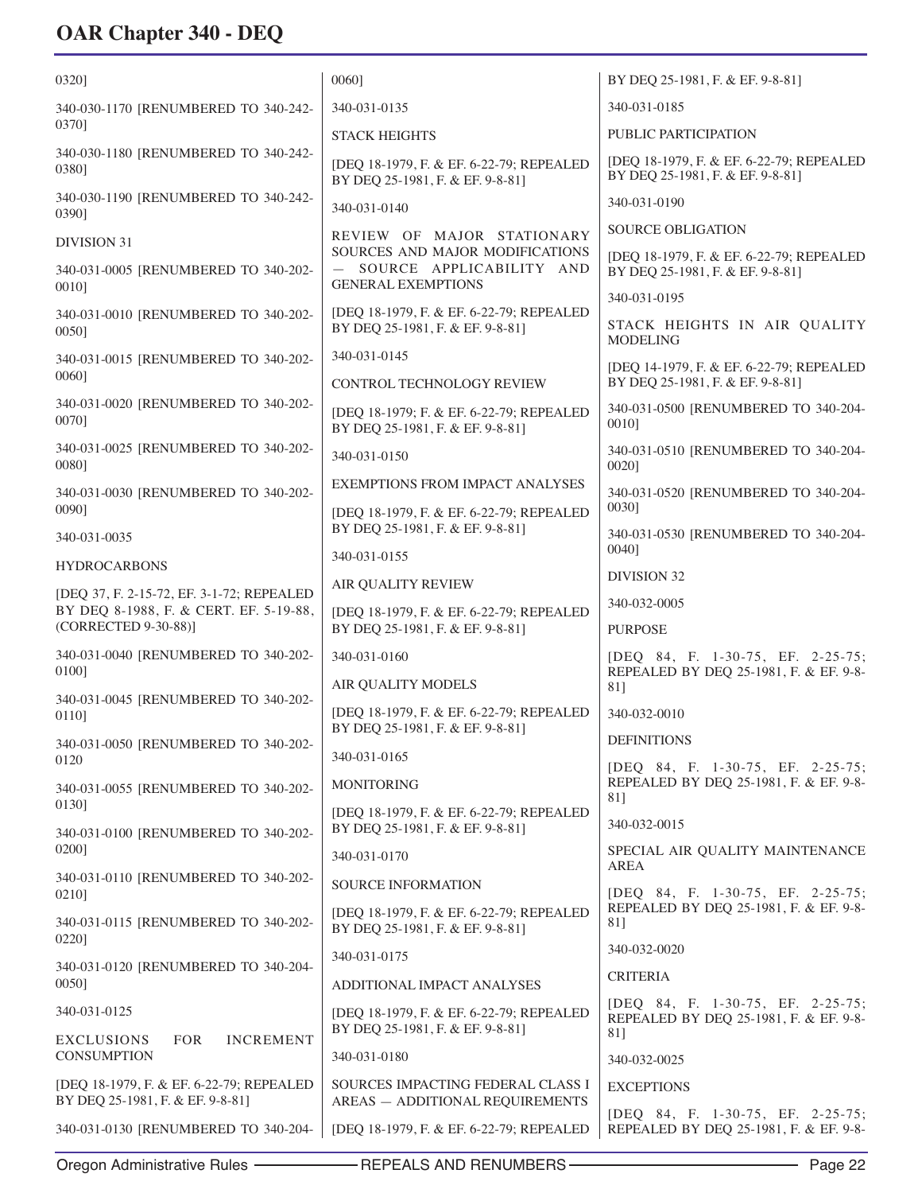0320]

340-030-1170 [RENUMBERED TO 340-242-0370]

340-030-1180 [RENUMBERED TO 340-242-0380]

340-030-1190 [RENUMBERED TO 340-242-0390]

DIVISION 31

340-031-0005 [RENUMBERED TO 340-202-0010]

340-031-0010 [RENUMBERED TO 340-202-0050]

340-031-0015 [RENUMBERED TO 340-202-0060]

340-031-0020 [RENUMBERED TO 340-202-0070]

340-031-0025 [RENUMBERED TO 340-202-0080]

340-031-0030 [RENUMBERED TO 340-202-0090]

340-031-0035

HYDROCARBONS

[DEQ 37, F. 2-15-72, EF. 3-1-72; REPEALED BY DEQ 8-1988, F. & CERT. EF. 5-19-88, (CORRECTED 9-30-88)]

340-031-0040 [RENUMBERED TO 340-202-0100]

340-031-0045 [RENUMBERED TO 340-202-0110]

340-031-0050 [RENUMBERED TO 340-202-0120

340-031-0055 [RENUMBERED TO 340-202-0130]

340-031-0100 [RENUMBERED TO 340-202-0200]

340-031-0110 [RENUMBERED TO 340-202-0210]

340-031-0115 [RENUMBERED TO 340-202-0220]

340-031-0120 [RENUMBERED TO 340-204-0050]

340-031-0125

EXCLUSIONS FOR INCREMENT CONSUMPTION

[DEQ 18-1979, F. & EF. 6-22-79; REPEALED BY DEQ 25-1981, F. & EF. 9-8-81]

340-031-0130 [RENUMBERED TO 340-204-0060]

340-031-0135

STACK HEIGHTS

[DEQ 18-1979, F. & EF. 6-22-79; REPEALED BY DEQ 25-1981, F. & EF. 9-8-81]

340-031-0140

REVIEW OF MAJOR STATIONARY SOURCES AND MAJOR MODIFICATIONS — SOURCE APPLICABILITY AND GENERAL EXEMPTIONS

[DEQ 18-1979, F. & EF. 6-22-79; REPEALED BY DEQ 25-1981, F. & EF. 9-8-81]

340-031-0145

CONTROL TECHNOLOGY REVIEW

[DEQ 18-1979; F. & EF. 6-22-79; REPEALED BY DEQ 25-1981, F. & EF. 9-8-81]

340-031-0150

EXEMPTIONS FROM IMPACT ANALYSES

[DEQ 18-1979, F. & EF. 6-22-79; REPEALED BY DEQ 25-1981, F. & EF. 9-8-81]

340-031-0155

AIR QUALITY REVIEW

[DEQ 18-1979, F. & EF. 6-22-79; REPEALED BY DEQ 25-1981, F. & EF. 9-8-81]

340-031-0160

AIR QUALITY MODELS

[DEQ 18-1979, F. & EF. 6-22-79; REPEALED BY DEQ 25-1981, F. & EF. 9-8-81]

340-031-0165

MONITORING

[DEQ 18-1979, F. & EF. 6-22-79; REPEALED BY DEQ 25-1981, F. & EF. 9-8-81]

340-031-0170

SOURCE INFORMATION

[DEQ 18-1979, F. & EF. 6-22-79; REPEALED BY DEQ 25-1981, F. & EF. 9-8-81]

340-031-0175

ADDITIONAL IMPACT ANALYSES

[DEQ 18-1979, F. & EF. 6-22-79; REPEALED BY DEQ 25-1981, F. & EF. 9-8-81]

340-031-0180

SOURCES IMPACTING FEDERAL CLASS I AREAS — ADDITIONAL REQUIREMENTS

[DEQ 18-1979, F. & EF. 6-22-79; REPEALED BY DEQ 25-1981, F. & EF. 9-8-81]

340-031-0185

PUBLIC PARTICIPATION

[DEQ 18-1979, F. & EF. 6-22-79; REPEALED BY DEQ 25-1981, F. & EF. 9-8-81]

340-031-0190

SOURCE OBLIGATION

[DEQ 18-1979, F. & EF. 6-22-79; REPEALED BY DEQ 25-1981, F. & EF. 9-8-81]

340-031-0195

STACK HEIGHTS IN AIR QUALITY MODELING

[DEQ 14-1979, F. & EF. 6-22-79; REPEALED BY DEQ 25-1981, F. & EF. 9-8-81]

340-031-0500 [RENUMBERED TO 340-204-0010]

340-031-0510 [RENUMBERED TO 340-204-0020]

340-031-0520 [RENUMBERED TO 340-204-0030]

340-031-0530 [RENUMBERED TO 340-204-0040]

DIVISION 32

340-032-0005

PURPOSE

[DEQ 84, F. 1-30-75, EF. 2-25-75; REPEALED BY DEQ 25-1981, F. & EF. 9-8-81]

340-032-0010

DEFINITIONS

[DEQ 84, F. 1-30-75, EF. 2-25-75; REPEALED BY DEQ 25-1981, F. & EF. 9-8-81]

340-032-0015

SPECIAL AIR QUALITY MAINTENANCE AREA

[DEQ 84, F. 1-30-75, EF. 2-25-75; REPEALED BY DEQ 25-1981, F. & EF. 9-8-81]

340-032-0020

CRITERIA

[DEQ 84, F. 1-30-75, EF. 2-25-75; REPEALED BY DEQ 25-1981, F. & EF. 9-8-81]

340-032-0025

EXCEPTIONS

[DEQ 84, F. 1-30-75, EF. 2-25-75; REPEALED BY DEQ 25-1981, F. & EF. 9-8-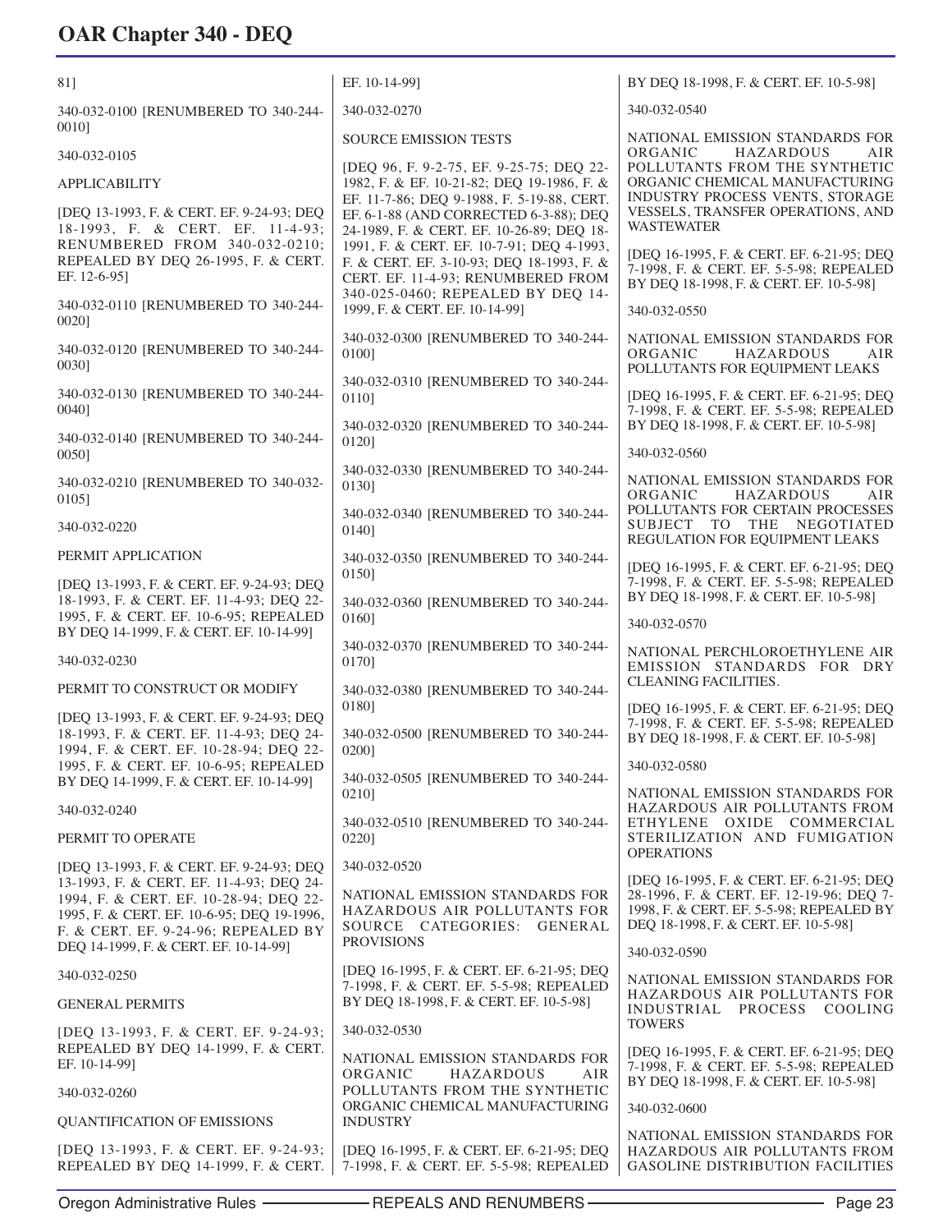81]

340-032-0100 [RENUMBERED TO 340-244-0010]

340-032-0105

APPLICABILITY

[DEQ 13-1993, F. & CERT. EF. 9-24-93; DEQ 18-1993, F. & CERT. EF. 11-4-93; RENUMBERED FROM 340-032-0210; REPEALED BY DEQ 26-1995, F. & CERT. EF. 12-6-95]

340-032-0110 [RENUMBERED TO 340-244-0020]

340-032-0120 [RENUMBERED TO 340-244-0030]

340-032-0130 [RENUMBERED TO 340-244-0040]

340-032-0140 [RENUMBERED TO 340-244-0050]

340-032-0210 [RENUMBERED TO 340-032-0105]

340-032-0220

PERMIT APPLICATION

[DEQ 13-1993, F. & CERT. EF. 9-24-93; DEQ 18-1993, F. & CERT. EF. 11-4-93; DEQ 22-1995, F. & CERT. EF. 10-6-95; REPEALED BY DEQ 14-1999, F. & CERT. EF. 10-14-99]

340-032-0230

PERMIT TO CONSTRUCT OR MODIFY

[DEQ 13-1993, F. & CERT. EF. 9-24-93; DEQ 18-1993, F. & CERT. EF. 11-4-93; DEQ 24-1994, F. & CERT. EF. 10-28-94; DEQ 22-1995, F. & CERT. EF. 10-6-95; REPEALED BY DEQ 14-1999, F. & CERT. EF. 10-14-99]

340-032-0240

PERMIT TO OPERATE

[DEQ 13-1993, F. & CERT. EF. 9-24-93; DEQ 13-1993, F. & CERT. EF. 11-4-93; DEQ 24-1994, F. & CERT. EF. 10-28-94; DEQ 22-1995, F. & CERT. EF. 10-6-95; DEQ 19-1996, F. & CERT. EF. 9-24-96; REPEALED BY DEQ 14-1999, F. & CERT. EF. 10-14-99]

340-032-0250

GENERAL PERMITS

[DEQ 13-1993, F. & CERT. EF. 9-24-93; REPEALED BY DEQ 14-1999, F. & CERT. EF. 10-14-99]

340-032-0260

QUANTIFICATION OF EMISSIONS

[DEQ 13-1993, F. & CERT. EF. 9-24-93; REPEALED BY DEQ 14-1999, F. & CERT. EF. 10-14-99]

340-032-0270

SOURCE EMISSION TESTS

[DEQ 96, F. 9-2-75, EF. 9-25-75; DEQ 22-1982, F. & EF. 10-21-82; DEQ 19-1986, F. & EF. 11-7-86; DEQ 9-1988, F. 5-19-88, CERT. EF. 6-1-88 (AND CORRECTED 6-3-88); DEQ 24-1989, F. & CERT. EF. 10-26-89; DEQ 18-1991, F. & CERT. EF. 10-7-91; DEQ 4-1993, F. & CERT. EF. 3-10-93; DEQ 18-1993, F. & CERT. EF. 11-4-93; RENUMBERED FROM 340-025-0460; REPEALED BY DEQ 14-1999, F. & CERT. EF. 10-14-99]

340-032-0300 [RENUMBERED TO 340-244-0100]

340-032-0310 [RENUMBERED TO 340-244-0110]

340-032-0320 [RENUMBERED TO 340-244-0120]

340-032-0330 [RENUMBERED TO 340-244-0130]

340-032-0340 [RENUMBERED TO 340-244-0140]

340-032-0350 [RENUMBERED TO 340-244-0150]

340-032-0360 [RENUMBERED TO 340-244-0160]

340-032-0370 [RENUMBERED TO 340-244-0170]

340-032-0380 [RENUMBERED TO 340-244-0180]

340-032-0500 [RENUMBERED TO 340-244-0200]

340-032-0505 [RENUMBERED TO 340-244-0210]

340-032-0510 [RENUMBERED TO 340-244-0220]

340-032-0520

NATIONAL EMISSION STANDARDS FOR HAZARDOUS AIR POLLUTANTS FOR SOURCE CATEGORIES: GENERAL PROVISIONS

[DEQ 16-1995, F. & CERT. EF. 6-21-95; DEQ 7-1998, F. & CERT. EF. 5-5-98; REPEALED BY DEQ 18-1998, F. & CERT. EF. 10-5-98]

340-032-0530

NATIONAL EMISSION STANDARDS FOR ORGANIC HAZARDOUS AIR POLLUTANTS FROM THE SYNTHETIC ORGANIC CHEMICAL MANUFACTURING INDUSTRY

[DEQ 16-1995, F. & CERT. EF. 6-21-95; DEQ 7-1998, F. & CERT. EF. 5-5-98; REPEALED BY DEQ 18-1998, F. & CERT. EF. 10-5-98]

340-032-0540

NATIONAL EMISSION STANDARDS FOR ORGANIC HAZARDOUS AIR POLLUTANTS FROM THE SYNTHETIC ORGANIC CHEMICAL MANUFACTURING INDUSTRY PROCESS VENTS, STORAGE VESSELS, TRANSFER OPERATIONS, AND WASTEWATER

[DEQ 16-1995, F. & CERT. EF. 6-21-95; DEQ 7-1998, F. & CERT. EF. 5-5-98; REPEALED BY DEQ 18-1998, F. & CERT. EF. 10-5-98]

340-032-0550

NATIONAL EMISSION STANDARDS FOR ORGANIC HAZARDOUS AIR POLLUTANTS FOR EQUIPMENT LEAKS

[DEQ 16-1995, F. & CERT. EF. 6-21-95; DEQ 7-1998, F. & CERT. EF. 5-5-98; REPEALED BY DEQ 18-1998, F. & CERT. EF. 10-5-98]

340-032-0560

NATIONAL EMISSION STANDARDS FOR ORGANIC HAZARDOUS AIR POLLUTANTS FOR CERTAIN PROCESSES SUBJECT TO THE NEGOTIATED REGULATION FOR EQUIPMENT LEAKS

[DEQ 16-1995, F. & CERT. EF. 6-21-95; DEQ 7-1998, F. & CERT. EF. 5-5-98; REPEALED BY DEQ 18-1998, F. & CERT. EF. 10-5-98]

340-032-0570

NATIONAL PERCHLOROETHYLENE AIR EMISSION STANDARDS FOR DRY CLEANING FACILITIES.

[DEQ 16-1995, F. & CERT. EF. 6-21-95; DEQ 7-1998, F. & CERT. EF. 5-5-98; REPEALED BY DEQ 18-1998, F. & CERT. EF. 10-5-98]

340-032-0580

NATIONAL EMISSION STANDARDS FOR HAZARDOUS AIR POLLUTANTS FROM ETHYLENE OXIDE COMMERCIAL STERILIZATION AND FUMIGATION OPERATIONS

[DEQ 16-1995, F. & CERT. EF. 6-21-95; DEQ 28-1996, F. & CERT. EF. 12-19-96; DEQ 7-1998, F. & CERT. EF. 5-5-98; REPEALED BY DEQ 18-1998, F. & CERT. EF. 10-5-98]

340-032-0590

NATIONAL EMISSION STANDARDS FOR HAZARDOUS AIR POLLUTANTS FOR INDUSTRIAL PROCESS COOLING TOWERS

[DEQ 16-1995, F. & CERT. EF. 6-21-95; DEQ 7-1998, F. & CERT. EF. 5-5-98; REPEALED BY DEQ 18-1998, F. & CERT. EF. 10-5-98]

340-032-0600

NATIONAL EMISSION STANDARDS FOR HAZARDOUS AIR POLLUTANTS FROM GASOLINE DISTRIBUTION FACILITIES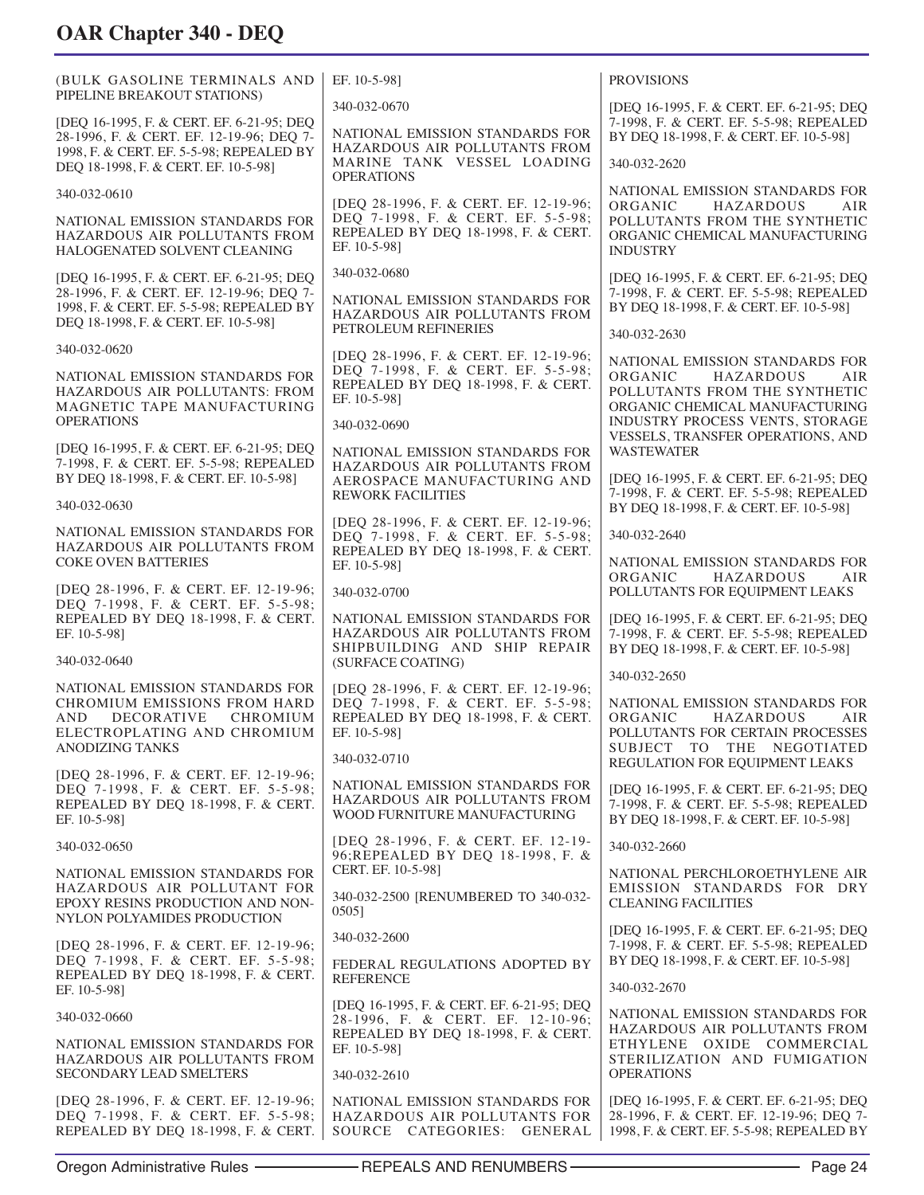(BULK GASOLINE TERMINALS AND PIPELINE BREAKOUT STATIONS)

[DEQ 16-1995, F. & CERT. EF. 6-21-95; DEQ 28-1996, F. & CERT. EF. 12-19-96; DEQ 7-1998, F. & CERT. EF. 5-5-98; REPEALED BY DEQ 18-1998, F. & CERT. EF. 10-5-98]

340-032-0610

NATIONAL EMISSION STANDARDS FOR HAZARDOUS AIR POLLUTANTS FROM HALOGENATED SOLVENT CLEANING

[DEQ 16-1995, F. & CERT. EF. 6-21-95; DEQ 28-1996, F. & CERT. EF. 12-19-96; DEQ 7-1998, F. & CERT. EF. 5-5-98; REPEALED BY DEQ 18-1998, F. & CERT. EF. 10-5-98]

340-032-0620

NATIONAL EMISSION STANDARDS FOR HAZARDOUS AIR POLLUTANTS: FROM MAGNETIC TAPE MANUFACTURING OPERATIONS

[DEQ 16-1995, F. & CERT. EF. 6-21-95; DEQ 7-1998, F. & CERT. EF. 5-5-98; REPEALED BY DEQ 18-1998, F. & CERT. EF. 10-5-98]

340-032-0630

NATIONAL EMISSION STANDARDS FOR HAZARDOUS AIR POLLUTANTS FROM COKE OVEN BATTERIES

[DEQ 28-1996, F. & CERT. EF. 12-19-96; DEQ 7-1998, F. & CERT. EF. 5-5-98; REPEALED BY DEQ 18-1998, F. & CERT. EF. 10-5-98]

340-032-0640

NATIONAL EMISSION STANDARDS FOR CHROMIUM EMISSIONS FROM HARD AND DECORATIVE CHROMIUM ELECTROPLATING AND CHROMIUM ANODIZING TANKS

[DEQ 28-1996, F. & CERT. EF. 12-19-96; DEQ 7-1998, F. & CERT. EF. 5-5-98; REPEALED BY DEQ 18-1998, F. & CERT. EF. 10-5-98]

340-032-0650

NATIONAL EMISSION STANDARDS FOR HAZARDOUS AIR POLLUTANT FOR EPOXY RESINS PRODUCTION AND NON-NYLON POLYAMIDES PRODUCTION

[DEQ 28-1996, F. & CERT. EF. 12-19-96; DEQ 7-1998, F. & CERT. EF. 5-5-98; REPEALED BY DEQ 18-1998, F. & CERT. EF. 10-5-98]

340-032-0660

NATIONAL EMISSION STANDARDS FOR HAZARDOUS AIR POLLUTANTS FROM SECONDARY LEAD SMELTERS

[DEQ 28-1996, F. & CERT. EF. 12-19-96; DEQ 7-1998, F. & CERT. EF. 5-5-98; REPEALED BY DEQ 18-1998, F. & CERT. EF. 10-5-98]

340-032-0670

NATIONAL EMISSION STANDARDS FOR HAZARDOUS AIR POLLUTANTS FROM MARINE TANK VESSEL LOADING OPERATIONS

[DEQ 28-1996, F. & CERT. EF. 12-19-96; DEQ 7-1998, F. & CERT. EF. 5-5-98; REPEALED BY DEQ 18-1998, F. & CERT. EF. 10-5-98]

340-032-0680

NATIONAL EMISSION STANDARDS FOR HAZARDOUS AIR POLLUTANTS FROM PETROLEUM REFINERIES

[DEQ 28-1996, F. & CERT. EF. 12-19-96; DEQ 7-1998, F. & CERT. EF. 5-5-98; REPEALED BY DEQ 18-1998, F. & CERT. EF. 10-5-98]

340-032-0690

NATIONAL EMISSION STANDARDS FOR HAZARDOUS AIR POLLUTANTS FROM AEROSPACE MANUFACTURING AND REWORK FACILITIES

[DEQ 28-1996, F. & CERT. EF. 12-19-96; DEQ 7-1998, F. & CERT. EF. 5-5-98; REPEALED BY DEQ 18-1998, F. & CERT. EF. 10-5-98]

340-032-0700

NATIONAL EMISSION STANDARDS FOR HAZARDOUS AIR POLLUTANTS FROM SHIPBUILDING AND SHIP REPAIR (SURFACE COATING)

[DEQ 28-1996, F. & CERT. EF. 12-19-96; DEQ 7-1998, F. & CERT. EF. 5-5-98; REPEALED BY DEQ 18-1998, F. & CERT. EF. 10-5-98]

340-032-0710

NATIONAL EMISSION STANDARDS FOR HAZARDOUS AIR POLLUTANTS FROM WOOD FURNITURE MANUFACTURING

[DEQ 28-1996, F. & CERT. EF. 12-19-96;REPEALED BY DEQ 18-1998, F. & CERT. EF. 10-5-98]

340-032-2500 [RENUMBERED TO 340-032-0505]

340-032-2600

FEDERAL REGULATIONS ADOPTED BY REFERENCE

[DEQ 16-1995, F. & CERT. EF. 6-21-95; DEQ 28-1996, F. & CERT. EF. 12-10-96; REPEALED BY DEQ 18-1998, F. & CERT. EF. 10-5-98]

340-032-2610

NATIONAL EMISSION STANDARDS FOR HAZARDOUS AIR POLLUTANTS FOR SOURCE CATEGORIES: GENERAL PROVISIONS

[DEQ 16-1995, F. & CERT. EF. 6-21-95; DEQ 7-1998, F. & CERT. EF. 5-5-98; REPEALED BY DEQ 18-1998, F. & CERT. EF. 10-5-98]

340-032-2620

NATIONAL EMISSION STANDARDS FOR ORGANIC HAZARDOUS AIR POLLUTANTS FROM THE SYNTHETIC ORGANIC CHEMICAL MANUFACTURING INDUSTRY

[DEQ 16-1995, F. & CERT. EF. 6-21-95; DEQ 7-1998, F. & CERT. EF. 5-5-98; REPEALED BY DEQ 18-1998, F. & CERT. EF. 10-5-98]

340-032-2630

NATIONAL EMISSION STANDARDS FOR ORGANIC HAZARDOUS AIR POLLUTANTS FROM THE SYNTHETIC ORGANIC CHEMICAL MANUFACTURING INDUSTRY PROCESS VENTS, STORAGE VESSELS, TRANSFER OPERATIONS, AND WASTEWATER

[DEQ 16-1995, F. & CERT. EF. 6-21-95; DEQ 7-1998, F. & CERT. EF. 5-5-98; REPEALED BY DEQ 18-1998, F. & CERT. EF. 10-5-98]

340-032-2640

NATIONAL EMISSION STANDARDS FOR ORGANIC HAZARDOUS AIR POLLUTANTS FOR EQUIPMENT LEAKS

[DEQ 16-1995, F. & CERT. EF. 6-21-95; DEQ 7-1998, F. & CERT. EF. 5-5-98; REPEALED BY DEQ 18-1998, F. & CERT. EF. 10-5-98]

340-032-2650

NATIONAL EMISSION STANDARDS FOR ORGANIC HAZARDOUS AIR POLLUTANTS FOR CERTAIN PROCESSES SUBJECT TO THE NEGOTIATED REGULATION FOR EQUIPMENT LEAKS

[DEQ 16-1995, F. & CERT. EF. 6-21-95; DEQ 7-1998, F. & CERT. EF. 5-5-98; REPEALED BY DEQ 18-1998, F. & CERT. EF. 10-5-98]

340-032-2660

NATIONAL PERCHLOROETHYLENE AIR EMISSION STANDARDS FOR DRY CLEANING FACILITIES

[DEQ 16-1995, F. & CERT. EF. 6-21-95; DEQ 7-1998, F. & CERT. EF. 5-5-98; REPEALED BY DEQ 18-1998, F. & CERT. EF. 10-5-98]

340-032-2670

NATIONAL EMISSION STANDARDS FOR HAZARDOUS AIR POLLUTANTS FROM ETHYLENE OXIDE COMMERCIAL STERILIZATION AND FUMIGATION OPERATIONS

[DEQ 16-1995, F. & CERT. EF. 6-21-95; DEQ 28-1996, F. & CERT. EF. 12-19-96; DEQ 7-1998, F. & CERT. EF. 5-5-98; REPEALED BY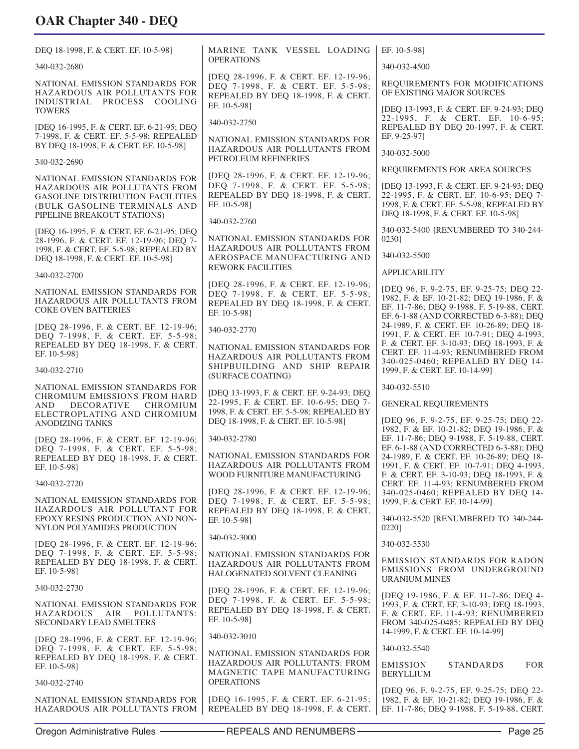DEQ 18-1998, F. & CERT. EF. 10-5-98]

340-032-2680

NATIONAL EMISSION STANDARDS FOR HAZARDOUS AIR POLLUTANTS FOR INDUSTRIAL PROCESS COOLING TOWERS

[DEQ 16-1995, F. & CERT. EF. 6-21-95; DEQ 7-1998, F. & CERT. EF. 5-5-98; REPEALED BY DEQ 18-1998, F. & CERT. EF. 10-5-98]

340-032-2690

NATIONAL EMISSION STANDARDS FOR HAZARDOUS AIR POLLUTANTS FROM GASOLINE DISTRIBUTION FACILITIES (BULK GASOLINE TERMINALS AND PIPELINE BREAKOUT STATIONS)

[DEQ 16-1995, F. & CERT. EF. 6-21-95; DEQ 28-1996, F. & CERT. EF. 12-19-96; DEQ 7-1998, F. & CERT. EF. 5-5-98; REPEALED BY DEQ 18-1998, F. & CERT. EF. 10-5-98]

340-032-2700

NATIONAL EMISSION STANDARDS FOR HAZARDOUS AIR POLLUTANTS FROM COKE OVEN BATTERIES

[DEQ 28-1996, F. & CERT. EF. 12-19-96; DEQ 7-1998, F. & CERT. EF. 5-5-98; REPEALED BY DEQ 18-1998, F. & CERT. EF. 10-5-98]

340-032-2710

NATIONAL EMISSION STANDARDS FOR CHROMIUM EMISSIONS FROM HARD AND DECORATIVE CHROMIUM ELECTROPLATING AND CHROMIUM ANODIZING TANKS

[DEQ 28-1996, F. & CERT. EF. 12-19-96; DEQ 7-1998, F. & CERT. EF. 5-5-98; REPEALED BY DEQ 18-1998, F. & CERT. EF. 10-5-98]

340-032-2720

NATIONAL EMISSION STANDARDS FOR HAZARDOUS AIR POLLUTANT FOR EPOXY RESINS PRODUCTION AND NON-NYLON POLYAMIDES PRODUCTION

[DEQ 28-1996, F. & CERT. EF. 12-19-96; DEQ 7-1998, F. & CERT. EF. 5-5-98; REPEALED BY DEQ 18-1998, F. & CERT. EF. 10-5-98]

340-032-2730

NATIONAL EMISSION STANDARDS FOR HAZARDOUS AIR POLLUTANTS: SECONDARY LEAD SMELTERS

[DEQ 28-1996, F. & CERT. EF. 12-19-96; DEQ 7-1998, F. & CERT. EF. 5-5-98; REPEALED BY DEQ 18-1998, F. & CERT. EF. 10-5-98]

340-032-2740

NATIONAL EMISSION STANDARDS FOR HAZARDOUS AIR POLLUTANTS FROM MARINE TANK VESSEL LOADING OPERATIONS

[DEQ 28-1996, F. & CERT. EF. 12-19-96; DEQ 7-1998, F. & CERT. EF. 5-5-98; REPEALED BY DEQ 18-1998, F. & CERT. EF. 10-5-98]

340-032-2750

NATIONAL EMISSION STANDARDS FOR HAZARDOUS AIR POLLUTANTS FROM PETROLEUM REFINERIES

[DEQ 28-1996, F. & CERT. EF. 12-19-96; DEQ 7-1998, F. & CERT. EF. 5-5-98; REPEALED BY DEQ 18-1998, F. & CERT. EF. 10-5-98]

340-032-2760

NATIONAL EMISSION STANDARDS FOR HAZARDOUS AIR POLLUTANTS FROM AEROSPACE MANUFACTURING AND REWORK FACILITIES

[DEQ 28-1996, F. & CERT. EF. 12-19-96; DEQ 7-1998, F. & CERT. EF. 5-5-98; REPEALED BY DEQ 18-1998, F. & CERT. EF. 10-5-98]

340-032-2770

NATIONAL EMISSION STANDARDS FOR HAZARDOUS AIR POLLUTANTS FROM SHIPBUILDING AND SHIP REPAIR (SURFACE COATING)

[DEQ 13-1993, F. & CERT. EF. 9-24-93; DEQ 22-1995, F. & CERT. EF. 10-6-95; DEQ 7-1998, F. & CERT. EF. 5-5-98; REPEALED BY DEQ 18-1998, F. & CERT. EF. 10-5-98]

340-032-2780

NATIONAL EMISSION STANDARDS FOR HAZARDOUS AIR POLLUTANTS FROM WOOD FURNITURE MANUFACTURING

[DEQ 28-1996, F. & CERT. EF. 12-19-96; DEQ 7-1998, F. & CERT. EF. 5-5-98; REPEALED BY DEQ 18-1998, F. & CERT. EF. 10-5-98]

340-032-3000

NATIONAL EMISSION STANDARDS FOR HAZARDOUS AIR POLLUTANTS FROM HALOGENATED SOLVENT CLEANING

[DEQ 28-1996, F. & CERT. EF. 12-19-96; DEQ 7-1998, F. & CERT. EF. 5-5-98; REPEALED BY DEQ 18-1998, F. & CERT. EF. 10-5-98]

340-032-3010

NATIONAL EMISSION STANDARDS FOR HAZARDOUS AIR POLLUTANTS: FROM MAGNETIC TAPE MANUFACTURING OPERATIONS

[DEQ 16-1995, F. & CERT. EF. 6-21-95; REPEALED BY DEQ 18-1998, F. & CERT. EF. 10-5-98]

340-032-4500

REQUIREMENTS FOR MODIFICATIONS OF EXISTING MAJOR SOURCES

[DEQ 13-1993, F. & CERT. EF. 9-24-93; DEQ 22-1995, F. & CERT. EF. 10-6-95; REPEALED BY DEQ 20-1997, F. & CERT. EF. 9-25-97]

340-032-5000

REQUIREMENTS FOR AREA SOURCES

[DEQ 13-1993, F. & CERT. EF. 9-24-93; DEQ 22-1995, F. & CERT. EF. 10-6-95; DEQ 7-1998, F. & CERT. EF. 5-5-98; REPEALED BY DEQ 18-1998, F. & CERT. EF. 10-5-98]

340-032-5400 [RENUMBERED TO 340-244-0230]

340-032-5500

APPLICABILITY

[DEQ 96, F. 9-2-75, EF. 9-25-75; DEQ 22-1982, F. & EF. 10-21-82; DEQ 19-1986, F. & EF. 11-7-86; DEQ 9-1988, F. 5-19-88, CERT. EF. 6-1-88 (AND CORRECTED 6-3-88); DEQ 24-1989, F. & CERT. EF. 10-26-89; DEQ 18-1991, F. & CERT. EF. 10-7-91; DEQ 4-1993, F. & CERT. EF. 3-10-93; DEQ 18-1993, F. & CERT. EF. 11-4-93; RENUMBERED FROM 340-025-0460; REPEALED BY DEQ 14-1999, F. & CERT. EF. 10-14-99]

340-032-5510

GENERAL REQUIREMENTS

[DEQ 96, F. 9-2-75, EF. 9-25-75; DEQ 22-1982, F. & EF. 10-21-82; DEQ 19-1986, F. & EF. 11-7-86; DEQ 9-1988, F. 5-19-88, CERT. EF. 6-1-88 (AND CORRECTED 6-3-88); DEQ 24-1989, F. & CERT. EF. 10-26-89; DEQ 18-1991, F. & CERT. EF. 10-7-91; DEQ 4-1993, F. & CERT. EF. 3-10-93; DEQ 18-1993, F. & CERT. EF. 11-4-93; RENUMBERED FROM 340-025-0460; REPEALED BY DEQ 14-1999, F. & CERT. EF. 10-14-99]

340-032-5520 [RENUMBERED TO 340-244-0220]

340-032-5530

EMISSION STANDARDS FOR RADON EMISSIONS FROM UNDERGROUND URANIUM MINES

[DEQ 19-1986, F. & EF. 11-7-86; DEQ 4-1993, F. & CERT. EF. 3-10-93; DEQ 18-1993, F. & CERT. EF. 11-4-93; RENUMBERED FROM 340-025-0485; REPEALED BY DEQ 14-1999, F. & CERT. EF. 10-14-99]

340-032-5540

EMISSION STANDARDS FOR BERYLLIUM

[DEQ 96, F. 9-2-75, EF. 9-25-75; DEQ 22-1982, F. & EF. 10-21-82; DEQ 19-1986, F. & EF. 11-7-86; DEQ 9-1988, F. 5-19-88, CERT.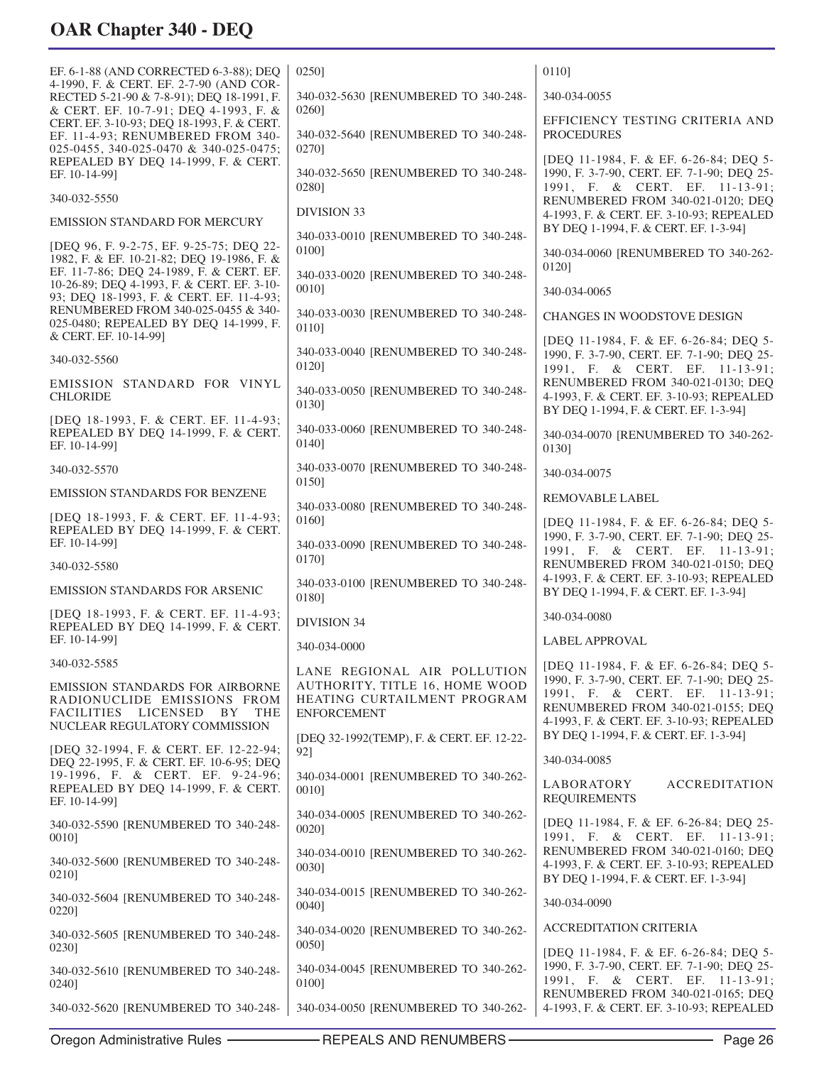EF. 6-1-88 (AND CORRECTED 6-3-88); DEQ 4-1990, F. & CERT. EF. 2-7-90 (AND CORRECTED 5-21-90 & 7-8-91); DEQ 18-1991, F. & CERT. EF. 10-7-91; DEQ 4-1993, F. & CERT. EF. 3-10-93; DEQ 18-1993, F. & CERT. EF. 11-4-93; RENUMBERED FROM 340-025-0455, 340-025-0470 & 340-025-0475; REPEALED BY DEQ 14-1999, F. & CERT. EF. 10-14-99]

340-032-5550

EMISSION STANDARD FOR MERCURY

[DEQ 96, F. 9-2-75, EF. 9-25-75; DEQ 22-1982, F. & EF. 10-21-82; DEQ 19-1986, F. & EF. 11-7-86; DEQ 24-1989, F. & CERT. EF. 10-26-89; DEQ 4-1993, F. & CERT. EF. 3-10-93; DEQ 18-1993, F. & CERT. EF. 11-4-93; RENUMBERED FROM 340-025-0455 & 340-025-0480; REPEALED BY DEQ 14-1999, F. & CERT. EF. 10-14-99]

340-032-5560

EMISSION STANDARD FOR VINYL CHLORIDE

[DEQ 18-1993, F. & CERT. EF. 11-4-93; REPEALED BY DEQ 14-1999, F. & CERT. EF. 10-14-99]

340-032-5570

EMISSION STANDARDS FOR BENZENE

[DEQ 18-1993, F. & CERT. EF. 11-4-93; REPEALED BY DEQ 14-1999, F. & CERT. EF. 10-14-99]

340-032-5580

EMISSION STANDARDS FOR ARSENIC

[DEQ 18-1993, F. & CERT. EF. 11-4-93; REPEALED BY DEQ 14-1999, F. & CERT. EF. 10-14-99]

340-032-5585

EMISSION STANDARDS FOR AIRBORNE RADIONUCLIDE EMISSIONS FROM FACILITIES LICENSED BY THE NUCLEAR REGULATORY COMMISSION

[DEQ 32-1994, F. & CERT. EF. 12-22-94; DEQ 22-1995, F. & CERT. EF. 10-6-95; DEQ 19-1996, F. & CERT. EF. 9-24-96; REPEALED BY DEQ 14-1999, F. & CERT. EF. 10-14-99]

340-032-5590 [RENUMBERED TO 340-248-0010]

340-032-5600 [RENUMBERED TO 340-248-0210]

340-032-5604 [RENUMBERED TO 340-248-0220]

340-032-5605 [RENUMBERED TO 340-248-0230]

340-032-5610 [RENUMBERED TO 340-248-0240]

340-032-5620 [RENUMBERED TO 340-248-0250]

340-032-5630 [RENUMBERED TO 340-248-0260]

340-032-5640 [RENUMBERED TO 340-248-0270]

340-032-5650 [RENUMBERED TO 340-248-0280]

DIVISION 33

340-033-0010 [RENUMBERED TO 340-248-0100]

340-033-0020 [RENUMBERED TO 340-248-0010]

340-033-0030 [RENUMBERED TO 340-248-0110]

340-033-0040 [RENUMBERED TO 340-248-0120]

340-033-0050 [RENUMBERED TO 340-248-0130]

340-033-0060 [RENUMBERED TO 340-248-0140]

340-033-0070 [RENUMBERED TO 340-248-0150]

340-033-0080 [RENUMBERED TO 340-248-0160]

340-033-0090 [RENUMBERED TO 340-248-0170]

340-033-0100 [RENUMBERED TO 340-248-0180]

DIVISION 34

340-034-0000

LANE REGIONAL AIR POLLUTION AUTHORITY, TITLE 16, HOME WOOD HEATING CURTAILMENT PROGRAM ENFORCEMENT

[DEQ 32-1992(TEMP), F. & CERT. EF. 12-22-92]

340-034-0001 [RENUMBERED TO 340-262-0010]

340-034-0005 [RENUMBERED TO 340-262-0020]

340-034-0010 [RENUMBERED TO 340-262-0030]

340-034-0015 [RENUMBERED TO 340-262-0040]

340-034-0020 [RENUMBERED TO 340-262-0050]

340-034-0045 [RENUMBERED TO 340-262-0100]

340-034-0050 [RENUMBERED TO 340-262-0110]

340-034-0055

EFFICIENCY TESTING CRITERIA AND PROCEDURES

[DEQ 11-1984, F. & EF. 6-26-84; DEQ 5-1990, F. 3-7-90, CERT. EF. 7-1-90; DEQ 25-1991, F. & CERT. EF. 11-13-91; RENUMBERED FROM 340-021-0120; DEQ 4-1993, F. & CERT. EF. 3-10-93; REPEALED BY DEQ 1-1994, F. & CERT. EF. 1-3-94]

340-034-0060 [RENUMBERED TO 340-262-0120]

340-034-0065

CHANGES IN WOODSTOVE DESIGN

[DEQ 11-1984, F. & EF. 6-26-84; DEQ 5-1990, F. 3-7-90, CERT. EF. 7-1-90; DEQ 25-1991, F. & CERT. EF. 11-13-91; RENUMBERED FROM 340-021-0130; DEQ 4-1993, F. & CERT. EF. 3-10-93; REPEALED BY DEQ 1-1994, F. & CERT. EF. 1-3-94]

340-034-0070 [RENUMBERED TO 340-262-0130]

340-034-0075

REMOVABLE LABEL

[DEQ 11-1984, F. & EF. 6-26-84; DEQ 5-1990, F. 3-7-90, CERT. EF. 7-1-90; DEQ 25-1991, F. & CERT. EF. 11-13-91; RENUMBERED FROM 340-021-0150; DEQ 4-1993, F. & CERT. EF. 3-10-93; REPEALED BY DEQ 1-1994, F. & CERT. EF. 1-3-94]

340-034-0080

LABEL APPROVAL

[DEQ 11-1984, F. & EF. 6-26-84; DEQ 5-1990, F. 3-7-90, CERT. EF. 7-1-90; DEQ 25-1991, F. & CERT. EF. 11-13-91; RENUMBERED FROM 340-021-0155; DEQ 4-1993, F. & CERT. EF. 3-10-93; REPEALED BY DEQ 1-1994, F. & CERT. EF. 1-3-94]

340-034-0085

LABORATORY ACCREDITATION REQUIREMENTS

[DEQ 11-1984, F. & EF. 6-26-84; DEQ 25-1991, F. & CERT. EF. 11-13-91; RENUMBERED FROM 340-021-0160; DEQ 4-1993, F. & CERT. EF. 3-10-93; REPEALED BY DEQ 1-1994, F. & CERT. EF. 1-3-94]

340-034-0090

ACCREDITATION CRITERIA

[DEQ 11-1984, F. & EF. 6-26-84; DEQ 5-1990, F. 3-7-90, CERT. EF. 7-1-90; DEQ 25-1991, F. & CERT. EF. 11-13-91; RENUMBERED FROM 340-021-0165; DEQ 4-1993, F. & CERT. EF. 3-10-93; REPEALED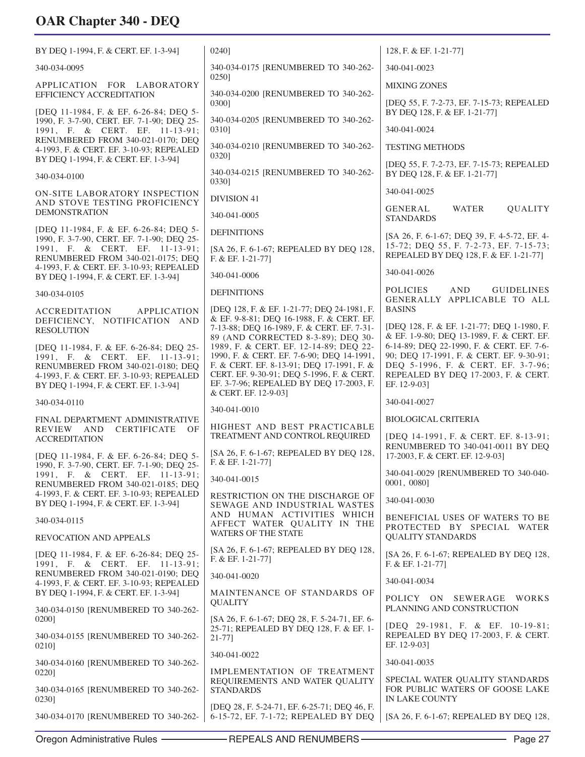BY DEQ 1-1994, F. & CERT. EF. 1-3-94]

340-034-0095

APPLICATION FOR LABORATORY EFFICIENCY ACCREDITATION

[DEQ 11-1984, F. & EF. 6-26-84; DEQ 5-1990, F. 3-7-90, CERT. EF. 7-1-90; DEQ 25-1991, F. & CERT. EF. 11-13-91; RENUMBERED FROM 340-021-0170; DEQ 4-1993, F. & CERT. EF. 3-10-93; REPEALED BY DEQ 1-1994, F. & CERT. EF. 1-3-94]

340-034-0100

ON-SITE LABORATORY INSPECTION AND STOVE TESTING PROFICIENCY DEMONSTRATION

[DEQ 11-1984, F. & EF. 6-26-84; DEQ 5-1990, F. 3-7-90, CERT. EF. 7-1-90; DEQ 25-1991, F. & CERT. EF. 11-13-91; RENUMBERED FROM 340-021-0175; DEQ 4-1993, F. & CERT. EF. 3-10-93; REPEALED BY DEQ 1-1994, F. & CERT. EF. 1-3-94]

340-034-0105

ACCREDITATION APPLICATION DEFICIENCY, NOTIFICATION AND RESOLUTION

[DEQ 11-1984, F. & EF. 6-26-84; DEQ 25-1991, F. & CERT. EF. 11-13-91; RENUMBERED FROM 340-021-0180; DEQ 4-1993, F. & CERT. EF. 3-10-93; REPEALED BY DEQ 1-1994, F. & CERT. EF. 1-3-94]

340-034-0110

FINAL DEPARTMENT ADMINISTRATIVE REVIEW AND CERTIFICATE OF ACCREDITATION

[DEQ 11-1984, F. & EF. 6-26-84; DEQ 5-1990, F. 3-7-90, CERT. EF. 7-1-90; DEQ 25-1991, F. & CERT. EF. 11-13-91; RENUMBERED FROM 340-021-0185; DEQ 4-1993, F. & CERT. EF. 3-10-93; REPEALED BY DEQ 1-1994, F. & CERT. EF. 1-3-94]

340-034-0115

REVOCATION AND APPEALS

[DEQ 11-1984, F. & EF. 6-26-84; DEQ 25-1991, F. & CERT. EF. 11-13-91; RENUMBERED FROM 340-021-0190; DEQ 4-1993, F. & CERT. EF. 3-10-93; REPEALED BY DEQ 1-1994, F. & CERT. EF. 1-3-94]

340-034-0150 [RENUMBERED TO 340-262-0200]

340-034-0155 [RENUMBERED TO 340-262-0210]

340-034-0160 [RENUMBERED TO 340-262-0220]

340-034-0165 [RENUMBERED TO 340-262-0230]

340-034-0170 [RENUMBERED TO 340-262-0240]

340-034-0175 [RENUMBERED TO 340-262-0250]

340-034-0200 [RENUMBERED TO 340-262-0300]

340-034-0205 [RENUMBERED TO 340-262-0310]

340-034-0210 [RENUMBERED TO 340-262-0320]

340-034-0215 [RENUMBERED TO 340-262-0330]

DIVISION 41

340-041-0005

DEFINITIONS

[SA 26, F. 6-1-67; REPEALED BY DEQ 128, F. & EF. 1-21-77]

340-041-0006

DEFINITIONS

[DEQ 128, F. & EF. 1-21-77; DEQ 24-1981, F. & EF. 9-8-81; DEQ 16-1988, F. & CERT. EF. 7-13-88; DEQ 16-1989, F. & CERT. EF. 7-31-89 (AND CORRECTED 8-3-89); DEQ 30-1989, F. & CERT. EF. 12-14-89; DEQ 22-1990, F. & CERT. EF. 7-6-90; DEQ 14-1991, F. & CERT. EF. 8-13-91; DEQ 17-1991, F. & CERT. EF. 9-30-91; DEQ 5-1996, F. & CERT. EF. 3-7-96; REPEALED BY DEQ 17-2003, F. & CERT. EF. 12-9-03]

340-041-0010

HIGHEST AND BEST PRACTICABLE TREATMENT AND CONTROL REQUIRED

[SA 26, F. 6-1-67; REPEALED BY DEQ 128, F. & EF. 1-21-77]

340-041-0015

RESTRICTION ON THE DISCHARGE OF SEWAGE AND INDUSTRIAL WASTES AND HUMAN ACTIVITIES WHICH AFFECT WATER QUALITY IN THE WATERS OF THE STATE

[SA 26, F. 6-1-67; REPEALED BY DEQ 128, F. & EF. 1-21-77]

340-041-0020

MAINTENANCE OF STANDARDS OF QUALITY

[SA 26, F. 6-1-67; DEQ 28, F. 5-24-71, EF. 6-25-71; REPEALED BY DEQ 128, F. & EF. 1-21-77]

340-041-0022

IMPLEMENTATION OF TREATMENT REQUIREMENTS AND WATER QUALITY STANDARDS

[DEQ 28, F. 5-24-71, EF. 6-25-71; DEQ 46, F. 6-15-72, EF. 7-1-72; REPEALED BY DEQ 128, F. & EF. 1-21-77]

340-041-0023

MIXING ZONES

[DEQ 55, F. 7-2-73, EF. 7-15-73; REPEALED BY DEQ 128, F. & EF. 1-21-77]

340-041-0024

TESTING METHODS

[DEQ 55, F. 7-2-73, EF. 7-15-73; REPEALED BY DEQ 128, F. & EF. 1-21-77]

340-041-0025

GENERAL WATER QUALITY STANDARDS

[SA 26, F. 6-1-67; DEQ 39, F. 4-5-72, EF. 4-15-72; DEQ 55, F. 7-2-73, EF. 7-15-73; REPEALED BY DEQ 128, F. & EF. 1-21-77]

340-041-0026

POLICIES AND GUIDELINES GENERALLY APPLICABLE TO ALL BASINS

[DEQ 128, F. & EF. 1-21-77; DEQ 1-1980, F. & EF. 1-9-80; DEQ 13-1989, F. & CERT. EF. 6-14-89; DEQ 22-1990, F. & CERT. EF. 7-6-90; DEQ 17-1991, F. & CERT. EF. 9-30-91; DEQ 5-1996, F. & CERT. EF. 3-7-96; REPEALED BY DEQ 17-2003, F. & CERT. EF. 12-9-03]

340-041-0027

BIOLOGICAL CRITERIA

[DEQ 14-1991, F. & CERT. EF. 8-13-91; RENUMBERED TO 340-041-0011 BY DEQ 17-2003, F. & CERT. EF. 12-9-03]

340-041-0029 [RENUMBERED TO 340-040-0001, 0080]

340-041-0030

BENEFICIAL USES OF WATERS TO BE PROTECTED BY SPECIAL WATER QUALITY STANDARDS

[SA 26, F. 6-1-67; REPEALED BY DEQ 128, F. & EF. 1-21-77]

340-041-0034

POLICY ON SEWERAGE WORKS PLANNING AND CONSTRUCTION

[DEQ 29-1981, F. & EF. 10-19-81; REPEALED BY DEQ 17-2003, F. & CERT. EF. 12-9-03]

340-041-0035

SPECIAL WATER QUALITY STANDARDS FOR PUBLIC WATERS OF GOOSE LAKE IN LAKE COUNTY

[SA 26, F. 6-1-67; REPEALED BY DEQ 128,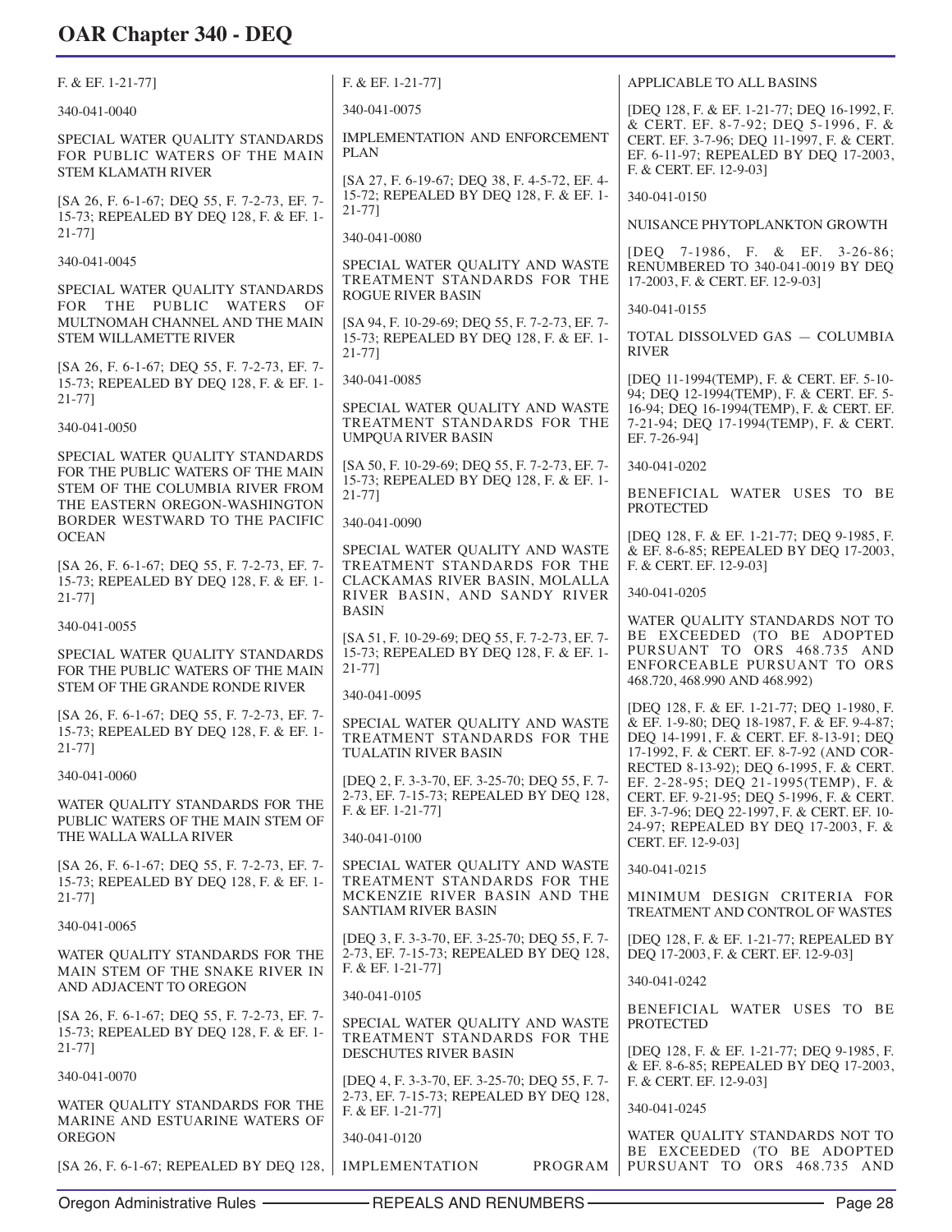F. & EF. 1-21-77]

340-041-0040

SPECIAL WATER QUALITY STANDARDS FOR PUBLIC WATERS OF THE MAIN STEM KLAMATH RIVER

[SA 26, F. 6-1-67; DEQ 55, F. 7-2-73, EF. 7-15-73; REPEALED BY DEQ 128, F. & EF. 1-21-77]

340-041-0045

SPECIAL WATER QUALITY STANDARDS FOR THE PUBLIC WATERS OF MULTNOMAH CHANNEL AND THE MAIN STEM WILLAMETTE RIVER

[SA 26, F. 6-1-67; DEQ 55, F. 7-2-73, EF. 7-15-73; REPEALED BY DEQ 128, F. & EF. 1-21-77]

340-041-0050

SPECIAL WATER QUALITY STANDARDS FOR THE PUBLIC WATERS OF THE MAIN STEM OF THE COLUMBIA RIVER FROM THE EASTERN OREGON-WASHINGTON BORDER WESTWARD TO THE PACIFIC OCEAN

[SA 26, F. 6-1-67; DEQ 55, F. 7-2-73, EF. 7-15-73; REPEALED BY DEQ 128, F. & EF. 1-21-77]

340-041-0055

SPECIAL WATER QUALITY STANDARDS FOR THE PUBLIC WATERS OF THE MAIN STEM OF THE GRANDE RONDE RIVER

[SA 26, F. 6-1-67; DEQ 55, F. 7-2-73, EF. 7-15-73; REPEALED BY DEQ 128, F. & EF. 1-21-77]

340-041-0060

WATER QUALITY STANDARDS FOR THE PUBLIC WATERS OF THE MAIN STEM OF THE WALLA WALLA RIVER

[SA 26, F. 6-1-67; DEQ 55, F. 7-2-73, EF. 7-15-73; REPEALED BY DEQ 128, F. & EF. 1-21-77]

340-041-0065

WATER QUALITY STANDARDS FOR THE MAIN STEM OF THE SNAKE RIVER IN AND ADJACENT TO OREGON

[SA 26, F. 6-1-67; DEQ 55, F. 7-2-73, EF. 7-15-73; REPEALED BY DEQ 128, F. & EF. 1-21-77]

340-041-0070

WATER QUALITY STANDARDS FOR THE MARINE AND ESTUARINE WATERS OF OREGON

[SA 26, F. 6-1-67; REPEALED BY DEQ 128, F. & EF. 1-21-77]

340-041-0075

IMPLEMENTATION AND ENFORCEMENT PLAN

[SA 27, F. 6-19-67; DEQ 38, F. 4-5-72, EF. 4-15-72; REPEALED BY DEQ 128, F. & EF. 1-21-77]

340-041-0080

SPECIAL WATER QUALITY AND WASTE TREATMENT STANDARDS FOR THE ROGUE RIVER BASIN

[SA 94, F. 10-29-69; DEQ 55, F. 7-2-73, EF. 7-15-73; REPEALED BY DEQ 128, F. & EF. 1-21-77]

340-041-0085

SPECIAL WATER QUALITY AND WASTE TREATMENT STANDARDS FOR THE UMPQUA RIVER BASIN

[SA 50, F. 10-29-69; DEQ 55, F. 7-2-73, EF. 7-15-73; REPEALED BY DEQ 128, F. & EF. 1-21-77]

340-041-0090

SPECIAL WATER QUALITY AND WASTE TREATMENT STANDARDS FOR THE CLACKAMAS RIVER BASIN, MOLALLA RIVER BASIN, AND SANDY RIVER BASIN

[SA 51, F. 10-29-69; DEQ 55, F. 7-2-73, EF. 7-15-73; REPEALED BY DEQ 128, F. & EF. 1-21-77]

340-041-0095

SPECIAL WATER QUALITY AND WASTE TREATMENT STANDARDS FOR THE TUALATIN RIVER BASIN

[DEQ 2, F. 3-3-70, EF. 3-25-70; DEQ 55, F. 7-2-73, EF. 7-15-73; REPEALED BY DEQ 128, F. & EF. 1-21-77]

340-041-0100

SPECIAL WATER QUALITY AND WASTE TREATMENT STANDARDS FOR THE MCKENZIE RIVER BASIN AND THE SANTIAM RIVER BASIN

[DEQ 3, F. 3-3-70, EF. 3-25-70; DEQ 55, F. 7-2-73, EF. 7-15-73; REPEALED BY DEQ 128, F. & EF. 1-21-77]

340-041-0105

SPECIAL WATER QUALITY AND WASTE TREATMENT STANDARDS FOR THE DESCHUTES RIVER BASIN

[DEQ 4, F. 3-3-70, EF. 3-25-70; DEQ 55, F. 7-2-73, EF. 7-15-73; REPEALED BY DEQ 128, F. & EF. 1-21-77]

340-041-0120

IMPLEMENTATION PROGRAM APPLICABLE TO ALL BASINS

[DEQ 128, F. & EF. 1-21-77; DEQ 16-1992, F. & CERT. EF. 8-7-92; DEQ 5-1996, F. & CERT. EF. 3-7-96; DEQ 11-1997, F. & CERT. EF. 6-11-97; REPEALED BY DEQ 17-2003, F. & CERT. EF. 12-9-03]

340-041-0150

NUISANCE PHYTOPLANKTON GROWTH

[DEQ 7-1986, F. & EF. 3-26-86; RENUMBERED TO 340-041-0019 BY DEQ 17-2003, F. & CERT. EF. 12-9-03]

340-041-0155

TOTAL DISSOLVED GAS — COLUMBIA RIVER

[DEQ 11-1994(TEMP), F. & CERT. EF. 5-10-94; DEQ 12-1994(TEMP), F. & CERT. EF. 5-16-94; DEQ 16-1994(TEMP), F. & CERT. EF. 7-21-94; DEQ 17-1994(TEMP), F. & CERT. EF. 7-26-94]

340-041-0202

BENEFICIAL WATER USES TO BE PROTECTED

[DEQ 128, F. & EF. 1-21-77; DEQ 9-1985, F. & EF. 8-6-85; REPEALED BY DEQ 17-2003, F. & CERT. EF. 12-9-03]

340-041-0205

WATER QUALITY STANDARDS NOT TO BE EXCEEDED (TO BE ADOPTED PURSUANT TO ORS 468.735 AND ENFORCEABLE PURSUANT TO ORS 468.720, 468.990 AND 468.992)

[DEQ 128, F. & EF. 1-21-77; DEQ 1-1980, F. & EF. 1-9-80; DEQ 18-1987, F. & EF. 9-4-87; DEQ 14-1991, F. & CERT. EF. 8-13-91; DEQ 17-1992, F. & CERT. EF. 8-7-92 (AND CORRECTED 8-13-92); DEQ 6-1995, F. & CERT. EF. 2-28-95; DEQ 21-1995(TEMP), F. & CERT. EF. 9-21-95; DEQ 5-1996, F. & CERT. EF. 3-7-96; DEQ 22-1997, F. & CERT. EF. 10-24-97; REPEALED BY DEQ 17-2003, F. & CERT. EF. 12-9-03]

340-041-0215

MINIMUM DESIGN CRITERIA FOR TREATMENT AND CONTROL OF WASTES

[DEQ 128, F. & EF. 1-21-77; REPEALED BY DEQ 17-2003, F. & CERT. EF. 12-9-03]

340-041-0242

BENEFICIAL WATER USES TO BE PROTECTED

[DEQ 128, F. & EF. 1-21-77; DEQ 9-1985, F. & EF. 8-6-85; REPEALED BY DEQ 17-2003, F. & CERT. EF. 12-9-03]

340-041-0245

WATER QUALITY STANDARDS NOT TO BE EXCEEDED (TO BE ADOPTED PURSUANT TO ORS 468.735 AND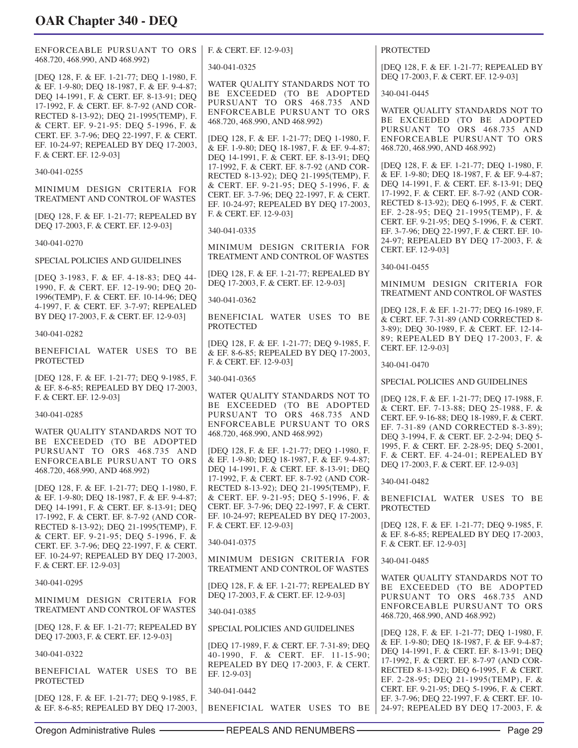ENFORCEABLE PURSUANT TO ORS 468.720, 468.990, AND 468.992)

[DEQ 128, F. & EF. 1-21-77; DEQ 1-1980, F. & EF. 1-9-80; DEQ 18-1987, F. & EF. 9-4-87; DEQ 14-1991, F. & CERT. EF. 8-13-91; DEQ 17-1992, F. & CERT. EF. 8-7-92 (AND CORRECTED 8-13-92); DEQ 21-1995(TEMP), F. & CERT. EF. 9-21-95: DEQ 5-1996, F. & CERT. EF. 3-7-96; DEQ 22-1997, F. & CERT. EF. 10-24-97; REPEALED BY DEQ 17-2003, F. & CERT. EF. 12-9-03]

340-041-0255

MINIMUM DESIGN CRITERIA FOR TREATMENT AND CONTROL OF WASTES

[DEQ 128, F. & EF. 1-21-77; REPEALED BY DEQ 17-2003, F. & CERT. EF. 12-9-03]

340-041-0270

SPECIAL POLICIES AND GUIDELINES

[DEQ 3-1983, F. & EF. 4-18-83; DEQ 44-1990, F. & CERT. EF. 12-19-90; DEQ 20-1996(TEMP), F. & CERT. EF. 10-14-96; DEQ 4-1997, F. & CERT. EF. 3-7-97; REPEALED BY DEQ 17-2003, F. & CERT. EF. 12-9-03]

340-041-0282

BENEFICIAL WATER USES TO BE PROTECTED

[DEQ 128, F. & EF. 1-21-77; DEQ 9-1985, F. & EF. 8-6-85; REPEALED BY DEQ 17-2003, F. & CERT. EF. 12-9-03]

340-041-0285

WATER QUALITY STANDARDS NOT TO BE EXCEEDED (TO BE ADOPTED PURSUANT TO ORS 468.735 AND ENFORCEABLE PURSUANT TO ORS 468.720, 468.990, AND 468.992)

[DEQ 128, F. & EF. 1-21-77; DEQ 1-1980, F. & EF. 1-9-80; DEQ 18-1987, F. & EF. 9-4-87; DEQ 14-1991, F. & CERT. EF. 8-13-91; DEQ 17-1992, F. & CERT. EF. 8-7-92 (AND CORRECTED 8-13-92); DEQ 21-1995(TEMP), F. & CERT. EF. 9-21-95; DEQ 5-1996, F. & CERT. EF. 3-7-96; DEQ 22-1997, F. & CERT. EF. 10-24-97; REPEALED BY DEQ 17-2003, F. & CERT. EF. 12-9-03]

340-041-0295

MINIMUM DESIGN CRITERIA FOR TREATMENT AND CONTROL OF WASTES

[DEQ 128, F. & EF. 1-21-77; REPEALED BY DEQ 17-2003, F. & CERT. EF. 12-9-03]

340-041-0322

BENEFICIAL WATER USES TO BE PROTECTED

[DEQ 128, F. & EF. 1-21-77; DEQ 9-1985, F. & EF. 8-6-85; REPEALED BY DEQ 17-2003, F. & CERT. EF. 12-9-03]

340-041-0325

WATER QUALITY STANDARDS NOT TO BE EXCEEDED (TO BE ADOPTED PURSUANT TO ORS 468.735 AND ENFORCEABLE PURSUANT TO ORS 468.720, 468.990, AND 468.992)

[DEQ 128, F. & EF. 1-21-77; DEQ 1-1980, F. & EF. 1-9-80; DEQ 18-1987, F. & EF. 9-4-87; DEQ 14-1991, F. & CERT. EF. 8-13-91; DEQ 17-1992, F. & CERT. EF. 8-7-92 (AND CORRECTED 8-13-92); DEQ 21-1995(TEMP), F. & CERT. EF. 9-21-95; DEQ 5-1996, F. & CERT. EF. 3-7-96; DEQ 22-1997, F. & CERT. EF. 10-24-97; REPEALED BY DEQ 17-2003, F. & CERT. EF. 12-9-03]

340-041-0335

MINIMUM DESIGN CRITERIA FOR TREATMENT AND CONTROL OF WASTES

[DEQ 128, F. & EF. 1-21-77; REPEALED BY DEQ 17-2003, F. & CERT. EF. 12-9-03]

340-041-0362

BENEFICIAL WATER USES TO BE PROTECTED

[DEQ 128, F. & EF. 1-21-77; DEQ 9-1985, F. & EF. 8-6-85; REPEALED BY DEQ 17-2003, F. & CERT. EF. 12-9-03]

340-041-0365

WATER QUALITY STANDARDS NOT TO BE EXCEEDED (TO BE ADOPTED PURSUANT TO ORS 468.735 AND ENFORCEABLE PURSUANT TO ORS 468.720, 468.990, AND 468.992)

[DEQ 128, F. & EF. 1-21-77; DEQ 1-1980, F. & EF. 1-9-80; DEQ 18-1987, F. & EF. 9-4-87; DEQ 14-1991, F. & CERT. EF. 8-13-91; DEQ 17-1992, F. & CERT. EF. 8-7-92 (AND CORRECTED 8-13-92); DEQ 21-1995(TEMP), F. & CERT. EF. 9-21-95; DEQ 5-1996, F. & CERT. EF. 3-7-96; DEQ 22-1997, F. & CERT. EF. 10-24-97; REPEALED BY DEQ 17-2003, F. & CERT. EF. 12-9-03]

340-041-0375

MINIMUM DESIGN CRITERIA FOR TREATMENT AND CONTROL OF WASTES

[DEQ 128, F. & EF. 1-21-77; REPEALED BY DEQ 17-2003, F. & CERT. EF. 12-9-03]

340-041-0385

SPECIAL POLICIES AND GUIDELINES

[DEQ 17-1989, F. & CERT. EF. 7-31-89; DEQ 40-1990, F. & CERT. EF. 11-15-90; REPEALED BY DEQ 17-2003, F. & CERT. EF. 12-9-03]

340-041-0442

BENEFICIAL WATER USES TO BE PROTECTED

[DEQ 128, F. & EF. 1-21-77; REPEALED BY DEQ 17-2003, F. & CERT. EF. 12-9-03]

340-041-0445

WATER QUALITY STANDARDS NOT TO BE EXCEEDED (TO BE ADOPTED PURSUANT TO ORS 468.735 AND ENFORCEABLE PURSUANT TO ORS 468.720, 468.990, AND 468.992)

[DEQ 128, F. & EF. 1-21-77; DEQ 1-1980, F. & EF. 1-9-80; DEQ 18-1987, F. & EF. 9-4-87; DEQ 14-1991, F. & CERT. EF. 8-13-91; DEQ 17-1992, F. & CERT. EF. 8-7-92 (AND CORRECTED 8-13-92); DEQ 6-1995, F. & CERT. EF. 2-28-95; DEQ 21-1995(TEMP), F. & CERT. EF. 9-21-95; DEQ 5-1996, F. & CERT. EF. 3-7-96; DEQ 22-1997, F. & CERT. EF. 10-24-97; REPEALED BY DEQ 17-2003, F. & CERT. EF. 12-9-03]

340-041-0455

MINIMUM DESIGN CRITERIA FOR TREATMENT AND CONTROL OF WASTES

[DEQ 128, F. & EF. 1-21-77; DEQ 16-1989, F. & CERT. EF. 7-31-89 (AND CORRECTED 8-3-89); DEQ 30-1989, F. & CERT. EF. 12-14-89; REPEALED BY DEQ 17-2003, F. & CERT. EF. 12-9-03]

340-041-0470

SPECIAL POLICIES AND GUIDELINES

[DEQ 128, F. & EF. 1-21-77; DEQ 17-1988, F. & CERT. EF. 7-13-88; DEQ 25-1988, F. & CERT. EF. 9-16-88; DEQ 18-1989, F. & CERT. EF. 7-31-89 (AND CORRECTED 8-3-89); DEQ 3-1994, F. & CERT. EF. 2-2-94; DEQ 5-1995, F. & CERT. EF. 2-28-95; DEQ 5-2001, F. & CERT. EF. 4-24-01; REPEALED BY DEQ 17-2003, F. & CERT. EF. 12-9-03]

340-041-0482

BENEFICIAL WATER USES TO BE PROTECTED

[DEQ 128, F. & EF. 1-21-77; DEQ 9-1985, F. & EF. 8-6-85; REPEALED BY DEQ 17-2003, F. & CERT. EF. 12-9-03]

340-041-0485

WATER QUALITY STANDARDS NOT TO BE EXCEEDED (TO BE ADOPTED PURSUANT TO ORS 468.735 AND ENFORCEABLE PURSUANT TO ORS 468.720, 468.990, AND 468.992)

[DEQ 128, F. & EF. 1-21-77; DEQ 1-1980, F. & EF. 1-9-80; DEQ 18-1987, F. & EF. 9-4-87; DEQ 14-1991, F. & CERT. EF. 8-13-91; DEQ 17-1992, F. & CERT. EF. 8-7-97 (AND CORRECTED 8-13-92); DEQ 6-1995, F. & CERT. EF. 2-28-95; DEQ 21-1995(TEMP), F. & CERT. EF. 9-21-95; DEQ 5-1996, F. & CERT. EF. 3-7-96; DEQ 22-1997, F. & CERT. EF. 10-24-97; REPEALED BY DEQ 17-2003, F. &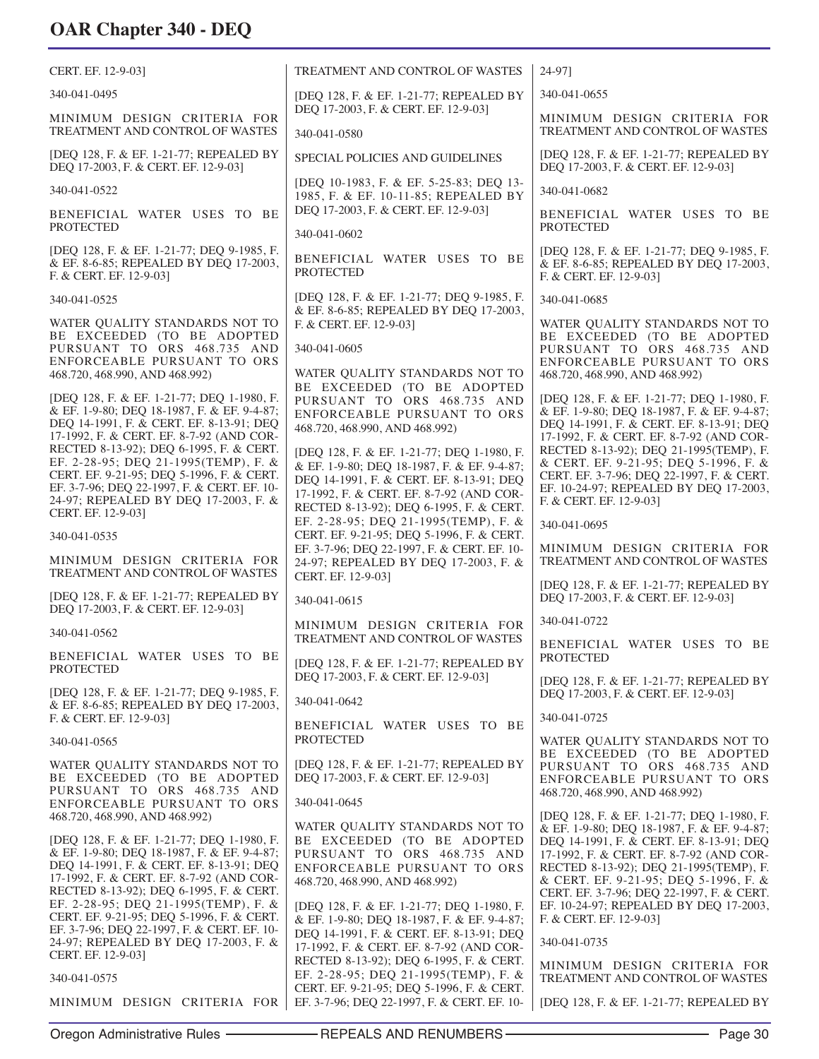CERT. EF. 12-9-03]

340-041-0495

MINIMUM DESIGN CRITERIA FOR TREATMENT AND CONTROL OF WASTES

[DEQ 128, F. & EF. 1-21-77; REPEALED BY DEQ 17-2003, F. & CERT. EF. 12-9-03]

340-041-0522

BENEFICIAL WATER USES TO BE PROTECTED

[DEQ 128, F. & EF. 1-21-77; DEQ 9-1985, F. & EF. 8-6-85; REPEALED BY DEQ 17-2003, F. & CERT. EF. 12-9-03]

340-041-0525

WATER QUALITY STANDARDS NOT TO BE EXCEEDED (TO BE ADOPTED PURSUANT TO ORS 468.735 AND ENFORCEABLE PURSUANT TO ORS 468.720, 468.990, AND 468.992)

[DEQ 128, F. & EF. 1-21-77; DEQ 1-1980, F. & EF. 1-9-80; DEQ 18-1987, F. & EF. 9-4-87; DEQ 14-1991, F. & CERT. EF. 8-13-91; DEQ 17-1992, F. & CERT. EF. 8-7-92 (AND CORRECTED 8-13-92); DEQ 6-1995, F. & CERT. EF. 2-28-95; DEQ 21-1995(TEMP), F. & CERT. EF. 9-21-95; DEQ 5-1996, F. & CERT. EF. 3-7-96; DEQ 22-1997, F. & CERT. EF. 10-24-97; REPEALED BY DEQ 17-2003, F. & CERT. EF. 12-9-03]

340-041-0535

MINIMUM DESIGN CRITERIA FOR TREATMENT AND CONTROL OF WASTES

[DEQ 128, F. & EF. 1-21-77; REPEALED BY DEQ 17-2003, F. & CERT. EF. 12-9-03]

340-041-0562

BENEFICIAL WATER USES TO BE PROTECTED

[DEQ 128, F. & EF. 1-21-77; DEQ 9-1985, F. & EF. 8-6-85; REPEALED BY DEQ 17-2003, F. & CERT. EF. 12-9-03]

340-041-0565

WATER QUALITY STANDARDS NOT TO BE EXCEEDED (TO BE ADOPTED PURSUANT TO ORS 468.735 AND ENFORCEABLE PURSUANT TO ORS 468.720, 468.990, AND 468.992)

[DEQ 128, F. & EF. 1-21-77; DEQ 1-1980, F. & EF. 1-9-80; DEQ 18-1987, F. & EF. 9-4-87; DEQ 14-1991, F. & CERT. EF. 8-13-91; DEQ 17-1992, F. & CERT. EF. 8-7-92 (AND CORRECTED 8-13-92); DEQ 6-1995, F. & CERT. EF. 2-28-95; DEQ 21-1995(TEMP), F. & CERT. EF. 9-21-95; DEQ 5-1996, F. & CERT. EF. 3-7-96; DEQ 22-1997, F. & CERT. EF. 10-24-97; REPEALED BY DEQ 17-2003, F. & CERT. EF. 12-9-03]

340-041-0575

MINIMUM DESIGN CRITERIA FOR TREATMENT AND CONTROL OF WASTES

[DEQ 128, F. & EF. 1-21-77; REPEALED BY DEQ 17-2003, F. & CERT. EF. 12-9-03]

340-041-0580

SPECIAL POLICIES AND GUIDELINES

[DEQ 10-1983, F. & EF. 5-25-83; DEQ 13-1985, F. & EF. 10-11-85; REPEALED BY DEQ 17-2003, F. & CERT. EF. 12-9-03]

340-041-0602

BENEFICIAL WATER USES TO BE PROTECTED

[DEQ 128, F. & EF. 1-21-77; DEQ 9-1985, F. & EF. 8-6-85; REPEALED BY DEQ 17-2003, F. & CERT. EF. 12-9-03]

340-041-0605

WATER QUALITY STANDARDS NOT TO BE EXCEEDED (TO BE ADOPTED PURSUANT TO ORS 468.735 AND ENFORCEABLE PURSUANT TO ORS 468.720, 468.990, AND 468.992)

[DEQ 128, F. & EF. 1-21-77; DEQ 1-1980, F. & EF. 1-9-80; DEQ 18-1987, F. & EF. 9-4-87; DEQ 14-1991, F. & CERT. EF. 8-13-91; DEQ 17-1992, F. & CERT. EF. 8-7-92 (AND CORRECTED 8-13-92); DEQ 6-1995, F. & CERT. EF. 2-28-95; DEQ 21-1995(TEMP), F. & CERT. EF. 9-21-95; DEQ 5-1996, F. & CERT. EF. 3-7-96; DEQ 22-1997, F. & CERT. EF. 10-24-97; REPEALED BY DEQ 17-2003, F. & CERT. EF. 12-9-03]

340-041-0615

MINIMUM DESIGN CRITERIA FOR TREATMENT AND CONTROL OF WASTES

[DEQ 128, F. & EF. 1-21-77; REPEALED BY DEQ 17-2003, F. & CERT. EF. 12-9-03]

340-041-0642

BENEFICIAL WATER USES TO BE PROTECTED

[DEQ 128, F. & EF. 1-21-77; REPEALED BY DEQ 17-2003, F. & CERT. EF. 12-9-03]

340-041-0645

WATER QUALITY STANDARDS NOT TO BE EXCEEDED (TO BE ADOPTED PURSUANT TO ORS 468.735 AND ENFORCEABLE PURSUANT TO ORS 468.720, 468.990, AND 468.992)

[DEQ 128, F. & EF. 1-21-77; DEQ 1-1980, F. & EF. 1-9-80; DEQ 18-1987, F. & EF. 9-4-87; DEQ 14-1991, F. & CERT. EF. 8-13-91; DEQ 17-1992, F. & CERT. EF. 8-7-92 (AND CORRECTED 8-13-92); DEQ 6-1995, F. & CERT. EF. 2-28-95; DEQ 21-1995(TEMP), F. & CERT. EF. 9-21-95; DEQ 5-1996, F. & CERT. EF. 3-7-96; DEQ 22-1997, F. & CERT. EF. 10-24-97]

340-041-0655

MINIMUM DESIGN CRITERIA FOR TREATMENT AND CONTROL OF WASTES

[DEQ 128, F. & EF. 1-21-77; REPEALED BY DEQ 17-2003, F. & CERT. EF. 12-9-03]

340-041-0682

BENEFICIAL WATER USES TO BE PROTECTED

[DEQ 128, F. & EF. 1-21-77; DEQ 9-1985, F. & EF. 8-6-85; REPEALED BY DEQ 17-2003, F. & CERT. EF. 12-9-03]

340-041-0685

WATER QUALITY STANDARDS NOT TO BE EXCEEDED (TO BE ADOPTED PURSUANT TO ORS 468.735 AND ENFORCEABLE PURSUANT TO ORS 468.720, 468.990, AND 468.992)

[DEQ 128, F. & EF. 1-21-77; DEQ 1-1980, F. & EF. 1-9-80; DEQ 18-1987, F. & EF. 9-4-87; DEQ 14-1991, F. & CERT. EF. 8-13-91; DEQ 17-1992, F. & CERT. EF. 8-7-92 (AND CORRECTED 8-13-92); DEQ 21-1995(TEMP), F. & CERT. EF. 9-21-95; DEQ 5-1996, F. & CERT. EF. 3-7-96; DEQ 22-1997, F. & CERT. EF. 10-24-97; REPEALED BY DEQ 17-2003, F. & CERT. EF. 12-9-03]

340-041-0695

MINIMUM DESIGN CRITERIA FOR TREATMENT AND CONTROL OF WASTES

[DEQ 128, F. & EF. 1-21-77; REPEALED BY DEQ 17-2003, F. & CERT. EF. 12-9-03]

340-041-0722

BENEFICIAL WATER USES TO BE PROTECTED

[DEQ 128, F. & EF. 1-21-77; REPEALED BY DEQ 17-2003, F. & CERT. EF. 12-9-03]

340-041-0725

WATER QUALITY STANDARDS NOT TO BE EXCEEDED (TO BE ADOPTED PURSUANT TO ORS 468.735 AND ENFORCEABLE PURSUANT TO ORS 468.720, 468.990, AND 468.992)

[DEQ 128, F. & EF. 1-21-77; DEQ 1-1980, F. & EF. 1-9-80; DEQ 18-1987, F. & EF. 9-4-87; DEQ 14-1991, F. & CERT. EF. 8-13-91; DEQ 17-1992, F. & CERT. EF. 8-7-92 (AND CORRECTED 8-13-92); DEQ 21-1995(TEMP), F. & CERT. EF. 9-21-95; DEQ 5-1996, F. & CERT. EF. 3-7-96; DEQ 22-1997, F. & CERT. EF. 10-24-97; REPEALED BY DEQ 17-2003, F. & CERT. EF. 12-9-03]

340-041-0735

MINIMUM DESIGN CRITERIA FOR TREATMENT AND CONTROL OF WASTES

[DEQ 128, F. & EF. 1-21-77; REPEALED BY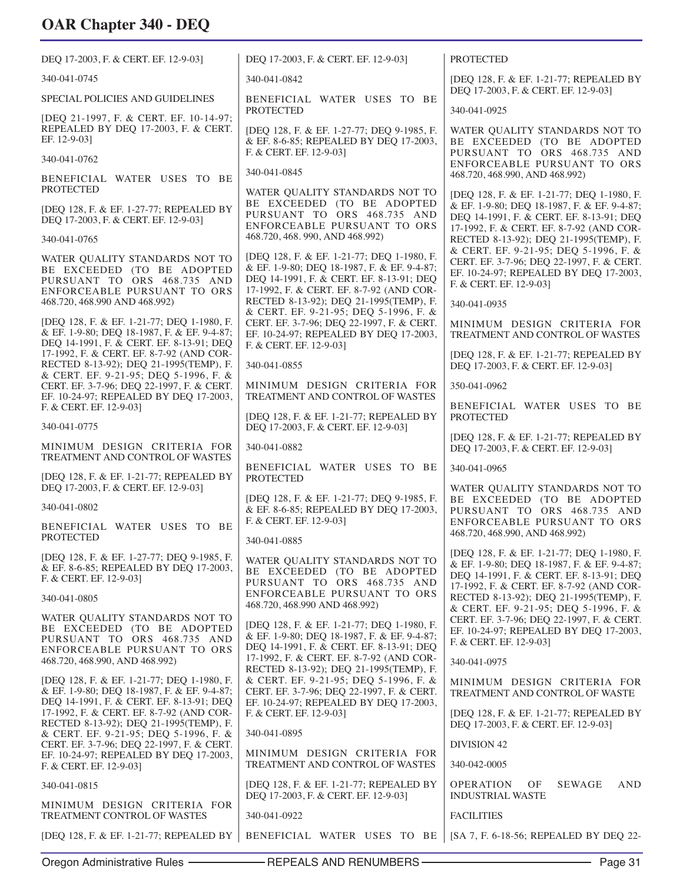DEQ 17-2003, F. & CERT. EF. 12-9-03]

340-041-0745

SPECIAL POLICIES AND GUIDELINES

[DEQ 21-1997, F. & CERT. EF. 10-14-97; REPEALED BY DEQ 17-2003, F. & CERT. EF. 12-9-03]

340-041-0762

BENEFICIAL WATER USES TO BE PROTECTED

[DEQ 128, F. & EF. 1-27-77; REPEALED BY DEQ 17-2003, F. & CERT. EF. 12-9-03]

340-041-0765

WATER QUALITY STANDARDS NOT TO BE EXCEEDED (TO BE ADOPTED PURSUANT TO ORS 468.735 AND ENFORCEABLE PURSUANT TO ORS 468.720, 468.990 AND 468.992)

[DEQ 128, F. & EF. 1-21-77; DEQ 1-1980, F. & EF. 1-9-80; DEQ 18-1987, F. & EF. 9-4-87; DEQ 14-1991, F. & CERT. EF. 8-13-91; DEQ 17-1992, F. & CERT. EF. 8-7-92 (AND CORRECTED 8-13-92); DEQ 21-1995(TEMP), F. & CERT. EF. 9-21-95; DEQ 5-1996, F. & CERT. EF. 3-7-96; DEQ 22-1997, F. & CERT. EF. 10-24-97; REPEALED BY DEQ 17-2003, F. & CERT. EF. 12-9-03]

340-041-0775

MINIMUM DESIGN CRITERIA FOR TREATMENT AND CONTROL OF WASTES

[DEQ 128, F. & EF. 1-21-77; REPEALED BY DEQ 17-2003, F. & CERT. EF. 12-9-03]

340-041-0802

BENEFICIAL WATER USES TO BE PROTECTED

[DEQ 128, F. & EF. 1-27-77; DEQ 9-1985, F. & EF. 8-6-85; REPEALED BY DEQ 17-2003, F. & CERT. EF. 12-9-03]

340-041-0805

WATER QUALITY STANDARDS NOT TO BE EXCEEDED (TO BE ADOPTED PURSUANT TO ORS 468.735 AND ENFORCEABLE PURSUANT TO ORS 468.720, 468.990, AND 468.992)

[DEQ 128, F. & EF. 1-21-77; DEQ 1-1980, F. & EF. 1-9-80; DEQ 18-1987, F. & EF. 9-4-87; DEQ 14-1991, F. & CERT. EF. 8-13-91; DEQ 17-1992, F. & CERT. EF. 8-7-92 (AND CORRECTED 8-13-92); DEQ 21-1995(TEMP), F. & CERT. EF. 9-21-95; DEQ 5-1996, F. & CERT. EF. 3-7-96; DEQ 22-1997, F. & CERT. EF. 10-24-97; REPEALED BY DEQ 17-2003, F. & CERT. EF. 12-9-03]

340-041-0815

MINIMUM DESIGN CRITERIA FOR TREATMENT CONTROL OF WASTES

[DEQ 128, F. & EF. 1-21-77; REPEALED BY DEQ 17-2003, F. & CERT. EF. 12-9-03]

340-041-0842

BENEFICIAL WATER USES TO BE PROTECTED

[DEQ 128, F. & EF. 1-27-77; DEQ 9-1985, F. & EF. 8-6-85; REPEALED BY DEQ 17-2003, F. & CERT. EF. 12-9-03]

340-041-0845

WATER QUALITY STANDARDS NOT TO BE EXCEEDED (TO BE ADOPTED PURSUANT TO ORS 468.735 AND ENFORCEABLE PURSUANT TO ORS 468.720, 468. 990, AND 468.992)

[DEQ 128, F. & EF. 1-21-77; DEQ 1-1980, F. & EF. 1-9-80; DEQ 18-1987, F. & EF. 9-4-87; DEQ 14-1991, F. & CERT. EF. 8-13-91; DEQ 17-1992, F. & CERT. EF. 8-7-92 (AND CORRECTED 8-13-92); DEQ 21-1995(TEMP), F. & CERT. EF. 9-21-95; DEQ 5-1996, F. & CERT. EF. 3-7-96; DEQ 22-1997, F. & CERT. EF. 10-24-97; REPEALED BY DEQ 17-2003, F. & CERT. EF. 12-9-03]

340-041-0855

MINIMUM DESIGN CRITERIA FOR TREATMENT AND CONTROL OF WASTES

[DEQ 128, F. & EF. 1-21-77; REPEALED BY DEQ 17-2003, F. & CERT. EF. 12-9-03]

340-041-0882

BENEFICIAL WATER USES TO BE PROTECTED

[DEQ 128, F. & EF. 1-21-77; DEQ 9-1985, F. & EF. 8-6-85; REPEALED BY DEQ 17-2003, F. & CERT. EF. 12-9-03]

340-041-0885

WATER QUALITY STANDARDS NOT TO BE EXCEEDED (TO BE ADOPTED PURSUANT TO ORS 468.735 AND ENFORCEABLE PURSUANT TO ORS 468.720, 468.990 AND 468.992)

[DEQ 128, F. & EF. 1-21-77; DEQ 1-1980, F. & EF. 1-9-80; DEQ 18-1987, F. & EF. 9-4-87; DEQ 14-1991, F. & CERT. EF. 8-13-91; DEQ 17-1992, F. & CERT. EF. 8-7-92 (AND CORRECTED 8-13-92); DEQ 21-1995(TEMP), F. & CERT. EF. 9-21-95; DEQ 5-1996, F. & CERT. EF. 3-7-96; DEQ 22-1997, F. & CERT. EF. 10-24-97; REPEALED BY DEQ 17-2003, F. & CERT. EF. 12-9-03]

340-041-0895

MINIMUM DESIGN CRITERIA FOR TREATMENT AND CONTROL OF WASTES

[DEQ 128, F. & EF. 1-21-77; REPEALED BY DEQ 17-2003, F. & CERT. EF. 12-9-03]

340-041-0922

BENEFICIAL WATER USES TO BE PROTECTED

[DEQ 128, F. & EF. 1-21-77; REPEALED BY DEQ 17-2003, F. & CERT. EF. 12-9-03]

340-041-0925

WATER QUALITY STANDARDS NOT TO BE EXCEEDED (TO BE ADOPTED PURSUANT TO ORS 468.735 AND ENFORCEABLE PURSUANT TO ORS 468.720, 468.990, AND 468.992)

[DEQ 128, F. & EF. 1-21-77; DEQ 1-1980, F. & EF. 1-9-80; DEQ 18-1987, F. & EF. 9-4-87; DEQ 14-1991, F. & CERT. EF. 8-13-91; DEQ 17-1992, F. & CERT. EF. 8-7-92 (AND CORRECTED 8-13-92); DEQ 21-1995(TEMP), F. & CERT. EF. 9-21-95; DEQ 5-1996, F. & CERT. EF. 3-7-96; DEQ 22-1997, F. & CERT. EF. 10-24-97; REPEALED BY DEQ 17-2003, F. & CERT. EF. 12-9-03]

340-041-0935

MINIMUM DESIGN CRITERIA FOR TREATMENT AND CONTROL OF WASTES

[DEQ 128, F. & EF. 1-21-77; REPEALED BY DEQ 17-2003, F. & CERT. EF. 12-9-03]

350-041-0962

BENEFICIAL WATER USES TO BE PROTECTED

[DEQ 128, F. & EF. 1-21-77; REPEALED BY DEQ 17-2003, F. & CERT. EF. 12-9-03]

340-041-0965

WATER QUALITY STANDARDS NOT TO BE EXCEEDED (TO BE ADOPTED PURSUANT TO ORS 468.735 AND ENFORCEABLE PURSUANT TO ORS 468.720, 468.990, AND 468.992)

[DEQ 128, F. & EF. 1-21-77; DEQ 1-1980, F. & EF. 1-9-80; DEQ 18-1987, F. & EF. 9-4-87; DEQ 14-1991, F. & CERT. EF. 8-13-91; DEQ 17-1992, F. & CERT. EF. 8-7-92 (AND CORRECTED 8-13-92); DEQ 21-1995(TEMP), F. & CERT. EF. 9-21-95; DEQ 5-1996, F. & CERT. EF. 3-7-96; DEQ 22-1997, F. & CERT. EF. 10-24-97; REPEALED BY DEQ 17-2003, F. & CERT. EF. 12-9-03]

340-041-0975

MINIMUM DESIGN CRITERIA FOR TREATMENT AND CONTROL OF WASTE

[DEQ 128, F. & EF. 1-21-77; REPEALED BY DEQ 17-2003, F. & CERT. EF. 12-9-03]

DIVISION 42

340-042-0005

OPERATION OF SEWAGE AND INDUSTRIAL WASTE

FACILITIES

[SA 7, F. 6-18-56; REPEALED BY DEQ 22-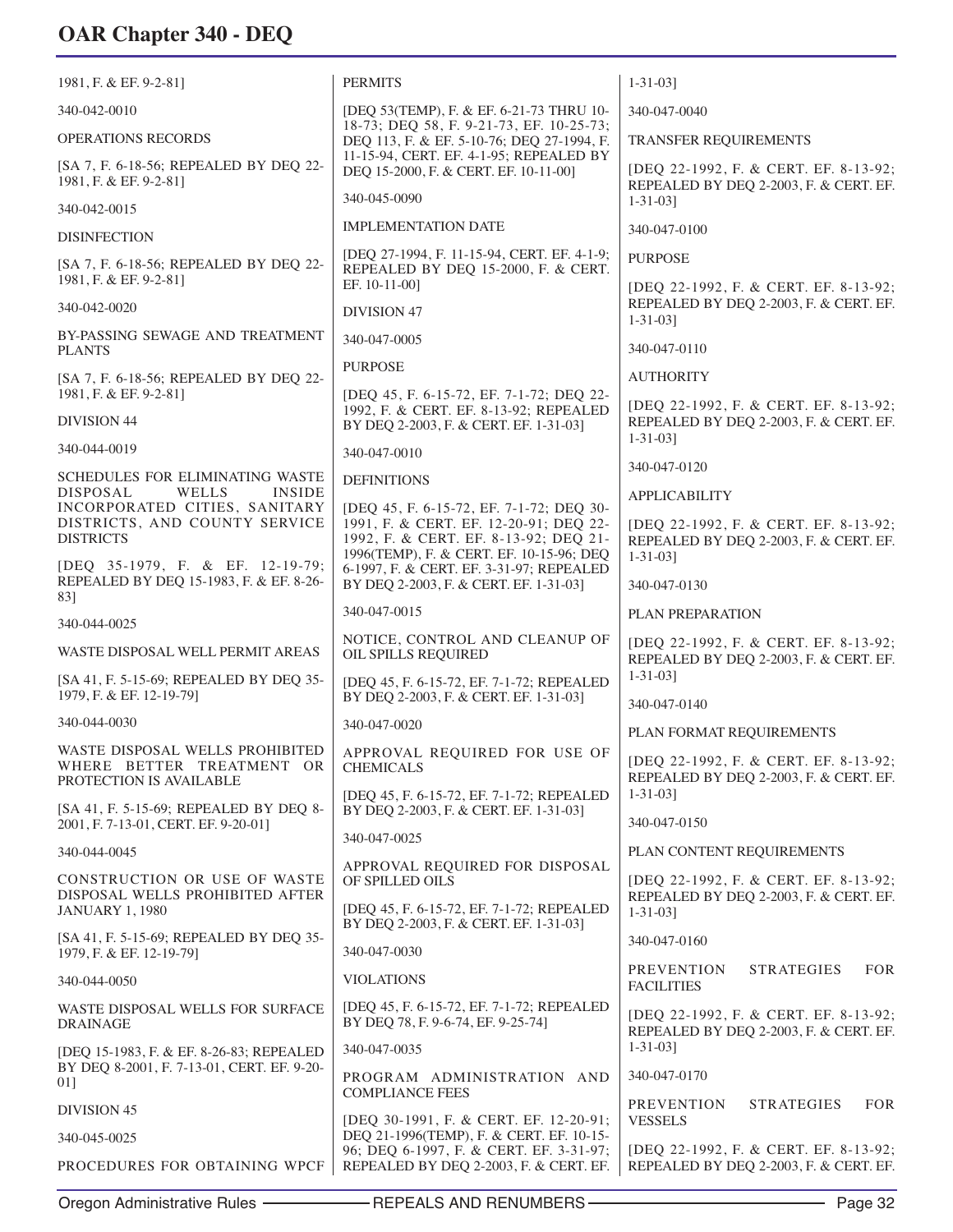1981, F. & EF. 9-2-81]

340-042-0010

OPERATIONS RECORDS

[SA 7, F. 6-18-56; REPEALED BY DEQ 22-1981, F. & EF. 9-2-81]

340-042-0015

DISINFECTION

[SA 7, F. 6-18-56; REPEALED BY DEQ 22-1981, F. & EF. 9-2-81]

340-042-0020

BY-PASSING SEWAGE AND TREATMENT PLANTS

[SA 7, F. 6-18-56; REPEALED BY DEQ 22-1981, F. & EF. 9-2-81]

DIVISION 44

340-044-0019

SCHEDULES FOR ELIMINATING WASTE DISPOSAL WELLS INSIDE INCORPORATED CITIES, SANITARY DISTRICTS, AND COUNTY SERVICE DISTRICTS

[DEQ 35-1979, F. & EF. 12-19-79; REPEALED BY DEQ 15-1983, F. & EF. 8-26-83]

340-044-0025

WASTE DISPOSAL WELL PERMIT AREAS

[SA 41, F. 5-15-69; REPEALED BY DEQ 35-1979, F. & EF. 12-19-79]

340-044-0030

WASTE DISPOSAL WELLS PROHIBITED WHERE BETTER TREATMENT OR PROTECTION IS AVAILABLE

[SA 41, F. 5-15-69; REPEALED BY DEQ 8-2001, F. 7-13-01, CERT. EF. 9-20-01]

340-044-0045

CONSTRUCTION OR USE OF WASTE DISPOSAL WELLS PROHIBITED AFTER JANUARY 1, 1980

[SA 41, F. 5-15-69; REPEALED BY DEQ 35-1979, F. & EF. 12-19-79]

340-044-0050

WASTE DISPOSAL WELLS FOR SURFACE DRAINAGE

[DEQ 15-1983, F. & EF. 8-26-83; REPEALED BY DEQ 8-2001, F. 7-13-01, CERT. EF. 9-20-01]

DIVISION 45

340-045-0025

PROCEDURES FOR OBTAINING WPCF PERMITS

[DEQ 53(TEMP), F. & EF. 6-21-73 THRU 10-18-73; DEQ 58, F. 9-21-73, EF. 10-25-73; DEQ 113, F. & EF. 5-10-76; DEQ 27-1994, F. 11-15-94, CERT. EF. 4-1-95; REPEALED BY DEQ 15-2000, F. & CERT. EF. 10-11-00]

340-045-0090

IMPLEMENTATION DATE

[DEQ 27-1994, F. 11-15-94, CERT. EF. 4-1-9; REPEALED BY DEQ 15-2000, F. & CERT. EF. 10-11-00]

DIVISION 47

340-047-0005

PURPOSE

[DEQ 45, F. 6-15-72, EF. 7-1-72; DEQ 22-1992, F. & CERT. EF. 8-13-92; REPEALED BY DEQ 2-2003, F. & CERT. EF. 1-31-03]

340-047-0010

DEFINITIONS

[DEQ 45, F. 6-15-72, EF. 7-1-72; DEQ 30-1991, F. & CERT. EF. 12-20-91; DEQ 22-1992, F. & CERT. EF. 8-13-92; DEQ 21-1996(TEMP), F. & CERT. EF. 10-15-96; DEQ 6-1997, F. & CERT. EF. 3-31-97; REPEALED BY DEQ 2-2003, F. & CERT. EF. 1-31-03]

340-047-0015

NOTICE, CONTROL AND CLEANUP OF OIL SPILLS REQUIRED

[DEQ 45, F. 6-15-72, EF. 7-1-72; REPEALED BY DEQ 2-2003, F. & CERT. EF. 1-31-03]

340-047-0020

APPROVAL REQUIRED FOR USE OF CHEMICALS

[DEQ 45, F. 6-15-72, EF. 7-1-72; REPEALED BY DEQ 2-2003, F. & CERT. EF. 1-31-03]

340-047-0025

APPROVAL REQUIRED FOR DISPOSAL OF SPILLED OILS

[DEQ 45, F. 6-15-72, EF. 7-1-72; REPEALED BY DEQ 2-2003, F. & CERT. EF. 1-31-03]

340-047-0030

VIOLATIONS

[DEQ 45, F. 6-15-72, EF. 7-1-72; REPEALED BY DEQ 78, F. 9-6-74, EF. 9-25-74]

340-047-0035

PROGRAM ADMINISTRATION AND COMPLIANCE FEES

[DEQ 30-1991, F. & CERT. EF. 12-20-91; DEQ 21-1996(TEMP), F. & CERT. EF. 10-15-96; DEQ 6-1997, F. & CERT. EF. 3-31-97; REPEALED BY DEQ 2-2003, F. & CERT. EF. 1-31-03]

340-047-0040

TRANSFER REQUIREMENTS

[DEQ 22-1992, F. & CERT. EF. 8-13-92; REPEALED BY DEQ 2-2003, F. & CERT. EF. 1-31-03]

340-047-0100

PURPOSE

[DEQ 22-1992, F. & CERT. EF. 8-13-92; REPEALED BY DEQ 2-2003, F. & CERT. EF. 1-31-03]

340-047-0110

AUTHORITY

[DEQ 22-1992, F. & CERT. EF. 8-13-92; REPEALED BY DEQ 2-2003, F. & CERT. EF. 1-31-03]

340-047-0120

APPLICABILITY

[DEQ 22-1992, F. & CERT. EF. 8-13-92; REPEALED BY DEQ 2-2003, F. & CERT. EF. 1-31-03]

340-047-0130

PLAN PREPARATION

[DEQ 22-1992, F. & CERT. EF. 8-13-92; REPEALED BY DEQ 2-2003, F. & CERT. EF. 1-31-03]

340-047-0140

PLAN FORMAT REQUIREMENTS

[DEQ 22-1992, F. & CERT. EF. 8-13-92; REPEALED BY DEQ 2-2003, F. & CERT. EF. 1-31-03]

340-047-0150

PLAN CONTENT REQUIREMENTS

[DEQ 22-1992, F. & CERT. EF. 8-13-92; REPEALED BY DEQ 2-2003, F. & CERT. EF. 1-31-03]

340-047-0160

PREVENTION STRATEGIES FOR FACILITIES

[DEQ 22-1992, F. & CERT. EF. 8-13-92; REPEALED BY DEQ 2-2003, F. & CERT. EF. 1-31-03]

340-047-0170

PREVENTION STRATEGIES FOR VESSELS

[DEQ 22-1992, F. & CERT. EF. 8-13-92; REPEALED BY DEQ 2-2003, F. & CERT. EF.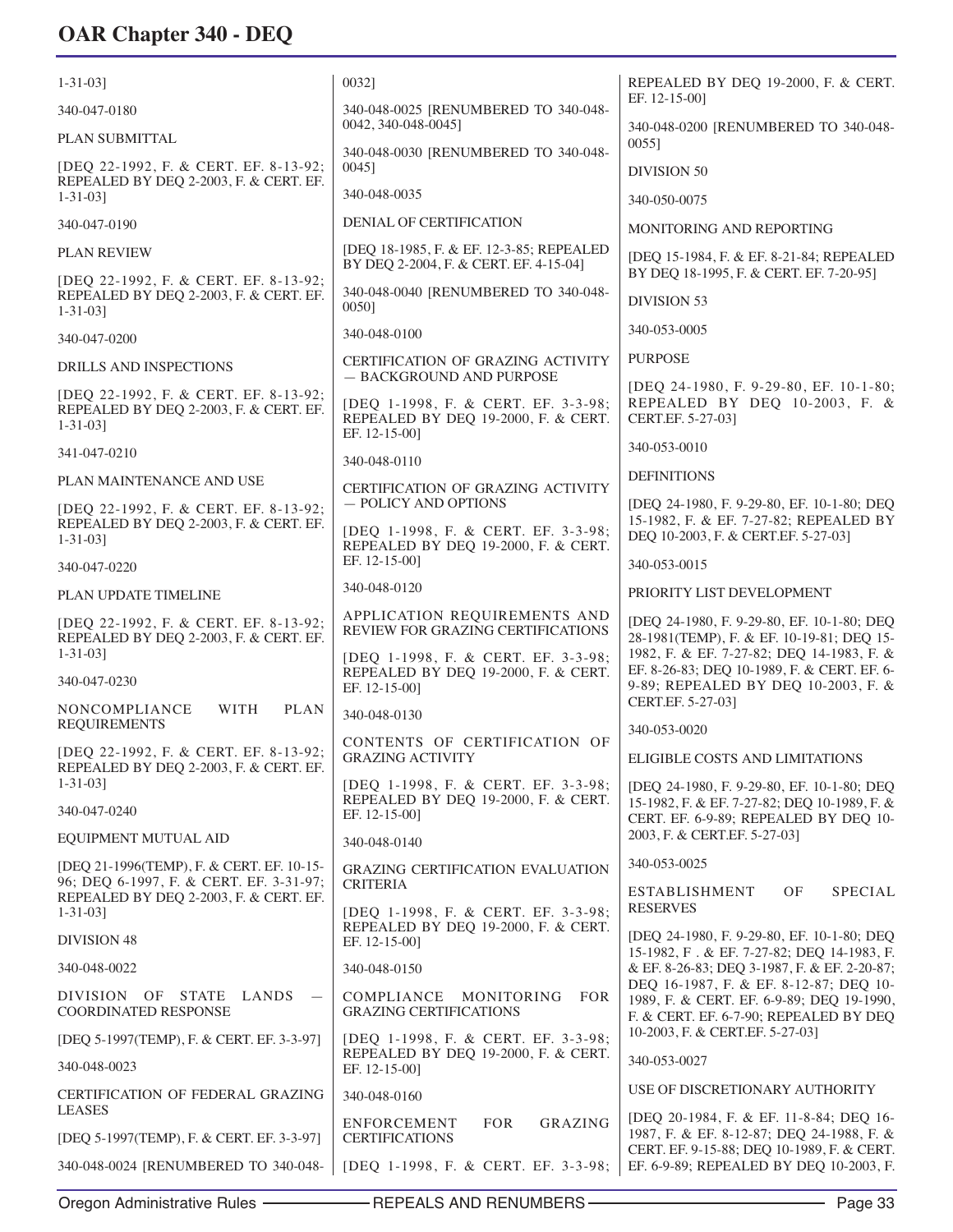1-31-03]

340-047-0180

PLAN SUBMITTAL

[DEQ 22-1992, F. & CERT. EF. 8-13-92; REPEALED BY DEQ 2-2003, F. & CERT. EF. 1-31-03]

340-047-0190

PLAN REVIEW

[DEQ 22-1992, F. & CERT. EF. 8-13-92; REPEALED BY DEQ 2-2003, F. & CERT. EF. 1-31-03]

340-047-0200

DRILLS AND INSPECTIONS

[DEQ 22-1992, F. & CERT. EF. 8-13-92; REPEALED BY DEQ 2-2003, F. & CERT. EF. 1-31-03]

341-047-0210

PLAN MAINTENANCE AND USE

[DEQ 22-1992, F. & CERT. EF. 8-13-92; REPEALED BY DEQ 2-2003, F. & CERT. EF. 1-31-03]

340-047-0220

PLAN UPDATE TIMELINE

[DEQ 22-1992, F. & CERT. EF. 8-13-92; REPEALED BY DEQ 2-2003, F. & CERT. EF. 1-31-03]

340-047-0230

NONCOMPLIANCE WITH PLAN REQUIREMENTS

[DEQ 22-1992, F. & CERT. EF. 8-13-92; REPEALED BY DEQ 2-2003, F. & CERT. EF. 1-31-03]

340-047-0240

EQUIPMENT MUTUAL AID

[DEQ 21-1996(TEMP), F. & CERT. EF. 10-15-96; DEQ 6-1997, F. & CERT. EF. 3-31-97; REPEALED BY DEQ 2-2003, F. & CERT. EF. 1-31-03]

DIVISION 48

340-048-0022

DIVISION OF STATE LANDS — COORDINATED RESPONSE

[DEQ 5-1997(TEMP), F. & CERT. EF. 3-3-97]

340-048-0023

CERTIFICATION OF FEDERAL GRAZING LEASES

[DEQ 5-1997(TEMP), F. & CERT. EF. 3-3-97]

340-048-0024 [RENUMBERED TO 340-048-0032]

340-048-0025 [RENUMBERED TO 340-048-0042, 340-048-0045]

340-048-0030 [RENUMBERED TO 340-048-0045]

340-048-0035

DENIAL OF CERTIFICATION

[DEQ 18-1985, F. & EF. 12-3-85; REPEALED BY DEQ 2-2004, F. & CERT. EF. 4-15-04]

340-048-0040 [RENUMBERED TO 340-048-0050]

340-048-0100

CERTIFICATION OF GRAZING ACTIVITY — BACKGROUND AND PURPOSE

[DEQ 1-1998, F. & CERT. EF. 3-3-98; REPEALED BY DEQ 19-2000, F. & CERT. EF. 12-15-00]

340-048-0110

CERTIFICATION OF GRAZING ACTIVITY — POLICY AND OPTIONS

[DEQ 1-1998, F. & CERT. EF. 3-3-98; REPEALED BY DEQ 19-2000, F. & CERT. EF. 12-15-00]

340-048-0120

APPLICATION REQUIREMENTS AND REVIEW FOR GRAZING CERTIFICATIONS

[DEQ 1-1998, F. & CERT. EF. 3-3-98; REPEALED BY DEQ 19-2000, F. & CERT. EF. 12-15-00]

340-048-0130

CONTENTS OF CERTIFICATION OF GRAZING ACTIVITY

[DEQ 1-1998, F. & CERT. EF. 3-3-98; REPEALED BY DEQ 19-2000, F. & CERT. EF. 12-15-00]

340-048-0140

GRAZING CERTIFICATION EVALUATION CRITERIA

[DEQ 1-1998, F. & CERT. EF. 3-3-98; REPEALED BY DEQ 19-2000, F. & CERT. EF. 12-15-00]

340-048-0150

COMPLIANCE MONITORING FOR GRAZING CERTIFICATIONS

[DEQ 1-1998, F. & CERT. EF. 3-3-98; REPEALED BY DEQ 19-2000, F. & CERT. EF. 12-15-00]

340-048-0160

ENFORCEMENT FOR GRAZING CERTIFICATIONS

[DEQ 1-1998, F. & CERT. EF. 3-3-98; REPEALED BY DEQ 19-2000, F. & CERT. EF. 12-15-00]

340-048-0200 [RENUMBERED TO 340-048-0055]

DIVISION 50

340-050-0075

MONITORING AND REPORTING

[DEQ 15-1984, F. & EF. 8-21-84; REPEALED BY DEQ 18-1995, F. & CERT. EF. 7-20-95]

DIVISION 53

340-053-0005

PURPOSE

[DEQ 24-1980, F. 9-29-80, EF. 10-1-80; REPEALED BY DEQ 10-2003, F. & CERT.EF. 5-27-03]

340-053-0010

DEFINITIONS

[DEQ 24-1980, F. 9-29-80, EF. 10-1-80; DEQ 15-1982, F. & EF. 7-27-82; REPEALED BY DEQ 10-2003, F. & CERT.EF. 5-27-03]

340-053-0015

PRIORITY LIST DEVELOPMENT

[DEQ 24-1980, F. 9-29-80, EF. 10-1-80; DEQ 28-1981(TEMP), F. & EF. 10-19-81; DEQ 15-1982, F. & EF. 7-27-82; DEQ 14-1983, F. & EF. 8-26-83; DEQ 10-1989, F. & CERT. EF. 6-9-89; REPEALED BY DEQ 10-2003, F. & CERT.EF. 5-27-03]

340-053-0020

ELIGIBLE COSTS AND LIMITATIONS

[DEQ 24-1980, F. 9-29-80, EF. 10-1-80; DEQ 15-1982, F. & EF. 7-27-82; DEQ 10-1989, F. & CERT. EF. 6-9-89; REPEALED BY DEQ 10-2003, F. & CERT.EF. 5-27-03]

340-053-0025

ESTABLISHMENT OF SPECIAL RESERVES

[DEQ 24-1980, F. 9-29-80, EF. 10-1-80; DEQ 15-1982, F . & EF. 7-27-82; DEQ 14-1983, F. & EF. 8-26-83; DEQ 3-1987, F. & EF. 2-20-87; DEQ 16-1987, F. & EF. 8-12-87; DEQ 10-1989, F. & CERT. EF. 6-9-89; DEQ 19-1990, F. & CERT. EF. 6-7-90; REPEALED BY DEQ 10-2003, F. & CERT.EF. 5-27-03]

340-053-0027

USE OF DISCRETIONARY AUTHORITY

[DEQ 20-1984, F. & EF. 11-8-84; DEQ 16-1987, F. & EF. 8-12-87; DEQ 24-1988, F. & CERT. EF. 9-15-88; DEQ 10-1989, F. & CERT. EF. 6-9-89; REPEALED BY DEQ 10-2003, F.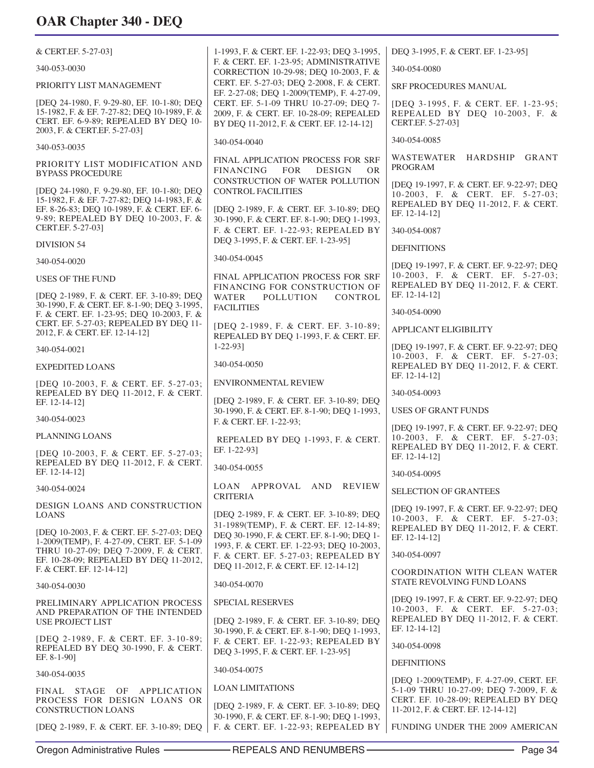& CERT.EF. 5-27-03]

340-053-0030

PRIORITY LIST MANAGEMENT

[DEQ 24-1980, F. 9-29-80, EF. 10-1-80; DEQ 15-1982, F. & EF. 7-27-82; DEQ 10-1989, F. & CERT. EF. 6-9-89; REPEALED BY DEQ 10-2003, F. & CERT.EF. 5-27-03]

340-053-0035

PRIORITY LIST MODIFICATION AND BYPASS PROCEDURE

[DEQ 24-1980, F. 9-29-80, EF. 10-1-80; DEQ 15-1982, F. & EF. 7-27-82; DEQ 14-1983, F. & EF. 8-26-83; DEQ 10-1989, F. & CERT. EF. 6-9-89; REPEALED BY DEQ 10-2003, F. & CERT.EF. 5-27-03]

DIVISION 54

340-054-0020

USES OF THE FUND

[DEQ 2-1989, F. & CERT. EF. 3-10-89; DEQ 30-1990, F. & CERT. EF. 8-1-90; DEQ 3-1995, F. & CERT. EF. 1-23-95; DEQ 10-2003, F. & CERT. EF. 5-27-03; REPEALED BY DEQ 11-2012, F. & CERT. EF. 12-14-12]

340-054-0021

EXPEDITED LOANS

[DEQ 10-2003, F. & CERT. EF. 5-27-03; REPEALED BY DEQ 11-2012, F. & CERT. EF. 12-14-12]

340-054-0023

PLANNING LOANS

[DEQ 10-2003, F. & CERT. EF. 5-27-03; REPEALED BY DEQ 11-2012, F. & CERT. EF. 12-14-12]

340-054-0024

DESIGN LOANS AND CONSTRUCTION LOANS

[DEQ 10-2003, F. & CERT. EF. 5-27-03; DEQ 1-2009(TEMP), F. 4-27-09, CERT. EF. 5-1-09 THRU 10-27-09; DEQ 7-2009, F. & CERT. EF. 10-28-09; REPEALED BY DEQ 11-2012, F. & CERT. EF. 12-14-12]

340-054-0030

PRELIMINARY APPLICATION PROCESS AND PREPARATION OF THE INTENDED USE PROJECT LIST

[DEQ 2-1989, F. & CERT. EF. 3-10-89; REPEALED BY DEQ 30-1990, F. & CERT. EF. 8-1-90]

340-054-0035

FINAL STAGE OF APPLICATION PROCESS FOR DESIGN LOANS OR CONSTRUCTION LOANS

[DEQ 2-1989, F. & CERT. EF. 3-10-89; DEQ 1-1993, F. & CERT. EF. 1-22-93; DEQ 3-1995, F. & CERT. EF. 1-23-95; ADMINISTRATIVE CORRECTION 10-29-98; DEQ 10-2003, F. & CERT. EF. 5-27-03; DEQ 2-2008, F. & CERT. EF. 2-27-08; DEQ 1-2009(TEMP), F. 4-27-09, CERT. EF. 5-1-09 THRU 10-27-09; DEQ 7-2009, F. & CERT. EF. 10-28-09; REPEALED BY DEQ 11-2012, F. & CERT. EF. 12-14-12]

340-054-0040

FINAL APPLICATION PROCESS FOR SRF FINANCING FOR DESIGN OR CONSTRUCTION OF WATER POLLUTION CONTROL FACILITIES

[DEQ 2-1989, F. & CERT. EF. 3-10-89; DEQ 30-1990, F. & CERT. EF. 8-1-90; DEQ 1-1993, F. & CERT. EF. 1-22-93; REPEALED BY DEQ 3-1995, F. & CERT. EF. 1-23-95]

340-054-0045

FINAL APPLICATION PROCESS FOR SRF FINANCING FOR CONSTRUCTION OF WATER POLLUTION CONTROL FACILITIES

[DEQ 2-1989, F. & CERT. EF. 3-10-89; REPEALED BY DEQ 1-1993, F. & CERT. EF. 1-22-93]

340-054-0050

ENVIRONMENTAL REVIEW

[DEQ 2-1989, F. & CERT. EF. 3-10-89; DEQ 30-1990, F. & CERT. EF. 8-1-90; DEQ 1-1993, F. & CERT. EF. 1-22-93;

REPEALED BY DEQ 1-1993, F. & CERT. EF. 1-22-93]

340-054-0055

LOAN APPROVAL AND REVIEW CRITERIA

[DEQ 2-1989, F. & CERT. EF. 3-10-89; DEQ 31-1989(TEMP), F. & CERT. EF. 12-14-89; DEQ 30-1990, F. & CERT. EF. 8-1-90; DEQ 1-1993, F. & CERT. EF. 1-22-93; DEQ 10-2003, F. & CERT. EF. 5-27-03; REPEALED BY DEQ 11-2012, F. & CERT. EF. 12-14-12]

340-054-0070

SPECIAL RESERVES

[DEQ 2-1989, F. & CERT. EF. 3-10-89; DEQ 30-1990, F. & CERT. EF. 8-1-90; DEQ 1-1993, F. & CERT. EF. 1-22-93; REPEALED BY DEQ 3-1995, F. & CERT. EF. 1-23-95]

340-054-0075

LOAN LIMITATIONS

[DEQ 2-1989, F. & CERT. EF. 3-10-89; DEQ 30-1990, F. & CERT. EF. 8-1-90; DEQ 1-1993, F. & CERT. EF. 1-22-93; REPEALED BY DEQ 3-1995, F. & CERT. EF. 1-23-95]

340-054-0080

SRF PROCEDURES MANUAL

[DEQ 3-1995, F. & CERT. EF. 1-23-95; REPEALED BY DEQ 10-2003, F. & CERT.EF. 5-27-03]

340-054-0085

WASTEWATER HARDSHIP GRANT PROGRAM

[DEQ 19-1997, F. & CERT. EF. 9-22-97; DEQ 10-2003, F. & CERT. EF. 5-27-03; REPEALED BY DEQ 11-2012, F. & CERT. EF. 12-14-12]

340-054-0087

DEFINITIONS

[DEQ 19-1997, F. & CERT. EF. 9-22-97; DEQ 10-2003, F. & CERT. EF. 5-27-03; REPEALED BY DEQ 11-2012, F. & CERT. EF. 12-14-12]

340-054-0090

APPLICANT ELIGIBILITY

[DEQ 19-1997, F. & CERT. EF. 9-22-97; DEQ 10-2003, F. & CERT. EF. 5-27-03; REPEALED BY DEQ 11-2012, F. & CERT. EF. 12-14-12]

340-054-0093

USES OF GRANT FUNDS

[DEQ 19-1997, F. & CERT. EF. 9-22-97; DEQ 10-2003, F. & CERT. EF. 5-27-03; REPEALED BY DEQ 11-2012, F. & CERT. EF. 12-14-12]

340-054-0095

SELECTION OF GRANTEES

[DEQ 19-1997, F. & CERT. EF. 9-22-97; DEQ 10-2003, F. & CERT. EF. 5-27-03; REPEALED BY DEQ 11-2012, F. & CERT. EF. 12-14-12]

340-054-0097

COORDINATION WITH CLEAN WATER STATE REVOLVING FUND LOANS

[DEQ 19-1997, F. & CERT. EF. 9-22-97; DEQ 10-2003, F. & CERT. EF. 5-27-03; REPEALED BY DEQ 11-2012, F. & CERT. EF. 12-14-12]

340-054-0098

DEFINITIONS

[DEQ 1-2009(TEMP), F. 4-27-09, CERT. EF. 5-1-09 THRU 10-27-09; DEQ 7-2009, F. & CERT. EF. 10-28-09; REPEALED BY DEQ 11-2012, F. & CERT. EF. 12-14-12]

FUNDING UNDER THE 2009 AMERICAN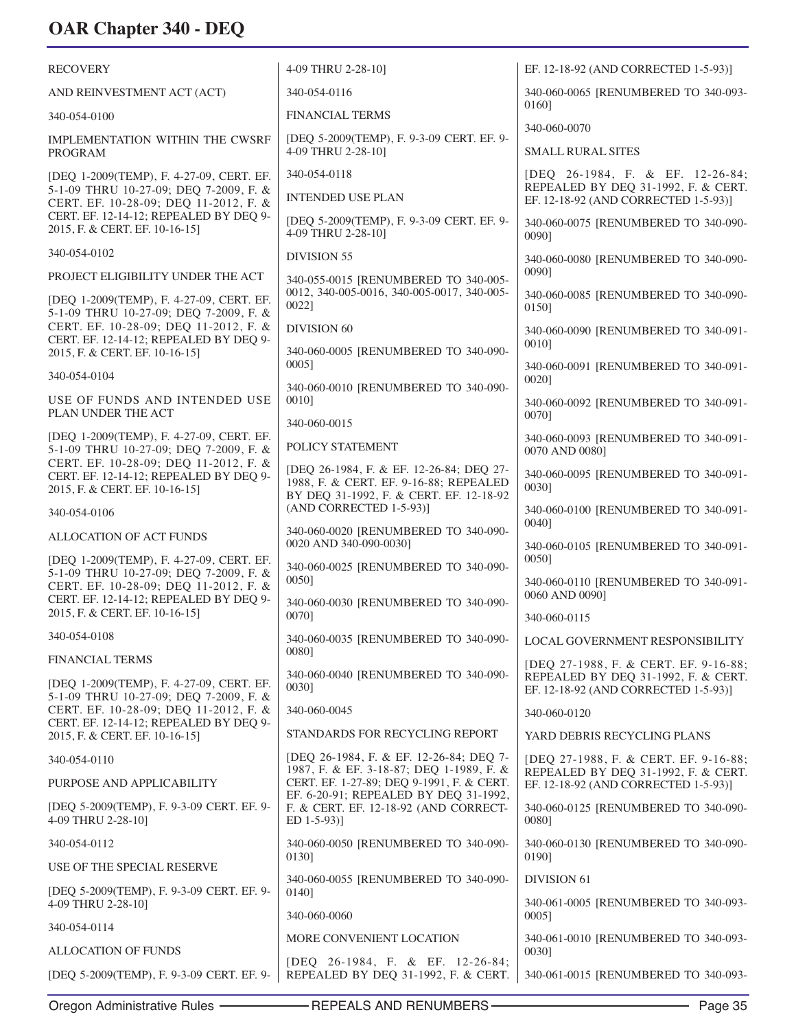RECOVERY

AND REINVESTMENT ACT (ACT)

340-054-0100

IMPLEMENTATION WITHIN THE CWSRF PROGRAM

[DEQ 1-2009(TEMP), F. 4-27-09, CERT. EF. 5-1-09 THRU 10-27-09; DEQ 7-2009, F. & CERT. EF. 10-28-09; DEQ 11-2012, F. & CERT. EF. 12-14-12; REPEALED BY DEQ 9-2015, F. & CERT. EF. 10-16-15]

340-054-0102

PROJECT ELIGIBILITY UNDER THE ACT

[DEQ 1-2009(TEMP), F. 4-27-09, CERT. EF. 5-1-09 THRU 10-27-09; DEQ 7-2009, F. & CERT. EF. 10-28-09; DEQ 11-2012, F. & CERT. EF. 12-14-12; REPEALED BY DEQ 9-2015, F. & CERT. EF. 10-16-15]

340-054-0104

USE OF FUNDS AND INTENDED USE PLAN UNDER THE ACT

[DEQ 1-2009(TEMP), F. 4-27-09, CERT. EF. 5-1-09 THRU 10-27-09; DEQ 7-2009, F. & CERT. EF. 10-28-09; DEQ 11-2012, F. & CERT. EF. 12-14-12; REPEALED BY DEQ 9-2015, F. & CERT. EF. 10-16-15]

340-054-0106

ALLOCATION OF ACT FUNDS

[DEQ 1-2009(TEMP), F. 4-27-09, CERT. EF. 5-1-09 THRU 10-27-09; DEQ 7-2009, F. & CERT. EF. 10-28-09; DEQ 11-2012, F. & CERT. EF. 12-14-12; REPEALED BY DEQ 9-2015, F. & CERT. EF. 10-16-15]

340-054-0108

FINANCIAL TERMS

[DEQ 1-2009(TEMP), F. 4-27-09, CERT. EF. 5-1-09 THRU 10-27-09; DEQ 7-2009, F. & CERT. EF. 10-28-09; DEQ 11-2012, F. & CERT. EF. 12-14-12; REPEALED BY DEQ 9-2015, F. & CERT. EF. 10-16-15]

340-054-0110

PURPOSE AND APPLICABILITY

[DEQ 5-2009(TEMP), F. 9-3-09 CERT. EF. 9-4-09 THRU 2-28-10]

340-054-0112

USE OF THE SPECIAL RESERVE

[DEQ 5-2009(TEMP), F. 9-3-09 CERT. EF. 9-4-09 THRU 2-28-10]

340-054-0114

ALLOCATION OF FUNDS

[DEQ 5-2009(TEMP), F. 9-3-09 CERT. EF. 9-4-09 THRU 2-28-10]

340-054-0116

FINANCIAL TERMS

[DEQ 5-2009(TEMP), F. 9-3-09 CERT. EF. 9-4-09 THRU 2-28-10]

340-054-0118

INTENDED USE PLAN

[DEQ 5-2009(TEMP), F. 9-3-09 CERT. EF. 9-4-09 THRU 2-28-10]

DIVISION 55

340-055-0015 [RENUMBERED TO 340-005-0012, 340-005-0016, 340-005-0017, 340-005-0022]

DIVISION 60

340-060-0005 [RENUMBERED TO 340-090-0005]

340-060-0010 [RENUMBERED TO 340-090-0010]

340-060-0015

POLICY STATEMENT

[DEQ 26-1984, F. & EF. 12-26-84; DEQ 27-1988, F. & CERT. EF. 9-16-88; REPEALED BY DEQ 31-1992, F. & CERT. EF. 12-18-92 (AND CORRECTED 1-5-93)]

340-060-0020 [RENUMBERED TO 340-090-0020 AND 340-090-0030]

340-060-0025 [RENUMBERED TO 340-090-0050]

340-060-0030 [RENUMBERED TO 340-090-0070]

340-060-0035 [RENUMBERED TO 340-090-0080]

340-060-0040 [RENUMBERED TO 340-090-0030]

340-060-0045

STANDARDS FOR RECYCLING REPORT

[DEQ 26-1984, F. & EF. 12-26-84; DEQ 7-1987, F. & EF. 3-18-87; DEQ 1-1989, F. & CERT. EF. 1-27-89; DEQ 9-1991, F. & CERT. EF. 6-20-91; REPEALED BY DEQ 31-1992, F. & CERT. EF. 12-18-92 (AND CORRECTED 1-5-93)]

340-060-0050 [RENUMBERED TO 340-090-0130]

340-060-0055 [RENUMBERED TO 340-090-0140]

340-060-0060

MORE CONVENIENT LOCATION

[DEQ 26-1984, F. & EF. 12-26-84; REPEALED BY DEQ 31-1992, F. & CERT. EF. 12-18-92 (AND CORRECTED 1-5-93)]

340-060-0065 [RENUMBERED TO 340-093-0160]

340-060-0070

SMALL RURAL SITES

[DEQ 26-1984, F. & EF. 12-26-84; REPEALED BY DEQ 31-1992, F. & CERT. EF. 12-18-92 (AND CORRECTED 1-5-93)]

340-060-0075 [RENUMBERED TO 340-090-0090]

340-060-0080 [RENUMBERED TO 340-090-0090]

340-060-0085 [RENUMBERED TO 340-090-0150]

340-060-0090 [RENUMBERED TO 340-091-0010]

340-060-0091 [RENUMBERED TO 340-091-0020]

340-060-0092 [RENUMBERED TO 340-091-0070]

340-060-0093 [RENUMBERED TO 340-091-0070 AND 0080]

340-060-0095 [RENUMBERED TO 340-091-0030]

340-060-0100 [RENUMBERED TO 340-091-0040]

340-060-0105 [RENUMBERED TO 340-091-0050]

340-060-0110 [RENUMBERED TO 340-091-0060 AND 0090]

340-060-0115

LOCAL GOVERNMENT RESPONSIBILITY

[DEQ 27-1988, F. & CERT. EF. 9-16-88; REPEALED BY DEQ 31-1992, F. & CERT. EF. 12-18-92 (AND CORRECTED 1-5-93)]

340-060-0120

YARD DEBRIS RECYCLING PLANS

[DEQ 27-1988, F. & CERT. EF. 9-16-88; REPEALED BY DEQ 31-1992, F. & CERT. EF. 12-18-92 (AND CORRECTED 1-5-93)]

340-060-0125 [RENUMBERED TO 340-090-0080]

340-060-0130 [RENUMBERED TO 340-090-0190]

DIVISION 61

340-061-0005 [RENUMBERED TO 340-093-0005]

340-061-0010 [RENUMBERED TO 340-093-0030]

340-061-0015 [RENUMBERED TO 340-093-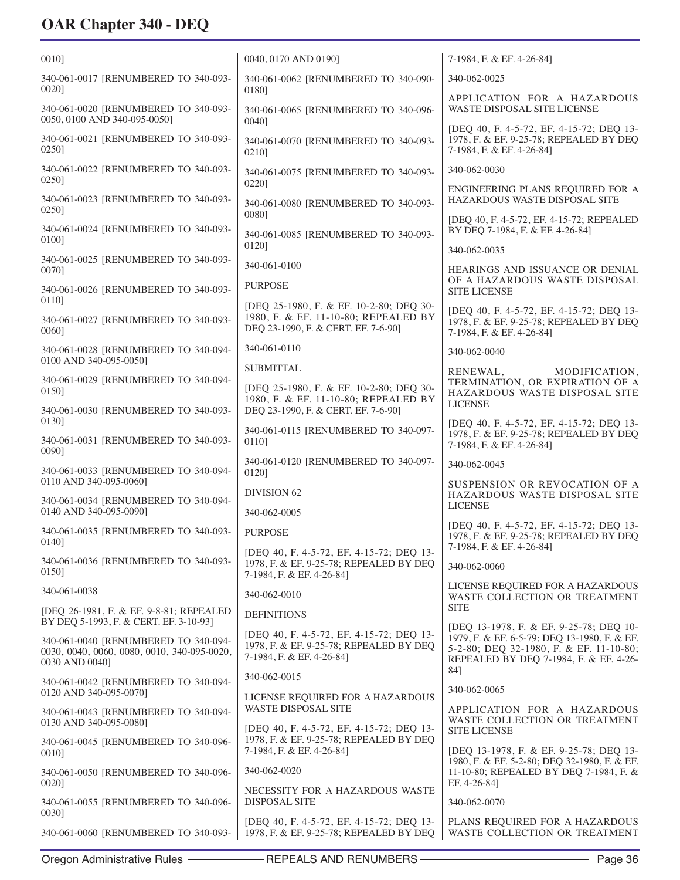0010]

340-061-0017 [RENUMBERED TO 340-093-0020]

340-061-0020 [RENUMBERED TO 340-093-0050, 0100 AND 340-095-0050]

340-061-0021 [RENUMBERED TO 340-093-0250]

340-061-0022 [RENUMBERED TO 340-093-0250]

340-061-0023 [RENUMBERED TO 340-093-0250]

340-061-0024 [RENUMBERED TO 340-093-0100]

340-061-0025 [RENUMBERED TO 340-093-0070]

340-061-0026 [RENUMBERED TO 340-093-0110]

340-061-0027 [RENUMBERED TO 340-093-0060]

340-061-0028 [RENUMBERED TO 340-094-0100 AND 340-095-0050]

340-061-0029 [RENUMBERED TO 340-094-0150]

340-061-0030 [RENUMBERED TO 340-093-0130]

340-061-0031 [RENUMBERED TO 340-093-0090]

340-061-0033 [RENUMBERED TO 340-094-0110 AND 340-095-0060]

340-061-0034 [RENUMBERED TO 340-094-0140 AND 340-095-0090]

340-061-0035 [RENUMBERED TO 340-093-0140]

340-061-0036 [RENUMBERED TO 340-093-0150]

340-061-0038

[DEQ 26-1981, F. & EF. 9-8-81; REPEALED BY DEQ 5-1993, F. & CERT. EF. 3-10-93]

340-061-0040 [RENUMBERED TO 340-094-0030, 0040, 0060, 0080, 0010, 340-095-0020, 0030 AND 0040]

340-061-0042 [RENUMBERED TO 340-094-0120 AND 340-095-0070]

340-061-0043 [RENUMBERED TO 340-094-0130 AND 340-095-0080]

340-061-0045 [RENUMBERED TO 340-096-0010]

340-061-0050 [RENUMBERED TO 340-096-0020]

340-061-0055 [RENUMBERED TO 340-096-0030]

340-061-0060 [RENUMBERED TO 340-093-0040, 0170 AND 0190]

340-061-0062 [RENUMBERED TO 340-090-0180]

340-061-0065 [RENUMBERED TO 340-096-0040]

340-061-0070 [RENUMBERED TO 340-093-0210]

340-061-0075 [RENUMBERED TO 340-093-0220]

340-061-0080 [RENUMBERED TO 340-093-0080]

340-061-0085 [RENUMBERED TO 340-093-0120]

340-061-0100

PURPOSE

[DEQ 25-1980, F. & EF. 10-2-80; DEQ 30-1980, F. & EF. 11-10-80; REPEALED BY DEQ 23-1990, F. & CERT. EF. 7-6-90]

340-061-0110

SUBMITTAL

[DEQ 25-1980, F. & EF. 10-2-80; DEQ 30-1980, F. & EF. 11-10-80; REPEALED BY DEQ 23-1990, F. & CERT. EF. 7-6-90]

340-061-0115 [RENUMBERED TO 340-097-0110]

340-061-0120 [RENUMBERED TO 340-097-0120]

DIVISION 62

340-062-0005

PURPOSE

[DEQ 40, F. 4-5-72, EF. 4-15-72; DEQ 13-1978, F. & EF. 9-25-78; REPEALED BY DEQ 7-1984, F. & EF. 4-26-84]

340-062-0010

DEFINITIONS

[DEQ 40, F. 4-5-72, EF. 4-15-72; DEQ 13-1978, F. & EF. 9-25-78; REPEALED BY DEQ 7-1984, F. & EF. 4-26-84]

340-062-0015

LICENSE REQUIRED FOR A HAZARDOUS WASTE DISPOSAL SITE

[DEQ 40, F. 4-5-72, EF. 4-15-72; DEQ 13-1978, F. & EF. 9-25-78; REPEALED BY DEQ 7-1984, F. & EF. 4-26-84]

340-062-0020

NECESSITY FOR A HAZARDOUS WASTE DISPOSAL SITE

[DEQ 40, F. 4-5-72, EF. 4-15-72; DEQ 13-1978, F. & EF. 9-25-78; REPEALED BY DEQ 7-1984, F. & EF. 4-26-84]

340-062-0025

APPLICATION FOR A HAZARDOUS WASTE DISPOSAL SITE LICENSE

[DEQ 40, F. 4-5-72, EF. 4-15-72; DEQ 13-1978, F. & EF. 9-25-78; REPEALED BY DEQ 7-1984, F. & EF. 4-26-84]

340-062-0030

ENGINEERING PLANS REQUIRED FOR A HAZARDOUS WASTE DISPOSAL SITE

[DEQ 40, F. 4-5-72, EF. 4-15-72; REPEALED BY DEQ 7-1984, F. & EF. 4-26-84]

340-062-0035

HEARINGS AND ISSUANCE OR DENIAL OF A HAZARDOUS WASTE DISPOSAL SITE LICENSE

[DEQ 40, F. 4-5-72, EF. 4-15-72; DEQ 13-1978, F. & EF. 9-25-78; REPEALED BY DEQ 7-1984, F. & EF. 4-26-84]

340-062-0040

RENEWAL, MODIFICATION, TERMINATION, OR EXPIRATION OF A HAZARDOUS WASTE DISPOSAL SITE LICENSE

[DEQ 40, F. 4-5-72, EF. 4-15-72; DEQ 13-1978, F. & EF. 9-25-78; REPEALED BY DEQ 7-1984, F. & EF. 4-26-84]

340-062-0045

SUSPENSION OR REVOCATION OF A HAZARDOUS WASTE DISPOSAL SITE LICENSE

[DEQ 40, F. 4-5-72, EF. 4-15-72; DEQ 13-1978, F. & EF. 9-25-78; REPEALED BY DEQ 7-1984, F. & EF. 4-26-84]

340-062-0060

LICENSE REQUIRED FOR A HAZARDOUS WASTE COLLECTION OR TREATMENT SITE

[DEQ 13-1978, F. & EF. 9-25-78; DEQ 10-1979, F. & EF. 6-5-79; DEQ 13-1980, F. & EF. 5-2-80; DEQ 32-1980, F. & EF. 11-10-80; REPEALED BY DEQ 7-1984, F. & EF. 4-26-84]

340-062-0065

APPLICATION FOR A HAZARDOUS WASTE COLLECTION OR TREATMENT SITE LICENSE

[DEQ 13-1978, F. & EF. 9-25-78; DEQ 13-1980, F. & EF. 5-2-80; DEQ 32-1980, F. & EF. 11-10-80; REPEALED BY DEQ 7-1984, F. & EF. 4-26-84]

340-062-0070

PLANS REQUIRED FOR A HAZARDOUS WASTE COLLECTION OR TREATMENT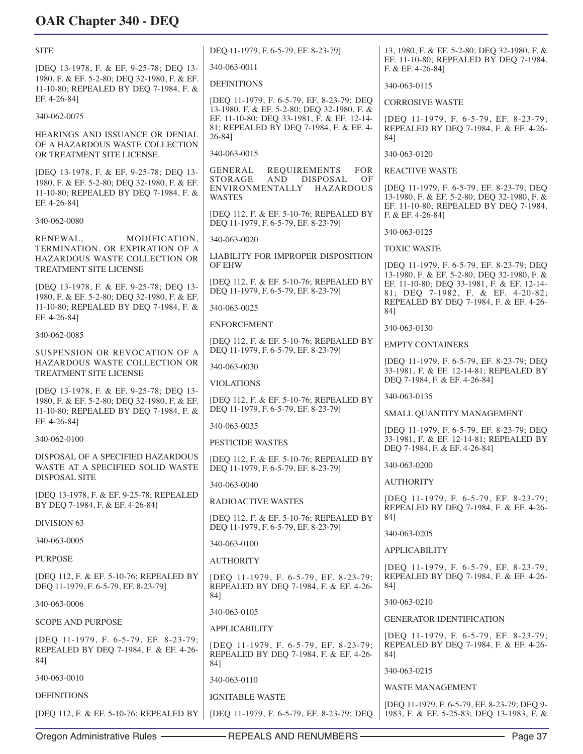SITE

[DEQ 13-1978, F. & EF. 9-25-78; DEQ 13-1980, F. & EF. 5-2-80; DEQ 32-1980, F. & EF. 11-10-80; REPEALED BY DEQ 7-1984, F. & EF. 4-26-84]

340-062-0075

HEARINGS AND ISSUANCE OR DENIAL OF A HAZARDOUS WASTE COLLECTION OR TREATMENT SITE LICENSE.

[DEQ 13-1978, F. & EF. 9-25-78; DEQ 13-1980, F. & EF. 5-2-80; DEQ 32-1980, F. & EF. 11-10-80; REPEALED BY DEQ 7-1984, F. & EF. 4-26-84]

340-062-0080

RENEWAL, MODIFICATION, TERMINATION, OR EXPIRATION OF A HAZARDOUS WASTE COLLECTION OR TREATMENT SITE LICENSE

[DEQ 13-1978, F. & EF. 9-25-78; DEQ 13-1980, F. & EF. 5-2-80; DEQ 32-1980, F. & EF. 11-10-80; REPEALED BY DEQ 7-1984, F. & EF. 4-26-84]

340-062-0085

SUSPENSION OR REVOCATION OF A HAZARDOUS WASTE COLLECTION OR TREATMENT SITE LICENSE

[DEQ 13-1978, F. & EF. 9-25-78; DEQ 13-1980, F. & EF. 5-2-80; DEQ 32-1980, F. & EF. 11-10-80; REPEALED BY DEQ 7-1984, F. & EF. 4-26-84]

340-062-0100

DISPOSAL OF A SPECIFIED HAZARDOUS WASTE AT A SPECIFIED SOLID WASTE DISPOSAL SITE

[DEQ 13-1978, F. & EF. 9-25-78; REPEALED BY DEQ 7-1984, F. & EF. 4-26-84]

DIVISION 63

340-063-0005

PURPOSE

[DEQ 112, F. & EF. 5-10-76; REPEALED BY DEQ 11-1979, F. 6-5-79, EF. 8-23-79]

340-063-0006

SCOPE AND PURPOSE

[DEQ 11-1979, F. 6-5-79, EF. 8-23-79; REPEALED BY DEQ 7-1984, F. & EF. 4-26-84]

340-063-0010

DEFINITIONS

[DEQ 112, F. & EF. 5-10-76; REPEALED BY DEQ 11-1979, F. 6-5-79, EF. 8-23-79]

340-063-0011

DEFINITIONS

[DEQ 11-1979, F. 6-5-79, EF. 8-23-79; DEQ 13-1980, F. & EF. 5-2-80; DEQ 32-1980, F. & EF. 11-10-80; DEQ 33-1981, F. & EF. 12-14-81; REPEALED BY DEQ 7-1984, F. & EF. 4-26-84]

340-063-0015

GENERAL REQUIREMENTS FOR STORAGE AND DISPOSAL OF ENVIRONMENTALLY HAZARDOUS WASTES

[DEQ 112, F. & EF. 5-10-76; REPEALED BY DEQ 11-1979, F. 6-5-79, EF. 8-23-79]

340-063-0020

LIABILITY FOR IMPROPER DISPOSITION OF EHW

[DEQ 112, F. & EF. 5-10-76; REPEALED BY DEQ 11-1979, F. 6-5-79, EF. 8-23-79]

340-063-0025

ENFORCEMENT

[DEQ 112, F. & EF. 5-10-76; REPEALED BY DEQ 11-1979, F. 6-5-79, EF. 8-23-79]

340-063-0030

VIOLATIONS

[DEQ 112, F. & EF. 5-10-76; REPEALED BY DEQ 11-1979, F. 6-5-79, EF. 8-23-79]

340-063-0035

PESTICIDE WASTES

[DEQ 112, F. & EF. 5-10-76; REPEALED BY DEQ 11-1979, F. 6-5-79, EF. 8-23-79]

340-063-0040

RADIOACTIVE WASTES

[DEQ 112, F. & EF. 5-10-76; REPEALED BY DEQ 11-1979, F. 6-5-79, EF. 8-23-79]

340-063-0100

AUTHORITY

[DEQ 11-1979, F. 6-5-79, EF. 8-23-79; REPEALED BY DEQ 7-1984, F. & EF. 4-26-84]

340-063-0105

APPLICABILITY

[DEQ 11-1979, F. 6-5-79, EF. 8-23-79; REPEALED BY DEQ 7-1984, F. & EF. 4-26-84]

340-063-0110

IGNITABLE WASTE

[DEQ 11-1979, F. 6-5-79, EF. 8-23-79; DEQ 13, 1980, F. & EF. 5-2-80; DEQ 32-1980, F. & EF. 11-10-80; REPEALED BY DEQ 7-1984, F. & EF. 4-26-84]

340-063-0115

CORROSIVE WASTE

[DEQ 11-1979, F. 6-5-79, EF. 8-23-79; REPEALED BY DEQ 7-1984, F. & EF. 4-26-84]

340-063-0120

REACTIVE WASTE

[DEQ 11-1979, F. 6-5-79, EF. 8-23-79; DEQ 13-1980, F. & EF. 5-2-80; DEQ 32-1980, F. & EF. 11-10-80; REPEALED BY DEQ 7-1984, F. & EF. 4-26-84]

340-063-0125

TOXIC WASTE

[DEQ 11-1979, F. 6-5-79, EF. 8-23-79; DEQ 13-1980, F. & EF. 5-2-80; DEQ 32-1980, F. & EF. 11-10-80; DEQ 33-1981, F. & EF. 12-14-81; DEQ 7-1982, F. & EF. 4-20-82; REPEALED BY DEQ 7-1984, F. & EF. 4-26-84]

340-063-0130

EMPTY CONTAINERS

[DEQ 11-1979, F. 6-5-79, EF. 8-23-79; DEQ 33-1981, F. & EF. 12-14-81; REPEALED BY DEQ 7-1984, F. & EF. 4-26-84]

340-063-0135

SMALL QUANTITY MANAGEMENT

[DEQ 11-1979, F. 6-5-79, EF. 8-23-79; DEQ 33-1981, F. & EF. 12-14-81; REPEALED BY DEQ 7-1984, F. & EF. 4-26-84]

340-063-0200

AUTHORITY

[DEQ 11-1979, F. 6-5-79, EF. 8-23-79; REPEALED BY DEQ 7-1984, F. & EF. 4-26-84]

340-063-0205

APPLICABILITY

[DEQ 11-1979, F. 6-5-79, EF. 8-23-79; REPEALED BY DEQ 7-1984, F. & EF. 4-26-84]

340-063-0210

GENERATOR IDENTIFICATION

[DEQ 11-1979, F. 6-5-79, EF. 8-23-79; REPEALED BY DEQ 7-1984, F. & EF. 4-26-84]

340-063-0215

WASTE MANAGEMENT

[DEQ 11-1979, F. 6-5-79, EF. 8-23-79; DEQ 9-1983, F. & EF. 5-25-83; DEQ 13-1983, F. &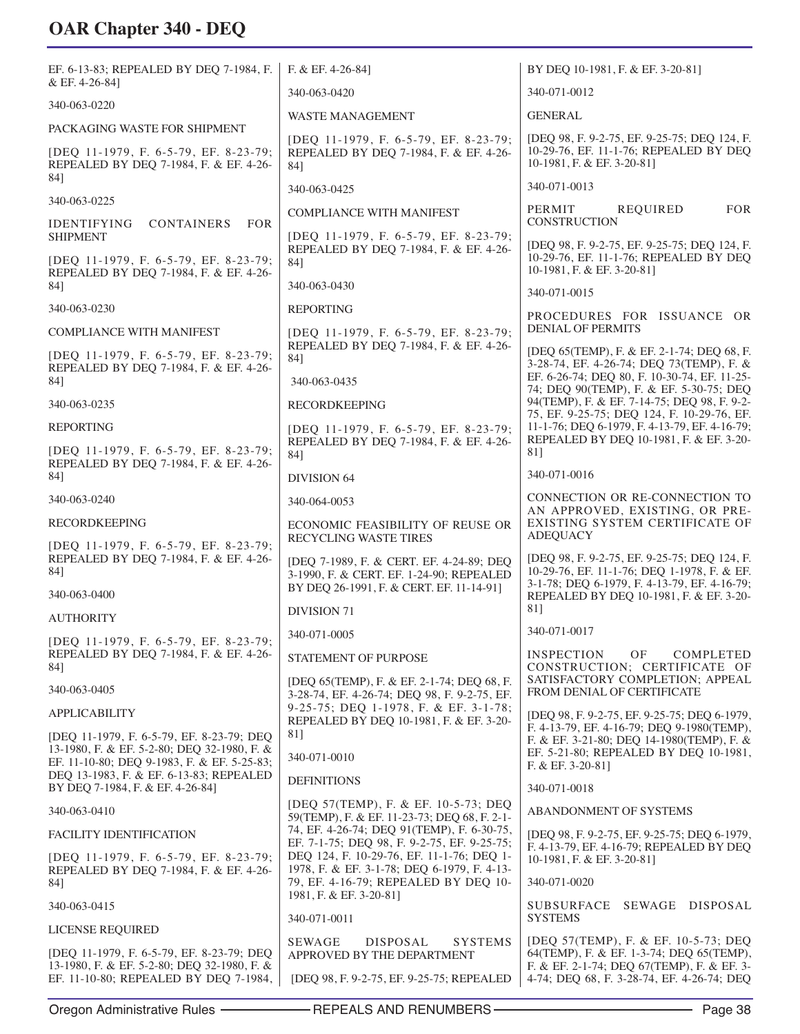EF. 6-13-83; REPEALED BY DEQ 7-1984, F. & EF. 4-26-84]

340-063-0220

PACKAGING WASTE FOR SHIPMENT

[DEQ 11-1979, F. 6-5-79, EF. 8-23-79; REPEALED BY DEQ 7-1984, F. & EF. 4-26-84]

340-063-0225

IDENTIFYING CONTAINERS FOR SHIPMENT

[DEQ 11-1979, F. 6-5-79, EF. 8-23-79; REPEALED BY DEQ 7-1984, F. & EF. 4-26-84]

340-063-0230

COMPLIANCE WITH MANIFEST

[DEQ 11-1979, F. 6-5-79, EF. 8-23-79; REPEALED BY DEQ 7-1984, F. & EF. 4-26-84]

340-063-0235

REPORTING

[DEQ 11-1979, F. 6-5-79, EF. 8-23-79; REPEALED BY DEQ 7-1984, F. & EF. 4-26-84]

340-063-0240

RECORDKEEPING

[DEQ 11-1979, F. 6-5-79, EF. 8-23-79; REPEALED BY DEQ 7-1984, F. & EF. 4-26-84]

340-063-0400

AUTHORITY

[DEQ 11-1979, F. 6-5-79, EF. 8-23-79; REPEALED BY DEQ 7-1984, F. & EF. 4-26-84]

340-063-0405

APPLICABILITY

[DEQ 11-1979, F. 6-5-79, EF. 8-23-79; DEQ 13-1980, F. & EF. 5-2-80; DEQ 32-1980, F. & EF. 11-10-80; DEQ 9-1983, F. & EF. 5-25-83; DEQ 13-1983, F. & EF. 6-13-83; REPEALED BY DEQ 7-1984, F. & EF. 4-26-84]

340-063-0410

FACILITY IDENTIFICATION

[DEQ 11-1979, F. 6-5-79, EF. 8-23-79; REPEALED BY DEQ 7-1984, F. & EF. 4-26-84]

340-063-0415

LICENSE REQUIRED

[DEQ 11-1979, F. 6-5-79, EF. 8-23-79; DEQ 13-1980, F. & EF. 5-2-80; DEQ 32-1980, F. & EF. 11-10-80; REPEALED BY DEQ 7-1984, F. & EF. 4-26-84]

340-063-0420

WASTE MANAGEMENT

[DEQ 11-1979, F. 6-5-79, EF. 8-23-79; REPEALED BY DEQ 7-1984, F. & EF. 4-26-84]

340-063-0425

COMPLIANCE WITH MANIFEST

[DEQ 11-1979, F. 6-5-79, EF. 8-23-79; REPEALED BY DEQ 7-1984, F. & EF. 4-26-84]

340-063-0430

REPORTING

[DEQ 11-1979, F. 6-5-79, EF. 8-23-79; REPEALED BY DEQ 7-1984, F. & EF. 4-26-84]

340-063-0435

RECORDKEEPING

[DEQ 11-1979, F. 6-5-79, EF. 8-23-79; REPEALED BY DEQ 7-1984, F. & EF. 4-26-84]

DIVISION 64

340-064-0053

ECONOMIC FEASIBILITY OF REUSE OR RECYCLING WASTE TIRES

[DEQ 7-1989, F. & CERT. EF. 4-24-89; DEQ 3-1990, F. & CERT. EF. 1-24-90; REPEALED BY DEQ 26-1991, F. & CERT. EF. 11-14-91]

DIVISION 71

340-071-0005

STATEMENT OF PURPOSE

[DEQ 65(TEMP), F. & EF. 2-1-74; DEQ 68, F. 3-28-74, EF. 4-26-74; DEQ 98, F. 9-2-75, EF. 9-25-75; DEQ 1-1978, F. & EF. 3-1-78; REPEALED BY DEQ 10-1981, F. & EF. 3-20-81]

340-071-0010

DEFINITIONS

[DEQ 57(TEMP), F. & EF. 10-5-73; DEQ 59(TEMP), F. & EF. 11-23-73; DEQ 68, F. 2-1-74, EF. 4-26-74; DEQ 91(TEMP), F. 6-30-75, EF. 7-1-75; DEQ 98, F. 9-2-75, EF. 9-25-75; DEQ 124, F. 10-29-76, EF. 11-1-76; DEQ 1-1978, F. & EF. 3-1-78; DEQ 6-1979, F. 4-13-79, EF. 4-16-79; REPEALED BY DEQ 10-1981, F. & EF. 3-20-81]

340-071-0011

SEWAGE DISPOSAL SYSTEMS APPROVED BY THE DEPARTMENT

[DEQ 98, F. 9-2-75, EF. 9-25-75; REPEALED BY DEQ 10-1981, F. & EF. 3-20-81]

340-071-0012

GENERAL

[DEQ 98, F. 9-2-75, EF. 9-25-75; DEQ 124, F. 10-29-76, EF. 11-1-76; REPEALED BY DEQ 10-1981, F. & EF. 3-20-81]

340-071-0013

PERMIT REQUIRED FOR CONSTRUCTION

[DEQ 98, F. 9-2-75, EF. 9-25-75; DEQ 124, F. 10-29-76, EF. 11-1-76; REPEALED BY DEQ 10-1981, F. & EF. 3-20-81]

340-071-0015

PROCEDURES FOR ISSUANCE OR DENIAL OF PERMITS

[DEQ 65(TEMP), F. & EF. 2-1-74; DEQ 68, F. 3-28-74, EF. 4-26-74; DEQ 73(TEMP), F. & EF. 6-26-74; DEQ 80, F. 10-30-74, EF. 11-25-74; DEQ 90(TEMP), F. & EF. 5-30-75; DEQ 94(TEMP), F. & EF. 7-14-75; DEQ 98, F. 9-2-75, EF. 9-25-75; DEQ 124, F. 10-29-76, EF. 11-1-76; DEQ 6-1979, F. 4-13-79, EF. 4-16-79; REPEALED BY DEQ 10-1981, F. & EF. 3-20-81]

340-071-0016

CONNECTION OR RE-CONNECTION TO AN APPROVED, EXISTING, OR PRE-EXISTING SYSTEM CERTIFICATE OF ADEQUACY

[DEQ 98, F. 9-2-75, EF. 9-25-75; DEQ 124, F. 10-29-76, EF. 11-1-76; DEQ 1-1978, F. & EF. 3-1-78; DEQ 6-1979, F. 4-13-79, EF. 4-16-79; REPEALED BY DEQ 10-1981, F. & EF. 3-20-81]

340-071-0017

INSPECTION OF COMPLETED CONSTRUCTION; CERTIFICATE OF SATISFACTORY COMPLETION; APPEAL FROM DENIAL OF CERTIFICATE

[DEQ 98, F. 9-2-75, EF. 9-25-75; DEQ 6-1979, F. 4-13-79, EF. 4-16-79; DEQ 9-1980(TEMP), F. & EF. 3-21-80; DEQ 14-1980(TEMP), F. & EF. 5-21-80; REPEALED BY DEQ 10-1981, F. & EF. 3-20-81]

340-071-0018

ABANDONMENT OF SYSTEMS

[DEQ 98, F. 9-2-75, EF. 9-25-75; DEQ 6-1979, F. 4-13-79, EF. 4-16-79; REPEALED BY DEQ 10-1981, F. & EF. 3-20-81]

340-071-0020

SUBSURFACE SEWAGE DISPOSAL SYSTEMS

[DEQ 57(TEMP), F. & EF. 10-5-73; DEQ 64(TEMP), F. & EF. 1-3-74; DEQ 65(TEMP), F. & EF. 2-1-74; DEQ 67(TEMP), F. & EF. 3-4-74; DEQ 68, F. 3-28-74, EF. 4-26-74; DEQ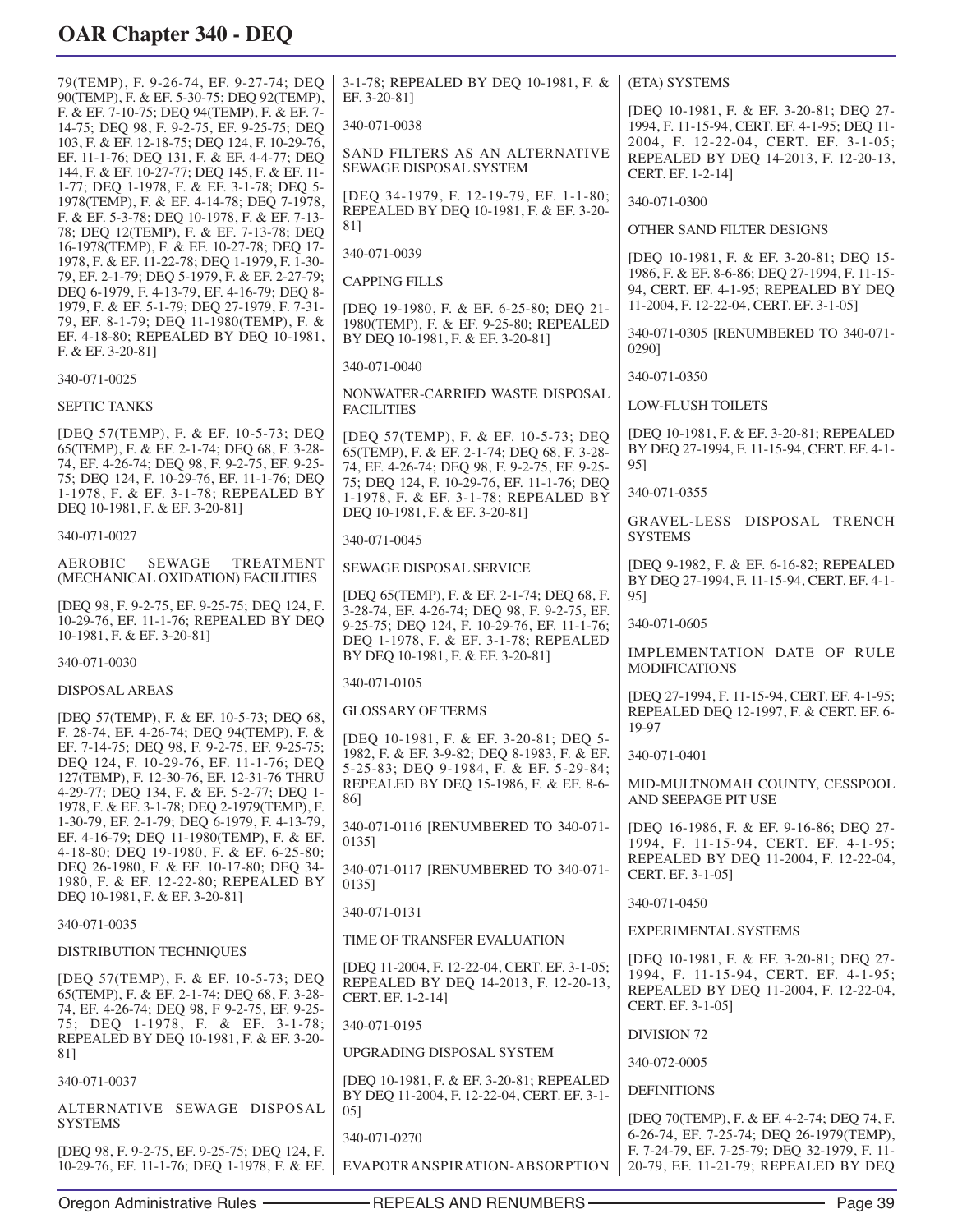79(TEMP), F. 9-26-74, EF. 9-27-74; DEQ 90(TEMP), F. & EF. 5-30-75; DEQ 92(TEMP), F. & EF. 7-10-75; DEQ 94(TEMP), F. & EF. 7-14-75; DEQ 98, F. 9-2-75, EF. 9-25-75; DEQ 103, F. & EF. 12-18-75; DEQ 124, F. 10-29-76, EF. 11-1-76; DEQ 131, F. & EF. 4-4-77; DEQ 144, F. & EF. 10-27-77; DEQ 145, F. & EF. 11-1-77; DEQ 1-1978, F. & EF. 3-1-78; DEQ 5-1978(TEMP), F. & EF. 4-14-78; DEQ 7-1978, F. & EF. 5-3-78; DEQ 10-1978, F. & EF. 7-13-78; DEQ 12(TEMP), F. & EF. 7-13-78; DEQ 16-1978(TEMP), F. & EF. 10-27-78; DEQ 17-1978, F. & EF. 11-22-78; DEQ 1-1979, F. 1-30-79, EF. 2-1-79; DEQ 5-1979, F. & EF. 2-27-79; DEQ 6-1979, F. 4-13-79, EF. 4-16-79; DEQ 8-1979, F. & EF. 5-1-79; DEQ 27-1979, F. 7-31-79, EF. 8-1-79; DEQ 11-1980(TEMP), F. & EF. 4-18-80; REPEALED BY DEQ 10-1981, F. & EF. 3-20-81]

340-071-0025

SEPTIC TANKS

[DEQ 57(TEMP), F. & EF. 10-5-73; DEQ 65(TEMP), F. & EF. 2-1-74; DEQ 68, F. 3-28-74, EF. 4-26-74; DEQ 98, F. 9-2-75, EF. 9-25-75; DEQ 124, F. 10-29-76, EF. 11-1-76; DEQ 1-1978, F. & EF. 3-1-78; REPEALED BY DEQ 10-1981, F. & EF. 3-20-81]

340-071-0027

AEROBIC SEWAGE TREATMENT (MECHANICAL OXIDATION) FACILITIES

[DEQ 98, F. 9-2-75, EF. 9-25-75; DEQ 124, F. 10-29-76, EF. 11-1-76; REPEALED BY DEQ 10-1981, F. & EF. 3-20-81]

340-071-0030

DISPOSAL AREAS

[DEQ 57(TEMP), F. & EF. 10-5-73; DEQ 68, F. 28-74, EF. 4-26-74; DEQ 94(TEMP), F. & EF. 7-14-75; DEQ 98, F. 9-2-75, EF. 9-25-75; DEQ 124, F. 10-29-76, EF. 11-1-76; DEQ 127(TEMP), F. 12-30-76, EF. 12-31-76 THRU 4-29-77; DEQ 134, F. & EF. 5-2-77; DEQ 1-1978, F. & EF. 3-1-78; DEQ 2-1979(TEMP), F. 1-30-79, EF. 2-1-79; DEQ 6-1979, F. 4-13-79, EF. 4-16-79; DEQ 11-1980(TEMP), F. & EF. 4-18-80; DEQ 19-1980, F. & EF. 6-25-80; DEQ 26-1980, F. & EF. 10-17-80; DEQ 34-1980, F. & EF. 12-22-80; REPEALED BY DEQ 10-1981, F. & EF. 3-20-81]

340-071-0035

DISTRIBUTION TECHNIQUES

[DEQ 57(TEMP), F. & EF. 10-5-73; DEQ 65(TEMP), F. & EF. 2-1-74; DEQ 68, F. 3-28-74, EF. 4-26-74; DEQ 98, F 9-2-75, EF. 9-25-75; DEQ 1-1978, F. & EF. 3-1-78; REPEALED BY DEQ 10-1981, F. & EF. 3-20-81]

340-071-0037

ALTERNATIVE SEWAGE DISPOSAL SYSTEMS

[DEQ 98, F. 9-2-75, EF. 9-25-75; DEQ 124, F. 10-29-76, EF. 11-1-76; DEQ 1-1978, F. & EF. 3-1-78; REPEALED BY DEQ 10-1981, F. & EF. 3-20-81]

340-071-0038

SAND FILTERS AS AN ALTERNATIVE SEWAGE DISPOSAL SYSTEM

[DEQ 34-1979, F. 12-19-79, EF. 1-1-80; REPEALED BY DEQ 10-1981, F. & EF. 3-20-81]

340-071-0039

CAPPING FILLS

[DEQ 19-1980, F. & EF. 6-25-80; DEQ 21-1980(TEMP), F. & EF. 9-25-80; REPEALED BY DEQ 10-1981, F. & EF. 3-20-81]

340-071-0040

NONWATER-CARRIED WASTE DISPOSAL FACILITIES

[DEQ 57(TEMP), F. & EF. 10-5-73; DEQ 65(TEMP), F. & EF. 2-1-74; DEQ 68, F. 3-28-74, EF. 4-26-74; DEQ 98, F. 9-2-75, EF. 9-25-75; DEQ 124, F. 10-29-76, EF. 11-1-76; DEQ 1-1978, F. & EF. 3-1-78; REPEALED BY DEQ 10-1981, F. & EF. 3-20-81]

340-071-0045

SEWAGE DISPOSAL SERVICE

[DEQ 65(TEMP), F. & EF. 2-1-74; DEQ 68, F. 3-28-74, EF. 4-26-74; DEQ 98, F. 9-2-75, EF. 9-25-75; DEQ 124, F. 10-29-76, EF. 11-1-76; DEQ 1-1978, F. & EF. 3-1-78; REPEALED BY DEQ 10-1981, F. & EF. 3-20-81]

340-071-0105

GLOSSARY OF TERMS

[DEQ 10-1981, F. & EF. 3-20-81; DEQ 5-1982, F. & EF. 3-9-82; DEQ 8-1983, F. & EF. 5-25-83; DEQ 9-1984, F. & EF. 5-29-84; REPEALED BY DEQ 15-1986, F. & EF. 8-6-86]

340-071-0116 [RENUMBERED TO 340-071-0135]

340-071-0117 [RENUMBERED TO 340-071-0135]

340-071-0131

TIME OF TRANSFER EVALUATION

[DEQ 11-2004, F. 12-22-04, CERT. EF. 3-1-05; REPEALED BY DEQ 14-2013, F. 12-20-13, CERT. EF. 1-2-14]

340-071-0195

UPGRADING DISPOSAL SYSTEM

[DEQ 10-1981, F. & EF. 3-20-81; REPEALED BY DEQ 11-2004, F. 12-22-04, CERT. EF. 3-1-05]

340-071-0270

EVAPOTRANSPIRATION-ABSORPTION (ETA) SYSTEMS

[DEQ 10-1981, F. & EF. 3-20-81; DEQ 27-1994, F. 11-15-94, CERT. EF. 4-1-95; DEQ 11-2004, F. 12-22-04, CERT. EF. 3-1-05; REPEALED BY DEQ 14-2013, F. 12-20-13, CERT. EF. 1-2-14]

340-071-0300

OTHER SAND FILTER DESIGNS

[DEQ 10-1981, F. & EF. 3-20-81; DEQ 15-1986, F. & EF. 8-6-86; DEQ 27-1994, F. 11-15-94, CERT. EF. 4-1-95; REPEALED BY DEQ 11-2004, F. 12-22-04, CERT. EF. 3-1-05]

340-071-0305 [RENUMBERED TO 340-071-0290]

340-071-0350

LOW-FLUSH TOILETS

[DEQ 10-1981, F. & EF. 3-20-81; REPEALED BY DEQ 27-1994, F. 11-15-94, CERT. EF. 4-1-95]

340-071-0355

GRAVEL-LESS DISPOSAL TRENCH SYSTEMS

[DEQ 9-1982, F. & EF. 6-16-82; REPEALED BY DEQ 27-1994, F. 11-15-94, CERT. EF. 4-1-95]

340-071-0605

IMPLEMENTATION DATE OF RULE MODIFICATIONS

[DEQ 27-1994, F. 11-15-94, CERT. EF. 4-1-95; REPEALED DEQ 12-1997, F. & CERT. EF. 6-19-97

340-071-0401

MID-MULTNOMAH COUNTY, CESSPOOL AND SEEPAGE PIT USE

[DEQ 16-1986, F. & EF. 9-16-86; DEQ 27-1994, F. 11-15-94, CERT. EF. 4-1-95; REPEALED BY DEQ 11-2004, F. 12-22-04, CERT. EF. 3-1-05]

340-071-0450

EXPERIMENTAL SYSTEMS

[DEQ 10-1981, F. & EF. 3-20-81; DEQ 27-1994, F. 11-15-94, CERT. EF. 4-1-95; REPEALED BY DEQ 11-2004, F. 12-22-04, CERT. EF. 3-1-05]

## DIVISION 72

340-072-0005

DEFINITIONS

[DEQ 70(TEMP), F. & EF. 4-2-74; DEQ 74, F. 6-26-74, EF. 7-25-74; DEQ 26-1979(TEMP), F. 7-24-79, EF. 7-25-79; DEQ 32-1979, F. 11-20-79, EF. 11-21-79; REPEALED BY DEQ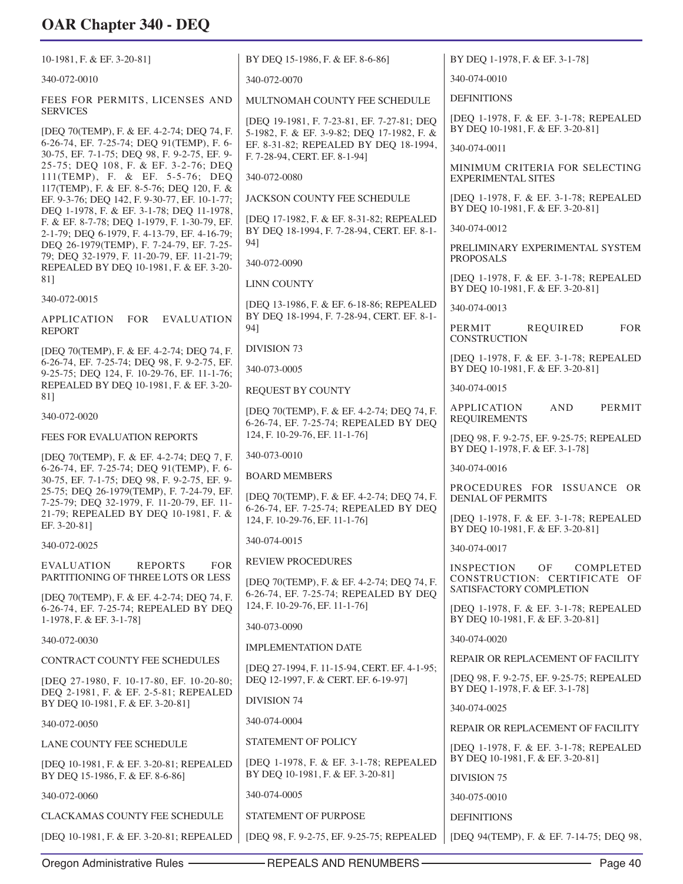10-1981, F. & EF. 3-20-81]

340-072-0010

FEES FOR PERMITS, LICENSES AND SERVICES

[DEQ 70(TEMP), F. & EF. 4-2-74; DEQ 74, F. 6-26-74, EF. 7-25-74; DEQ 91(TEMP), F. 6-30-75, EF. 7-1-75; DEQ 98, F. 9-2-75, EF. 9-25-75; DEQ 108, F. & EF. 3-2-76; DEQ 111(TEMP), F. & EF. 5-5-76; DEQ 117(TEMP), F. & EF. 8-5-76; DEQ 120, F. & EF. 9-3-76; DEQ 142, F. 9-30-77, EF. 10-1-77; DEQ 1-1978, F. & EF. 3-1-78; DEQ 11-1978, F. & EF. 8-7-78; DEQ 1-1979, F. 1-30-79, EF. 2-1-79; DEQ 6-1979, F. 4-13-79, EF. 4-16-79; DEQ 26-1979(TEMP), F. 7-24-79, EF. 7-25-79; DEQ 32-1979, F. 11-20-79, EF. 11-21-79; REPEALED BY DEQ 10-1981, F. & EF. 3-20-81]

340-072-0015

APPLICATION FOR EVALUATION REPORT

[DEQ 70(TEMP), F. & EF. 4-2-74; DEQ 74, F. 6-26-74, EF. 7-25-74; DEQ 98, F. 9-2-75, EF. 9-25-75; DEQ 124, F. 10-29-76, EF. 11-1-76; REPEALED BY DEQ 10-1981, F. & EF. 3-20-81]

340-072-0020

FEES FOR EVALUATION REPORTS

[DEQ 70(TEMP), F. & EF. 4-2-74; DEQ 7, F. 6-26-74, EF. 7-25-74; DEQ 91(TEMP), F. 6-30-75, EF. 7-1-75; DEQ 98, F. 9-2-75, EF. 9-25-75; DEQ 26-1979(TEMP), F. 7-24-79, EF. 7-25-79; DEQ 32-1979, F. 11-20-79, EF. 11-21-79; REPEALED BY DEQ 10-1981, F. & EF. 3-20-81]

340-072-0025

EVALUATION REPORTS FOR PARTITIONING OF THREE LOTS OR LESS

[DEQ 70(TEMP), F. & EF. 4-2-74; DEQ 74, F. 6-26-74, EF. 7-25-74; REPEALED BY DEQ 1-1978, F. & EF. 3-1-78]

340-072-0030

CONTRACT COUNTY FEE SCHEDULES

[DEQ 27-1980, F. 10-17-80, EF. 10-20-80; DEQ 2-1981, F. & EF. 2-5-81; REPEALED BY DEQ 10-1981, F. & EF. 3-20-81]

340-072-0050

LANE COUNTY FEE SCHEDULE

[DEQ 10-1981, F. & EF. 3-20-81; REPEALED BY DEQ 15-1986, F. & EF. 8-6-86]

340-072-0060

CLACKAMAS COUNTY FEE SCHEDULE

[DEQ 10-1981, F. & EF. 3-20-81; REPEALED BY DEQ 15-1986, F. & EF. 8-6-86]

340-072-0070

MULTNOMAH COUNTY FEE SCHEDULE

[DEQ 19-1981, F. 7-23-81, EF. 7-27-81; DEQ 5-1982, F. & EF. 3-9-82; DEQ 17-1982, F. & EF. 8-31-82; REPEALED BY DEQ 18-1994, F. 7-28-94, CERT. EF. 8-1-94]

340-072-0080

JACKSON COUNTY FEE SCHEDULE

[DEQ 17-1982, F. & EF. 8-31-82; REPEALED BY DEQ 18-1994, F. 7-28-94, CERT. EF. 8-1-94]

340-072-0090

LINN COUNTY

[DEQ 13-1986, F. & EF. 6-18-86; REPEALED BY DEQ 18-1994, F. 7-28-94, CERT. EF. 8-1-94]

DIVISION 73

340-073-0005

REQUEST BY COUNTY

[DEQ 70(TEMP), F. & EF. 4-2-74; DEQ 74, F. 6-26-74, EF. 7-25-74; REPEALED BY DEQ 124, F. 10-29-76, EF. 11-1-76]

340-073-0010

BOARD MEMBERS

[DEQ 70(TEMP), F. & EF. 4-2-74; DEQ 74, F. 6-26-74, EF. 7-25-74; REPEALED BY DEQ 124, F. 10-29-76, EF. 11-1-76]

340-074-0015

REVIEW PROCEDURES

[DEQ 70(TEMP), F. & EF. 4-2-74; DEQ 74, F. 6-26-74, EF. 7-25-74; REPEALED BY DEQ 124, F. 10-29-76, EF. 11-1-76]

340-073-0090

IMPLEMENTATION DATE

[DEQ 27-1994, F. 11-15-94, CERT. EF. 4-1-95; DEQ 12-1997, F. & CERT. EF. 6-19-97]

DIVISION 74

340-074-0004

STATEMENT OF POLICY

[DEQ 1-1978, F. & EF. 3-1-78; REPEALED BY DEQ 10-1981, F. & EF. 3-20-81]

340-074-0005

STATEMENT OF PURPOSE

[DEQ 98, F. 9-2-75, EF. 9-25-75; REPEALED BY DEQ 1-1978, F. & EF. 3-1-78]

340-074-0010

DEFINITIONS

[DEQ 1-1978, F. & EF. 3-1-78; REPEALED BY DEQ 10-1981, F. & EF. 3-20-81]

340-074-0011

MINIMUM CRITERIA FOR SELECTING EXPERIMENTAL SITES

[DEQ 1-1978, F. & EF. 3-1-78; REPEALED BY DEQ 10-1981, F. & EF. 3-20-81]

340-074-0012

PRELIMINARY EXPERIMENTAL SYSTEM PROPOSALS

[DEQ 1-1978, F. & EF. 3-1-78; REPEALED BY DEQ 10-1981, F. & EF. 3-20-81]

340-074-0013

PERMIT REQUIRED FOR CONSTRUCTION

[DEQ 1-1978, F. & EF. 3-1-78; REPEALED BY DEQ 10-1981, F. & EF. 3-20-81]

340-074-0015

APPLICATION AND PERMIT REQUIREMENTS

[DEQ 98, F. 9-2-75, EF. 9-25-75; REPEALED BY DEQ 1-1978, F. & EF. 3-1-78]

340-074-0016

PROCEDURES FOR ISSUANCE OR DENIAL OF PERMITS

[DEQ 1-1978, F. & EF. 3-1-78; REPEALED BY DEQ 10-1981, F. & EF. 3-20-81]

340-074-0017

INSPECTION OF COMPLETED CONSTRUCTION: CERTIFICATE OF SATISFACTORY COMPLETION

[DEQ 1-1978, F. & EF. 3-1-78; REPEALED BY DEQ 10-1981, F. & EF. 3-20-81]

340-074-0020

REPAIR OR REPLACEMENT OF FACILITY

[DEQ 98, F. 9-2-75, EF. 9-25-75; REPEALED BY DEQ 1-1978, F. & EF. 3-1-78]

340-074-0025

REPAIR OR REPLACEMENT OF FACILITY

[DEQ 1-1978, F. & EF. 3-1-78; REPEALED BY DEQ 10-1981, F. & EF. 3-20-81]

DIVISION 75

340-075-0010

DEFINITIONS

[DEQ 94(TEMP), F. & EF. 7-14-75; DEQ 98,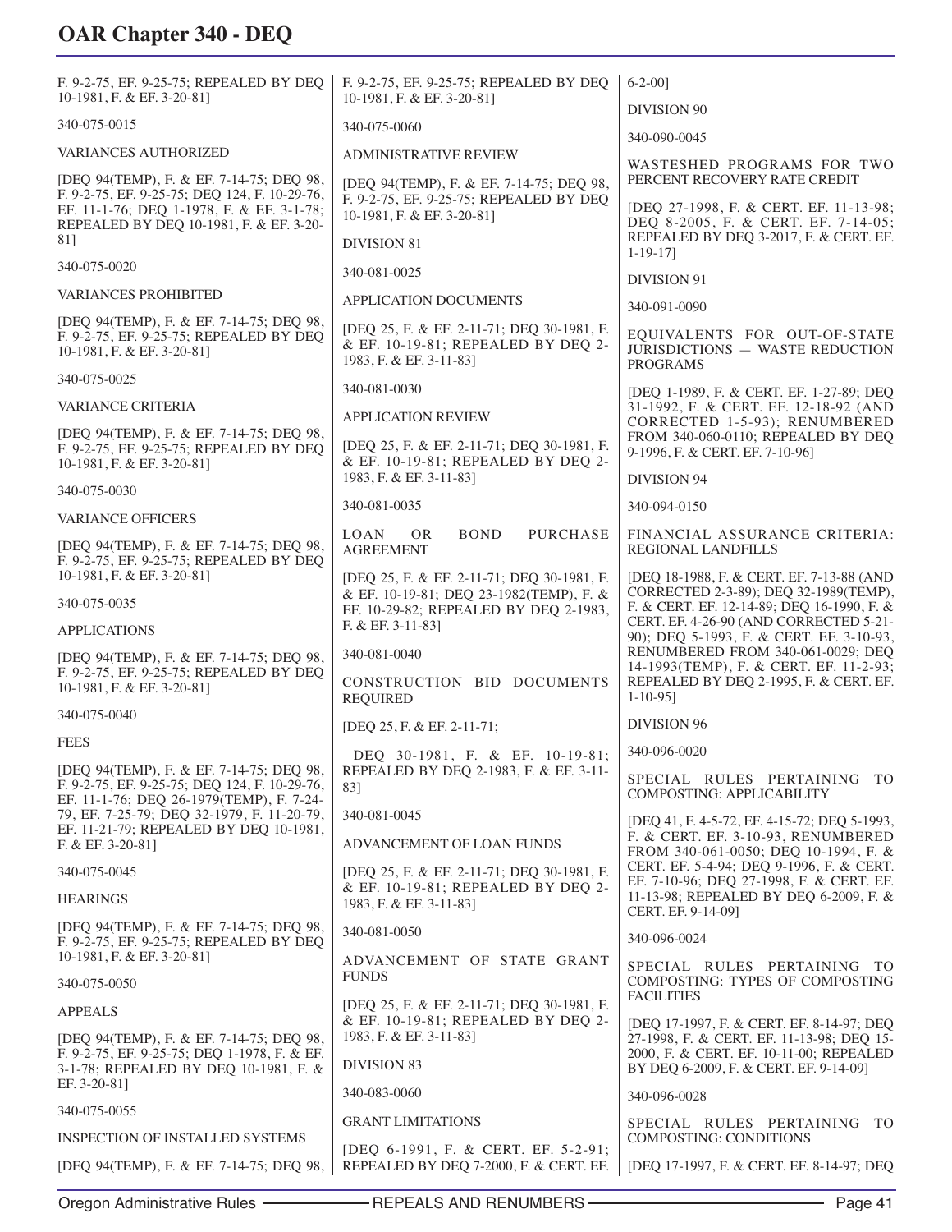F. 9-2-75, EF. 9-25-75; REPEALED BY DEQ 10-1981, F. & EF. 3-20-81]

340-075-0015

VARIANCES AUTHORIZED

[DEQ 94(TEMP), F. & EF. 7-14-75; DEQ 98, F. 9-2-75, EF. 9-25-75; DEQ 124, F. 10-29-76, EF. 11-1-76; DEQ 1-1978, F. & EF. 3-1-78; REPEALED BY DEQ 10-1981, F. & EF. 3-20-81]

340-075-0020

VARIANCES PROHIBITED

[DEQ 94(TEMP), F. & EF. 7-14-75; DEQ 98, F. 9-2-75, EF. 9-25-75; REPEALED BY DEQ 10-1981, F. & EF. 3-20-81]

340-075-0025

VARIANCE CRITERIA

[DEQ 94(TEMP), F. & EF. 7-14-75; DEQ 98, F. 9-2-75, EF. 9-25-75; REPEALED BY DEQ 10-1981, F. & EF. 3-20-81]

340-075-0030

VARIANCE OFFICERS

[DEQ 94(TEMP), F. & EF. 7-14-75; DEQ 98, F. 9-2-75, EF. 9-25-75; REPEALED BY DEQ 10-1981, F. & EF. 3-20-81]

340-075-0035

APPLICATIONS

[DEQ 94(TEMP), F. & EF. 7-14-75; DEQ 98, F. 9-2-75, EF. 9-25-75; REPEALED BY DEQ 10-1981, F. & EF. 3-20-81]

340-075-0040

FEES

[DEQ 94(TEMP), F. & EF. 7-14-75; DEQ 98, F. 9-2-75, EF. 9-25-75; DEQ 124, F. 10-29-76, EF. 11-1-76; DEQ 26-1979(TEMP), F. 7-24-79, EF. 7-25-79; DEQ 32-1979, F. 11-20-79, EF. 11-21-79; REPEALED BY DEQ 10-1981, F. & EF. 3-20-81]

340-075-0045

HEARINGS

[DEQ 94(TEMP), F. & EF. 7-14-75; DEQ 98, F. 9-2-75, EF. 9-25-75; REPEALED BY DEQ 10-1981, F. & EF. 3-20-81]

340-075-0050

APPEALS

[DEQ 94(TEMP), F. & EF. 7-14-75; DEQ 98, F. 9-2-75, EF. 9-25-75; DEQ 1-1978, F. & EF. 3-1-78; REPEALED BY DEQ 10-1981, F. & EF. 3-20-81]

340-075-0055

INSPECTION OF INSTALLED SYSTEMS

[DEQ 94(TEMP), F. & EF. 7-14-75; DEQ 98, F. 9-2-75, EF. 9-25-75; REPEALED BY DEQ 10-1981, F. & EF. 3-20-81]

340-075-0060

ADMINISTRATIVE REVIEW

[DEQ 94(TEMP), F. & EF. 7-14-75; DEQ 98, F. 9-2-75, EF. 9-25-75; REPEALED BY DEQ 10-1981, F. & EF. 3-20-81]

DIVISION 81

340-081-0025

APPLICATION DOCUMENTS

[DEQ 25, F. & EF. 2-11-71; DEQ 30-1981, F. & EF. 10-19-81; REPEALED BY DEQ 2-1983, F. & EF. 3-11-83]

340-081-0030

APPLICATION REVIEW

[DEQ 25, F. & EF. 2-11-71; DEQ 30-1981, F. & EF. 10-19-81; REPEALED BY DEQ 2-1983, F. & EF. 3-11-83]

340-081-0035

LOAN OR BOND PURCHASE AGREEMENT

[DEQ 25, F. & EF. 2-11-71; DEQ 30-1981, F. & EF. 10-19-81; DEQ 23-1982(TEMP), F. & EF. 10-29-82; REPEALED BY DEQ 2-1983, F. & EF. 3-11-83]

340-081-0040

CONSTRUCTION BID DOCUMENTS REQUIRED

[DEQ 25, F. & EF. 2-11-71;

DEQ 30-1981, F. & EF. 10-19-81; REPEALED BY DEQ 2-1983, F. & EF. 3-11-83]

340-081-0045

ADVANCEMENT OF LOAN FUNDS

[DEQ 25, F. & EF. 2-11-71; DEQ 30-1981, F. & EF. 10-19-81; REPEALED BY DEQ 2-1983, F. & EF. 3-11-83]

340-081-0050

ADVANCEMENT OF STATE GRANT FUNDS

[DEQ 25, F. & EF. 2-11-71; DEQ 30-1981, F. & EF. 10-19-81; REPEALED BY DEQ 2-1983, F. & EF. 3-11-83]

DIVISION 83

340-083-0060

GRANT LIMITATIONS

[DEQ 6-1991, F. & CERT. EF. 5-2-91; REPEALED BY DEQ 7-2000, F. & CERT. EF. 6-2-00]

DIVISION 90

340-090-0045

WASTESHED PROGRAMS FOR TWO PERCENT RECOVERY RATE CREDIT

[DEQ 27-1998, F. & CERT. EF. 11-13-98; DEQ 8-2005, F. & CERT. EF. 7-14-05; REPEALED BY DEQ 3-2017, F. & CERT. EF. 1-19-17]

DIVISION 91

340-091-0090

EQUIVALENTS FOR OUT-OF-STATE JURISDICTIONS — WASTE REDUCTION PROGRAMS

[DEQ 1-1989, F. & CERT. EF. 1-27-89; DEQ 31-1992, F. & CERT. EF. 12-18-92 (AND CORRECTED 1-5-93); RENUMBERED FROM 340-060-0110; REPEALED BY DEQ 9-1996, F. & CERT. EF. 7-10-96]

DIVISION 94

340-094-0150

FINANCIAL ASSURANCE CRITERIA: REGIONAL LANDFILLS

[DEQ 18-1988, F. & CERT. EF. 7-13-88 (AND CORRECTED 2-3-89); DEQ 32-1989(TEMP), F. & CERT. EF. 12-14-89; DEQ 16-1990, F. & CERT. EF. 4-26-90 (AND CORRECTED 5-21-90); DEQ 5-1993, F. & CERT. EF. 3-10-93, RENUMBERED FROM 340-061-0029; DEQ 14-1993(TEMP), F. & CERT. EF. 11-2-93; REPEALED BY DEQ 2-1995, F. & CERT. EF. 1-10-95]

DIVISION 96

340-096-0020

SPECIAL RULES PERTAINING TO COMPOSTING: APPLICABILITY

[DEQ 41, F. 4-5-72, EF. 4-15-72; DEQ 5-1993, F. & CERT. EF. 3-10-93, RENUMBERED FROM 340-061-0050; DEQ 10-1994, F. & CERT. EF. 5-4-94; DEQ 9-1996, F. & CERT. EF. 7-10-96; DEQ 27-1998, F. & CERT. EF. 11-13-98; REPEALED BY DEQ 6-2009, F. & CERT. EF. 9-14-09]

340-096-0024

SPECIAL RULES PERTAINING TO COMPOSTING: TYPES OF COMPOSTING FACILITIES

[DEQ 17-1997, F. & CERT. EF. 8-14-97; DEQ 27-1998, F. & CERT. EF. 11-13-98; DEQ 15-2000, F. & CERT. EF. 10-11-00; REPEALED BY DEQ 6-2009, F. & CERT. EF. 9-14-09]

340-096-0028

SPECIAL RULES PERTAINING TO COMPOSTING: CONDITIONS

[DEQ 17-1997, F. & CERT. EF. 8-14-97; DEQ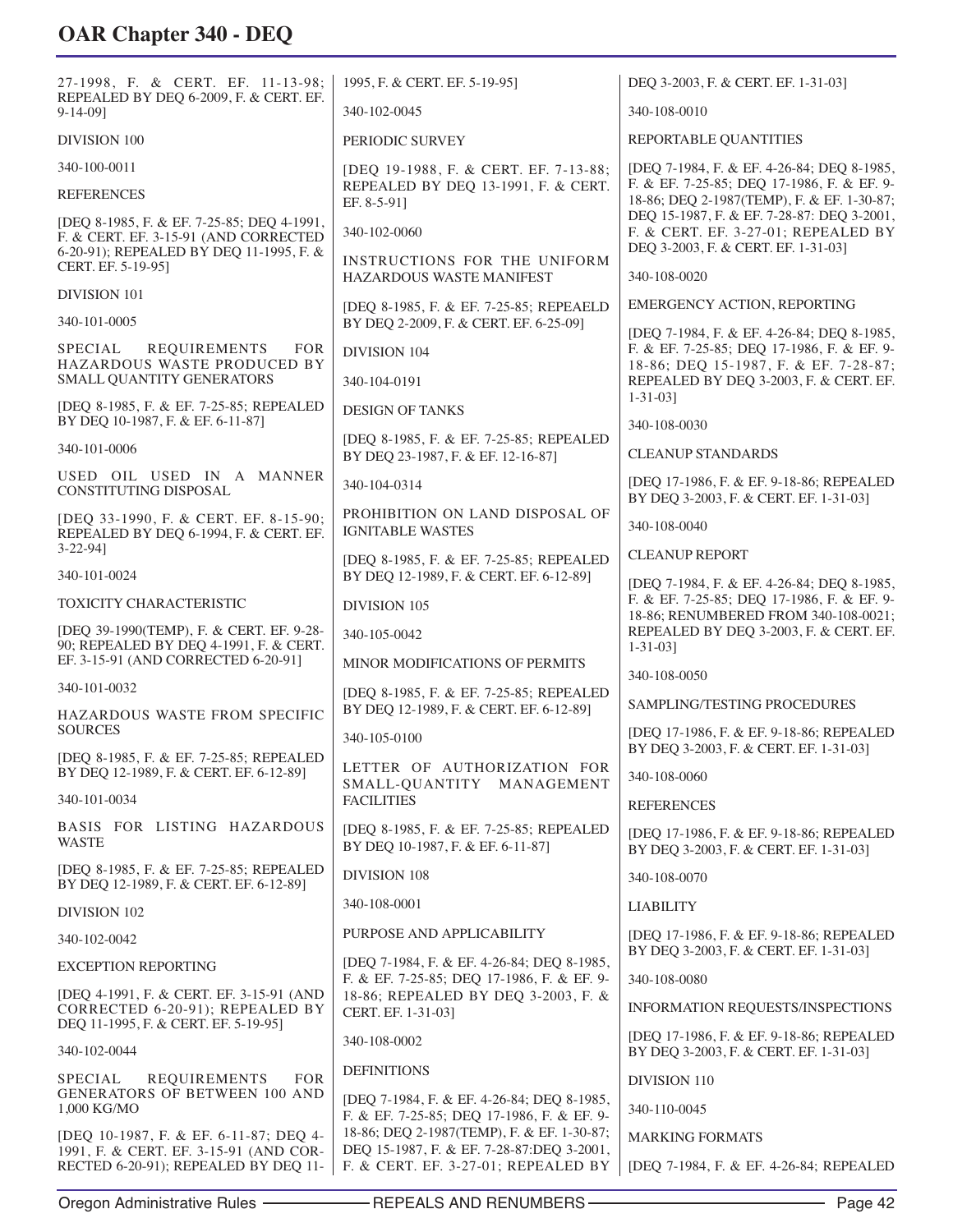27-1998, F. & CERT. EF. 11-13-98; REPEALED BY DEQ 6-2009, F. & CERT. EF. 9-14-09]

DIVISION 100

340-100-0011

REFERENCES

[DEQ 8-1985, F. & EF. 7-25-85; DEQ 4-1991, F. & CERT. EF. 3-15-91 (AND CORRECTED 6-20-91); REPEALED BY DEQ 11-1995, F. & CERT. EF. 5-19-95]

DIVISION 101

340-101-0005

SPECIAL REQUIREMENTS FOR HAZARDOUS WASTE PRODUCED BY SMALL QUANTITY GENERATORS

[DEQ 8-1985, F. & EF. 7-25-85; REPEALED BY DEQ 10-1987, F. & EF. 6-11-87]

340-101-0006

USED OIL USED IN A MANNER CONSTITUTING DISPOSAL

[DEQ 33-1990, F. & CERT. EF. 8-15-90; REPEALED BY DEQ 6-1994, F. & CERT. EF. 3-22-94]

340-101-0024

TOXICITY CHARACTERISTIC

[DEQ 39-1990(TEMP), F. & CERT. EF. 9-28-90; REPEALED BY DEQ 4-1991, F. & CERT. EF. 3-15-91 (AND CORRECTED 6-20-91]

340-101-0032

HAZARDOUS WASTE FROM SPECIFIC SOURCES

[DEQ 8-1985, F. & EF. 7-25-85; REPEALED BY DEQ 12-1989, F. & CERT. EF. 6-12-89]

340-101-0034

BASIS FOR LISTING HAZARDOUS WASTE

[DEQ 8-1985, F. & EF. 7-25-85; REPEALED BY DEQ 12-1989, F. & CERT. EF. 6-12-89]

DIVISION 102

340-102-0042

EXCEPTION REPORTING

[DEQ 4-1991, F. & CERT. EF. 3-15-91 (AND CORRECTED 6-20-91); REPEALED BY DEQ 11-1995, F. & CERT. EF. 5-19-95]

340-102-0044

SPECIAL REQUIREMENTS FOR GENERATORS OF BETWEEN 100 AND 1,000 KG/MO

[DEQ 10-1987, F. & EF. 6-11-87; DEQ 4-1991, F. & CERT. EF. 3-15-91 (AND CORRECTED 6-20-91); REPEALED BY DEQ 11-1995, F. & CERT. EF. 5-19-95]

340-102-0045

PERIODIC SURVEY

[DEQ 19-1988, F. & CERT. EF. 7-13-88; REPEALED BY DEQ 13-1991, F. & CERT. EF. 8-5-91]

340-102-0060

INSTRUCTIONS FOR THE UNIFORM HAZARDOUS WASTE MANIFEST

[DEQ 8-1985, F. & EF. 7-25-85; REPEAELD BY DEQ 2-2009, F. & CERT. EF. 6-25-09]

DIVISION 104

340-104-0191

DESIGN OF TANKS

[DEQ 8-1985, F. & EF. 7-25-85; REPEALED BY DEQ 23-1987, F. & EF. 12-16-87]

340-104-0314

PROHIBITION ON LAND DISPOSAL OF IGNITABLE WASTES

[DEQ 8-1985, F. & EF. 7-25-85; REPEALED BY DEQ 12-1989, F. & CERT. EF. 6-12-89]

DIVISION 105

340-105-0042

MINOR MODIFICATIONS OF PERMITS

[DEQ 8-1985, F. & EF. 7-25-85; REPEALED BY DEQ 12-1989, F. & CERT. EF. 6-12-89]

340-105-0100

LETTER OF AUTHORIZATION FOR SMALL-QUANTITY MANAGEMENT FACILITIES

[DEQ 8-1985, F. & EF. 7-25-85; REPEALED BY DEQ 10-1987, F. & EF. 6-11-87]

DIVISION 108

340-108-0001

PURPOSE AND APPLICABILITY

[DEQ 7-1984, F. & EF. 4-26-84; DEQ 8-1985, F. & EF. 7-25-85; DEQ 17-1986, F. & EF. 9-18-86; REPEALED BY DEQ 3-2003, F. & CERT. EF. 1-31-03]

340-108-0002

DEFINITIONS

[DEQ 7-1984, F. & EF. 4-26-84; DEQ 8-1985, F. & EF. 7-25-85; DEQ 17-1986, F. & EF. 9-18-86; DEQ 2-1987(TEMP), F. & EF. 1-30-87; DEQ 15-1987, F. & EF. 7-28-87:DEQ 3-2001, F. & CERT. EF. 3-27-01; REPEALED BY DEQ 3-2003, F. & CERT. EF. 1-31-03]

340-108-0010

REPORTABLE QUANTITIES

[DEQ 7-1984, F. & EF. 4-26-84; DEQ 8-1985, F. & EF. 7-25-85; DEQ 17-1986, F. & EF. 9-18-86; DEQ 2-1987(TEMP), F. & EF. 1-30-87; DEQ 15-1987, F. & EF. 7-28-87: DEQ 3-2001, F. & CERT. EF. 3-27-01; REPEALED BY DEQ 3-2003, F. & CERT. EF. 1-31-03]

340-108-0020

EMERGENCY ACTION, REPORTING

[DEQ 7-1984, F. & EF. 4-26-84; DEQ 8-1985, F. & EF. 7-25-85; DEQ 17-1986, F. & EF. 9-18-86; DEQ 15-1987, F. & EF. 7-28-87; REPEALED BY DEQ 3-2003, F. & CERT. EF. 1-31-03]

340-108-0030

CLEANUP STANDARDS

[DEQ 17-1986, F. & EF. 9-18-86; REPEALED BY DEQ 3-2003, F. & CERT. EF. 1-31-03]

340-108-0040

CLEANUP REPORT

[DEQ 7-1984, F. & EF. 4-26-84; DEQ 8-1985, F. & EF. 7-25-85; DEQ 17-1986, F. & EF. 9-18-86; RENUMBERED FROM 340-108-0021; REPEALED BY DEQ 3-2003, F. & CERT. EF. 1-31-03]

340-108-0050

SAMPLING/TESTING PROCEDURES

[DEQ 17-1986, F. & EF. 9-18-86; REPEALED BY DEQ 3-2003, F. & CERT. EF. 1-31-03]

340-108-0060

REFERENCES

[DEQ 17-1986, F. & EF. 9-18-86; REPEALED BY DEQ 3-2003, F. & CERT. EF. 1-31-03]

340-108-0070

LIABILITY

[DEQ 17-1986, F. & EF. 9-18-86; REPEALED BY DEQ 3-2003, F. & CERT. EF. 1-31-03]

340-108-0080

INFORMATION REQUESTS/INSPECTIONS

[DEQ 17-1986, F. & EF. 9-18-86; REPEALED BY DEQ 3-2003, F. & CERT. EF. 1-31-03]

DIVISION 110

340-110-0045

MARKING FORMATS

[DEQ 7-1984, F. & EF. 4-26-84; REPEALED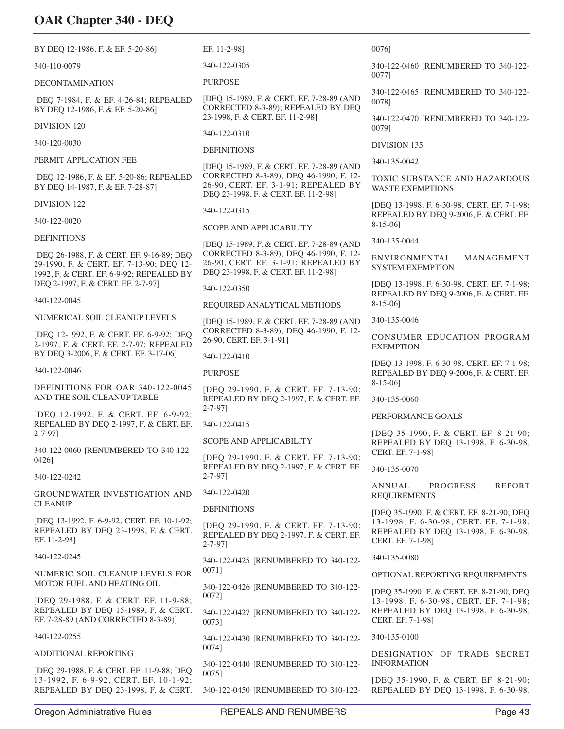BY DEQ 12-1986, F. & EF. 5-20-86]

340-110-0079

DECONTAMINATION

[DEQ 7-1984, F. & EF. 4-26-84; REPEALED BY DEQ 12-1986, F. & EF. 5-20-86]

DIVISION 120

340-120-0030

PERMIT APPLICATION FEE

[DEQ 12-1986, F. & EF. 5-20-86; REPEALED BY DEQ 14-1987, F. & EF. 7-28-87]

DIVISION 122

340-122-0020

DEFINITIONS

[DEQ 26-1988, F. & CERT. EF. 9-16-89; DEQ 29-1990, F. & CERT. EF. 7-13-90; DEQ 12-1992, F. & CERT. EF. 6-9-92; REPEALED BY DEQ 2-1997, F. & CERT. EF. 2-7-97]

340-122-0045

NUMERICAL SOIL CLEANUP LEVELS

[DEQ 12-1992, F. & CERT. EF. 6-9-92; DEQ 2-1997, F. & CERT. EF. 2-7-97; REPEALED BY DEQ 3-2006, F. & CERT. EF. 3-17-06]

340-122-0046

DEFINITIONS FOR OAR 340-122-0045 AND THE SOIL CLEANUP TABLE

[DEQ 12-1992, F. & CERT. EF. 6-9-92; REPEALED BY DEQ 2-1997, F. & CERT. EF. 2-7-97]

340-122-0060 [RENUMBERED TO 340-122-0426]

340-122-0242

GROUNDWATER INVESTIGATION AND CLEANUP

[DEQ 13-1992, F. 6-9-92, CERT. EF. 10-1-92; REPEALED BY DEQ 23-1998, F. & CERT. EF. 11-2-98]

340-122-0245

NUMERIC SOIL CLEANUP LEVELS FOR MOTOR FUEL AND HEATING OIL

[DEQ 29-1988, F. & CERT. EF. 11-9-88; REPEALED BY DEQ 15-1989, F. & CERT. EF. 7-28-89 (AND CORRECTED 8-3-89)]

340-122-0255

ADDITIONAL REPORTING

[DEQ 29-1988, F. & CERT. EF. 11-9-88; DEQ 13-1992, F. 6-9-92, CERT. EF. 10-1-92; REPEALED BY DEQ 23-1998, F. & CERT. EF. 11-2-98]

340-122-0305

PURPOSE

[DEQ 15-1989, F. & CERT. EF. 7-28-89 (AND CORRECTED 8-3-89); REPEALED BY DEQ 23-1998, F. & CERT. EF. 11-2-98]

340-122-0310

DEFINITIONS

[DEQ 15-1989, F. & CERT. EF. 7-28-89 (AND CORRECTED 8-3-89); DEQ 46-1990, F. 12-26-90, CERT. EF. 3-1-91; REPEALED BY DEQ 23-1998, F. & CERT. EF. 11-2-98]

340-122-0315

SCOPE AND APPLICABILITY

[DEQ 15-1989, F. & CERT. EF. 7-28-89 (AND CORRECTED 8-3-89); DEQ 46-1990, F. 12-26-90, CERT. EF. 3-1-91; REPEALED BY DEQ 23-1998, F. & CERT. EF. 11-2-98]

340-122-0350

REQUIRED ANALYTICAL METHODS

[DEQ 15-1989, F. & CERT. EF. 7-28-89 (AND CORRECTED 8-3-89); DEQ 46-1990, F. 12-26-90, CERT. EF. 3-1-91]

340-122-0410

PURPOSE

[DEQ 29-1990, F. & CERT. EF. 7-13-90; REPEALED BY DEQ 2-1997, F. & CERT. EF. 2-7-97]

340-122-0415

SCOPE AND APPLICABILITY

[DEQ 29-1990, F. & CERT. EF. 7-13-90; REPEALED BY DEQ 2-1997, F. & CERT. EF. 2-7-97]

340-122-0420

DEFINITIONS

[DEQ 29-1990, F. & CERT. EF. 7-13-90; REPEALED BY DEQ 2-1997, F. & CERT. EF. 2-7-97]

340-122-0425 [RENUMBERED TO 340-122-0071]

340-122-0426 [RENUMBERED TO 340-122-0072]

340-122-0427 [RENUMBERED TO 340-122-0073]

340-122-0430 [RENUMBERED TO 340-122-0074]

340-122-0440 [RENUMBERED TO 340-122-0075]

340-122-0450 [RENUMBERED TO 340-122-0076]

340-122-0460 [RENUMBERED TO 340-122-0077]

340-122-0465 [RENUMBERED TO 340-122-0078]

340-122-0470 [RENUMBERED TO 340-122-0079]

DIVISION 135

340-135-0042

TOXIC SUBSTANCE AND HAZARDOUS WASTE EXEMPTIONS

[DEQ 13-1998, F. 6-30-98, CERT. EF. 7-1-98; REPEALED BY DEQ 9-2006, F. & CERT. EF. 8-15-06]

340-135-0044

ENVIRONMENTAL MANAGEMENT SYSTEM EXEMPTION

[DEQ 13-1998, F. 6-30-98, CERT. EF. 7-1-98; REPEALED BY DEQ 9-2006, F. & CERT. EF. 8-15-06]

340-135-0046

CONSUMER EDUCATION PROGRAM EXEMPTION

[DEQ 13-1998, F. 6-30-98, CERT. EF. 7-1-98; REPEALED BY DEQ 9-2006, F. & CERT. EF. 8-15-06]

340-135-0060

PERFORMANCE GOALS

[DEQ 35-1990, F. & CERT. EF. 8-21-90; REPEALED BY DEQ 13-1998, F. 6-30-98, CERT. EF. 7-1-98]

340-135-0070

ANNUAL PROGRESS REPORT REQUIREMENTS

[DEQ 35-1990, F. & CERT. EF. 8-21-90; DEQ 13-1998, F. 6-30-98, CERT. EF. 7-1-98; REPEALED BY DEQ 13-1998, F. 6-30-98, CERT. EF. 7-1-98]

340-135-0080

OPTIONAL REPORTING REQUIREMENTS

[DEQ 35-1990, F. & CERT. EF. 8-21-90; DEQ 13-1998, F. 6-30-98, CERT. EF. 7-1-98; REPEALED BY DEQ 13-1998, F. 6-30-98, CERT. EF. 7-1-98]

340-135-0100

DESIGNATION OF TRADE SECRET INFORMATION

[DEQ 35-1990, F. & CERT. EF. 8-21-90; REPEALED BY DEQ 13-1998, F. 6-30-98,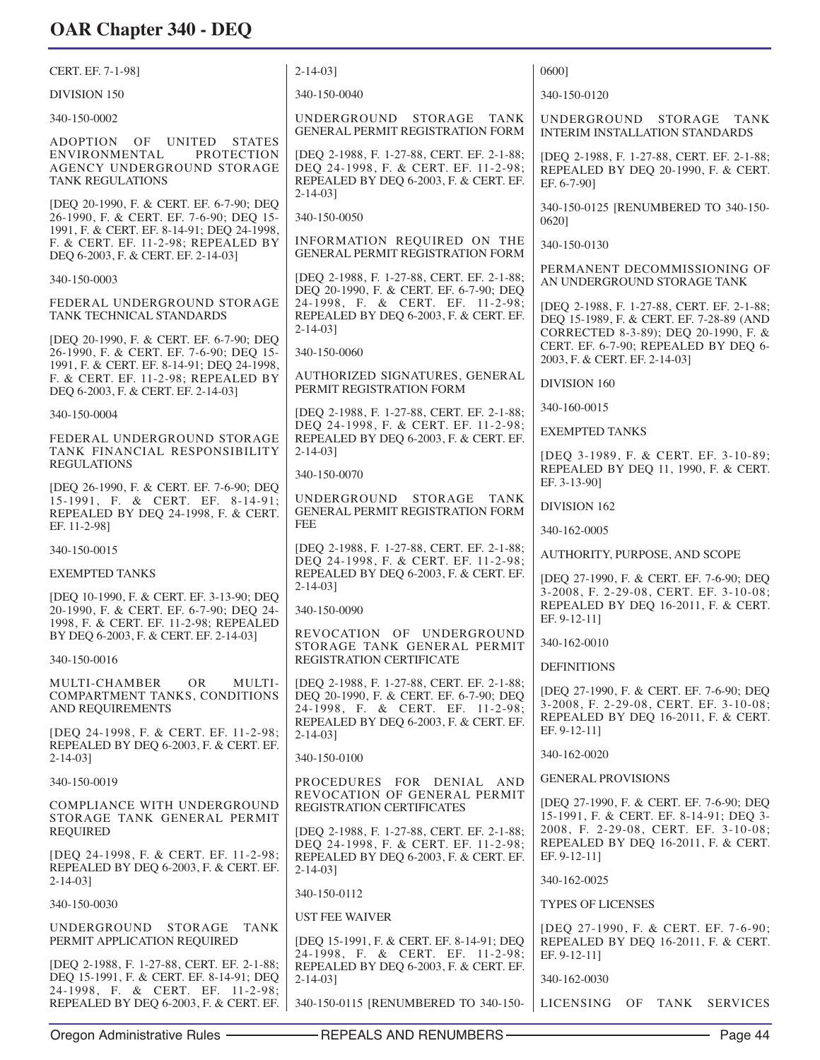CERT. EF. 7-1-98]

DIVISION 150

340-150-0002

ADOPTION OF UNITED STATES ENVIRONMENTAL PROTECTION AGENCY UNDERGROUND STORAGE TANK REGULATIONS

[DEQ 20-1990, F. & CERT. EF. 6-7-90; DEQ 26-1990, F. & CERT. EF. 7-6-90; DEQ 15-1991, F. & CERT. EF. 8-14-91; DEQ 24-1998, F. & CERT. EF. 11-2-98; REPEALED BY DEQ 6-2003, F. & CERT. EF. 2-14-03]

340-150-0003

FEDERAL UNDERGROUND STORAGE TANK TECHNICAL STANDARDS

[DEQ 20-1990, F. & CERT. EF. 6-7-90; DEQ 26-1990, F. & CERT. EF. 7-6-90; DEQ 15-1991, F. & CERT. EF. 8-14-91; DEQ 24-1998, F. & CERT. EF. 11-2-98; REPEALED BY DEQ 6-2003, F. & CERT. EF. 2-14-03]

340-150-0004

FEDERAL UNDERGROUND STORAGE TANK FINANCIAL RESPONSIBILITY REGULATIONS

[DEQ 26-1990, F. & CERT. EF. 7-6-90; DEQ 15-1991, F. & CERT. EF. 8-14-91; REPEALED BY DEQ 24-1998, F. & CERT. EF. 11-2-98]

340-150-0015

EXEMPTED TANKS

[DEQ 10-1990, F. & CERT. EF. 3-13-90; DEQ 20-1990, F. & CERT. EF. 6-7-90; DEQ 24-1998, F. & CERT. EF. 11-2-98; REPEALED BY DEQ 6-2003, F. & CERT. EF. 2-14-03]

340-150-0016

MULTI-CHAMBER OR MULTI-COMPARTMENT TANKS, CONDITIONS AND REQUIREMENTS

[DEQ 24-1998, F. & CERT. EF. 11-2-98; REPEALED BY DEQ 6-2003, F. & CERT. EF. 2-14-03]

340-150-0019

COMPLIANCE WITH UNDERGROUND STORAGE TANK GENERAL PERMIT REQUIRED

[DEQ 24-1998, F. & CERT. EF. 11-2-98; REPEALED BY DEQ 6-2003, F. & CERT. EF. 2-14-03]

340-150-0030

UNDERGROUND STORAGE TANK PERMIT APPLICATION REQUIRED

[DEQ 2-1988, F. 1-27-88, CERT. EF. 2-1-88; DEQ 15-1991, F. & CERT. EF. 8-14-91; DEQ 24-1998, F. & CERT. EF. 11-2-98; REPEALED BY DEQ 6-2003, F. & CERT. EF. 2-14-03]

340-150-0040

UNDERGROUND STORAGE TANK GENERAL PERMIT REGISTRATION FORM

[DEQ 2-1988, F. 1-27-88, CERT. EF. 2-1-88; DEQ 24-1998, F. & CERT. EF. 11-2-98; REPEALED BY DEQ 6-2003, F. & CERT. EF. 2-14-03]

340-150-0050

INFORMATION REQUIRED ON THE GENERAL PERMIT REGISTRATION FORM

[DEQ 2-1988, F. 1-27-88, CERT. EF. 2-1-88; DEQ 20-1990, F. & CERT. EF. 6-7-90; DEQ 24-1998, F. & CERT. EF. 11-2-98; REPEALED BY DEQ 6-2003, F. & CERT. EF. 2-14-03]

340-150-0060

AUTHORIZED SIGNATURES, GENERAL PERMIT REGISTRATION FORM

[DEQ 2-1988, F. 1-27-88, CERT. EF. 2-1-88; DEQ 24-1998, F. & CERT. EF. 11-2-98; REPEALED BY DEQ 6-2003, F. & CERT. EF. 2-14-03]

340-150-0070

UNDERGROUND STORAGE TANK GENERAL PERMIT REGISTRATION FORM FEE

[DEQ 2-1988, F. 1-27-88, CERT. EF. 2-1-88; DEQ 24-1998, F. & CERT. EF. 11-2-98; REPEALED BY DEQ 6-2003, F. & CERT. EF. 2-14-03]

340-150-0090

REVOCATION OF UNDERGROUND STORAGE TANK GENERAL PERMIT REGISTRATION CERTIFICATE

[DEQ 2-1988, F. 1-27-88, CERT. EF. 2-1-88; DEQ 20-1990, F. & CERT. EF. 6-7-90; DEQ 24-1998, F. & CERT. EF. 11-2-98; REPEALED BY DEQ 6-2003, F. & CERT. EF. 2-14-03]

340-150-0100

PROCEDURES FOR DENIAL AND REVOCATION OF GENERAL PERMIT REGISTRATION CERTIFICATES

[DEQ 2-1988, F. 1-27-88, CERT. EF. 2-1-88; DEQ 24-1998, F. & CERT. EF. 11-2-98; REPEALED BY DEQ 6-2003, F. & CERT. EF. 2-14-03]

340-150-0112

UST FEE WAIVER

[DEQ 15-1991, F. & CERT. EF. 8-14-91; DEQ 24-1998, F. & CERT. EF. 11-2-98; REPEALED BY DEQ 6-2003, F. & CERT. EF. 2-14-03]

340-150-0115 [RENUMBERED TO 340-150-0600]

340-150-0120

UNDERGROUND STORAGE TANK INTERIM INSTALLATION STANDARDS

[DEQ 2-1988, F. 1-27-88, CERT. EF. 2-1-88; REPEALED BY DEQ 20-1990, F. & CERT. EF. 6-7-90]

340-150-0125 [RENUMBERED TO 340-150-0620]

340-150-0130

PERMANENT DECOMMISSIONING OF AN UNDERGROUND STORAGE TANK

[DEQ 2-1988, F. 1-27-88, CERT. EF. 2-1-88; DEQ 15-1989, F. & CERT. EF. 7-28-89 (AND CORRECTED 8-3-89); DEQ 20-1990, F. & CERT. EF. 6-7-90; REPEALED BY DEQ 6-2003, F. & CERT. EF. 2-14-03]

DIVISION 160

340-160-0015

EXEMPTED TANKS

[DEQ 3-1989, F. & CERT. EF. 3-10-89; REPEALED BY DEQ 11, 1990, F. & CERT. EF. 3-13-90]

DIVISION 162

340-162-0005

AUTHORITY, PURPOSE, AND SCOPE

[DEQ 27-1990, F. & CERT. EF. 7-6-90; DEQ 3-2008, F. 2-29-08, CERT. EF. 3-10-08; REPEALED BY DEQ 16-2011, F. & CERT. EF. 9-12-11]

340-162-0010

DEFINITIONS

[DEQ 27-1990, F. & CERT. EF. 7-6-90; DEQ 3-2008, F. 2-29-08, CERT. EF. 3-10-08; REPEALED BY DEQ 16-2011, F. & CERT. EF. 9-12-11]

340-162-0020

GENERAL PROVISIONS

[DEQ 27-1990, F. & CERT. EF. 7-6-90; DEQ 15-1991, F. & CERT. EF. 8-14-91; DEQ 3-2008, F. 2-29-08, CERT. EF. 3-10-08; REPEALED BY DEQ 16-2011, F. & CERT. EF. 9-12-11]

340-162-0025

TYPES OF LICENSES

[DEQ 27-1990, F. & CERT. EF. 7-6-90; REPEALED BY DEQ 16-2011, F. & CERT. EF. 9-12-11]

340-162-0030

LICENSING OF TANK SERVICES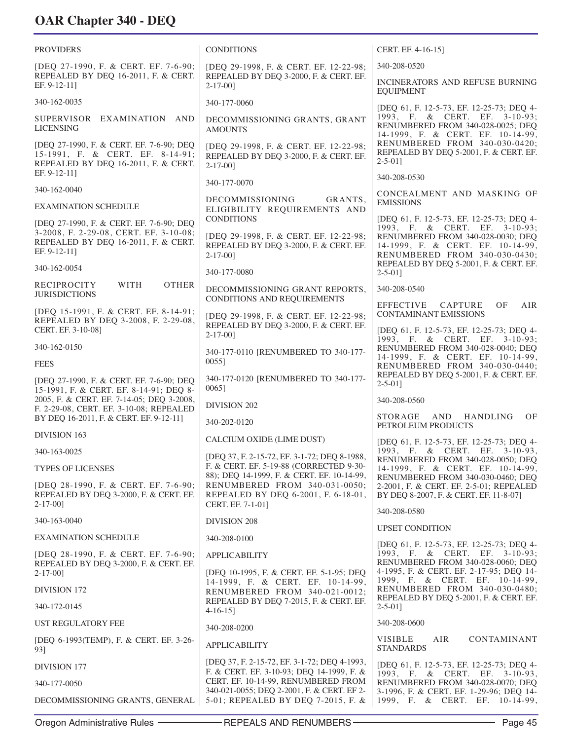PROVIDERS

[DEQ 27-1990, F. & CERT. EF. 7-6-90; REPEALED BY DEQ 16-2011, F. & CERT. EF. 9-12-11]

340-162-0035

SUPERVISOR EXAMINATION AND LICENSING

[DEQ 27-1990, F. & CERT. EF. 7-6-90; DEQ 15-1991, F. & CERT. EF. 8-14-91; REPEALED BY DEQ 16-2011, F. & CERT. EF. 9-12-11]

340-162-0040

EXAMINATION SCHEDULE

[DEQ 27-1990, F. & CERT. EF. 7-6-90; DEQ 3-2008, F. 2-29-08, CERT. EF. 3-10-08; REPEALED BY DEQ 16-2011, F. & CERT. EF. 9-12-11]

340-162-0054

RECIPROCITY WITH OTHER JURISDICTIONS

[DEQ 15-1991, F. & CERT. EF. 8-14-91; REPEALED BY DEQ 3-2008, F. 2-29-08, CERT. EF. 3-10-08]

340-162-0150

FEES

[DEQ 27-1990, F. & CERT. EF. 7-6-90; DEQ 15-1991, F. & CERT. EF. 8-14-91; DEQ 8-2005, F. & CERT. EF. 7-14-05; DEQ 3-2008, F. 2-29-08, CERT. EF. 3-10-08; REPEALED BY DEQ 16-2011, F. & CERT. EF. 9-12-11]

DIVISION 163

340-163-0025

TYPES OF LICENSES

[DEQ 28-1990, F. & CERT. EF. 7-6-90; REPEALED BY DEQ 3-2000, F. & CERT. EF. 2-17-00]

340-163-0040

EXAMINATION SCHEDULE

[DEQ 28-1990, F. & CERT. EF. 7-6-90; REPEALED BY DEQ 3-2000, F. & CERT. EF. 2-17-00]

DIVISION 172

340-172-0145

UST REGULATORY FEE

[DEQ 6-1993(TEMP), F. & CERT. EF. 3-26-93]

DIVISION 177

340-177-0050

DECOMMISSIONING GRANTS, GENERAL CONDITIONS

[DEQ 29-1998, F. & CERT. EF. 12-22-98; REPEALED BY DEQ 3-2000, F. & CERT. EF. 2-17-00]

340-177-0060

DECOMMISSIONING GRANTS, GRANT AMOUNTS

[DEQ 29-1998, F. & CERT. EF. 12-22-98; REPEALED BY DEQ 3-2000, F. & CERT. EF. 2-17-00]

340-177-0070

DECOMMISSIONING GRANTS, ELIGIBILITY REQUIREMENTS AND CONDITIONS

[DEQ 29-1998, F. & CERT. EF. 12-22-98; REPEALED BY DEQ 3-2000, F. & CERT. EF. 2-17-00]

340-177-0080

DECOMMISSIONING GRANT REPORTS, CONDITIONS AND REQUIREMENTS

[DEQ 29-1998, F. & CERT. EF. 12-22-98; REPEALED BY DEQ 3-2000, F. & CERT. EF. 2-17-00]

340-177-0110 [RENUMBERED TO 340-177-0055]

340-177-0120 [RENUMBERED TO 340-177-0065]

DIVISION 202

340-202-0120

CALCIUM OXIDE (LIME DUST)

[DEQ 37, F. 2-15-72, EF. 3-1-72; DEQ 8-1988, F. & CERT. EF. 5-19-88 (CORRECTED 9-30-88); DEQ 14-1999, F. & CERT. EF. 10-14-99, RENUMBERED FROM 340-031-0050; REPEALED BY DEQ 6-2001, F. 6-18-01, CERT. EF. 7-1-01]

DIVISION 208

340-208-0100

APPLICABILITY

[DEQ 10-1995, F. & CERT. EF. 5-1-95; DEQ 14-1999, F. & CERT. EF. 10-14-99, RENUMBERED FROM 340-021-0012; REPEALED BY DEQ 7-2015, F. & CERT. EF. 4-16-15]

340-208-0200

APPLICABILITY

[DEQ 37, F. 2-15-72, EF. 3-1-72; DEQ 4-1993, F. & CERT. EF. 3-10-93; DEQ 14-1999, F. & CERT. EF. 10-14-99, RENUMBERED FROM 340-021-0055; DEQ 2-2001, F. & CERT. EF 2-5-01; REPEALED BY DEQ 7-2015, F. & CERT. EF. 4-16-15]

340-208-0520

INCINERATORS AND REFUSE BURNING EQUIPMENT

[DEQ 61, F. 12-5-73, EF. 12-25-73; DEQ 4-1993, F. & CERT. EF. 3-10-93; RENUMBERED FROM 340-028-0025; DEQ 14-1999, F. & CERT. EF. 10-14-99, RENUMBERED FROM 340-030-0420; REPEALED BY DEQ 5-2001, F. & CERT. EF. 2-5-01]

340-208-0530

CONCEALMENT AND MASKING OF EMISSIONS

[DEQ 61, F. 12-5-73, EF. 12-25-73; DEQ 4-1993, F. & CERT. EF. 3-10-93; RENUMBERED FROM 340-028-0030; DEQ 14-1999, F. & CERT. EF. 10-14-99, RENUMBERED FROM 340-030-0430; REPEALED BY DEQ 5-2001, F. & CERT. EF. 2-5-01]

340-208-0540

EFFECTIVE CAPTURE OF AIR CONTAMINANT EMISSIONS

[DEQ 61, F. 12-5-73, EF. 12-25-73; DEQ 4-1993, F. & CERT. EF. 3-10-93; RENUMBERED FROM 340-028-0040; DEQ 14-1999, F. & CERT. EF. 10-14-99, RENUMBERED FROM 340-030-0440; REPEALED BY DEQ 5-2001, F. & CERT. EF. 2-5-01]

340-208-0560

STORAGE AND HANDLING OF PETROLEUM PRODUCTS

[DEQ 61, F. 12-5-73, EF. 12-25-73; DEQ 4-1993, F. & CERT. EF. 3-10-93, RENUMBERED FROM 340-028-0050; DEQ 14-1999, F. & CERT. EF. 10-14-99, RENUMBERED FROM 340-030-0460; DEQ 2-2001, F. & CERT. EF. 2-5-01; REPEALED BY DEQ 8-2007, F. & CERT. EF. 11-8-07]

340-208-0580

UPSET CONDITION

[DEQ 61, F. 12-5-73, EF. 12-25-73; DEQ 4-1993, F. & CERT. EF. 3-10-93; RENUMBERED FROM 340-028-0060; DEQ 4-1995, F. & CERT. EF. 2-17-95; DEQ 14-1999, F. & CERT. EF. 10-14-99, RENUMBERED FROM 340-030-0480; REPEALED BY DEQ 5-2001, F. & CERT. EF. 2-5-01]

340-208-0600

VISIBLE AIR CONTAMINANT STANDARDS

[DEQ 61, F. 12-5-73, EF. 12-25-73; DEQ 4-1993, F. & CERT. EF. 3-10-93, RENUMBERED FROM 340-028-0070; DEQ 3-1996, F. & CERT. EF. 1-29-96; DEQ 14-1999, F. & CERT. EF. 10-14-99,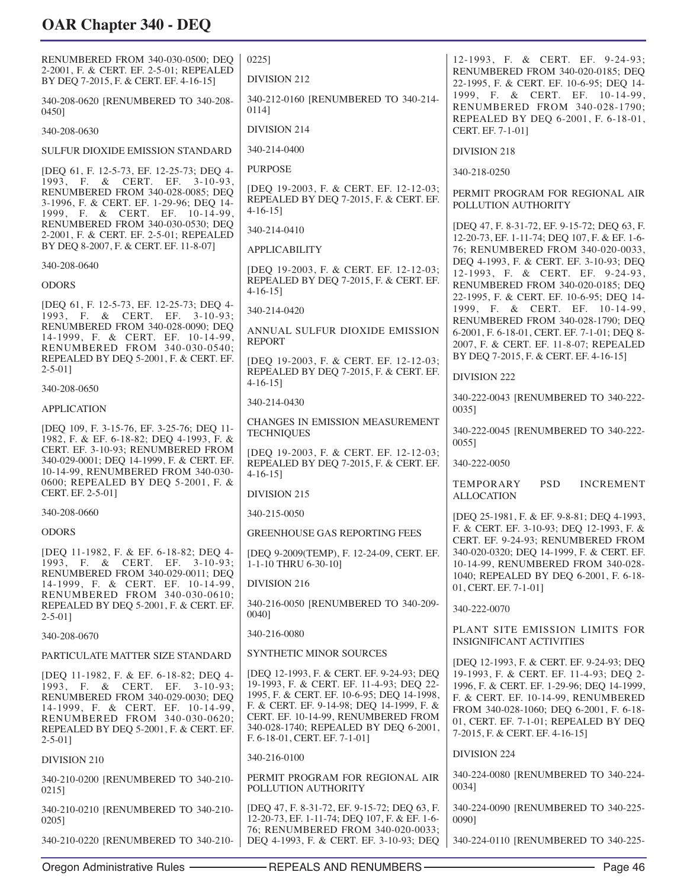RENUMBERED FROM 340-030-0500; DEQ 2-2001, F. & CERT. EF. 2-5-01; REPEALED BY DEQ 7-2015, F. & CERT. EF. 4-16-15]

340-208-0620 [RENUMBERED TO 340-208-0450]

340-208-0630

SULFUR DIOXIDE EMISSION STANDARD

[DEQ 61, F. 12-5-73, EF. 12-25-73; DEQ 4-1993, F. & CERT. EF. 3-10-93, RENUMBERED FROM 340-028-0085; DEQ 3-1996, F. & CERT. EF. 1-29-96; DEQ 14-1999, F. & CERT. EF. 10-14-99, RENUMBERED FROM 340-030-0530; DEQ 2-2001, F. & CERT. EF. 2-5-01; REPEALED BY DEQ 8-2007, F. & CERT. EF. 11-8-07]

340-208-0640

ODORS

[DEQ 61, F. 12-5-73, EF. 12-25-73; DEQ 4-1993, F. & CERT. EF. 3-10-93; RENUMBERED FROM 340-028-0090; DEQ 14-1999, F. & CERT. EF. 10-14-99, RENUMBERED FROM 340-030-0540; REPEALED BY DEQ 5-2001, F. & CERT. EF. 2-5-01]

340-208-0650

APPLICATION

[DEQ 109, F. 3-15-76, EF. 3-25-76; DEQ 11-1982, F. & EF. 6-18-82; DEQ 4-1993, F. & CERT. EF. 3-10-93; RENUMBERED FROM 340-029-0001; DEQ 14-1999, F. & CERT. EF. 10-14-99, RENUMBERED FROM 340-030-0600; REPEALED BY DEQ 5-2001, F. & CERT. EF. 2-5-01]

340-208-0660

ODORS

[DEQ 11-1982, F. & EF. 6-18-82; DEQ 4-1993, F. & CERT. EF. 3-10-93; RENUMBERED FROM 340-029-0011; DEQ 14-1999, F. & CERT. EF. 10-14-99, RENUMBERED FROM 340-030-0610; REPEALED BY DEQ 5-2001, F. & CERT. EF. 2-5-01]

340-208-0670

PARTICULATE MATTER SIZE STANDARD

[DEQ 11-1982, F. & EF. 6-18-82; DEQ 4-1993, F. & CERT. EF. 3-10-93; RENUMBERED FROM 340-029-0030; DEQ 14-1999, F. & CERT. EF. 10-14-99, RENUMBERED FROM 340-030-0620; REPEALED BY DEQ 5-2001, F. & CERT. EF. 2-5-01]

DIVISION 210

340-210-0200 [RENUMBERED TO 340-210-0215]

340-210-0210 [RENUMBERED TO 340-210-0205]

340-210-0220 [RENUMBERED TO 340-210-0225]

DIVISION 212

340-212-0160 [RENUMBERED TO 340-214-0114]

DIVISION 214

340-214-0400

PURPOSE

[DEQ 19-2003, F. & CERT. EF. 12-12-03; REPEALED BY DEQ 7-2015, F. & CERT. EF. 4-16-15]

340-214-0410

APPLICABILITY

[DEQ 19-2003, F. & CERT. EF. 12-12-03; REPEALED BY DEQ 7-2015, F. & CERT. EF. 4-16-15]

340-214-0420

ANNUAL SULFUR DIOXIDE EMISSION REPORT

[DEQ 19-2003, F. & CERT. EF. 12-12-03; REPEALED BY DEQ 7-2015, F. & CERT. EF. 4-16-15]

340-214-0430

CHANGES IN EMISSION MEASUREMENT TECHNIQUES

[DEQ 19-2003, F. & CERT. EF. 12-12-03; REPEALED BY DEQ 7-2015, F. & CERT. EF. 4-16-15]

DIVISION 215

340-215-0050

GREENHOUSE GAS REPORTING FEES

[DEQ 9-2009(TEMP), F. 12-24-09, CERT. EF. 1-1-10 THRU 6-30-10]

DIVISION 216

340-216-0050 [RENUMBERED TO 340-209-0040]

340-216-0080

SYNTHETIC MINOR SOURCES

[DEQ 12-1993, F. & CERT. EF. 9-24-93; DEQ 19-1993, F. & CERT. EF. 11-4-93; DEQ 22-1995, F. & CERT. EF. 10-6-95; DEQ 14-1998, F. & CERT. EF. 9-14-98; DEQ 14-1999, F. & CERT. EF. 10-14-99, RENUMBERED FROM 340-028-1740; REPEALED BY DEQ 6-2001, F. 6-18-01, CERT. EF. 7-1-01]

340-216-0100

PERMIT PROGRAM FOR REGIONAL AIR POLLUTION AUTHORITY

[DEQ 47, F. 8-31-72, EF. 9-15-72; DEQ 63, F. 12-20-73, EF. 1-11-74; DEQ 107, F. & EF. 1-6-76; RENUMBERED FROM 340-020-0033; DEQ 4-1993, F. & CERT. EF. 3-10-93; DEQ 12-1993, F. & CERT. EF. 9-24-93; RENUMBERED FROM 340-020-0185; DEQ 22-1995, F. & CERT. EF. 10-6-95; DEQ 14-1999, F. & CERT. EF. 10-14-99, RENUMBERED FROM 340-028-1790; REPEALED BY DEQ 6-2001, F. 6-18-01, CERT. EF. 7-1-01]

DIVISION 218

340-218-0250

PERMIT PROGRAM FOR REGIONAL AIR POLLUTION AUTHORITY

[DEQ 47, F. 8-31-72, EF. 9-15-72; DEQ 63, F. 12-20-73, EF. 1-11-74; DEQ 107, F. & EF. 1-6-76; RENUMBERED FROM 340-020-0033, DEQ 4-1993, F. & CERT. EF. 3-10-93; DEQ 12-1993, F. & CERT. EF. 9-24-93, RENUMBERED FROM 340-020-0185; DEQ 22-1995, F. & CERT. EF. 10-6-95; DEQ 14-1999, F. & CERT. EF. 10-14-99, RENUMBERED FROM 340-028-1790; DEQ 6-2001, F. 6-18-01, CERT. EF. 7-1-01; DEQ 8-2007, F. & CERT. EF. 11-8-07; REPEALED BY DEQ 7-2015, F. & CERT. EF. 4-16-15]

DIVISION 222

340-222-0043 [RENUMBERED TO 340-222-0035]

340-222-0045 [RENUMBERED TO 340-222-0055]

340-222-0050

TEMPORARY PSD INCREMENT ALLOCATION

[DEQ 25-1981, F. & EF. 9-8-81; DEQ 4-1993, F. & CERT. EF. 3-10-93; DEQ 12-1993, F. & CERT. EF. 9-24-93; RENUMBERED FROM 340-020-0320; DEQ 14-1999, F. & CERT. EF. 10-14-99, RENUMBERED FROM 340-028-1040; REPEALED BY DEQ 6-2001, F. 6-18-01, CERT. EF. 7-1-01]

340-222-0070

PLANT SITE EMISSION LIMITS FOR INSIGNIFICANT ACTIVITIES

[DEQ 12-1993, F. & CERT. EF. 9-24-93; DEQ 19-1993, F. & CERT. EF. 11-4-93; DEQ 2-1996, F. & CERT. EF. 1-29-96; DEQ 14-1999, F. & CERT. EF. 10-14-99, RENUMBERED FROM 340-028-1060; DEQ 6-2001, F. 6-18-01, CERT. EF. 7-1-01; REPEALED BY DEQ 7-2015, F. & CERT. EF. 4-16-15]

DIVISION 224

340-224-0080 [RENUMBERED TO 340-224-0034]

340-224-0090 [RENUMBERED TO 340-225-0090]

340-224-0110 [RENUMBERED TO 340-225-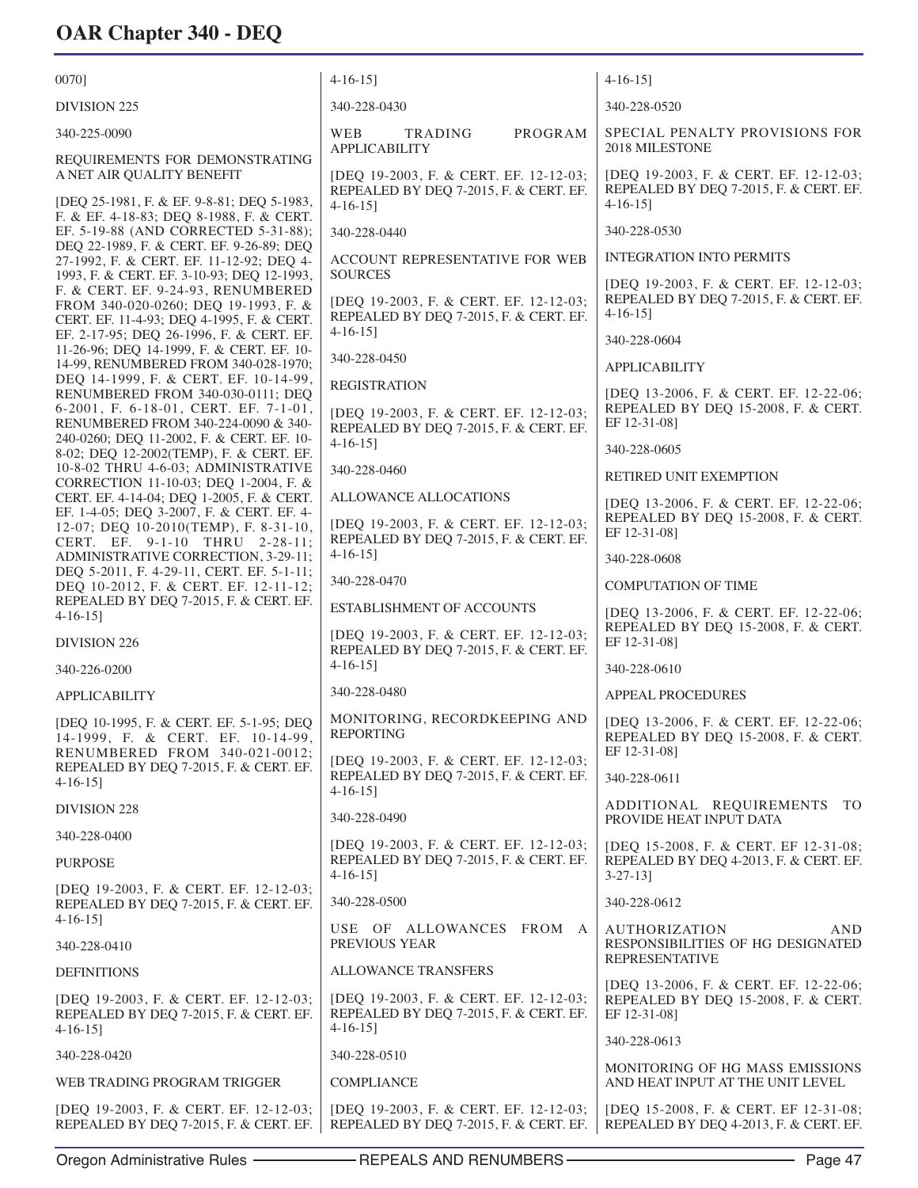0070]

DIVISION 225

340-225-0090

REQUIREMENTS FOR DEMONSTRATING A NET AIR QUALITY BENEFIT

[DEQ 25-1981, F. & EF. 9-8-81; DEQ 5-1983, F. & EF. 4-18-83; DEQ 8-1988, F. & CERT. EF. 5-19-88 (AND CORRECTED 5-31-88); DEQ 22-1989, F. & CERT. EF. 9-26-89; DEQ 27-1992, F. & CERT. EF. 11-12-92; DEQ 4-1993, F. & CERT. EF. 3-10-93; DEQ 12-1993, F. & CERT. EF. 9-24-93, RENUMBERED FROM 340-020-0260; DEQ 19-1993, F. & CERT. EF. 11-4-93; DEQ 4-1995, F. & CERT. EF. 2-17-95; DEQ 26-1996, F. & CERT. EF. 11-26-96; DEQ 14-1999, F. & CERT. EF. 10-14-99, RENUMBERED FROM 340-028-1970; DEQ 14-1999, F. & CERT. EF. 10-14-99, RENUMBERED FROM 340-030-0111; DEQ 6-2001, F. 6-18-01, CERT. EF. 7-1-01, RENUMBERED FROM 340-224-0090 & 340-240-0260; DEQ 11-2002, F. & CERT. EF. 10-8-02; DEQ 12-2002(TEMP), F. & CERT. EF. 10-8-02 THRU 4-6-03; ADMINISTRATIVE CORRECTION 11-10-03; DEQ 1-2004, F. & CERT. EF. 4-14-04; DEQ 1-2005, F. & CERT. EF. 1-4-05; DEQ 3-2007, F. & CERT. EF. 4-12-07; DEQ 10-2010(TEMP), F. 8-31-10, CERT. EF. 9-1-10 THRU 2-28-11; ADMINISTRATIVE CORRECTION, 3-29-11; DEQ 5-2011, F. 4-29-11, CERT. EF. 5-1-11; DEQ 10-2012, F. & CERT. EF. 12-11-12; REPEALED BY DEQ 7-2015, F. & CERT. EF. 4-16-15]

DIVISION 226

340-226-0200

APPLICABILITY

[DEQ 10-1995, F. & CERT. EF. 5-1-95; DEQ 14-1999, F. & CERT. EF. 10-14-99, RENUMBERED FROM 340-021-0012; REPEALED BY DEQ 7-2015, F. & CERT. EF. 4-16-15]

DIVISION 228

340-228-0400

PURPOSE

[DEQ 19-2003, F. & CERT. EF. 12-12-03; REPEALED BY DEQ 7-2015, F. & CERT. EF. 4-16-15]

340-228-0410

DEFINITIONS

[DEQ 19-2003, F. & CERT. EF. 12-12-03; REPEALED BY DEQ 7-2015, F. & CERT. EF. 4-16-15]

340-228-0420

WEB TRADING PROGRAM TRIGGER

[DEQ 19-2003, F. & CERT. EF. 12-12-03; REPEALED BY DEQ 7-2015, F. & CERT. EF. 4-16-15]

340-228-0430

WEB TRADING PROGRAM APPLICABILITY

[DEQ 19-2003, F. & CERT. EF. 12-12-03; REPEALED BY DEQ 7-2015, F. & CERT. EF. 4-16-15]

340-228-0440

ACCOUNT REPRESENTATIVE FOR WEB SOURCES

[DEQ 19-2003, F. & CERT. EF. 12-12-03; REPEALED BY DEQ 7-2015, F. & CERT. EF. 4-16-15]

340-228-0450

REGISTRATION

[DEQ 19-2003, F. & CERT. EF. 12-12-03; REPEALED BY DEQ 7-2015, F. & CERT. EF. 4-16-15]

340-228-0460

ALLOWANCE ALLOCATIONS

[DEQ 19-2003, F. & CERT. EF. 12-12-03; REPEALED BY DEQ 7-2015, F. & CERT. EF. 4-16-15]

340-228-0470

ESTABLISHMENT OF ACCOUNTS

[DEQ 19-2003, F. & CERT. EF. 12-12-03; REPEALED BY DEQ 7-2015, F. & CERT. EF. 4-16-15]

340-228-0480

MONITORING, RECORDKEEPING AND REPORTING

[DEQ 19-2003, F. & CERT. EF. 12-12-03; REPEALED BY DEQ 7-2015, F. & CERT. EF. 4-16-15]

340-228-0490

[DEQ 19-2003, F. & CERT. EF. 12-12-03; REPEALED BY DEQ 7-2015, F. & CERT. EF. 4-16-15]

340-228-0500

USE OF ALLOWANCES FROM A PREVIOUS YEAR

ALLOWANCE TRANSFERS

[DEQ 19-2003, F. & CERT. EF. 12-12-03; REPEALED BY DEQ 7-2015, F. & CERT. EF. 4-16-15]

340-228-0510

COMPLIANCE

[DEQ 19-2003, F. & CERT. EF. 12-12-03; REPEALED BY DEQ 7-2015, F. & CERT. EF. 4-16-15]

340-228-0520

SPECIAL PENALTY PROVISIONS FOR 2018 MILESTONE

[DEQ 19-2003, F. & CERT. EF. 12-12-03; REPEALED BY DEQ 7-2015, F. & CERT. EF. 4-16-15]

340-228-0530

INTEGRATION INTO PERMITS

[DEQ 19-2003, F. & CERT. EF. 12-12-03; REPEALED BY DEQ 7-2015, F. & CERT. EF. 4-16-15]

340-228-0604

APPLICABILITY

[DEQ 13-2006, F. & CERT. EF. 12-22-06; REPEALED BY DEQ 15-2008, F. & CERT. EF 12-31-08]

340-228-0605

RETIRED UNIT EXEMPTION

[DEQ 13-2006, F. & CERT. EF. 12-22-06; REPEALED BY DEQ 15-2008, F. & CERT. EF 12-31-08]

340-228-0608

COMPUTATION OF TIME

[DEQ 13-2006, F. & CERT. EF. 12-22-06; REPEALED BY DEQ 15-2008, F. & CERT. EF 12-31-08]

340-228-0610

APPEAL PROCEDURES

[DEQ 13-2006, F. & CERT. EF. 12-22-06; REPEALED BY DEQ 15-2008, F. & CERT. EF 12-31-08]

340-228-0611

ADDITIONAL REQUIREMENTS TO PROVIDE HEAT INPUT DATA

[DEQ 15-2008, F. & CERT. EF 12-31-08; REPEALED BY DEQ 4-2013, F. & CERT. EF. 3-27-13]

340-228-0612

AUTHORIZATION AND RESPONSIBILITIES OF HG DESIGNATED REPRESENTATIVE

[DEQ 13-2006, F. & CERT. EF. 12-22-06; REPEALED BY DEQ 15-2008, F. & CERT. EF 12-31-08]

340-228-0613

MONITORING OF HG MASS EMISSIONS AND HEAT INPUT AT THE UNIT LEVEL

[DEQ 15-2008, F. & CERT. EF 12-31-08; REPEALED BY DEQ 4-2013, F. & CERT. EF.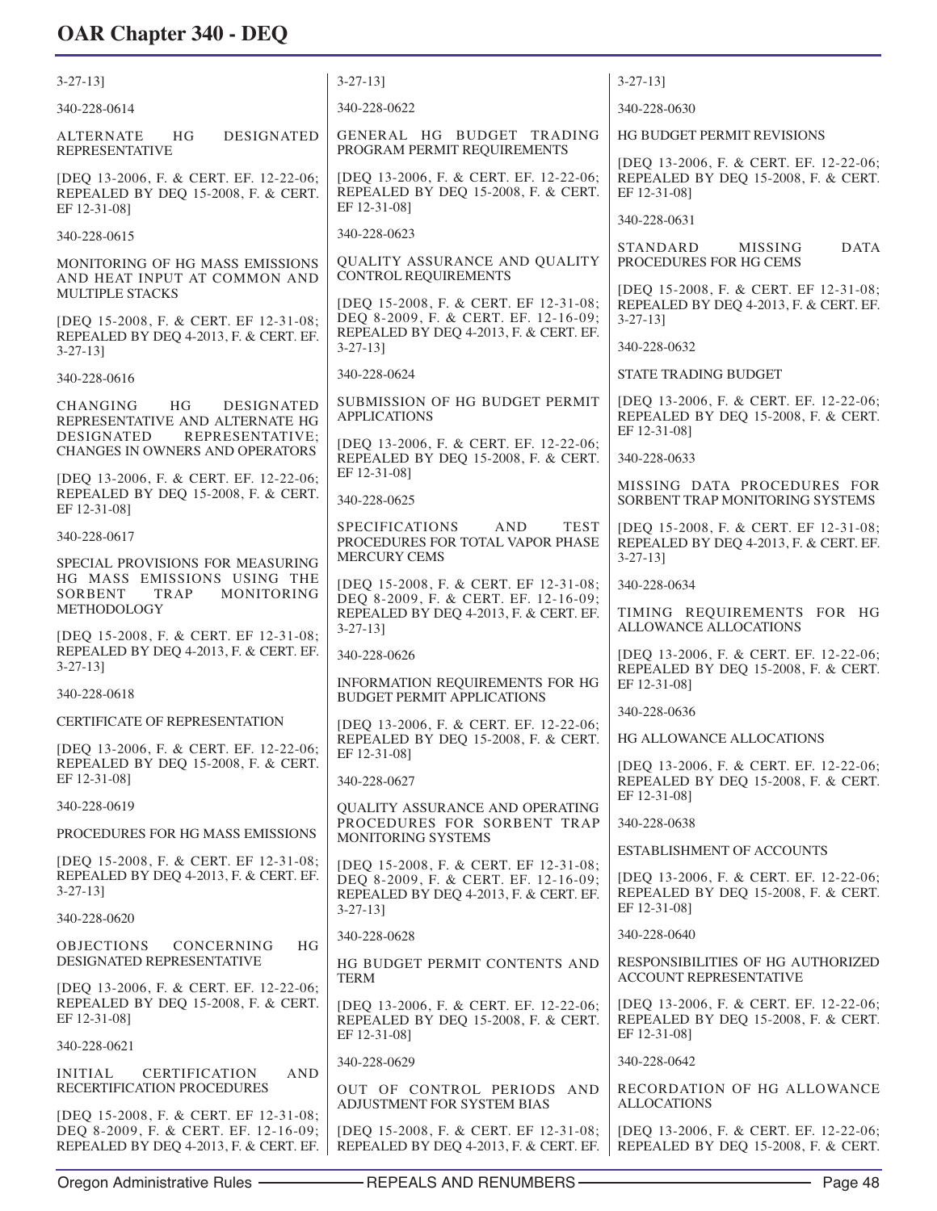3-27-13]

340-228-0614

ALTERNATE HG DESIGNATED REPRESENTATIVE

[DEQ 13-2006, F. & CERT. EF. 12-22-06; REPEALED BY DEQ 15-2008, F. & CERT. EF 12-31-08]

340-228-0615

MONITORING OF HG MASS EMISSIONS AND HEAT INPUT AT COMMON AND MULTIPLE STACKS

[DEQ 15-2008, F. & CERT. EF 12-31-08; REPEALED BY DEQ 4-2013, F. & CERT. EF. 3-27-13]

340-228-0616

CHANGING HG DESIGNATED REPRESENTATIVE AND ALTERNATE HG DESIGNATED REPRESENTATIVE; CHANGES IN OWNERS AND OPERATORS

[DEQ 13-2006, F. & CERT. EF. 12-22-06; REPEALED BY DEQ 15-2008, F. & CERT. EF 12-31-08]

340-228-0617

SPECIAL PROVISIONS FOR MEASURING HG MASS EMISSIONS USING THE SORBENT TRAP MONITORING METHODOLOGY

[DEQ 15-2008, F. & CERT. EF 12-31-08; REPEALED BY DEQ 4-2013, F. & CERT. EF. 3-27-13]

340-228-0618

CERTIFICATE OF REPRESENTATION

[DEQ 13-2006, F. & CERT. EF. 12-22-06; REPEALED BY DEQ 15-2008, F. & CERT. EF 12-31-08]

340-228-0619

PROCEDURES FOR HG MASS EMISSIONS

[DEQ 15-2008, F. & CERT. EF 12-31-08; REPEALED BY DEQ 4-2013, F. & CERT. EF. 3-27-13]

340-228-0620

OBJECTIONS CONCERNING HG DESIGNATED REPRESENTATIVE

[DEQ 13-2006, F. & CERT. EF. 12-22-06; REPEALED BY DEQ 15-2008, F. & CERT. EF 12-31-08]

340-228-0621

INITIAL CERTIFICATION AND RECERTIFICATION PROCEDURES

[DEQ 15-2008, F. & CERT. EF 12-31-08; DEQ 8-2009, F. & CERT. EF. 12-16-09; REPEALED BY DEQ 4-2013, F. & CERT. EF. 3-27-13]

340-228-0622

GENERAL HG BUDGET TRADING PROGRAM PERMIT REQUIREMENTS

[DEQ 13-2006, F. & CERT. EF. 12-22-06; REPEALED BY DEQ 15-2008, F. & CERT. EF 12-31-08]

340-228-0623

QUALITY ASSURANCE AND QUALITY CONTROL REQUIREMENTS

[DEQ 15-2008, F. & CERT. EF 12-31-08; DEQ 8-2009, F. & CERT. EF. 12-16-09; REPEALED BY DEQ 4-2013, F. & CERT. EF. 3-27-13]

340-228-0624

SUBMISSION OF HG BUDGET PERMIT APPLICATIONS

[DEQ 13-2006, F. & CERT. EF. 12-22-06; REPEALED BY DEQ 15-2008, F. & CERT. EF 12-31-08]

340-228-0625

SPECIFICATIONS AND TEST PROCEDURES FOR TOTAL VAPOR PHASE MERCURY CEMS

[DEQ 15-2008, F. & CERT. EF 12-31-08; DEQ 8-2009, F. & CERT. EF. 12-16-09; REPEALED BY DEQ 4-2013, F. & CERT. EF. 3-27-13]

340-228-0626

INFORMATION REQUIREMENTS FOR HG BUDGET PERMIT APPLICATIONS

[DEQ 13-2006, F. & CERT. EF. 12-22-06; REPEALED BY DEQ 15-2008, F. & CERT. EF 12-31-08]

340-228-0627

QUALITY ASSURANCE AND OPERATING PROCEDURES FOR SORBENT TRAP MONITORING SYSTEMS

[DEQ 15-2008, F. & CERT. EF 12-31-08; DEQ 8-2009, F. & CERT. EF. 12-16-09; REPEALED BY DEQ 4-2013, F. & CERT. EF. 3-27-13]

340-228-0628

HG BUDGET PERMIT CONTENTS AND TERM

[DEQ 13-2006, F. & CERT. EF. 12-22-06; REPEALED BY DEQ 15-2008, F. & CERT. EF 12-31-08]

340-228-0629

OUT OF CONTROL PERIODS AND ADJUSTMENT FOR SYSTEM BIAS

[DEQ 15-2008, F. & CERT. EF 12-31-08; REPEALED BY DEQ 4-2013, F. & CERT. EF. 3-27-13]

340-228-0630

HG BUDGET PERMIT REVISIONS

[DEQ 13-2006, F. & CERT. EF. 12-22-06; REPEALED BY DEQ 15-2008, F. & CERT. EF 12-31-08]

340-228-0631

STANDARD MISSING DATA PROCEDURES FOR HG CEMS

[DEQ 15-2008, F. & CERT. EF 12-31-08; REPEALED BY DEQ 4-2013, F. & CERT. EF. 3-27-13]

340-228-0632

STATE TRADING BUDGET

[DEQ 13-2006, F. & CERT. EF. 12-22-06; REPEALED BY DEQ 15-2008, F. & CERT. EF 12-31-08]

340-228-0633

MISSING DATA PROCEDURES FOR SORBENT TRAP MONITORING SYSTEMS

[DEQ 15-2008, F. & CERT. EF 12-31-08; REPEALED BY DEQ 4-2013, F. & CERT. EF. 3-27-13]

340-228-0634

TIMING REQUIREMENTS FOR HG ALLOWANCE ALLOCATIONS

[DEQ 13-2006, F. & CERT. EF. 12-22-06; REPEALED BY DEQ 15-2008, F. & CERT. EF 12-31-08]

340-228-0636

HG ALLOWANCE ALLOCATIONS

[DEQ 13-2006, F. & CERT. EF. 12-22-06; REPEALED BY DEQ 15-2008, F. & CERT. EF 12-31-08]

340-228-0638

ESTABLISHMENT OF ACCOUNTS

[DEQ 13-2006, F. & CERT. EF. 12-22-06; REPEALED BY DEQ 15-2008, F. & CERT. EF 12-31-08]

340-228-0640

RESPONSIBILITIES OF HG AUTHORIZED ACCOUNT REPRESENTATIVE

[DEQ 13-2006, F. & CERT. EF. 12-22-06; REPEALED BY DEQ 15-2008, F. & CERT. EF 12-31-08]

340-228-0642

RECORDATION OF HG ALLOWANCE ALLOCATIONS

[DEQ 13-2006, F. & CERT. EF. 12-22-06; REPEALED BY DEQ 15-2008, F. & CERT.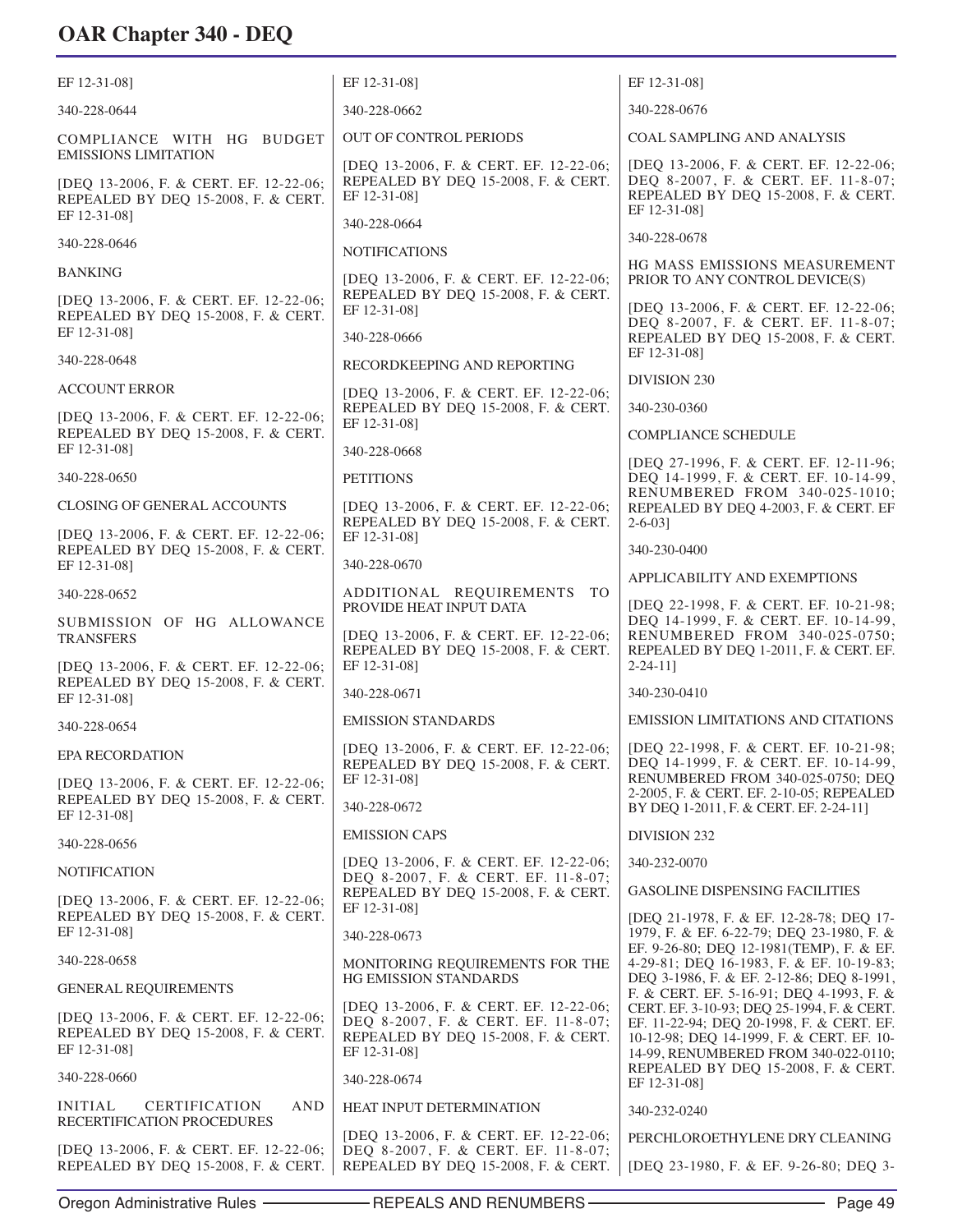EF 12-31-08]

340-228-0644

COMPLIANCE WITH HG BUDGET EMISSIONS LIMITATION

[DEQ 13-2006, F. & CERT. EF. 12-22-06; REPEALED BY DEQ 15-2008, F. & CERT. EF 12-31-08]

340-228-0646

BANKING

[DEQ 13-2006, F. & CERT. EF. 12-22-06; REPEALED BY DEQ 15-2008, F. & CERT. EF 12-31-08]

340-228-0648

ACCOUNT ERROR

[DEQ 13-2006, F. & CERT. EF. 12-22-06; REPEALED BY DEQ 15-2008, F. & CERT. EF 12-31-08]

340-228-0650

CLOSING OF GENERAL ACCOUNTS

[DEQ 13-2006, F. & CERT. EF. 12-22-06; REPEALED BY DEQ 15-2008, F. & CERT. EF 12-31-08]

340-228-0652

SUBMISSION OF HG ALLOWANCE TRANSFERS

[DEQ 13-2006, F. & CERT. EF. 12-22-06; REPEALED BY DEQ 15-2008, F. & CERT. EF 12-31-08]

340-228-0654

EPA RECORDATION

[DEQ 13-2006, F. & CERT. EF. 12-22-06; REPEALED BY DEQ 15-2008, F. & CERT. EF 12-31-08]

340-228-0656

NOTIFICATION

[DEQ 13-2006, F. & CERT. EF. 12-22-06; REPEALED BY DEQ 15-2008, F. & CERT. EF 12-31-08]

340-228-0658

GENERAL REQUIREMENTS

[DEQ 13-2006, F. & CERT. EF. 12-22-06; REPEALED BY DEQ 15-2008, F. & CERT. EF 12-31-08]

340-228-0660

INITIAL CERTIFICATION AND RECERTIFICATION PROCEDURES

[DEQ 13-2006, F. & CERT. EF. 12-22-06; REPEALED BY DEQ 15-2008, F. & CERT. EF 12-31-08]

340-228-0662

OUT OF CONTROL PERIODS

[DEQ 13-2006, F. & CERT. EF. 12-22-06; REPEALED BY DEQ 15-2008, F. & CERT. EF 12-31-08]

340-228-0664

NOTIFICATIONS

[DEQ 13-2006, F. & CERT. EF. 12-22-06; REPEALED BY DEQ 15-2008, F. & CERT. EF 12-31-08]

340-228-0666

RECORDKEEPING AND REPORTING

[DEQ 13-2006, F. & CERT. EF. 12-22-06; REPEALED BY DEQ 15-2008, F. & CERT. EF 12-31-08]

340-228-0668

PETITIONS

[DEQ 13-2006, F. & CERT. EF. 12-22-06; REPEALED BY DEQ 15-2008, F. & CERT. EF 12-31-08]

340-228-0670

ADDITIONAL REQUIREMENTS TO PROVIDE HEAT INPUT DATA

[DEQ 13-2006, F. & CERT. EF. 12-22-06; REPEALED BY DEQ 15-2008, F. & CERT. EF 12-31-08]

340-228-0671

EMISSION STANDARDS

[DEQ 13-2006, F. & CERT. EF. 12-22-06; REPEALED BY DEQ 15-2008, F. & CERT. EF 12-31-08]

340-228-0672

EMISSION CAPS

[DEQ 13-2006, F. & CERT. EF. 12-22-06; DEQ 8-2007, F. & CERT. EF. 11-8-07; REPEALED BY DEQ 15-2008, F. & CERT. EF 12-31-08]

340-228-0673

MONITORING REQUIREMENTS FOR THE HG EMISSION STANDARDS

[DEQ 13-2006, F. & CERT. EF. 12-22-06; DEQ 8-2007, F. & CERT. EF. 11-8-07; REPEALED BY DEQ 15-2008, F. & CERT. EF 12-31-08]

340-228-0674

HEAT INPUT DETERMINATION

[DEQ 13-2006, F. & CERT. EF. 12-22-06; DEQ 8-2007, F. & CERT. EF. 11-8-07; REPEALED BY DEQ 15-2008, F. & CERT. EF 12-31-08]

340-228-0676

COAL SAMPLING AND ANALYSIS

[DEQ 13-2006, F. & CERT. EF. 12-22-06; DEQ 8-2007, F. & CERT. EF. 11-8-07; REPEALED BY DEQ 15-2008, F. & CERT. EF 12-31-08]

340-228-0678

HG MASS EMISSIONS MEASUREMENT PRIOR TO ANY CONTROL DEVICE(S)

[DEQ 13-2006, F. & CERT. EF. 12-22-06; DEQ 8-2007, F. & CERT. EF. 11-8-07; REPEALED BY DEQ 15-2008, F. & CERT. EF 12-31-08]

DIVISION 230

340-230-0360

COMPLIANCE SCHEDULE

[DEQ 27-1996, F. & CERT. EF. 12-11-96; DEQ 14-1999, F. & CERT. EF. 10-14-99, RENUMBERED FROM 340-025-1010; REPEALED BY DEQ 4-2003, F. & CERT. EF 2-6-03]

340-230-0400

APPLICABILITY AND EXEMPTIONS

[DEQ 22-1998, F. & CERT. EF. 10-21-98; DEQ 14-1999, F. & CERT. EF. 10-14-99, RENUMBERED FROM 340-025-0750; REPEALED BY DEQ 1-2011, F. & CERT. EF. 2-24-11]

340-230-0410

EMISSION LIMITATIONS AND CITATIONS

[DEQ 22-1998, F. & CERT. EF. 10-21-98; DEQ 14-1999, F. & CERT. EF. 10-14-99, RENUMBERED FROM 340-025-0750; DEQ 2-2005, F. & CERT. EF. 2-10-05; REPEALED BY DEQ 1-2011, F. & CERT. EF. 2-24-11]

DIVISION 232

340-232-0070

GASOLINE DISPENSING FACILITIES

[DEQ 21-1978, F. & EF. 12-28-78; DEQ 17-1979, F. & EF. 6-22-79; DEQ 23-1980, F. & EF. 9-26-80; DEQ 12-1981(TEMP), F. & EF. 4-29-81; DEQ 16-1983, F. & EF. 10-19-83; DEQ 3-1986, F. & EF. 2-12-86; DEQ 8-1991, F. & CERT. EF. 5-16-91; DEQ 4-1993, F. & CERT. EF. 3-10-93; DEQ 25-1994, F. & CERT. EF. 11-22-94; DEQ 20-1998, F. & CERT. EF. 10-12-98; DEQ 14-1999, F. & CERT. EF. 10-14-99, RENUMBERED FROM 340-022-0110; REPEALED BY DEQ 15-2008, F. & CERT. EF 12-31-08]

340-232-0240

PERCHLOROETHYLENE DRY CLEANING

[DEQ 23-1980, F. & EF. 9-26-80; DEQ 3-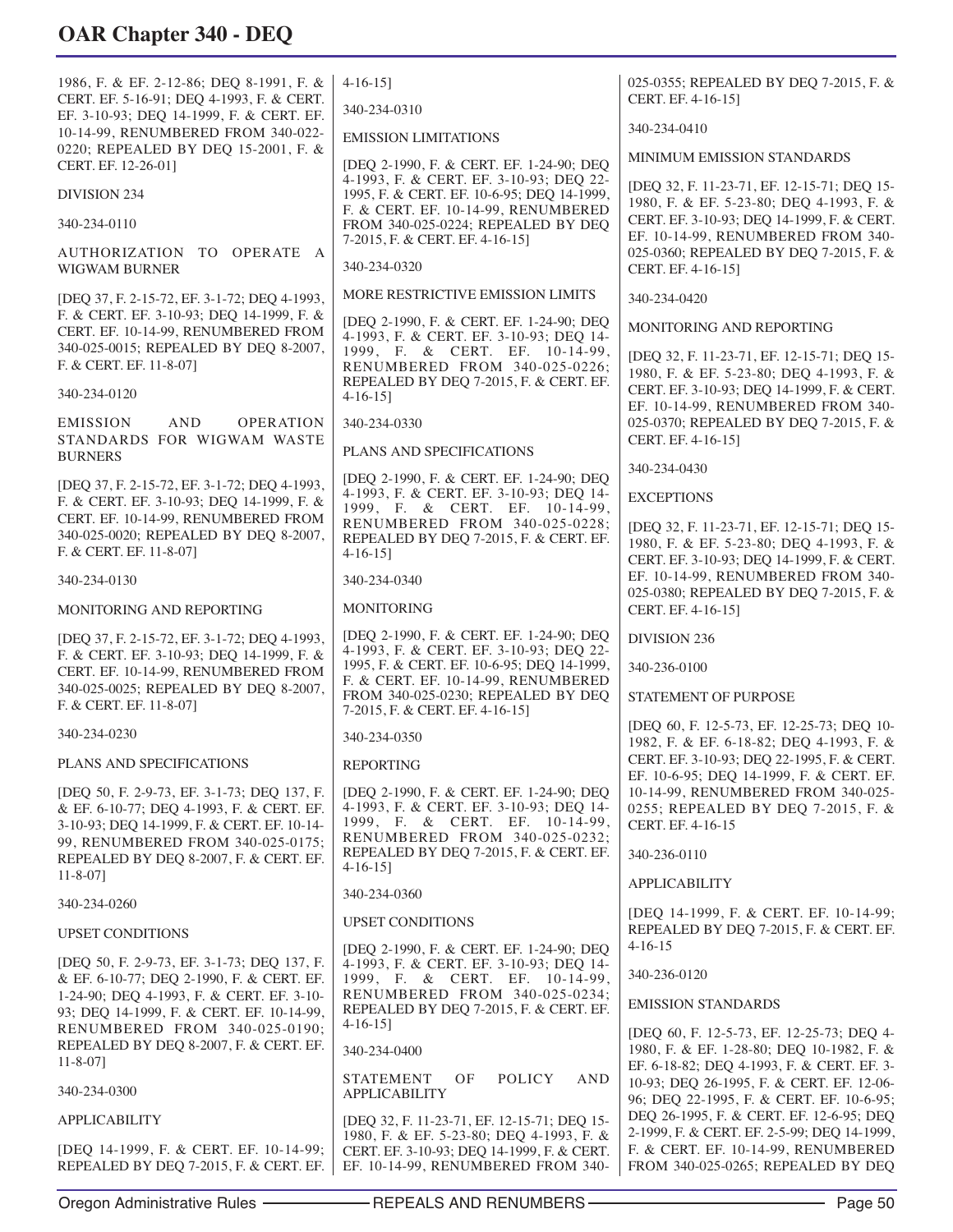1986, F. & EF. 2-12-86; DEQ 8-1991, F. & CERT. EF. 5-16-91; DEQ 4-1993, F. & CERT. EF. 3-10-93; DEQ 14-1999, F. & CERT. EF. 10-14-99, RENUMBERED FROM 340-022-0220; REPEALED BY DEQ 15-2001, F. & CERT. EF. 12-26-01]

DIVISION 234

340-234-0110

AUTHORIZATION TO OPERATE A WIGWAM BURNER

[DEQ 37, F. 2-15-72, EF. 3-1-72; DEQ 4-1993, F. & CERT. EF. 3-10-93; DEQ 14-1999, F. & CERT. EF. 10-14-99, RENUMBERED FROM 340-025-0015; REPEALED BY DEQ 8-2007, F. & CERT. EF. 11-8-07]

340-234-0120

EMISSION AND OPERATION STANDARDS FOR WIGWAM WASTE BURNERS

[DEQ 37, F. 2-15-72, EF. 3-1-72; DEQ 4-1993, F. & CERT. EF. 3-10-93; DEQ 14-1999, F. & CERT. EF. 10-14-99, RENUMBERED FROM 340-025-0020; REPEALED BY DEQ 8-2007, F. & CERT. EF. 11-8-07]

340-234-0130

MONITORING AND REPORTING

[DEQ 37, F. 2-15-72, EF. 3-1-72; DEQ 4-1993, F. & CERT. EF. 3-10-93; DEQ 14-1999, F. & CERT. EF. 10-14-99, RENUMBERED FROM 340-025-0025; REPEALED BY DEQ 8-2007, F. & CERT. EF. 11-8-07]

340-234-0230

PLANS AND SPECIFICATIONS

[DEQ 50, F. 2-9-73, EF. 3-1-73; DEQ 137, F. & EF. 6-10-77; DEQ 4-1993, F. & CERT. EF. 3-10-93; DEQ 14-1999, F. & CERT. EF. 10-14-99, RENUMBERED FROM 340-025-0175; REPEALED BY DEQ 8-2007, F. & CERT. EF. 11-8-07]

340-234-0260

UPSET CONDITIONS

[DEQ 50, F. 2-9-73, EF. 3-1-73; DEQ 137, F. & EF. 6-10-77; DEQ 2-1990, F. & CERT. EF. 1-24-90; DEQ 4-1993, F. & CERT. EF. 3-10-93; DEQ 14-1999, F. & CERT. EF. 10-14-99, RENUMBERED FROM 340-025-0190; REPEALED BY DEQ 8-2007, F. & CERT. EF. 11-8-07]

340-234-0300

APPLICABILITY

[DEQ 14-1999, F. & CERT. EF. 10-14-99; REPEALED BY DEQ 7-2015, F. & CERT. EF. 4-16-15]

340-234-0310

EMISSION LIMITATIONS

[DEQ 2-1990, F. & CERT. EF. 1-24-90; DEQ 4-1993, F. & CERT. EF. 3-10-93; DEQ 22-1995, F. & CERT. EF. 10-6-95; DEQ 14-1999, F. & CERT. EF. 10-14-99, RENUMBERED FROM 340-025-0224; REPEALED BY DEQ 7-2015, F. & CERT. EF. 4-16-15]

340-234-0320

MORE RESTRICTIVE EMISSION LIMITS

[DEQ 2-1990, F. & CERT. EF. 1-24-90; DEQ 4-1993, F. & CERT. EF. 3-10-93; DEQ 14-1999, F. & CERT. EF. 10-14-99, RENUMBERED FROM 340-025-0226; REPEALED BY DEQ 7-2015, F. & CERT. EF. 4-16-15]

340-234-0330

PLANS AND SPECIFICATIONS

[DEQ 2-1990, F. & CERT. EF. 1-24-90; DEQ 4-1993, F. & CERT. EF. 3-10-93; DEQ 14-1999, F. & CERT. EF. 10-14-99, RENUMBERED FROM 340-025-0228; REPEALED BY DEQ 7-2015, F. & CERT. EF. 4-16-15]

340-234-0340

MONITORING

[DEQ 2-1990, F. & CERT. EF. 1-24-90; DEQ 4-1993, F. & CERT. EF. 3-10-93; DEQ 22-1995, F. & CERT. EF. 10-6-95; DEQ 14-1999, F. & CERT. EF. 10-14-99, RENUMBERED FROM 340-025-0230; REPEALED BY DEQ 7-2015, F. & CERT. EF. 4-16-15]

340-234-0350

REPORTING

[DEQ 2-1990, F. & CERT. EF. 1-24-90; DEQ 4-1993, F. & CERT. EF. 3-10-93; DEQ 14-1999, F. & CERT. EF. 10-14-99, RENUMBERED FROM 340-025-0232; REPEALED BY DEQ 7-2015, F. & CERT. EF. 4-16-15]

340-234-0360

UPSET CONDITIONS

[DEQ 2-1990, F. & CERT. EF. 1-24-90; DEQ 4-1993, F. & CERT. EF. 3-10-93; DEQ 14-1999, F. & CERT. EF. 10-14-99, RENUMBERED FROM 340-025-0234; REPEALED BY DEQ 7-2015, F. & CERT. EF. 4-16-15]

340-234-0400

STATEMENT OF POLICY AND APPLICABILITY

[DEQ 32, F. 11-23-71, EF. 12-15-71; DEQ 15-1980, F. & EF. 5-23-80; DEQ 4-1993, F. & CERT. EF. 3-10-93; DEQ 14-1999, F. & CERT. EF. 10-14-99, RENUMBERED FROM 340-025-0355; REPEALED BY DEQ 7-2015, F. & CERT. EF. 4-16-15]

340-234-0410

MINIMUM EMISSION STANDARDS

[DEQ 32, F. 11-23-71, EF. 12-15-71; DEQ 15-1980, F. & EF. 5-23-80; DEQ 4-1993, F. & CERT. EF. 3-10-93; DEQ 14-1999, F. & CERT. EF. 10-14-99, RENUMBERED FROM 340-025-0360; REPEALED BY DEQ 7-2015, F. & CERT. EF. 4-16-15]

340-234-0420

MONITORING AND REPORTING

[DEQ 32, F. 11-23-71, EF. 12-15-71; DEQ 15-1980, F. & EF. 5-23-80; DEQ 4-1993, F. & CERT. EF. 3-10-93; DEQ 14-1999, F. & CERT. EF. 10-14-99, RENUMBERED FROM 340-025-0370; REPEALED BY DEQ 7-2015, F. & CERT. EF. 4-16-15]

340-234-0430

EXCEPTIONS

[DEQ 32, F. 11-23-71, EF. 12-15-71; DEQ 15-1980, F. & EF. 5-23-80; DEQ 4-1993, F. & CERT. EF. 3-10-93; DEQ 14-1999, F. & CERT. EF. 10-14-99, RENUMBERED FROM 340-025-0380; REPEALED BY DEQ 7-2015, F. & CERT. EF. 4-16-15]

DIVISION 236

340-236-0100

STATEMENT OF PURPOSE

[DEQ 60, F. 12-5-73, EF. 12-25-73; DEQ 10-1982, F. & EF. 6-18-82; DEQ 4-1993, F. & CERT. EF. 3-10-93; DEQ 22-1995, F. & CERT. EF. 10-6-95; DEQ 14-1999, F. & CERT. EF. 10-14-99, RENUMBERED FROM 340-025-0255; REPEALED BY DEQ 7-2015, F. & CERT. EF. 4-16-15

340-236-0110

APPLICABILITY

[DEQ 14-1999, F. & CERT. EF. 10-14-99; REPEALED BY DEQ 7-2015, F. & CERT. EF. 4-16-15

340-236-0120

EMISSION STANDARDS

[DEQ 60, F. 12-5-73, EF. 12-25-73; DEQ 4-1980, F. & EF. 1-28-80; DEQ 10-1982, F. & EF. 6-18-82; DEQ 4-1993, F. & CERT. EF. 3-10-93; DEQ 26-1995, F. & CERT. EF. 12-06-96; DEQ 22-1995, F. & CERT. EF. 10-6-95; DEQ 26-1995, F. & CERT. EF. 12-6-95; DEQ 2-1999, F. & CERT. EF. 2-5-99; DEQ 14-1999, F. & CERT. EF. 10-14-99, RENUMBERED FROM 340-025-0265; REPEALED BY DEQ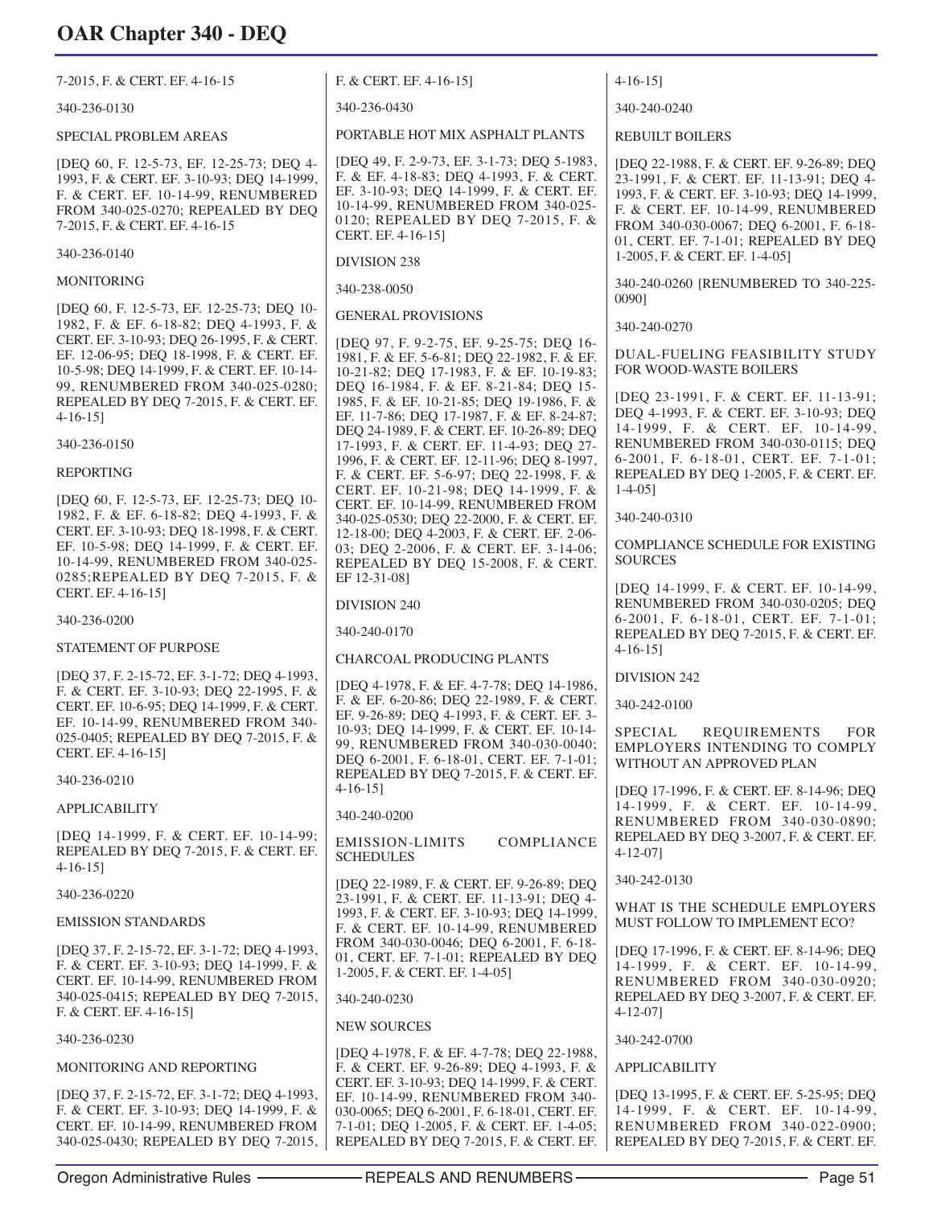7-2015, F. & CERT. EF. 4-16-15

340-236-0130

SPECIAL PROBLEM AREAS

[DEQ 60, F. 12-5-73, EF. 12-25-73; DEQ 4-1993, F. & CERT. EF. 3-10-93; DEQ 14-1999, F. & CERT. EF. 10-14-99, RENUMBERED FROM 340-025-0270; REPEALED BY DEQ 7-2015, F. & CERT. EF. 4-16-15

340-236-0140

MONITORING

[DEQ 60, F. 12-5-73, EF. 12-25-73; DEQ 10-1982, F. & EF. 6-18-82; DEQ 4-1993, F. & CERT. EF. 3-10-93; DEQ 26-1995, F. & CERT. EF. 12-06-95; DEQ 18-1998, F. & CERT. EF. 10-5-98; DEQ 14-1999, F. & CERT. EF. 10-14-99, RENUMBERED FROM 340-025-0280; REPEALED BY DEQ 7-2015, F. & CERT. EF. 4-16-15]

340-236-0150

REPORTING

[DEQ 60, F. 12-5-73, EF. 12-25-73; DEQ 10-1982, F. & EF. 6-18-82; DEQ 4-1993, F. & CERT. EF. 3-10-93; DEQ 18-1998, F. & CERT. EF. 10-5-98; DEQ 14-1999, F. & CERT. EF. 10-14-99, RENUMBERED FROM 340-025-0285;REPEALED BY DEQ 7-2015, F. & CERT. EF. 4-16-15]

340-236-0200

STATEMENT OF PURPOSE

[DEQ 37, F. 2-15-72, EF. 3-1-72; DEQ 4-1993, F. & CERT. EF. 3-10-93; DEQ 22-1995, F. & CERT. EF. 10-6-95; DEQ 14-1999, F. & CERT. EF. 10-14-99, RENUMBERED FROM 340-025-0405; REPEALED BY DEQ 7-2015, F. & CERT. EF. 4-16-15]

340-236-0210

APPLICABILITY

[DEQ 14-1999, F. & CERT. EF. 10-14-99; REPEALED BY DEQ 7-2015, F. & CERT. EF. 4-16-15]

340-236-0220

EMISSION STANDARDS

[DEQ 37, F. 2-15-72, EF. 3-1-72; DEQ 4-1993, F. & CERT. EF. 3-10-93; DEQ 14-1999, F. & CERT. EF. 10-14-99, RENUMBERED FROM 340-025-0415; REPEALED BY DEQ 7-2015, F. & CERT. EF. 4-16-15]

340-236-0230

MONITORING AND REPORTING

[DEQ 37, F. 2-15-72, EF. 3-1-72; DEQ 4-1993, F. & CERT. EF. 3-10-93; DEQ 14-1999, F. & CERT. EF. 10-14-99, RENUMBERED FROM 340-025-0430; REPEALED BY DEQ 7-2015, F. & CERT. EF. 4-16-15]

340-236-0430

PORTABLE HOT MIX ASPHALT PLANTS

[DEQ 49, F. 2-9-73, EF. 3-1-73; DEQ 5-1983, F. & EF. 4-18-83; DEQ 4-1993, F. & CERT. EF. 3-10-93; DEQ 14-1999, F. & CERT. EF. 10-14-99, RENUMBERED FROM 340-025-0120; REPEALED BY DEQ 7-2015, F. & CERT. EF. 4-16-15]

DIVISION 238

340-238-0050

GENERAL PROVISIONS

[DEQ 97, F. 9-2-75, EF. 9-25-75; DEQ 16-1981, F. & EF. 5-6-81; DEQ 22-1982, F. & EF. 10-21-82; DEQ 17-1983, F. & EF. 10-19-83; DEQ 16-1984, F. & EF. 8-21-84; DEQ 15-1985, F. & EF. 10-21-85; DEQ 19-1986, F. & EF. 11-7-86; DEQ 17-1987, F. & EF. 8-24-87; DEQ 24-1989, F. & CERT. EF. 10-26-89; DEQ 17-1993, F. & CERT. EF. 11-4-93; DEQ 27-1996, F. & CERT. EF. 12-11-96; DEQ 8-1997, F. & CERT. EF. 5-6-97; DEQ 22-1998, F. & CERT. EF. 10-21-98; DEQ 14-1999, F. & CERT. EF. 10-14-99, RENUMBERED FROM 340-025-0530; DEQ 22-2000, F. & CERT. EF. 12-18-00; DEQ 4-2003, F. & CERT. EF. 2-06-03; DEQ 2-2006, F. & CERT. EF. 3-14-06; REPEALED BY DEQ 15-2008, F. & CERT. EF 12-31-08]

DIVISION 240

340-240-0170

CHARCOAL PRODUCING PLANTS

[DEQ 4-1978, F. & EF. 4-7-78; DEQ 14-1986, F. & EF. 6-20-86; DEQ 22-1989, F. & CERT. EF. 9-26-89; DEQ 4-1993, F. & CERT. EF. 3-10-93; DEQ 14-1999, F. & CERT. EF. 10-14-99, RENUMBERED FROM 340-030-0040; DEQ 6-2001, F. 6-18-01, CERT. EF. 7-1-01; REPEALED BY DEQ 7-2015, F. & CERT. EF. 4-16-15]

340-240-0200

EMISSION-LIMITS COMPLIANCE SCHEDULES

[DEQ 22-1989, F. & CERT. EF. 9-26-89; DEQ 23-1991, F. & CERT. EF. 11-13-91; DEQ 4-1993, F. & CERT. EF. 3-10-93; DEQ 14-1999, F. & CERT. EF. 10-14-99, RENUMBERED FROM 340-030-0046; DEQ 6-2001, F. 6-18-01, CERT. EF. 7-1-01; REPEALED BY DEQ 1-2005, F. & CERT. EF. 1-4-05]

340-240-0230

NEW SOURCES

[DEQ 4-1978, F. & EF. 4-7-78; DEQ 22-1988, F. & CERT. EF. 9-26-89; DEQ 4-1993, F. & CERT. EF. 3-10-93; DEQ 14-1999, F. & CERT. EF. 10-14-99, RENUMBERED FROM 340-030-0065; DEQ 6-2001, F. 6-18-01, CERT. EF. 7-1-01; DEQ 1-2005, F. & CERT. EF. 1-4-05; REPEALED BY DEQ 7-2015, F. & CERT. EF. 4-16-15]

340-240-0240

REBUILT BOILERS

[DEQ 22-1988, F. & CERT. EF. 9-26-89; DEQ 23-1991, F. & CERT. EF. 11-13-91; DEQ 4-1993, F. & CERT. EF. 3-10-93; DEQ 14-1999, F. & CERT. EF. 10-14-99, RENUMBERED FROM 340-030-0067; DEQ 6-2001, F. 6-18-01, CERT. EF. 7-1-01; REPEALED BY DEQ 1-2005, F. & CERT. EF. 1-4-05]

340-240-0260 [RENUMBERED TO 340-225-0090]

340-240-0270

DUAL-FUELING FEASIBILITY STUDY FOR WOOD-WASTE BOILERS

[DEQ 23-1991, F. & CERT. EF. 11-13-91; DEQ 4-1993, F. & CERT. EF. 3-10-93; DEQ 14-1999, F. & CERT. EF. 10-14-99, RENUMBERED FROM 340-030-0115; DEQ 6-2001, F. 6-18-01, CERT. EF. 7-1-01; REPEALED BY DEQ 1-2005, F. & CERT. EF. 1-4-05]

340-240-0310

COMPLIANCE SCHEDULE FOR EXISTING SOURCES

[DEQ 14-1999, F. & CERT. EF. 10-14-99, RENUMBERED FROM 340-030-0205; DEQ 6-2001, F. 6-18-01, CERT. EF. 7-1-01; REPEALED BY DEQ 7-2015, F. & CERT. EF. 4-16-15]

DIVISION 242

340-242-0100

SPECIAL REQUIREMENTS FOR EMPLOYERS INTENDING TO COMPLY WITHOUT AN APPROVED PLAN

[DEQ 17-1996, F. & CERT. EF. 8-14-96; DEQ 14-1999, F. & CERT. EF. 10-14-99, RENUMBERED FROM 340-030-0890; REPELAED BY DEQ 3-2007, F. & CERT. EF. 4-12-07]

340-242-0130

WHAT IS THE SCHEDULE EMPLOYERS MUST FOLLOW TO IMPLEMENT ECO?

[DEQ 17-1996, F. & CERT. EF. 8-14-96; DEQ 14-1999, F. & CERT. EF. 10-14-99, RENUMBERED FROM 340-030-0920; REPELAED BY DEQ 3-2007, F. & CERT. EF. 4-12-07]

340-242-0700

APPLICABILITY

[DEQ 13-1995, F. & CERT. EF. 5-25-95; DEQ 14-1999, F. & CERT. EF. 10-14-99, RENUMBERED FROM 340-022-0900; REPEALED BY DEQ 7-2015, F. & CERT. EF.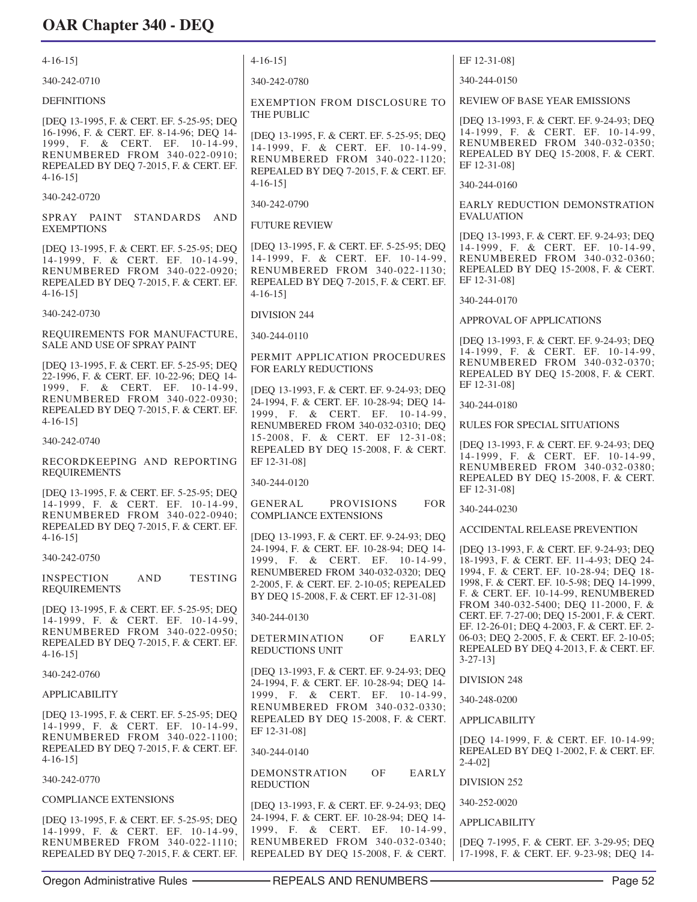4-16-15]

340-242-0710

DEFINITIONS

[DEQ 13-1995, F. & CERT. EF. 5-25-95; DEQ 16-1996, F. & CERT. EF. 8-14-96; DEQ 14-1999, F. & CERT. EF. 10-14-99, RENUMBERED FROM 340-022-0910; REPEALED BY DEQ 7-2015, F. & CERT. EF. 4-16-15]

340-242-0720

SPRAY PAINT STANDARDS AND EXEMPTIONS

[DEQ 13-1995, F. & CERT. EF. 5-25-95; DEQ 14-1999, F. & CERT. EF. 10-14-99, RENUMBERED FROM 340-022-0920; REPEALED BY DEQ 7-2015, F. & CERT. EF. 4-16-15]

340-242-0730

REQUIREMENTS FOR MANUFACTURE, SALE AND USE OF SPRAY PAINT

[DEQ 13-1995, F. & CERT. EF. 5-25-95; DEQ 22-1996, F. & CERT. EF. 10-22-96; DEQ 14-1999, F. & CERT. EF. 10-14-99, RENUMBERED FROM 340-022-0930; REPEALED BY DEQ 7-2015, F. & CERT. EF. 4-16-15]

340-242-0740

RECORDKEEPING AND REPORTING REQUIREMENTS

[DEQ 13-1995, F. & CERT. EF. 5-25-95; DEQ 14-1999, F. & CERT. EF. 10-14-99, RENUMBERED FROM 340-022-0940; REPEALED BY DEQ 7-2015, F. & CERT. EF. 4-16-15]

340-242-0750

INSPECTION AND TESTING REQUIREMENTS

[DEQ 13-1995, F. & CERT. EF. 5-25-95; DEQ 14-1999, F. & CERT. EF. 10-14-99, RENUMBERED FROM 340-022-0950; REPEALED BY DEQ 7-2015, F. & CERT. EF. 4-16-15]

340-242-0760

APPLICABILITY

[DEQ 13-1995, F. & CERT. EF. 5-25-95; DEQ 14-1999, F. & CERT. EF. 10-14-99, RENUMBERED FROM 340-022-1100; REPEALED BY DEQ 7-2015, F. & CERT. EF. 4-16-15]

340-242-0770

COMPLIANCE EXTENSIONS

[DEQ 13-1995, F. & CERT. EF. 5-25-95; DEQ 14-1999, F. & CERT. EF. 10-14-99, RENUMBERED FROM 340-022-1110; REPEALED BY DEQ 7-2015, F. & CERT. EF. 4-16-15]

340-242-0780

EXEMPTION FROM DISCLOSURE TO THE PUBLIC

[DEQ 13-1995, F. & CERT. EF. 5-25-95; DEQ 14-1999, F. & CERT. EF. 10-14-99, RENUMBERED FROM 340-022-1120; REPEALED BY DEQ 7-2015, F. & CERT. EF. 4-16-15]

340-242-0790

FUTURE REVIEW

[DEQ 13-1995, F. & CERT. EF. 5-25-95; DEQ 14-1999, F. & CERT. EF. 10-14-99, RENUMBERED FROM 340-022-1130; REPEALED BY DEQ 7-2015, F. & CERT. EF. 4-16-15]

DIVISION 244

340-244-0110

PERMIT APPLICATION PROCEDURES FOR EARLY REDUCTIONS

[DEQ 13-1993, F. & CERT. EF. 9-24-93; DEQ 24-1994, F. & CERT. EF. 10-28-94; DEQ 14-1999, F. & CERT. EF. 10-14-99, RENUMBERED FROM 340-032-0310; DEQ 15-2008, F. & CERT. EF 12-31-08; REPEALED BY DEQ 15-2008, F. & CERT. EF 12-31-08]

340-244-0120

GENERAL PROVISIONS FOR COMPLIANCE EXTENSIONS

[DEQ 13-1993, F. & CERT. EF. 9-24-93; DEQ 24-1994, F. & CERT. EF. 10-28-94; DEQ 14-1999, F. & CERT. EF. 10-14-99, RENUMBERED FROM 340-032-0320; DEQ 2-2005, F. & CERT. EF. 2-10-05; REPEALED BY DEQ 15-2008, F. & CERT. EF 12-31-08]

340-244-0130

DETERMINATION OF EARLY REDUCTIONS UNIT

[DEQ 13-1993, F. & CERT. EF. 9-24-93; DEQ 24-1994, F. & CERT. EF. 10-28-94; DEQ 14-1999, F. & CERT. EF. 10-14-99, RENUMBERED FROM 340-032-0330; REPEALED BY DEQ 15-2008, F. & CERT. EF 12-31-08]

340-244-0140

DEMONSTRATION OF EARLY REDUCTION

[DEQ 13-1993, F. & CERT. EF. 9-24-93; DEQ 24-1994, F. & CERT. EF. 10-28-94; DEQ 14-1999, F. & CERT. EF. 10-14-99, RENUMBERED FROM 340-032-0340; REPEALED BY DEQ 15-2008, F. & CERT. EF 12-31-08]

340-244-0150

REVIEW OF BASE YEAR EMISSIONS

[DEQ 13-1993, F. & CERT. EF. 9-24-93; DEQ 14-1999, F. & CERT. EF. 10-14-99, RENUMBERED FROM 340-032-0350; REPEALED BY DEQ 15-2008, F. & CERT. EF 12-31-08]

340-244-0160

EARLY REDUCTION DEMONSTRATION EVALUATION

[DEQ 13-1993, F. & CERT. EF. 9-24-93; DEQ 14-1999, F. & CERT. EF. 10-14-99, RENUMBERED FROM 340-032-0360; REPEALED BY DEQ 15-2008, F. & CERT. EF 12-31-08]

340-244-0170

APPROVAL OF APPLICATIONS

[DEQ 13-1993, F. & CERT. EF. 9-24-93; DEQ 14-1999, F. & CERT. EF. 10-14-99, RENUMBERED FROM 340-032-0370; REPEALED BY DEQ 15-2008, F. & CERT. EF 12-31-08]

340-244-0180

RULES FOR SPECIAL SITUATIONS

[DEQ 13-1993, F. & CERT. EF. 9-24-93; DEQ 14-1999, F. & CERT. EF. 10-14-99, RENUMBERED FROM 340-032-0380; REPEALED BY DEQ 15-2008, F. & CERT. EF 12-31-08]

340-244-0230

ACCIDENTAL RELEASE PREVENTION

[DEQ 13-1993, F. & CERT. EF. 9-24-93; DEQ 18-1993, F. & CERT. EF. 11-4-93; DEQ 24-1994, F. & CERT. EF. 10-28-94; DEQ 18-1998, F. & CERT. EF. 10-5-98; DEQ 14-1999, F. & CERT. EF. 10-14-99, RENUMBERED FROM 340-032-5400; DEQ 11-2000, F. & CERT. EF. 7-27-00; DEQ 15-2001, F. & CERT. EF. 12-26-01; DEQ 4-2003, F. & CERT. EF. 2-06-03; DEQ 2-2005, F. & CERT. EF. 2-10-05; REPEALED BY DEQ 4-2013, F. & CERT. EF. 3-27-13]

DIVISION 248

340-248-0200

APPLICABILITY

[DEQ 14-1999, F. & CERT. EF. 10-14-99; REPEALED BY DEQ 1-2002, F. & CERT. EF. 2-4-02]

DIVISION 252

340-252-0020

APPLICABILITY

[DEQ 7-1995, F. & CERT. EF. 3-29-95; DEQ 17-1998, F. & CERT. EF. 9-23-98; DEQ 14-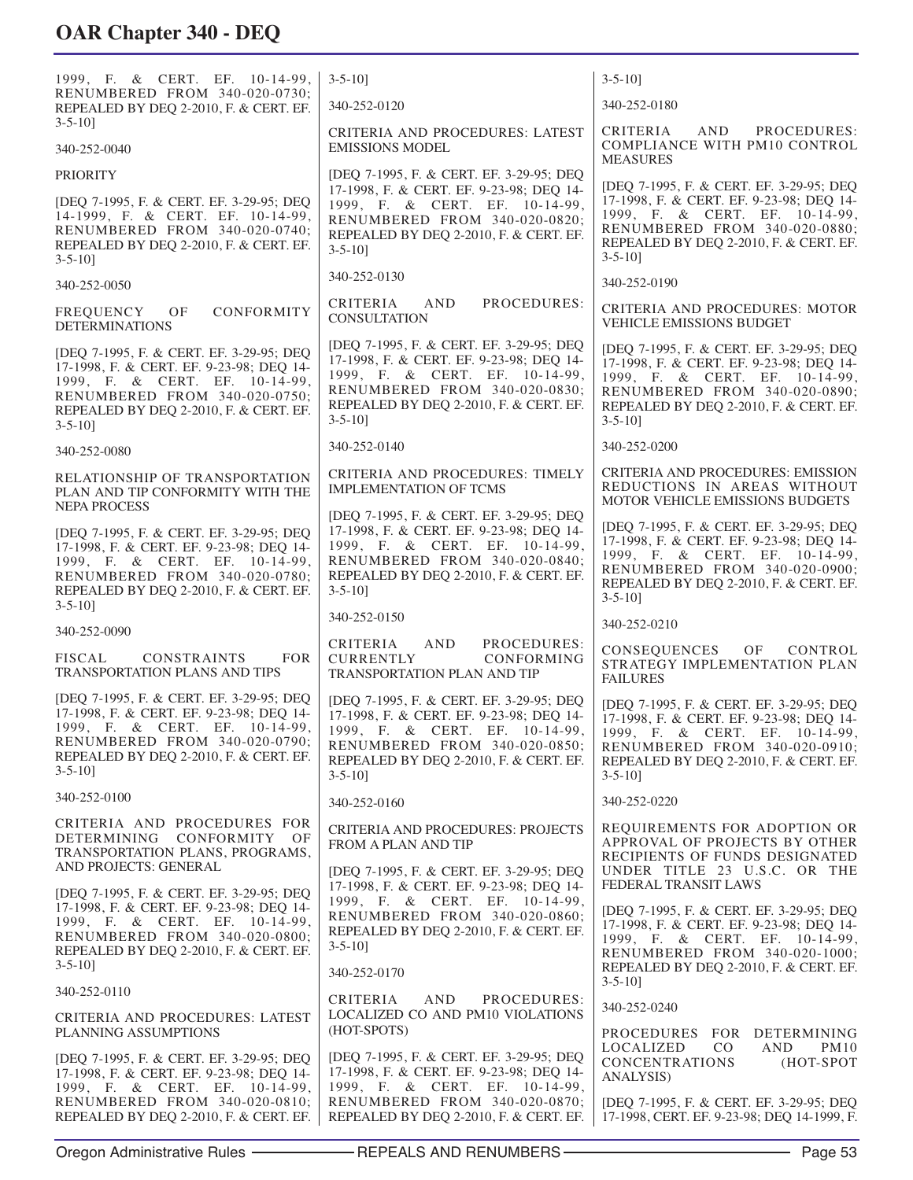1999, F. & CERT. EF. 10-14-99, RENUMBERED FROM 340-020-0730; REPEALED BY DEQ 2-2010, F. & CERT. EF. 3-5-10]

340-252-0040

PRIORITY

[DEQ 7-1995, F. & CERT. EF. 3-29-95; DEQ 14-1999, F. & CERT. EF. 10-14-99, RENUMBERED FROM 340-020-0740; REPEALED BY DEQ 2-2010, F. & CERT. EF. 3-5-10]

340-252-0050

FREQUENCY OF CONFORMITY DETERMINATIONS

[DEQ 7-1995, F. & CERT. EF. 3-29-95; DEQ 17-1998, F. & CERT. EF. 9-23-98; DEQ 14-1999, F. & CERT. EF. 10-14-99, RENUMBERED FROM 340-020-0750; REPEALED BY DEQ 2-2010, F. & CERT. EF. 3-5-10]

340-252-0080

RELATIONSHIP OF TRANSPORTATION PLAN AND TIP CONFORMITY WITH THE NEPA PROCESS

[DEQ 7-1995, F. & CERT. EF. 3-29-95; DEQ 17-1998, F. & CERT. EF. 9-23-98; DEQ 14-1999, F. & CERT. EF. 10-14-99, RENUMBERED FROM 340-020-0780; REPEALED BY DEQ 2-2010, F. & CERT. EF. 3-5-10]

340-252-0090

FISCAL CONSTRAINTS FOR TRANSPORTATION PLANS AND TIPS

[DEQ 7-1995, F. & CERT. EF. 3-29-95; DEQ 17-1998, F. & CERT. EF. 9-23-98; DEQ 14-1999, F. & CERT. EF. 10-14-99, RENUMBERED FROM 340-020-0790; REPEALED BY DEQ 2-2010, F. & CERT. EF. 3-5-10]

340-252-0100

CRITERIA AND PROCEDURES FOR DETERMINING CONFORMITY OF TRANSPORTATION PLANS, PROGRAMS, AND PROJECTS: GENERAL

[DEQ 7-1995, F. & CERT. EF. 3-29-95; DEQ 17-1998, F. & CERT. EF. 9-23-98; DEQ 14-1999, F. & CERT. EF. 10-14-99, RENUMBERED FROM 340-020-0800; REPEALED BY DEQ 2-2010, F. & CERT. EF. 3-5-10]

340-252-0110

CRITERIA AND PROCEDURES: LATEST PLANNING ASSUMPTIONS

[DEQ 7-1995, F. & CERT. EF. 3-29-95; DEQ 17-1998, F. & CERT. EF. 9-23-98; DEQ 14-1999, F. & CERT. EF. 10-14-99, RENUMBERED FROM 340-020-0810; REPEALED BY DEQ 2-2010, F. & CERT. EF. 3-5-10]

340-252-0120

CRITERIA AND PROCEDURES: LATEST EMISSIONS MODEL

[DEQ 7-1995, F. & CERT. EF. 3-29-95; DEQ 17-1998, F. & CERT. EF. 9-23-98; DEQ 14-1999, F. & CERT. EF. 10-14-99, RENUMBERED FROM 340-020-0820; REPEALED BY DEQ 2-2010, F. & CERT. EF. 3-5-10]

340-252-0130

CRITERIA AND PROCEDURES: CONSULTATION

[DEQ 7-1995, F. & CERT. EF. 3-29-95; DEQ 17-1998, F. & CERT. EF. 9-23-98; DEQ 14-1999, F. & CERT. EF. 10-14-99, RENUMBERED FROM 340-020-0830; REPEALED BY DEQ 2-2010, F. & CERT. EF. 3-5-10]

340-252-0140

CRITERIA AND PROCEDURES: TIMELY IMPLEMENTATION OF TCMS

[DEQ 7-1995, F. & CERT. EF. 3-29-95; DEQ 17-1998, F. & CERT. EF. 9-23-98; DEQ 14-1999, F. & CERT. EF. 10-14-99, RENUMBERED FROM 340-020-0840; REPEALED BY DEQ 2-2010, F. & CERT. EF. 3-5-10]

340-252-0150

CRITERIA AND PROCEDURES: CURRENTLY CONFORMING TRANSPORTATION PLAN AND TIP

[DEQ 7-1995, F. & CERT. EF. 3-29-95; DEQ 17-1998, F. & CERT. EF. 9-23-98; DEQ 14-1999, F. & CERT. EF. 10-14-99, RENUMBERED FROM 340-020-0850; REPEALED BY DEQ 2-2010, F. & CERT. EF. 3-5-10]

340-252-0160

CRITERIA AND PROCEDURES: PROJECTS FROM A PLAN AND TIP

[DEQ 7-1995, F. & CERT. EF. 3-29-95; DEQ 17-1998, F. & CERT. EF. 9-23-98; DEQ 14-1999, F. & CERT. EF. 10-14-99, RENUMBERED FROM 340-020-0860; REPEALED BY DEQ 2-2010, F. & CERT. EF. 3-5-10]

340-252-0170

CRITERIA AND PROCEDURES: LOCALIZED CO AND PM10 VIOLATIONS (HOT-SPOTS)

[DEQ 7-1995, F. & CERT. EF. 3-29-95; DEQ 17-1998, F. & CERT. EF. 9-23-98; DEQ 14-1999, F. & CERT. EF. 10-14-99, RENUMBERED FROM 340-020-0870; REPEALED BY DEQ 2-2010, F. & CERT. EF. 3-5-10]

340-252-0180

CRITERIA AND PROCEDURES: COMPLIANCE WITH PM10 CONTROL MEASURES

[DEQ 7-1995, F. & CERT. EF. 3-29-95; DEQ 17-1998, F. & CERT. EF. 9-23-98; DEQ 14-1999, F. & CERT. EF. 10-14-99, RENUMBERED FROM 340-020-0880; REPEALED BY DEQ 2-2010, F. & CERT. EF. 3-5-10]

340-252-0190

CRITERIA AND PROCEDURES: MOTOR VEHICLE EMISSIONS BUDGET

[DEQ 7-1995, F. & CERT. EF. 3-29-95; DEQ 17-1998, F. & CERT. EF. 9-23-98; DEQ 14-1999, F. & CERT. EF. 10-14-99, RENUMBERED FROM 340-020-0890; REPEALED BY DEQ 2-2010, F. & CERT. EF. 3-5-10]

340-252-0200

CRITERIA AND PROCEDURES: EMISSION REDUCTIONS IN AREAS WITHOUT MOTOR VEHICLE EMISSIONS BUDGETS

[DEQ 7-1995, F. & CERT. EF. 3-29-95; DEQ 17-1998, F. & CERT. EF. 9-23-98; DEQ 14-1999, F. & CERT. EF. 10-14-99, RENUMBERED FROM 340-020-0900; REPEALED BY DEQ 2-2010, F. & CERT. EF. 3-5-10]

340-252-0210

CONSEQUENCES OF CONTROL STRATEGY IMPLEMENTATION PLAN FAILURES

[DEQ 7-1995, F. & CERT. EF. 3-29-95; DEQ 17-1998, F. & CERT. EF. 9-23-98; DEQ 14-1999, F. & CERT. EF. 10-14-99, RENUMBERED FROM 340-020-0910; REPEALED BY DEQ 2-2010, F. & CERT. EF. 3-5-10]

340-252-0220

REQUIREMENTS FOR ADOPTION OR APPROVAL OF PROJECTS BY OTHER RECIPIENTS OF FUNDS DESIGNATED UNDER TITLE 23 U.S.C. OR THE FEDERAL TRANSIT LAWS

[DEQ 7-1995, F. & CERT. EF. 3-29-95; DEQ 17-1998, F. & CERT. EF. 9-23-98; DEQ 14-1999, F. & CERT. EF. 10-14-99, RENUMBERED FROM 340-020-1000; REPEALED BY DEQ 2-2010, F. & CERT. EF. 3-5-10]

340-252-0240

PROCEDURES FOR DETERMINING LOCALIZED CO AND PM10 CONCENTRATIONS (HOT-SPOT ANALYSIS)

[DEQ 7-1995, F. & CERT. EF. 3-29-95; DEQ 17-1998, CERT. EF. 9-23-98; DEQ 14-1999, F.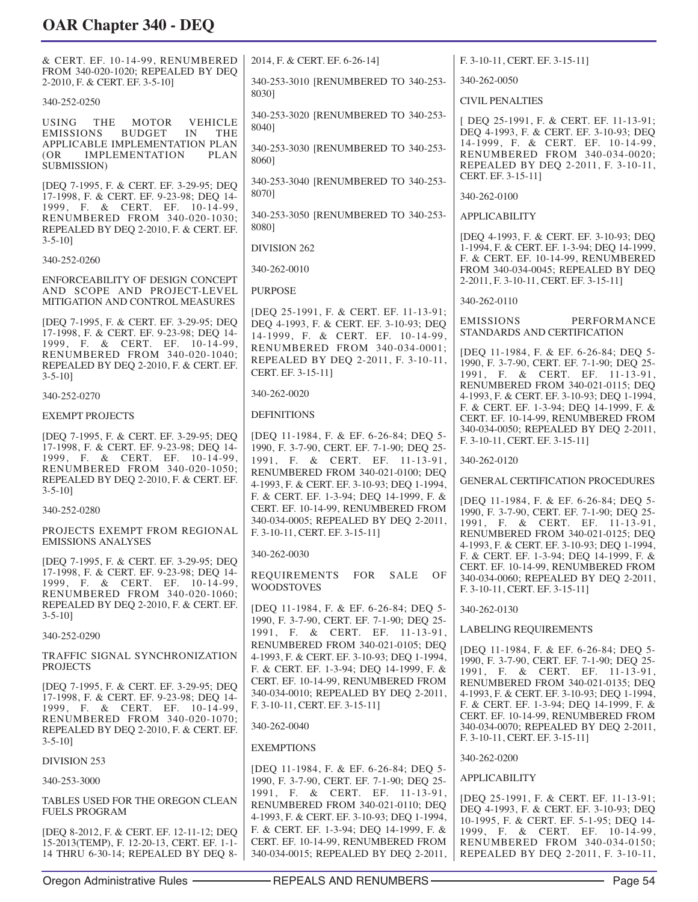& CERT. EF. 10-14-99, RENUMBERED FROM 340-020-1020; REPEALED BY DEQ 2-2010, F. & CERT. EF. 3-5-10]

340-252-0250

USING THE MOTOR VEHICLE EMISSIONS BUDGET IN THE APPLICABLE IMPLEMENTATION PLAN (OR IMPLEMENTATION PLAN SUBMISSION)

[DEQ 7-1995, F. & CERT. EF. 3-29-95; DEQ 17-1998, F. & CERT. EF. 9-23-98; DEQ 14-1999, F. & CERT. EF. 10-14-99, RENUMBERED FROM 340-020-1030; REPEALED BY DEQ 2-2010, F. & CERT. EF. 3-5-10]

340-252-0260

ENFORCEABILITY OF DESIGN CONCEPT AND SCOPE AND PROJECT-LEVEL MITIGATION AND CONTROL MEASURES

[DEQ 7-1995, F. & CERT. EF. 3-29-95; DEQ 17-1998, F. & CERT. EF. 9-23-98; DEQ 14-1999, F. & CERT. EF. 10-14-99, RENUMBERED FROM 340-020-1040; REPEALED BY DEQ 2-2010, F. & CERT. EF. 3-5-10]

340-252-0270

EXEMPT PROJECTS

[DEQ 7-1995, F. & CERT. EF. 3-29-95; DEQ 17-1998, F. & CERT. EF. 9-23-98; DEQ 14-1999, F. & CERT. EF. 10-14-99, RENUMBERED FROM 340-020-1050; REPEALED BY DEQ 2-2010, F. & CERT. EF. 3-5-10]

340-252-0280

PROJECTS EXEMPT FROM REGIONAL EMISSIONS ANALYSES

[DEQ 7-1995, F. & CERT. EF. 3-29-95; DEQ 17-1998, F. & CERT. EF. 9-23-98; DEQ 14-1999, F. & CERT. EF. 10-14-99, RENUMBERED FROM 340-020-1060; REPEALED BY DEQ 2-2010, F. & CERT. EF. 3-5-10]

340-252-0290

TRAFFIC SIGNAL SYNCHRONIZATION PROJECTS

[DEQ 7-1995, F. & CERT. EF. 3-29-95; DEQ 17-1998, F. & CERT. EF. 9-23-98; DEQ 14-1999, F. & CERT. EF. 10-14-99, RENUMBERED FROM 340-020-1070; REPEALED BY DEQ 2-2010, F. & CERT. EF. 3-5-10]

DIVISION 253

340-253-3000

TABLES USED FOR THE OREGON CLEAN FUELS PROGRAM

[DEQ 8-2012, F. & CERT. EF. 12-11-12; DEQ 15-2013(TEMP), F. 12-20-13, CERT. EF. 1-1-14 THRU 6-30-14; REPEALED BY DEQ 8-2014, F. & CERT. EF. 6-26-14]

340-253-3010 [RENUMBERED TO 340-253-8030]

340-253-3020 [RENUMBERED TO 340-253-8040]

340-253-3030 [RENUMBERED TO 340-253-8060]

340-253-3040 [RENUMBERED TO 340-253-8070]

340-253-3050 [RENUMBERED TO 340-253-8080]

DIVISION 262

340-262-0010

PURPOSE

[DEQ 25-1991, F. & CERT. EF. 11-13-91; DEQ 4-1993, F. & CERT. EF. 3-10-93; DEQ 14-1999, F. & CERT. EF. 10-14-99, RENUMBERED FROM 340-034-0001; REPEALED BY DEQ 2-2011, F. 3-10-11, CERT. EF. 3-15-11]

340-262-0020

DEFINITIONS

[DEQ 11-1984, F. & EF. 6-26-84; DEQ 5-1990, F. 3-7-90, CERT. EF. 7-1-90; DEQ 25-1991, F. & CERT. EF. 11-13-91, RENUMBERED FROM 340-021-0100; DEQ 4-1993, F. & CERT. EF. 3-10-93; DEQ 1-1994, F. & CERT. EF. 1-3-94; DEQ 14-1999, F. & CERT. EF. 10-14-99, RENUMBERED FROM 340-034-0005; REPEALED BY DEQ 2-2011, F. 3-10-11, CERT. EF. 3-15-11]

340-262-0030

REQUIREMENTS FOR SALE OF WOODSTOVES

[DEQ 11-1984, F. & EF. 6-26-84; DEQ 5-1990, F. 3-7-90, CERT. EF. 7-1-90; DEQ 25-1991, F. & CERT. EF. 11-13-91, RENUMBERED FROM 340-021-0105; DEQ 4-1993, F. & CERT. EF. 3-10-93; DEQ 1-1994, F. & CERT. EF. 1-3-94; DEQ 14-1999, F. & CERT. EF. 10-14-99, RENUMBERED FROM 340-034-0010; REPEALED BY DEQ 2-2011, F. 3-10-11, CERT. EF. 3-15-11]

340-262-0040

EXEMPTIONS

[DEQ 11-1984, F. & EF. 6-26-84; DEQ 5-1990, F. 3-7-90, CERT. EF. 7-1-90; DEQ 25-1991, F. & CERT. EF. 11-13-91, RENUMBERED FROM 340-021-0110; DEQ 4-1993, F. & CERT. EF. 3-10-93; DEQ 1-1994, F. & CERT. EF. 1-3-94; DEQ 14-1999, F. & CERT. EF. 10-14-99, RENUMBERED FROM 340-034-0015; REPEALED BY DEQ 2-2011, F. 3-10-11, CERT. EF. 3-15-11]

340-262-0050

CIVIL PENALTIES

[ DEQ 25-1991, F. & CERT. EF. 11-13-91; DEQ 4-1993, F. & CERT. EF. 3-10-93; DEQ 14-1999, F. & CERT. EF. 10-14-99, RENUMBERED FROM 340-034-0020; REPEALED BY DEQ 2-2011, F. 3-10-11, CERT. EF. 3-15-11]

340-262-0100

APPLICABILITY

[DEQ 4-1993, F. & CERT. EF. 3-10-93; DEQ 1-1994, F. & CERT. EF. 1-3-94; DEQ 14-1999, F. & CERT. EF. 10-14-99, RENUMBERED FROM 340-034-0045; REPEALED BY DEQ 2-2011, F. 3-10-11, CERT. EF. 3-15-11]

340-262-0110

EMISSIONS PERFORMANCE STANDARDS AND CERTIFICATION

[DEQ 11-1984, F. & EF. 6-26-84; DEQ 5-1990, F. 3-7-90, CERT. EF. 7-1-90; DEQ 25-1991, F. & CERT. EF. 11-13-91, RENUMBERED FROM 340-021-0115; DEQ 4-1993, F. & CERT. EF. 3-10-93; DEQ 1-1994, F. & CERT. EF. 1-3-94; DEQ 14-1999, F. & CERT. EF. 10-14-99, RENUMBERED FROM 340-034-0050; REPEALED BY DEQ 2-2011, F. 3-10-11, CERT. EF. 3-15-11]

340-262-0120

GENERAL CERTIFICATION PROCEDURES

[DEQ 11-1984, F. & EF. 6-26-84; DEQ 5-1990, F. 3-7-90, CERT. EF. 7-1-90; DEQ 25-1991, F. & CERT. EF. 11-13-91, RENUMBERED FROM 340-021-0125; DEQ 4-1993, F. & CERT. EF. 3-10-93; DEQ 1-1994, F. & CERT. EF. 1-3-94; DEQ 14-1999, F. & CERT. EF. 10-14-99, RENUMBERED FROM 340-034-0060; REPEALED BY DEQ 2-2011, F. 3-10-11, CERT. EF. 3-15-11]

340-262-0130

LABELING REQUIREMENTS

[DEQ 11-1984, F. & EF. 6-26-84; DEQ 5-1990, F. 3-7-90, CERT. EF. 7-1-90; DEQ 25-1991, F. & CERT. EF. 11-13-91, RENUMBERED FROM 340-021-0135; DEQ 4-1993, F. & CERT. EF. 3-10-93; DEQ 1-1994, F. & CERT. EF. 1-3-94; DEQ 14-1999, F. & CERT. EF. 10-14-99, RENUMBERED FROM 340-034-0070; REPEALED BY DEQ 2-2011, F. 3-10-11, CERT. EF. 3-15-11]

340-262-0200

APPLICABILITY

[DEQ 25-1991, F. & CERT. EF. 11-13-91; DEQ 4-1993, F. & CERT. EF. 3-10-93; DEQ 10-1995, F. & CERT. EF. 5-1-95; DEQ 14-1999, F. & CERT. EF. 10-14-99, RENUMBERED FROM 340-034-0150; REPEALED BY DEQ 2-2011, F. 3-10-11,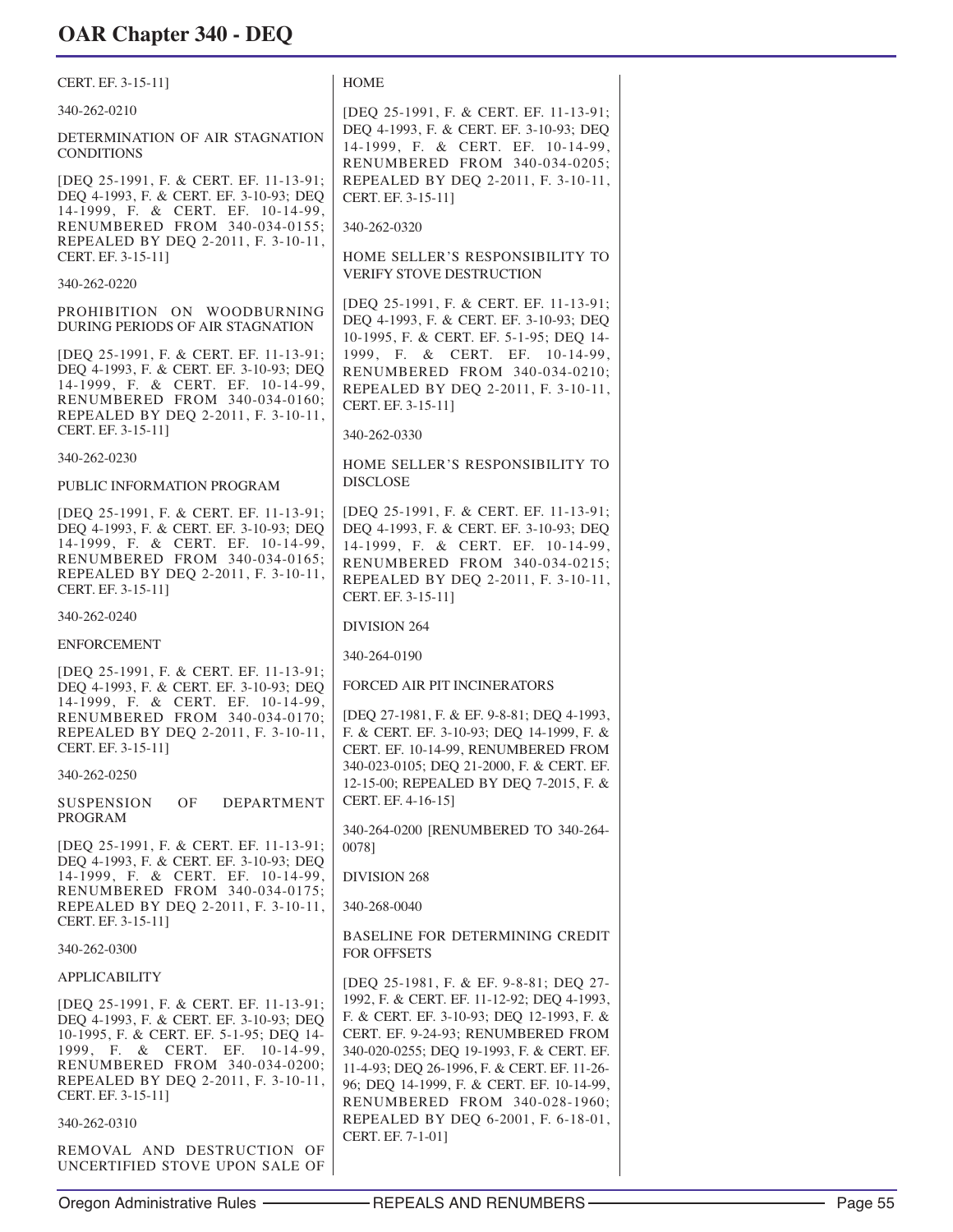CERT. EF. 3-15-11]

340-262-0210

DETERMINATION OF AIR STAGNATION CONDITIONS

[DEQ 25-1991, F. & CERT. EF. 11-13-91; DEQ 4-1993, F. & CERT. EF. 3-10-93; DEQ 14-1999, F. & CERT. EF. 10-14-99, RENUMBERED FROM 340-034-0155; REPEALED BY DEQ 2-2011, F. 3-10-11, CERT. EF. 3-15-11]

340-262-0220

PROHIBITION ON WOODBURNING DURING PERIODS OF AIR STAGNATION

[DEQ 25-1991, F. & CERT. EF. 11-13-91; DEQ 4-1993, F. & CERT. EF. 3-10-93; DEQ 14-1999, F. & CERT. EF. 10-14-99, RENUMBERED FROM 340-034-0160; REPEALED BY DEQ 2-2011, F. 3-10-11, CERT. EF. 3-15-11]

340-262-0230

PUBLIC INFORMATION PROGRAM

[DEQ 25-1991, F. & CERT. EF. 11-13-91; DEQ 4-1993, F. & CERT. EF. 3-10-93; DEQ 14-1999, F. & CERT. EF. 10-14-99, RENUMBERED FROM 340-034-0165; REPEALED BY DEQ 2-2011, F. 3-10-11, CERT. EF. 3-15-11]

340-262-0240

ENFORCEMENT

[DEQ 25-1991, F. & CERT. EF. 11-13-91; DEQ 4-1993, F. & CERT. EF. 3-10-93; DEQ 14-1999, F. & CERT. EF. 10-14-99, RENUMBERED FROM 340-034-0170; REPEALED BY DEQ 2-2011, F. 3-10-11, CERT. EF. 3-15-11]

340-262-0250

SUSPENSION OF DEPARTMENT PROGRAM

[DEQ 25-1991, F. & CERT. EF. 11-13-91; DEQ 4-1993, F. & CERT. EF. 3-10-93; DEQ 14-1999, F. & CERT. EF. 10-14-99, RENUMBERED FROM 340-034-0175; REPEALED BY DEQ 2-2011, F. 3-10-11, CERT. EF. 3-15-11]

340-262-0300

APPLICABILITY

[DEQ 25-1991, F. & CERT. EF. 11-13-91; DEQ 4-1993, F. & CERT. EF. 3-10-93; DEQ 10-1995, F. & CERT. EF. 5-1-95; DEQ 14-1999, F. & CERT. EF. 10-14-99, RENUMBERED FROM 340-034-0200; REPEALED BY DEQ 2-2011, F. 3-10-11, CERT. EF. 3-15-11]

340-262-0310

REMOVAL AND DESTRUCTION OF UNCERTIFIED STOVE UPON SALE OF HOME

[DEQ 25-1991, F. & CERT. EF. 11-13-91; DEQ 4-1993, F. & CERT. EF. 3-10-93; DEQ 14-1999, F. & CERT. EF. 10-14-99, RENUMBERED FROM 340-034-0205; REPEALED BY DEQ 2-2011, F. 3-10-11, CERT. EF. 3-15-11]

340-262-0320

HOME SELLER'S RESPONSIBILITY TO VERIFY STOVE DESTRUCTION

[DEQ 25-1991, F. & CERT. EF. 11-13-91; DEQ 4-1993, F. & CERT. EF. 3-10-93; DEQ 10-1995, F. & CERT. EF. 5-1-95; DEQ 14-1999, F. & CERT. EF. 10-14-99, RENUMBERED FROM 340-034-0210; REPEALED BY DEQ 2-2011, F. 3-10-11, CERT. EF. 3-15-11]

340-262-0330

HOME SELLER'S RESPONSIBILITY TO DISCLOSE

[DEQ 25-1991, F. & CERT. EF. 11-13-91; DEQ 4-1993, F. & CERT. EF. 3-10-93; DEQ 14-1999, F. & CERT. EF. 10-14-99, RENUMBERED FROM 340-034-0215; REPEALED BY DEQ 2-2011, F. 3-10-11, CERT. EF. 3-15-11]

DIVISION 264

340-264-0190

FORCED AIR PIT INCINERATORS

[DEQ 27-1981, F. & EF. 9-8-81; DEQ 4-1993, F. & CERT. EF. 3-10-93; DEQ 14-1999, F. & CERT. EF. 10-14-99, RENUMBERED FROM 340-023-0105; DEQ 21-2000, F. & CERT. EF. 12-15-00; REPEALED BY DEQ 7-2015, F. & CERT. EF. 4-16-15]

340-264-0200 [RENUMBERED TO 340-264-0078]

DIVISION 268

340-268-0040

BASELINE FOR DETERMINING CREDIT FOR OFFSETS

[DEQ 25-1981, F. & EF. 9-8-81; DEQ 27-1992, F. & CERT. EF. 11-12-92; DEQ 4-1993, F. & CERT. EF. 3-10-93; DEQ 12-1993, F. & CERT. EF. 9-24-93; RENUMBERED FROM 340-020-0255; DEQ 19-1993, F. & CERT. EF. 11-4-93; DEQ 26-1996, F. & CERT. EF. 11-26-96; DEQ 14-1999, F. & CERT. EF. 10-14-99, RENUMBERED FROM 340-028-1960; REPEALED BY DEQ 6-2001, F. 6-18-01, CERT. EF. 7-1-01]